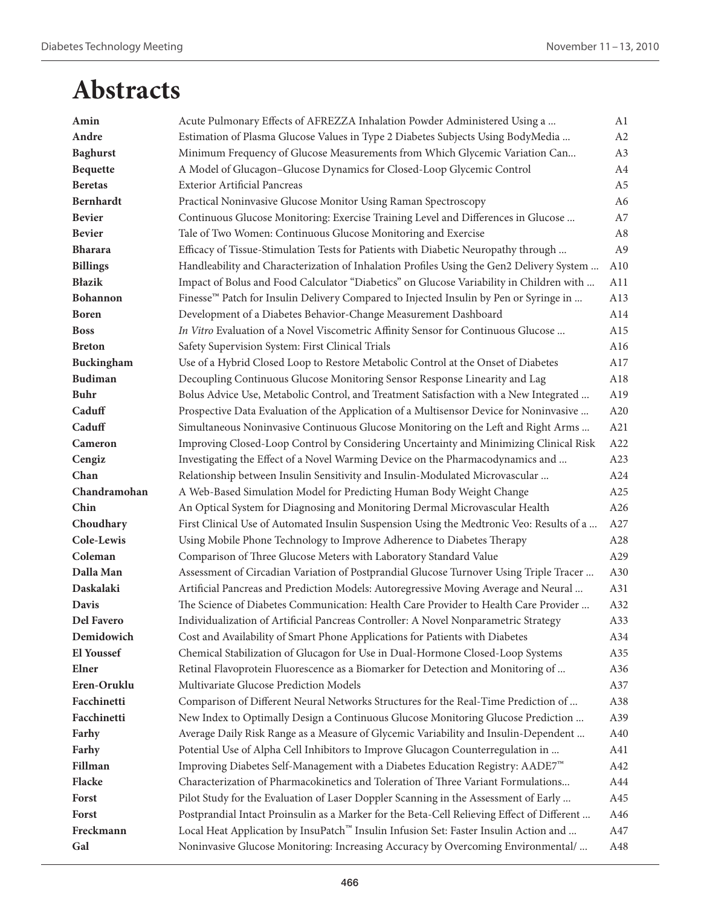# Abstracts

| | | |
|---|---|---|
| **Amin** | Acute Pulmonary Effects of AFREZZA Inhalation Powder Administered Using a ... | A1 |
| **Andre** | Estimation of Plasma Glucose Values in Type 2 Diabetes Subjects Using BodyMedia ... | A2 |
| **Baghurst** | Minimum Frequency of Glucose Measurements from Which Glycemic Variation Can... | A3 |
| **Bequette** | A Model of Glucagon–Glucose Dynamics for Closed-Loop Glycemic Control | A4 |
| **Beretas** | Exterior Artificial Pancreas | A5 |
| **Bernhardt** | Practical Noninvasive Glucose Monitor Using Raman Spectroscopy | A6 |
| **Bevier** | Continuous Glucose Monitoring: Exercise Training Level and Differences in Glucose ... | A7 |
| **Bevier** | Tale of Two Women: Continuous Glucose Monitoring and Exercise | A8 |
| **Bharara** | Efficacy of Tissue-Stimulation Tests for Patients with Diabetic Neuropathy through ... | A9 |
| **Billings** | Handleability and Characterization of Inhalation Profiles Using the Gen2 Delivery System ... | A10 |
| **Błazik** | Impact of Bolus and Food Calculator "Diabetics" on Glucose Variability in Children with ... | A11 |
| **Bohannon** | Finesse™ Patch for Insulin Delivery Compared to Injected Insulin by Pen or Syringe in ... | A13 |
| **Boren** | Development of a Diabetes Behavior-Change Measurement Dashboard | A14 |
| **Boss** | *In Vitro* Evaluation of a Novel Viscometric Affinity Sensor for Continuous Glucose ... | A15 |
| **Breton** | Safety Supervision System: First Clinical Trials | A16 |
| **Buckingham** | Use of a Hybrid Closed Loop to Restore Metabolic Control at the Onset of Diabetes | A17 |
| **Budiman** | Decoupling Continuous Glucose Monitoring Sensor Response Linearity and Lag | A18 |
| **Buhr** | Bolus Advice Use, Metabolic Control, and Treatment Satisfaction with a New Integrated ... | A19 |
| **Caduff** | Prospective Data Evaluation of the Application of a Multisensor Device for Noninvasive ... | A20 |
| **Caduff** | Simultaneous Noninvasive Continuous Glucose Monitoring on the Left and Right Arms ... | A21 |
| **Cameron** | Improving Closed-Loop Control by Considering Uncertainty and Minimizing Clinical Risk | A22 |
| **Cengiz** | Investigating the Effect of a Novel Warming Device on the Pharmacodynamics and ... | A23 |
| **Chan** | Relationship between Insulin Sensitivity and Insulin-Modulated Microvascular ... | A24 |
| **Chandramohan** | A Web-Based Simulation Model for Predicting Human Body Weight Change | A25 |
| **Chin** | An Optical System for Diagnosing and Monitoring Dermal Microvascular Health | A26 |
| **Choudhary** | First Clinical Use of Automated Insulin Suspension Using the Medtronic Veo: Results of a ... | A27 |
| **Cole-Lewis** | Using Mobile Phone Technology to Improve Adherence to Diabetes Therapy | A28 |
| **Coleman** | Comparison of Three Glucose Meters with Laboratory Standard Value | A29 |
| **Dalla Man** | Assessment of Circadian Variation of Postprandial Glucose Turnover Using Triple Tracer ... | A30 |
| **Daskalaki** | Artificial Pancreas and Prediction Models: Autoregressive Moving Average and Neural ... | A31 |
| **Davis** | The Science of Diabetes Communication: Health Care Provider to Health Care Provider ... | A32 |
| **Del Favero** | Individualization of Artificial Pancreas Controller: A Novel Nonparametric Strategy | A33 |
| **Demidowich** | Cost and Availability of Smart Phone Applications for Patients with Diabetes | A34 |
| **El Youssef** | Chemical Stabilization of Glucagon for Use in Dual-Hormone Closed-Loop Systems | A35 |
| **Elner** | Retinal Flavoprotein Fluorescence as a Biomarker for Detection and Monitoring of ... | A36 |
| **Eren-Oruklu** | Multivariate Glucose Prediction Models | A37 |
| **Facchinetti** | Comparison of Different Neural Networks Structures for the Real-Time Prediction of ... | A38 |
| **Facchinetti** | New Index to Optimally Design a Continuous Glucose Monitoring Glucose Prediction ... | A39 |
| **Farhy** | Average Daily Risk Range as a Measure of Glycemic Variability and Insulin-Dependent ... | A40 |
| **Farhy** | Potential Use of Alpha Cell Inhibitors to Improve Glucagon Counterregulation in ... | A41 |
| **Fillman** | Improving Diabetes Self-Management with a Diabetes Education Registry: AADE7™ | A42 |
| **Flacke** | Characterization of Pharmacokinetics and Toleration of Three Variant Formulations... | A44 |
| **Forst** | Pilot Study for the Evaluation of Laser Doppler Scanning in the Assessment of Early ... | A45 |
| **Forst** | Postprandial Intact Proinsulin as a Marker for the Beta-Cell Relieving Effect of Different ... | A46 |
| **Freckmann** | Local Heat Application by InsuPatch™ Insulin Infusion Set: Faster Insulin Action and ... | A47 |
| **Gal** | Noninvasive Glucose Monitoring: Increasing Accuracy by Overcoming Environmental/ ... | A48 |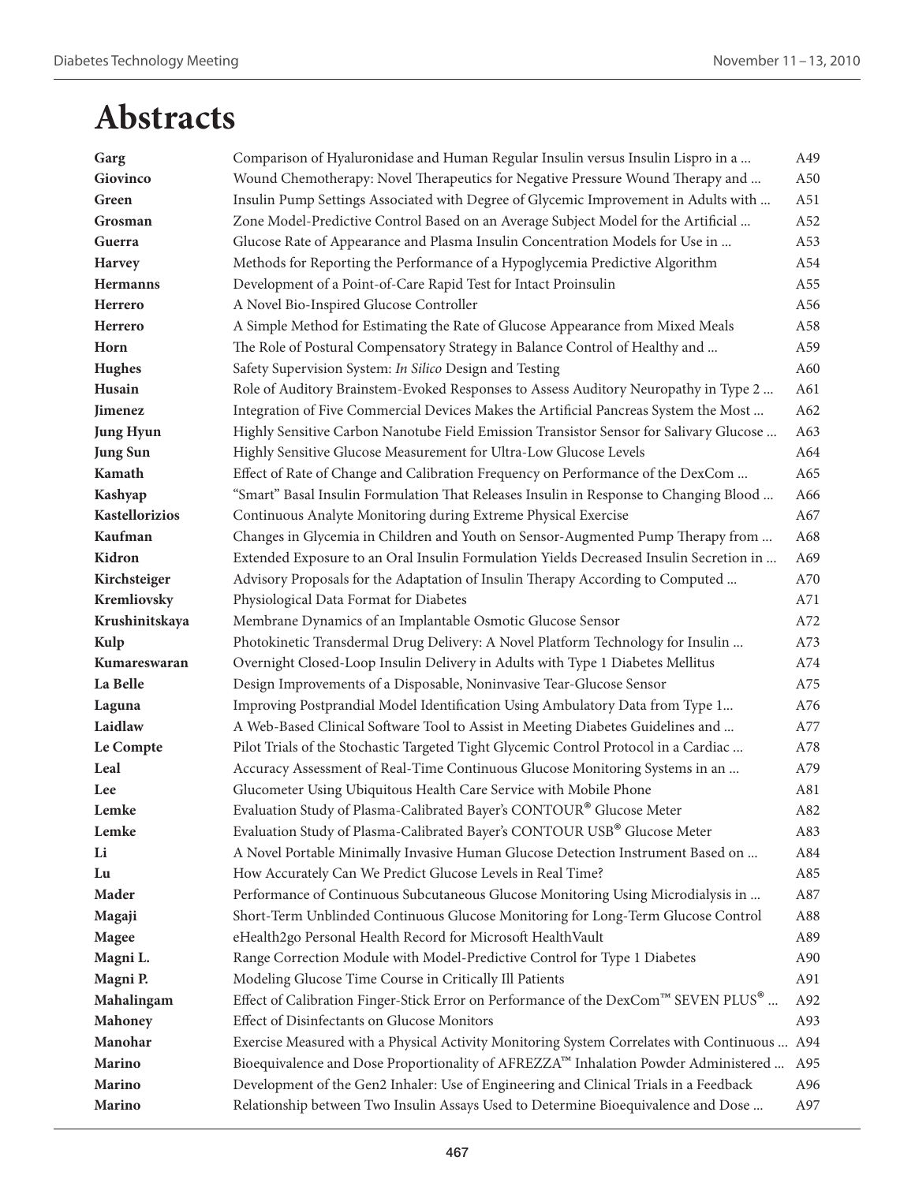# Abstracts

| | | |
|---|---|---|
| **Garg** | Comparison of Hyaluronidase and Human Regular Insulin versus Insulin Lispro in a ... | A49 |
| **Giovinco** | Wound Chemotherapy: Novel Therapeutics for Negative Pressure Wound Therapy and ... | A50 |
| **Green** | Insulin Pump Settings Associated with Degree of Glycemic Improvement in Adults with ... | A51 |
| **Grosman** | Zone Model-Predictive Control Based on an Average Subject Model for the Artificial ... | A52 |
| **Guerra** | Glucose Rate of Appearance and Plasma Insulin Concentration Models for Use in ... | A53 |
| **Harvey** | Methods for Reporting the Performance of a Hypoglycemia Predictive Algorithm | A54 |
| **Hermanns** | Development of a Point-of-Care Rapid Test for Intact Proinsulin | A55 |
| **Herrero** | A Novel Bio-Inspired Glucose Controller | A56 |
| **Herrero** | A Simple Method for Estimating the Rate of Glucose Appearance from Mixed Meals | A58 |
| **Horn** | The Role of Postural Compensatory Strategy in Balance Control of Healthy and ... | A59 |
| **Hughes** | Safety Supervision System: *In Silico* Design and Testing | A60 |
| **Husain** | Role of Auditory Brainstem-Evoked Responses to Assess Auditory Neuropathy in Type 2 ... | A61 |
| **Jimenez** | Integration of Five Commercial Devices Makes the Artificial Pancreas System the Most ... | A62 |
| **Jung Hyun** | Highly Sensitive Carbon Nanotube Field Emission Transistor Sensor for Salivary Glucose ... | A63 |
| **Jung Sun** | Highly Sensitive Glucose Measurement for Ultra-Low Glucose Levels | A64 |
| **Kamath** | Effect of Rate of Change and Calibration Frequency on Performance of the DexCom ... | A65 |
| **Kashyap** | "Smart" Basal Insulin Formulation That Releases Insulin in Response to Changing Blood ... | A66 |
| **Kastellorizios** | Continuous Analyte Monitoring during Extreme Physical Exercise | A67 |
| **Kaufman** | Changes in Glycemia in Children and Youth on Sensor-Augmented Pump Therapy from ... | A68 |
| **Kidron** | Extended Exposure to an Oral Insulin Formulation Yields Decreased Insulin Secretion in ... | A69 |
| **Kirchsteiger** | Advisory Proposals for the Adaptation of Insulin Therapy According to Computed ... | A70 |
| **Kremliovsky** | Physiological Data Format for Diabetes | A71 |
| **Krushinitskaya** | Membrane Dynamics of an Implantable Osmotic Glucose Sensor | A72 |
| **Kulp** | Photokinetic Transdermal Drug Delivery: A Novel Platform Technology for Insulin ... | A73 |
| **Kumareswaran** | Overnight Closed-Loop Insulin Delivery in Adults with Type 1 Diabetes Mellitus | A74 |
| **La Belle** | Design Improvements of a Disposable, Noninvasive Tear-Glucose Sensor | A75 |
| **Laguna** | Improving Postprandial Model Identification Using Ambulatory Data from Type 1... | A76 |
| **Laidlaw** | A Web-Based Clinical Software Tool to Assist in Meeting Diabetes Guidelines and ... | A77 |
| **Le Compte** | Pilot Trials of the Stochastic Targeted Tight Glycemic Control Protocol in a Cardiac ... | A78 |
| **Leal** | Accuracy Assessment of Real-Time Continuous Glucose Monitoring Systems in an ... | A79 |
| **Lee** | Glucometer Using Ubiquitous Health Care Service with Mobile Phone | A81 |
| **Lemke** | Evaluation Study of Plasma-Calibrated Bayer's CONTOUR® Glucose Meter | A82 |
| **Lemke** | Evaluation Study of Plasma-Calibrated Bayer's CONTOUR USB® Glucose Meter | A83 |
| **Li** | A Novel Portable Minimally Invasive Human Glucose Detection Instrument Based on ... | A84 |
| **Lu** | How Accurately Can We Predict Glucose Levels in Real Time? | A85 |
| **Mader** | Performance of Continuous Subcutaneous Glucose Monitoring Using Microdialysis in ... | A87 |
| **Magaji** | Short-Term Unblinded Continuous Glucose Monitoring for Long-Term Glucose Control | A88 |
| **Magee** | eHealth2go Personal Health Record for Microsoft HealthVault | A89 |
| **Magni L.** | Range Correction Module with Model-Predictive Control for Type 1 Diabetes | A90 |
| **Magni P.** | Modeling Glucose Time Course in Critically Ill Patients | A91 |
| **Mahalingam** | Effect of Calibration Finger-Stick Error on Performance of the DexCom™ SEVEN PLUS® ... | A92 |
| **Mahoney** | Effect of Disinfectants on Glucose Monitors | A93 |
| **Manohar** | Exercise Measured with a Physical Activity Monitoring System Correlates with Continuous ... | A94 |
| **Marino** | Bioequivalence and Dose Proportionality of AFREZZA™ Inhalation Powder Administered ... | A95 |
| **Marino** | Development of the Gen2 Inhaler: Use of Engineering and Clinical Trials in a Feedback | A96 |
| **Marino** | Relationship between Two Insulin Assays Used to Determine Bioequivalence and Dose ... | A97 |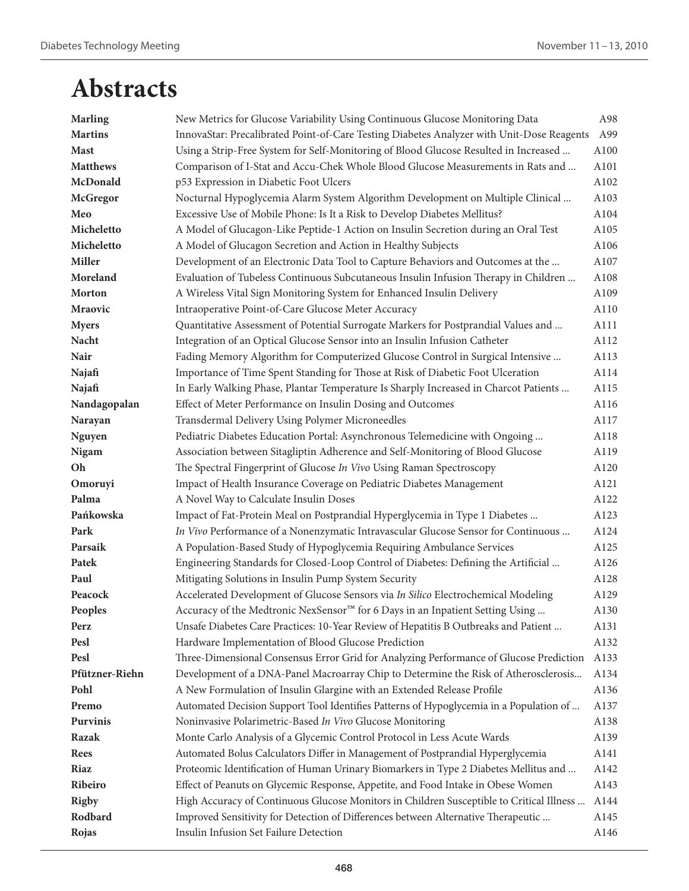# Abstracts

| | | |
|---|---|---|
| **Marling** | New Metrics for Glucose Variability Using Continuous Glucose Monitoring Data | A98 |
| **Martins** | InnovaStar: Precalibrated Point-of-Care Testing Diabetes Analyzer with Unit-Dose Reagents | A99 |
| **Mast** | Using a Strip-Free System for Self-Monitoring of Blood Glucose Resulted in Increased ... | A100 |
| **Matthews** | Comparison of I-Stat and Accu-Chek Whole Blood Glucose Measurements in Rats and ... | A101 |
| **McDonald** | p53 Expression in Diabetic Foot Ulcers | A102 |
| **McGregor** | Nocturnal Hypoglycemia Alarm System Algorithm Development on Multiple Clinical ... | A103 |
| **Meo** | Excessive Use of Mobile Phone: Is It a Risk to Develop Diabetes Mellitus? | A104 |
| **Micheletto** | A Model of Glucagon-Like Peptide-1 Action on Insulin Secretion during an Oral Test | A105 |
| **Micheletto** | A Model of Glucagon Secretion and Action in Healthy Subjects | A106 |
| **Miller** | Development of an Electronic Data Tool to Capture Behaviors and Outcomes at the ... | A107 |
| **Moreland** | Evaluation of Tubeless Continuous Subcutaneous Insulin Infusion Therapy in Children ... | A108 |
| **Morton** | A Wireless Vital Sign Monitoring System for Enhanced Insulin Delivery | A109 |
| **Mraovic** | Intraoperative Point-of-Care Glucose Meter Accuracy | A110 |
| **Myers** | Quantitative Assessment of Potential Surrogate Markers for Postprandial Values and ... | A111 |
| **Nacht** | Integration of an Optical Glucose Sensor into an Insulin Infusion Catheter | A112 |
| **Nair** | Fading Memory Algorithm for Computerized Glucose Control in Surgical Intensive ... | A113 |
| **Najafi** | Importance of Time Spent Standing for Those at Risk of Diabetic Foot Ulceration | A114 |
| **Najafi** | In Early Walking Phase, Plantar Temperature Is Sharply Increased in Charcot Patients ... | A115 |
| **Nandagopalan** | Effect of Meter Performance on Insulin Dosing and Outcomes | A116 |
| **Narayan** | Transdermal Delivery Using Polymer Microneedles | A117 |
| **Nguyen** | Pediatric Diabetes Education Portal: Asynchronous Telemedicine with Ongoing ... | A118 |
| **Nigam** | Association between Sitagliptin Adherence and Self-Monitoring of Blood Glucose | A119 |
| **Oh** | The Spectral Fingerprint of Glucose *In Vivo* Using Raman Spectroscopy | A120 |
| **Omoruyi** | Impact of Health Insurance Coverage on Pediatric Diabetes Management | A121 |
| **Palma** | A Novel Way to Calculate Insulin Doses | A122 |
| **Pańkowska** | Impact of Fat-Protein Meal on Postprandial Hyperglycemia in Type 1 Diabetes ... | A123 |
| **Park** | *In Vivo* Performance of a Nonenzymatic Intravascular Glucose Sensor for Continuous ... | A124 |
| **Parsaik** | A Population-Based Study of Hypoglycemia Requiring Ambulance Services | A125 |
| **Patek** | Engineering Standards for Closed-Loop Control of Diabetes: Defining the Artificial ... | A126 |
| **Paul** | Mitigating Solutions in Insulin Pump System Security | A128 |
| **Peacock** | Accelerated Development of Glucose Sensors via *In Silico* Electrochemical Modeling | A129 |
| **Peoples** | Accuracy of the Medtronic NexSensor™ for 6 Days in an Inpatient Setting Using ... | A130 |
| **Perz** | Unsafe Diabetes Care Practices: 10-Year Review of Hepatitis B Outbreaks and Patient ... | A131 |
| **Pesl** | Hardware Implementation of Blood Glucose Prediction | A132 |
| **Pesl** | Three-Dimensional Consensus Error Grid for Analyzing Performance of Glucose Prediction | A133 |
| **Pfützner-Riehn** | Development of a DNA-Panel Macroarray Chip to Determine the Risk of Atherosclerosis... | A134 |
| **Pohl** | A New Formulation of Insulin Glargine with an Extended Release Profile | A136 |
| **Premo** | Automated Decision Support Tool Identifies Patterns of Hypoglycemia in a Population of ... | A137 |
| **Purvinis** | Noninvasive Polarimetric-Based *In Vivo* Glucose Monitoring | A138 |
| **Razak** | Monte Carlo Analysis of a Glycemic Control Protocol in Less Acute Wards | A139 |
| **Rees** | Automated Bolus Calculators Differ in Management of Postprandial Hyperglycemia | A141 |
| **Riaz** | Proteomic Identification of Human Urinary Biomarkers in Type 2 Diabetes Mellitus and ... | A142 |
| **Ribeiro** | Effect of Peanuts on Glycemic Response, Appetite, and Food Intake in Obese Women | A143 |
| **Rigby** | High Accuracy of Continuous Glucose Monitors in Children Susceptible to Critical Illness ... | A144 |
| **Rodbard** | Improved Sensitivity for Detection of Differences between Alternative Therapeutic ... | A145 |
| **Rojas** | Insulin Infusion Set Failure Detection | A146 |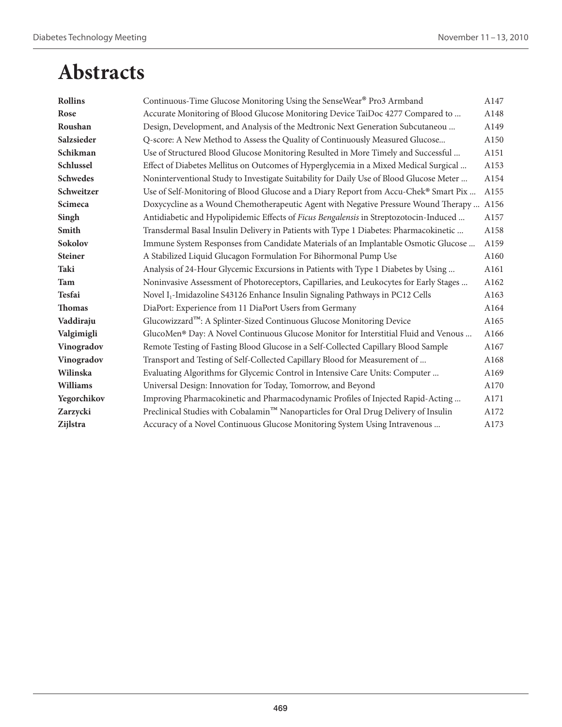# Abstracts

| | | |
|---|---|---|
| **Rollins** | Continuous-Time Glucose Monitoring Using the SenseWear® Pro3 Armband | A147 |
| **Rose** | Accurate Monitoring of Blood Glucose Monitoring Device TaiDoc 4277 Compared to ... | A148 |
| **Roushan** | Design, Development, and Analysis of the Medtronic Next Generation Subcutaneou ... | A149 |
| **Salzsieder** | Q-score: A New Method to Assess the Quality of Continuously Measured Glucose... | A150 |
| **Schikman** | Use of Structured Blood Glucose Monitoring Resulted in More Timely and Successful ... | A151 |
| **Schlussel** | Effect of Diabetes Mellitus on Outcomes of Hyperglycemia in a Mixed Medical Surgical ... | A153 |
| **Schwedes** | Noninterventional Study to Investigate Suitability for Daily Use of Blood Glucose Meter ... | A154 |
| **Schweitzer** | Use of Self-Monitoring of Blood Glucose and a Diary Report from Accu-Chek® Smart Pix ... | A155 |
| **Scimeca** | Doxycycline as a Wound Chemotherapeutic Agent with Negative Pressure Wound Therapy ... | A156 |
| **Singh** | Antidiabetic and Hypolipidemic Effects of *Ficus Bengalensis* in Streptozotocin-Induced ... | A157 |
| **Smith** | Transdermal Basal Insulin Delivery in Patients with Type 1 Diabetes: Pharmacokinetic ... | A158 |
| **Sokolov** | Immune System Responses from Candidate Materials of an Implantable Osmotic Glucose ... | A159 |
| **Steiner** | A Stabilized Liquid Glucagon Formulation For Bihormonal Pump Use | A160 |
| **Taki** | Analysis of 24-Hour Glycemic Excursions in Patients with Type 1 Diabetes by Using ... | A161 |
| **Tam** | Noninvasive Assessment of Photoreceptors, Capillaries, and Leukocytes for Early Stages ... | A162 |
| **Tesfai** | Novel $I_1$-Imidazoline S43126 Enhance Insulin Signaling Pathways in PC12 Cells | A163 |
| **Thomas** | DiaPort: Experience from 11 DiaPort Users from Germany | A164 |
| **Vaddiraju** | Glucowizzard™: A Splinter-Sized Continuous Glucose Monitoring Device | A165 |
| **Valgimigli** | GlucoMen® Day: A Novel Continuous Glucose Monitor for Interstitial Fluid and Venous ... | A166 |
| **Vinogradov** | Remote Testing of Fasting Blood Glucose in a Self-Collected Capillary Blood Sample | A167 |
| **Vinogradov** | Transport and Testing of Self-Collected Capillary Blood for Measurement of ... | A168 |
| **Wilinska** | Evaluating Algorithms for Glycemic Control in Intensive Care Units: Computer ... | A169 |
| **Williams** | Universal Design: Innovation for Today, Tomorrow, and Beyond | A170 |
| **Yegorchikov** | Improving Pharmacokinetic and Pharmacodynamic Profiles of Injected Rapid-Acting ... | A171 |
| **Zarzycki** | Preclinical Studies with Cobalamin™ Nanoparticles for Oral Drug Delivery of Insulin | A172 |
| **Zijlstra** | Accuracy of a Novel Continuous Glucose Monitoring System Using Intravenous ... | A173 |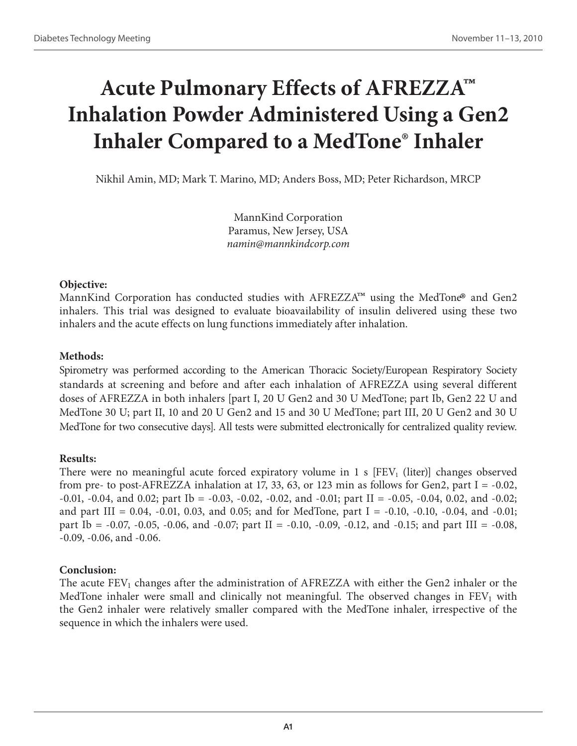# Acute Pulmonary Effects of AFREZZA™ Inhalation Powder Administered Using a Gen2 Inhaler Compared to a MedTone® Inhaler

Nikhil Amin, MD; Mark T. Marino, MD; Anders Boss, MD; Peter Richardson, MRCP

MannKind Corporation
Paramus, New Jersey, USA
*namin@mannkindcorp.com*

**Objective:**

MannKind Corporation has conducted studies with AFREZZA™ using the MedTone® and Gen2 inhalers. This trial was designed to evaluate bioavailability of insulin delivered using these two inhalers and the acute effects on lung functions immediately after inhalation.

**Methods:**

Spirometry was performed according to the American Thoracic Society/European Respiratory Society standards at screening and before and after each inhalation of AFREZZA using several different doses of AFREZZA in both inhalers [part I, 20 U Gen2 and 30 U MedTone; part Ib, Gen2 22 U and MedTone 30 U; part II, 10 and 20 U Gen2 and 15 and 30 U MedTone; part III, 20 U Gen2 and 30 U MedTone for two consecutive days]. All tests were submitted electronically for centralized quality review.

**Results:**

There were no meaningful acute forced expiratory volume in 1 s [$FEV_1$ (liter)] changes observed from pre- to post-AFREZZA inhalation at 17, 33, 63, or 123 min as follows for Gen2, part I = -0.02, -0.01, -0.04, and 0.02; part Ib = -0.03, -0.02, -0.02, and -0.01; part II = -0.05, -0.04, 0.02, and -0.02; and part III = 0.04, -0.01, 0.03, and 0.05; and for MedTone, part I = -0.10, -0.10, -0.04, and -0.01; part Ib = -0.07, -0.05, -0.06, and -0.07; part II = -0.10, -0.09, -0.12, and -0.15; and part III = -0.08, -0.09, -0.06, and -0.06.

**Conclusion:**

The acute $FEV_1$ changes after the administration of AFREZZA with either the Gen2 inhaler or the MedTone inhaler were small and clinically not meaningful. The observed changes in $FEV_1$ with the Gen2 inhaler were relatively smaller compared with the MedTone inhaler, irrespective of the sequence in which the inhalers were used.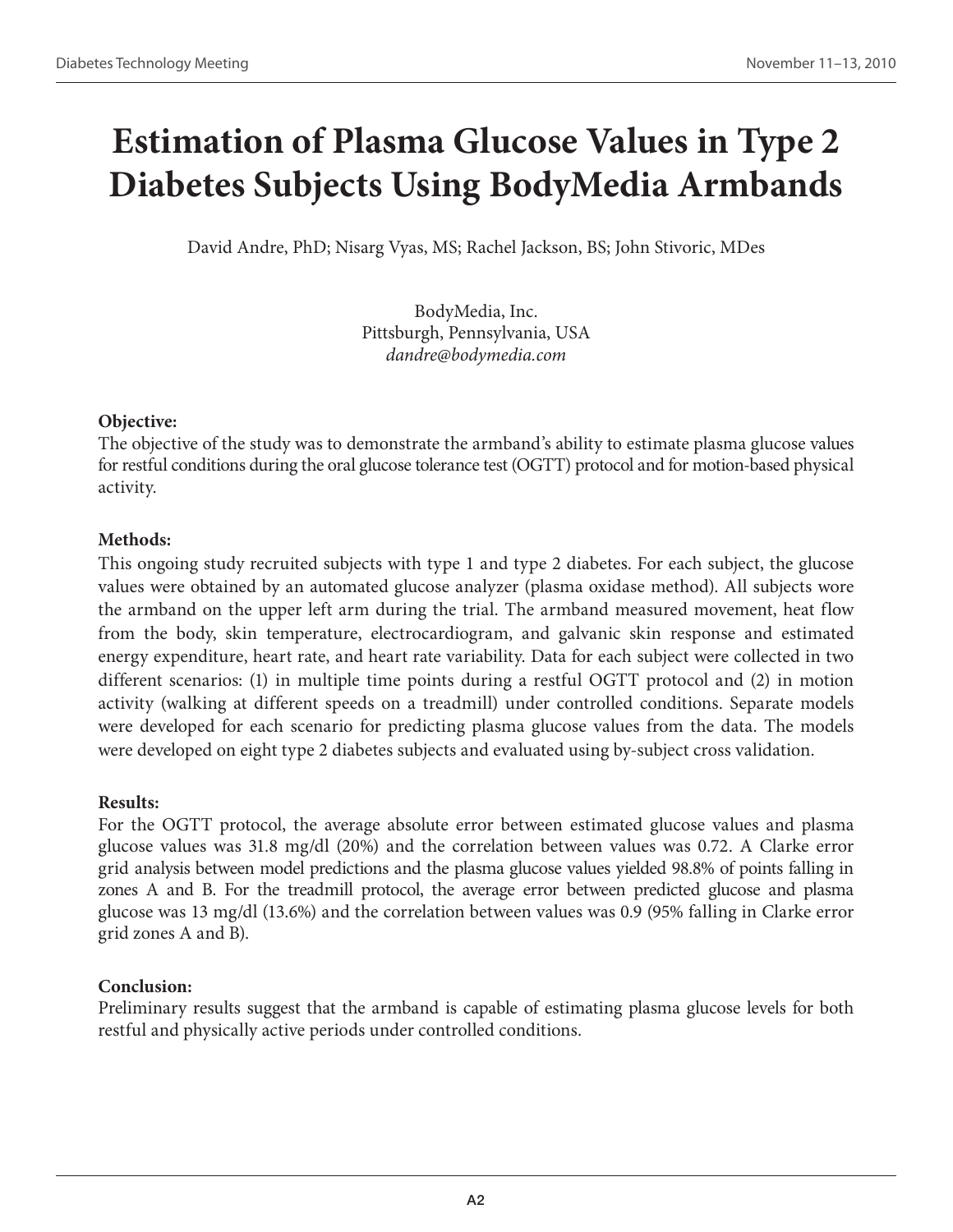# Estimation of Plasma Glucose Values in Type 2 Diabetes Subjects Using BodyMedia Armbands

David Andre, PhD; Nisarg Vyas, MS; Rachel Jackson, BS; John Stivoric, MDes

BodyMedia, Inc.
Pittsburgh, Pennsylvania, USA
*dandre@bodymedia.com*

**Objective:**
The objective of the study was to demonstrate the armband's ability to estimate plasma glucose values for restful conditions during the oral glucose tolerance test (OGTT) protocol and for motion-based physical activity.

**Methods:**
This ongoing study recruited subjects with type 1 and type 2 diabetes. For each subject, the glucose values were obtained by an automated glucose analyzer (plasma oxidase method). All subjects wore the armband on the upper left arm during the trial. The armband measured movement, heat flow from the body, skin temperature, electrocardiogram, and galvanic skin response and estimated energy expenditure, heart rate, and heart rate variability. Data for each subject were collected in two different scenarios: (1) in multiple time points during a restful OGTT protocol and (2) in motion activity (walking at different speeds on a treadmill) under controlled conditions. Separate models were developed for each scenario for predicting plasma glucose values from the data. The models were developed on eight type 2 diabetes subjects and evaluated using by-subject cross validation.

**Results:**
For the OGTT protocol, the average absolute error between estimated glucose values and plasma glucose values was 31.8 mg/dl (20%) and the correlation between values was 0.72. A Clarke error grid analysis between model predictions and the plasma glucose values yielded 98.8% of points falling in zones A and B. For the treadmill protocol, the average error between predicted glucose and plasma glucose was 13 mg/dl (13.6%) and the correlation between values was 0.9 (95% falling in Clarke error grid zones A and B).

**Conclusion:**
Preliminary results suggest that the armband is capable of estimating plasma glucose levels for both restful and physically active periods under controlled conditions.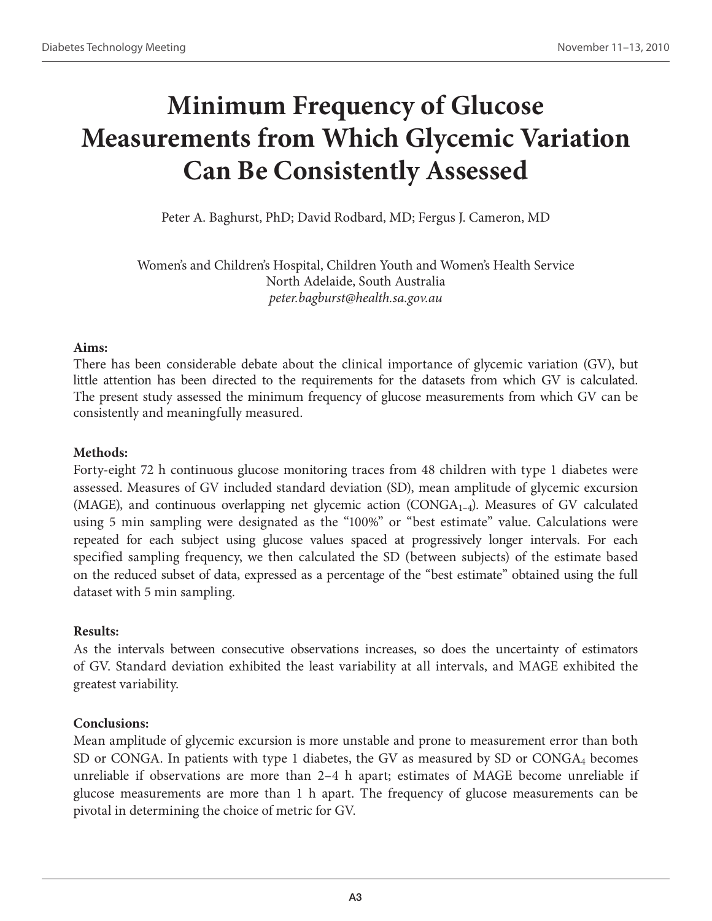# Minimum Frequency of Glucose Measurements from Which Glycemic Variation Can Be Consistently Assessed

Peter A. Baghurst, PhD; David Rodbard, MD; Fergus J. Cameron, MD

Women's and Children's Hospital, Children Youth and Women's Health Service
North Adelaide, South Australia
*peter.bagburst@health.sa.gov.au*

**Aims:**

There has been considerable debate about the clinical importance of glycemic variation (GV), but little attention has been directed to the requirements for the datasets from which GV is calculated. The present study assessed the minimum frequency of glucose measurements from which GV can be consistently and meaningfully measured.

**Methods:**

Forty-eight 72 h continuous glucose monitoring traces from 48 children with type 1 diabetes were assessed. Measures of GV included standard deviation (SD), mean amplitude of glycemic excursion (MAGE), and continuous overlapping net glycemic action ($CONGA_{1-4}$). Measures of GV calculated using 5 min sampling were designated as the "100%" or "best estimate" value. Calculations were repeated for each subject using glucose values spaced at progressively longer intervals. For each specified sampling frequency, we then calculated the SD (between subjects) of the estimate based on the reduced subset of data, expressed as a percentage of the "best estimate" obtained using the full dataset with 5 min sampling.

**Results:**

As the intervals between consecutive observations increases, so does the uncertainty of estimators of GV. Standard deviation exhibited the least variability at all intervals, and MAGE exhibited the greatest variability.

**Conclusions:**

Mean amplitude of glycemic excursion is more unstable and prone to measurement error than both SD or CONGA. In patients with type 1 diabetes, the GV as measured by SD or $CONGA_4$ becomes unreliable if observations are more than 2–4 h apart; estimates of MAGE become unreliable if glucose measurements are more than 1 h apart. The frequency of glucose measurements can be pivotal in determining the choice of metric for GV.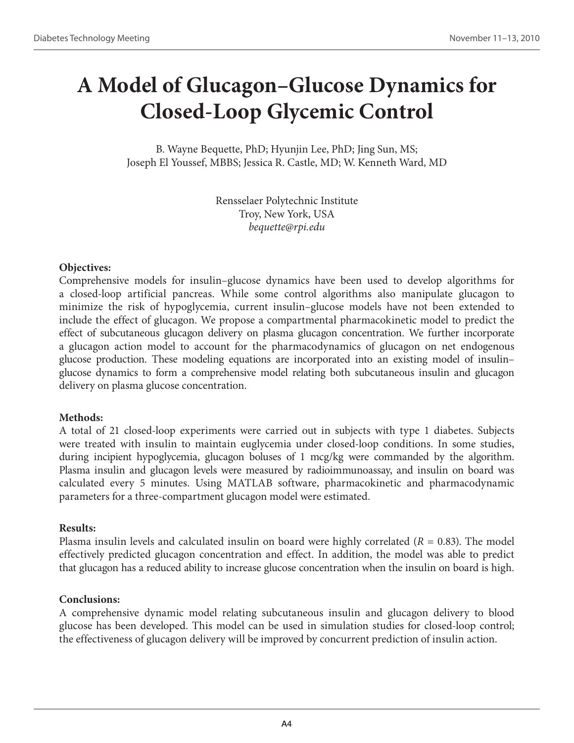# A Model of Glucagon–Glucose Dynamics for Closed-Loop Glycemic Control

B. Wayne Bequette, PhD; Hyunjin Lee, PhD; Jing Sun, MS;
Joseph El Youssef, MBBS; Jessica R. Castle, MD; W. Kenneth Ward, MD

Rensselaer Polytechnic Institute
Troy, New York, USA
*bequette@rpi.edu*

**Objectives:**
Comprehensive models for insulin–glucose dynamics have been used to develop algorithms for a closed-loop artificial pancreas. While some control algorithms also manipulate glucagon to minimize the risk of hypoglycemia, current insulin–glucose models have not been extended to include the effect of glucagon. We propose a compartmental pharmacokinetic model to predict the effect of subcutaneous glucagon delivery on plasma glucagon concentration. We further incorporate a glucagon action model to account for the pharmacodynamics of glucagon on net endogenous glucose production. These modeling equations are incorporated into an existing model of insulin–glucose dynamics to form a comprehensive model relating both subcutaneous insulin and glucagon delivery on plasma glucose concentration.

**Methods:**
A total of 21 closed-loop experiments were carried out in subjects with type 1 diabetes. Subjects were treated with insulin to maintain euglycemia under closed-loop conditions. In some studies, during incipient hypoglycemia, glucagon boluses of 1 mcg/kg were commanded by the algorithm. Plasma insulin and glucagon levels were measured by radioimmunoassay, and insulin on board was calculated every 5 minutes. Using MATLAB software, pharmacokinetic and pharmacodynamic parameters for a three-compartment glucagon model were estimated.

**Results:**
Plasma insulin levels and calculated insulin on board were highly correlated ($R = 0.83$). The model effectively predicted glucagon concentration and effect. In addition, the model was able to predict that glucagon has a reduced ability to increase glucose concentration when the insulin on board is high.

**Conclusions:**
A comprehensive dynamic model relating subcutaneous insulin and glucagon delivery to blood glucose has been developed. This model can be used in simulation studies for closed-loop control; the effectiveness of glucagon delivery will be improved by concurrent prediction of insulin action.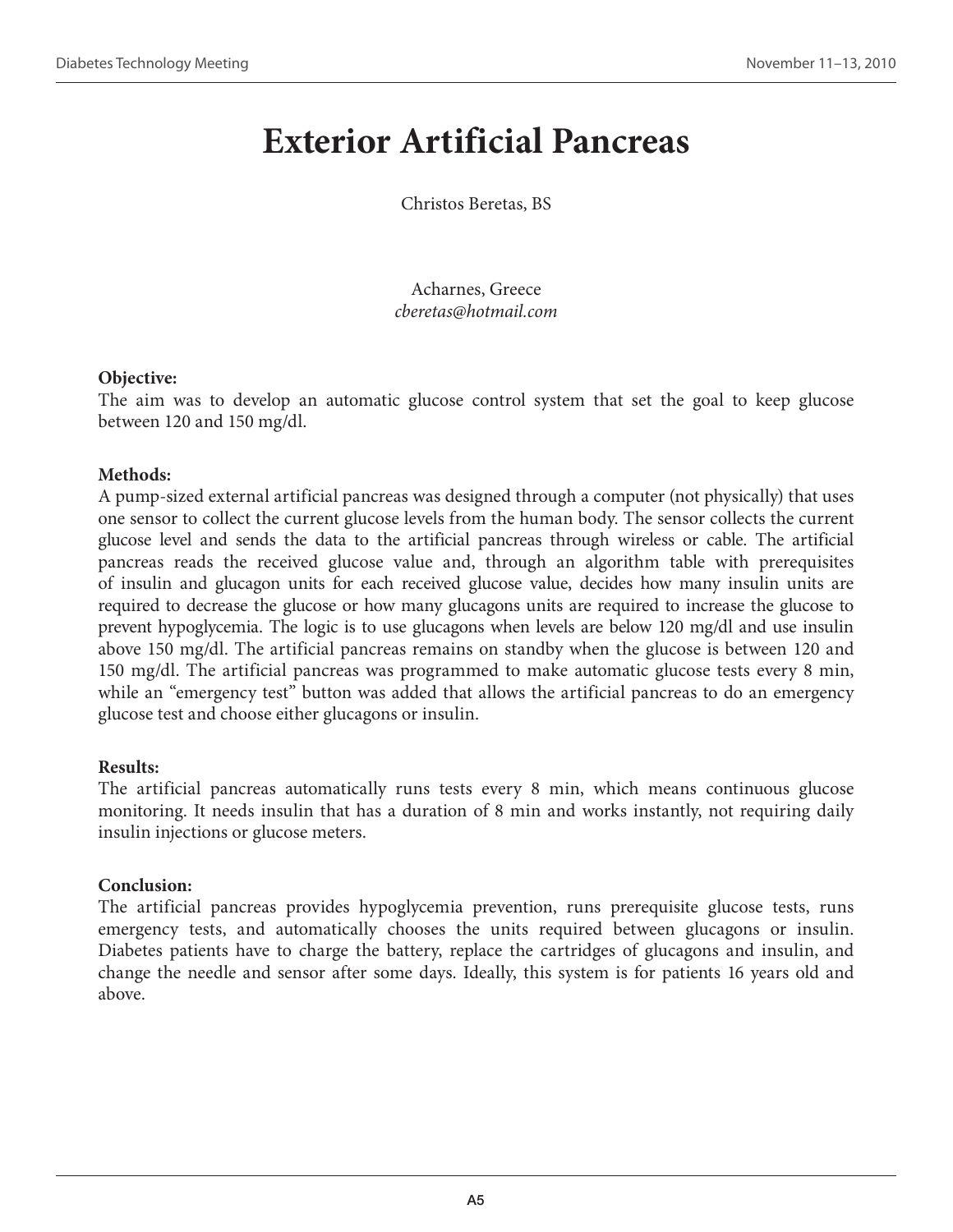# Exterior Artificial Pancreas

Christos Beretas, BS

Acharnes, Greece
*cberetas@hotmail.com*

**Objective:**
The aim was to develop an automatic glucose control system that set the goal to keep glucose between 120 and 150 mg/dl.

**Methods:**
A pump-sized external artificial pancreas was designed through a computer (not physically) that uses one sensor to collect the current glucose levels from the human body. The sensor collects the current glucose level and sends the data to the artificial pancreas through wireless or cable. The artificial pancreas reads the received glucose value and, through an algorithm table with prerequisites of insulin and glucagon units for each received glucose value, decides how many insulin units are required to decrease the glucose or how many glucagons units are required to increase the glucose to prevent hypoglycemia. The logic is to use glucagons when levels are below 120 mg/dl and use insulin above 150 mg/dl. The artificial pancreas remains on standby when the glucose is between 120 and 150 mg/dl. The artificial pancreas was programmed to make automatic glucose tests every 8 min, while an "emergency test" button was added that allows the artificial pancreas to do an emergency glucose test and choose either glucagons or insulin.

**Results:**
The artificial pancreas automatically runs tests every 8 min, which means continuous glucose monitoring. It needs insulin that has a duration of 8 min and works instantly, not requiring daily insulin injections or glucose meters.

**Conclusion:**
The artificial pancreas provides hypoglycemia prevention, runs prerequisite glucose tests, runs emergency tests, and automatically chooses the units required between glucagons or insulin. Diabetes patients have to charge the battery, replace the cartridges of glucagons and insulin, and change the needle and sensor after some days. Ideally, this system is for patients 16 years old and above.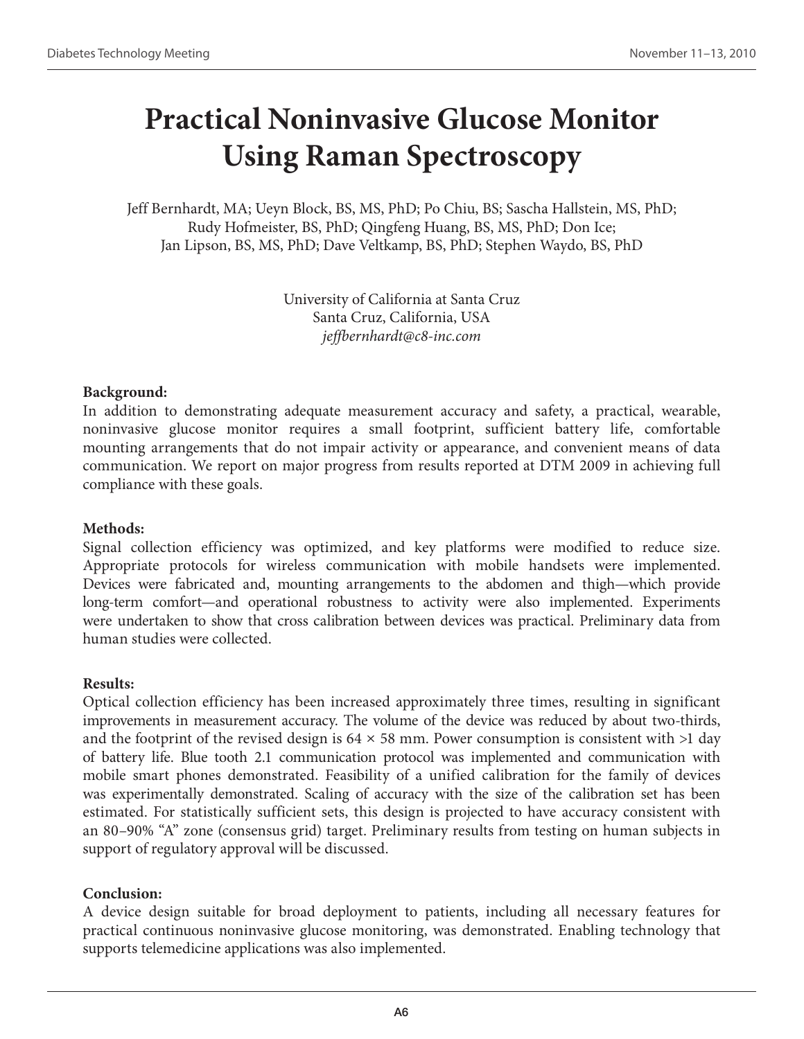# Practical Noninvasive Glucose Monitor Using Raman Spectroscopy

Jeff Bernhardt, MA; Ueyn Block, BS, MS, PhD; Po Chiu, BS; Sascha Hallstein, MS, PhD; Rudy Hofmeister, BS, PhD; Qingfeng Huang, BS, MS, PhD; Don Ice; Jan Lipson, BS, MS, PhD; Dave Veltkamp, BS, PhD; Stephen Waydo, BS, PhD

University of California at Santa Cruz
Santa Cruz, California, USA
*jeffbernhardt@c8-inc.com*

**Background:**
In addition to demonstrating adequate measurement accuracy and safety, a practical, wearable, noninvasive glucose monitor requires a small footprint, sufficient battery life, comfortable mounting arrangements that do not impair activity or appearance, and convenient means of data communication. We report on major progress from results reported at DTM 2009 in achieving full compliance with these goals.

**Methods:**
Signal collection efficiency was optimized, and key platforms were modified to reduce size. Appropriate protocols for wireless communication with mobile handsets were implemented. Devices were fabricated and, mounting arrangements to the abdomen and thigh—which provide long-term comfort—and operational robustness to activity were also implemented. Experiments were undertaken to show that cross calibration between devices was practical. Preliminary data from human studies were collected.

**Results:**
Optical collection efficiency has been increased approximately three times, resulting in significant improvements in measurement accuracy. The volume of the device was reduced by about two-thirds, and the footprint of the revised design is 64 × 58 mm. Power consumption is consistent with >1 day of battery life. Blue tooth 2.1 communication protocol was implemented and communication with mobile smart phones demonstrated. Feasibility of a unified calibration for the family of devices was experimentally demonstrated. Scaling of accuracy with the size of the calibration set has been estimated. For statistically sufficient sets, this design is projected to have accuracy consistent with an 80–90% "A" zone (consensus grid) target. Preliminary results from testing on human subjects in support of regulatory approval will be discussed.

**Conclusion:**
A device design suitable for broad deployment to patients, including all necessary features for practical continuous noninvasive glucose monitoring, was demonstrated. Enabling technology that supports telemedicine applications was also implemented.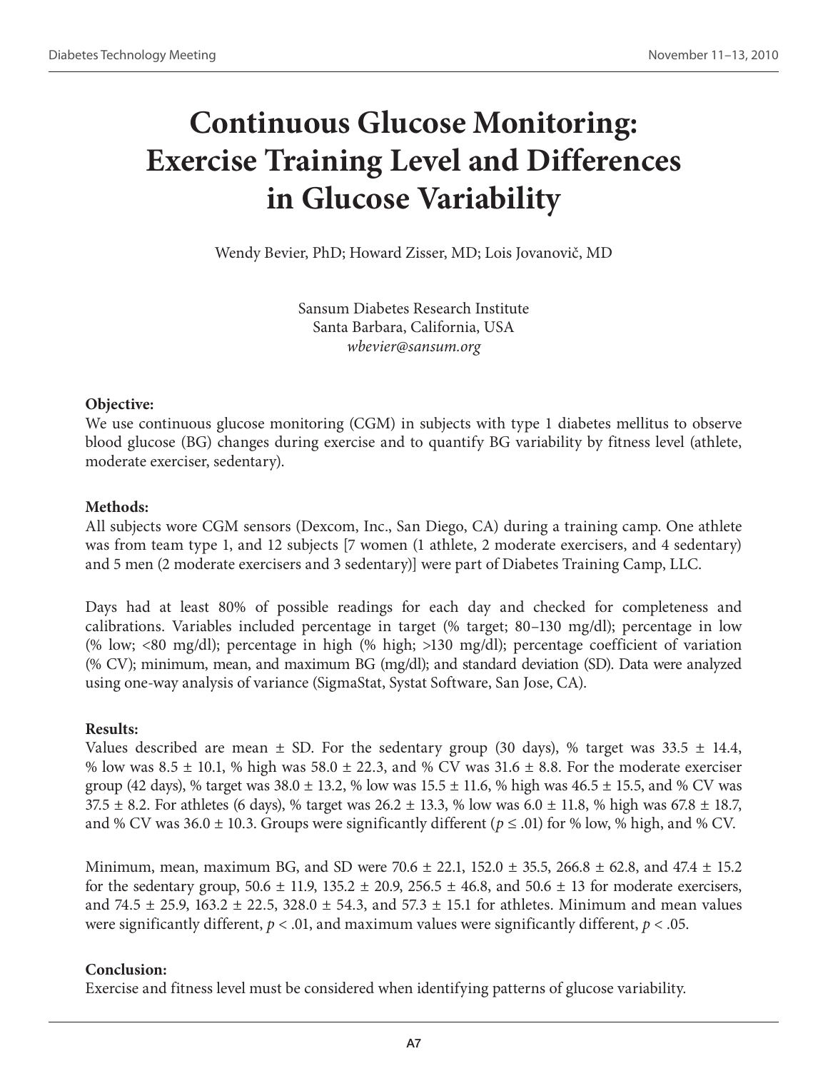# Continuous Glucose Monitoring: Exercise Training Level and Differences in Glucose Variability

Wendy Bevier, PhD; Howard Zisser, MD; Lois Jovanovič, MD

Sansum Diabetes Research Institute
Santa Barbara, California, USA
*wbevier@sansum.org*

**Objective:**

We use continuous glucose monitoring (CGM) in subjects with type 1 diabetes mellitus to observe blood glucose (BG) changes during exercise and to quantify BG variability by fitness level (athlete, moderate exerciser, sedentary).

**Methods:**

All subjects wore CGM sensors (Dexcom, Inc., San Diego, CA) during a training camp. One athlete was from team type 1, and 12 subjects [7 women (1 athlete, 2 moderate exercisers, and 4 sedentary) and 5 men (2 moderate exercisers and 3 sedentary)] were part of Diabetes Training Camp, LLC.

Days had at least 80% of possible readings for each day and checked for completeness and calibrations. Variables included percentage in target (% target; 80–130 mg/dl); percentage in low (% low; <80 mg/dl); percentage in high (% high; >130 mg/dl); percentage coefficient of variation (% CV); minimum, mean, and maximum BG (mg/dl); and standard deviation (SD). Data were analyzed using one-way analysis of variance (SigmaStat, Systat Software, San Jose, CA).

**Results:**

Values described are mean ± SD. For the sedentary group (30 days), % target was 33.5 ± 14.4, % low was 8.5 ± 10.1, % high was 58.0 ± 22.3, and % CV was 31.6 ± 8.8. For the moderate exerciser group (42 days), % target was 38.0 ± 13.2, % low was 15.5 ± 11.6, % high was 46.5 ± 15.5, and % CV was 37.5 ± 8.2. For athletes (6 days), % target was 26.2 ± 13.3, % low was 6.0 ± 11.8, % high was 67.8 ± 18.7, and % CV was 36.0 ± 10.3. Groups were significantly different ($p \leq .01$) for % low, % high, and % CV.

Minimum, mean, maximum BG, and SD were 70.6 ± 22.1, 152.0 ± 35.5, 266.8 ± 62.8, and 47.4 ± 15.2 for the sedentary group, 50.6 ± 11.9, 135.2 ± 20.9, 256.5 ± 46.8, and 50.6 ± 13 for moderate exercisers, and 74.5 ± 25.9, 163.2 ± 22.5, 328.0 ± 54.3, and 57.3 ± 15.1 for athletes. Minimum and mean values were significantly different, $p < .01$, and maximum values were significantly different, $p < .05$.

**Conclusion:**

Exercise and fitness level must be considered when identifying patterns of glucose variability.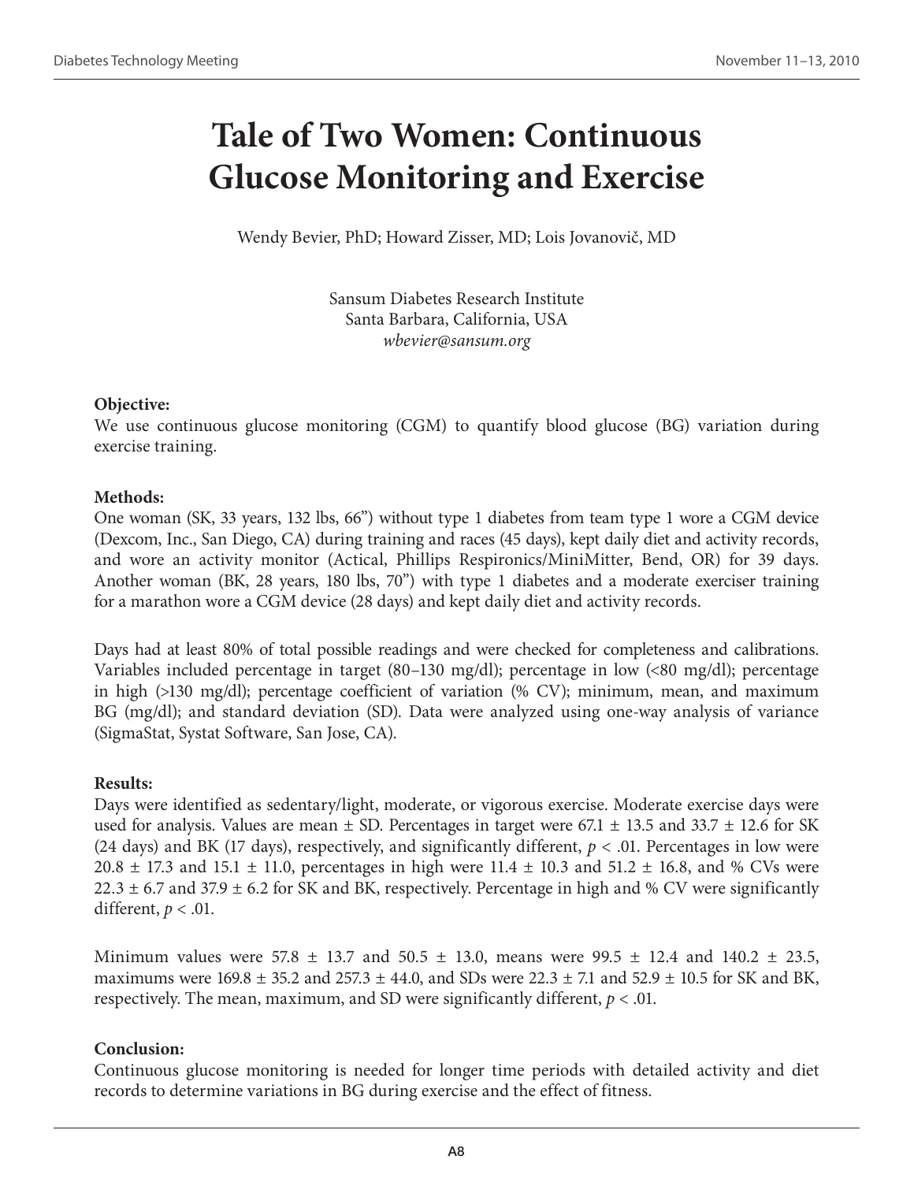# Tale of Two Women: Continuous Glucose Monitoring and Exercise

Wendy Bevier, PhD; Howard Zisser, MD; Lois Jovanovič, MD

Sansum Diabetes Research Institute
Santa Barbara, California, USA
*wbevier@sansum.org*

**Objective:**
We use continuous glucose monitoring (CGM) to quantify blood glucose (BG) variation during exercise training.

**Methods:**
One woman (SK, 33 years, 132 lbs, 66") without type 1 diabetes from team type 1 wore a CGM device (Dexcom, Inc., San Diego, CA) during training and races (45 days), kept daily diet and activity records, and wore an activity monitor (Actical, Phillips Respironics/MiniMitter, Bend, OR) for 39 days. Another woman (BK, 28 years, 180 lbs, 70") with type 1 diabetes and a moderate exerciser training for a marathon wore a CGM device (28 days) and kept daily diet and activity records.

Days had at least 80% of total possible readings and were checked for completeness and calibrations. Variables included percentage in target (80–130 mg/dl); percentage in low (<80 mg/dl); percentage in high (>130 mg/dl); percentage coefficient of variation (% CV); minimum, mean, and maximum BG (mg/dl); and standard deviation (SD). Data were analyzed using one-way analysis of variance (SigmaStat, Systat Software, San Jose, CA).

**Results:**
Days were identified as sedentary/light, moderate, or vigorous exercise. Moderate exercise days were used for analysis. Values are mean ± SD. Percentages in target were 67.1 ± 13.5 and 33.7 ± 12.6 for SK (24 days) and BK (17 days), respectively, and significantly different, $p < .01$. Percentages in low were 20.8 ± 17.3 and 15.1 ± 11.0, percentages in high were 11.4 ± 10.3 and 51.2 ± 16.8, and % CVs were 22.3 ± 6.7 and 37.9 ± 6.2 for SK and BK, respectively. Percentage in high and % CV were significantly different, $p < .01$.

Minimum values were 57.8 ± 13.7 and 50.5 ± 13.0, means were 99.5 ± 12.4 and 140.2 ± 23.5, maximums were 169.8 ± 35.2 and 257.3 ± 44.0, and SDs were 22.3 ± 7.1 and 52.9 ± 10.5 for SK and BK, respectively. The mean, maximum, and SD were significantly different, $p < .01$.

**Conclusion:**
Continuous glucose monitoring is needed for longer time periods with detailed activity and diet records to determine variations in BG during exercise and the effect of fitness.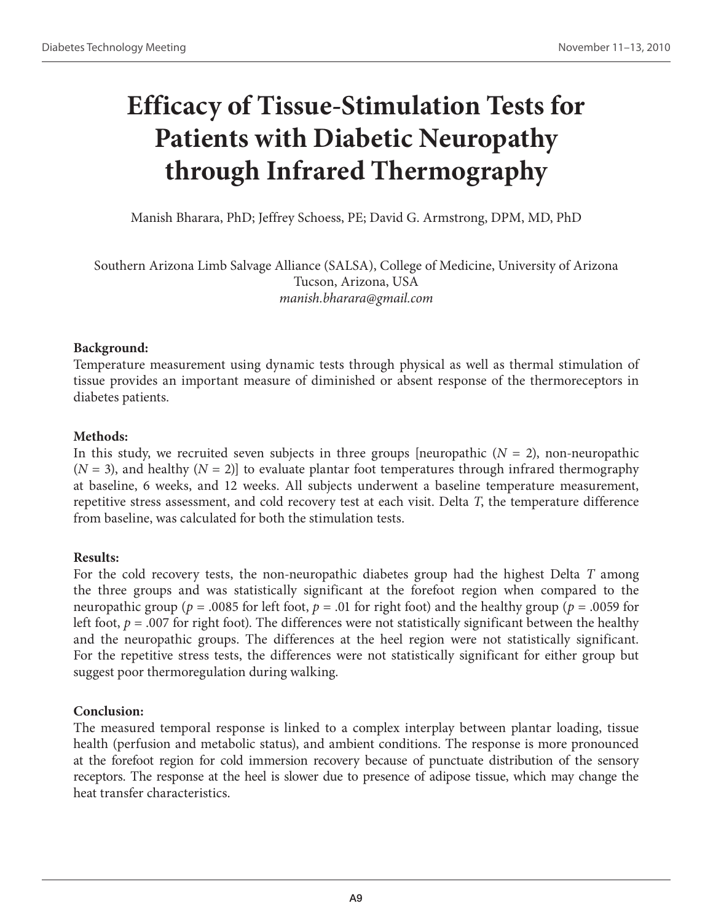# Efficacy of Tissue-Stimulation Tests for Patients with Diabetic Neuropathy through Infrared Thermography

Manish Bharara, PhD; Jeffrey Schoess, PE; David G. Armstrong, DPM, MD, PhD

Southern Arizona Limb Salvage Alliance (SALSA), College of Medicine, University of Arizona
Tucson, Arizona, USA
*manish.bharara@gmail.com*

**Background:**
Temperature measurement using dynamic tests through physical as well as thermal stimulation of tissue provides an important measure of diminished or absent response of the thermoreceptors in diabetes patients.

**Methods:**
In this study, we recruited seven subjects in three groups [neuropathic ($N = 2$), non-neuropathic ($N = 3$), and healthy ($N = 2$)] to evaluate plantar foot temperatures through infrared thermography at baseline, 6 weeks, and 12 weeks. All subjects underwent a baseline temperature measurement, repetitive stress assessment, and cold recovery test at each visit. Delta $T$, the temperature difference from baseline, was calculated for both the stimulation tests.

**Results:**
For the cold recovery tests, the non-neuropathic diabetes group had the highest Delta $T$ among the three groups and was statistically significant at the forefoot region when compared to the neuropathic group ($p = .0085$ for left foot, $p = .01$ for right foot) and the healthy group ($p = .0059$ for left foot, $p = .007$ for right foot). The differences were not statistically significant between the healthy and the neuropathic groups. The differences at the heel region were not statistically significant. For the repetitive stress tests, the differences were not statistically significant for either group but suggest poor thermoregulation during walking.

**Conclusion:**
The measured temporal response is linked to a complex interplay between plantar loading, tissue health (perfusion and metabolic status), and ambient conditions. The response is more pronounced at the forefoot region for cold immersion recovery because of punctuate distribution of the sensory receptors. The response at the heel is slower due to presence of adipose tissue, which may change the heat transfer characteristics.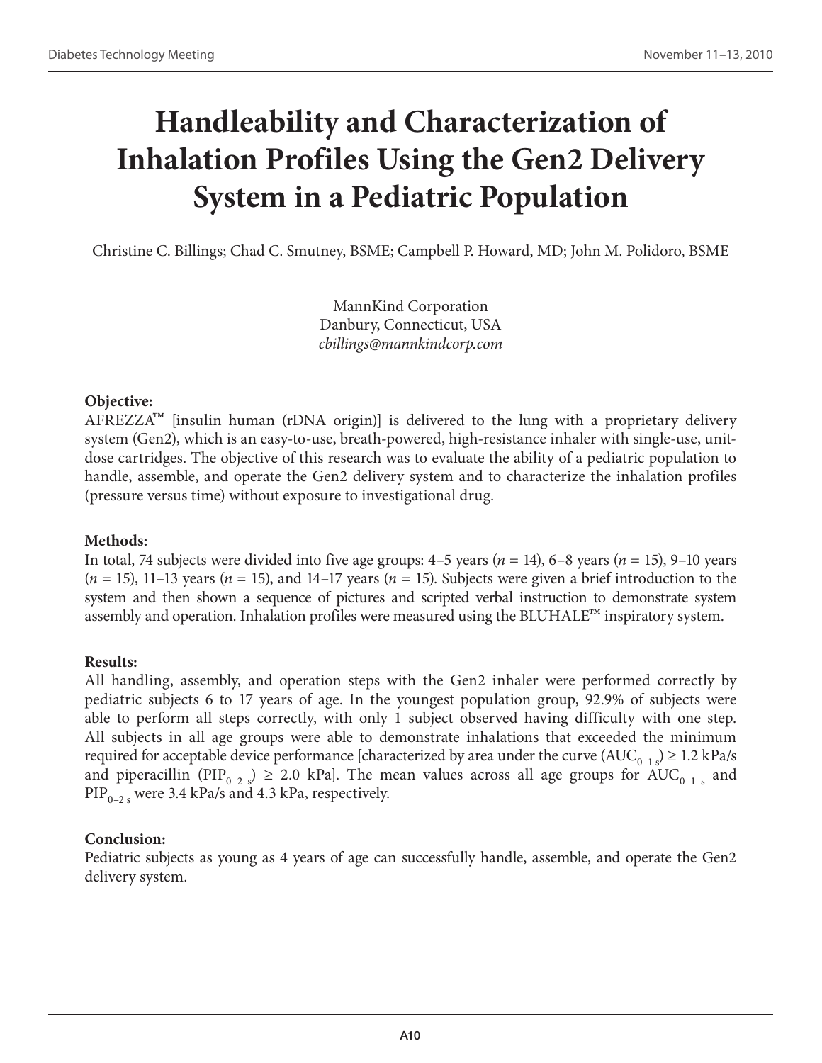# Handleability and Characterization of Inhalation Profiles Using the Gen2 Delivery System in a Pediatric Population

Christine C. Billings; Chad C. Smutney, BSME; Campbell P. Howard, MD; John M. Polidoro, BSME

MannKind Corporation
Danbury, Connecticut, USA
*cbillings@mannkindcorp.com*

**Objective:**

AFREZZA™ [insulin human (rDNA origin)] is delivered to the lung with a proprietary delivery system (Gen2), which is an easy-to-use, breath-powered, high-resistance inhaler with single-use, unit-dose cartridges. The objective of this research was to evaluate the ability of a pediatric population to handle, assemble, and operate the Gen2 delivery system and to characterize the inhalation profiles (pressure versus time) without exposure to investigational drug.

**Methods:**

In total, 74 subjects were divided into five age groups: 4–5 years ($n$ = 14), 6–8 years ($n$ = 15), 9–10 years ($n$ = 15), 11–13 years ($n$ = 15), and 14–17 years ($n$ = 15). Subjects were given a brief introduction to the system and then shown a sequence of pictures and scripted verbal instruction to demonstrate system assembly and operation. Inhalation profiles were measured using the BLUHALE™ inspiratory system.

**Results:**

All handling, assembly, and operation steps with the Gen2 inhaler were performed correctly by pediatric subjects 6 to 17 years of age. In the youngest population group, 92.9% of subjects were able to perform all steps correctly, with only 1 subject observed having difficulty with one step. All subjects in all age groups were able to demonstrate inhalations that exceeded the minimum required for acceptable device performance [characterized by area under the curve ($AUC_{0-1\ s}$) ≥ 1.2 kPa/s and piperacillin ($PIP_{0-2\ s}$) ≥ 2.0 kPa]. The mean values across all age groups for $AUC_{0-1\ s}$ and $PIP_{0-2\ s}$ were 3.4 kPa/s and 4.3 kPa, respectively.

**Conclusion:**

Pediatric subjects as young as 4 years of age can successfully handle, assemble, and operate the Gen2 delivery system.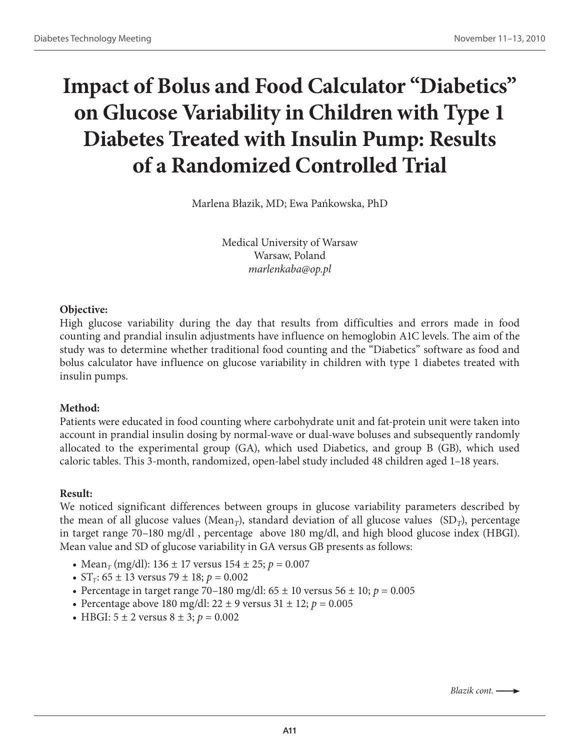# Impact of Bolus and Food Calculator "Diabetics" on Glucose Variability in Children with Type 1 Diabetes Treated with Insulin Pump: Results of a Randomized Controlled Trial

Marlena Błazik, MD; Ewa Pańkowska, PhD

Medical University of Warsaw
Warsaw, Poland
*marlenkaba@op.pl*

**Objective:**

High glucose variability during the day that results from difficulties and errors made in food counting and prandial insulin adjustments have influence on hemoglobin A1C levels. The aim of the study was to determine whether traditional food counting and the "Diabetics" software as food and bolus calculator have influence on glucose variability in children with type 1 diabetes treated with insulin pumps.

**Method:**

Patients were educated in food counting where carbohydrate unit and fat-protein unit were taken into account in prandial insulin dosing by normal-wave or dual-wave boluses and subsequently randomly allocated to the experimental group (GA), which used Diabetics, and group B (GB), which used caloric tables. This 3-month, randomized, open-label study included 48 children aged 1–18 years.

**Result:**

We noticed significant differences between groups in glucose variability parameters described by the mean of all glucose values ($Mean_T$), standard deviation of all glucose values ($SD_T$), percentage in target range 70–180 mg/dl , percentage above 180 mg/dl, and high blood glucose index (HBGI). Mean value and SD of glucose variability in GA versus GB presents as follows:

- $Mean_T$ (mg/dl): 136 ± 17 versus 154 ± 25; $p = 0.007$
- $ST_T$: 65 ± 13 versus 79 ± 18; $p = 0.002$
- Percentage in target range 70–180 mg/dl: 65 ± 10 versus 56 ± 10; $p = 0.005$
- Percentage above 180 mg/dl: 22 ± 9 versus 31 ± 12; $p = 0.005$
- HBGI: 5 ± 2 versus 8 ± 3; $p = 0.002$

*Blazik cont.* →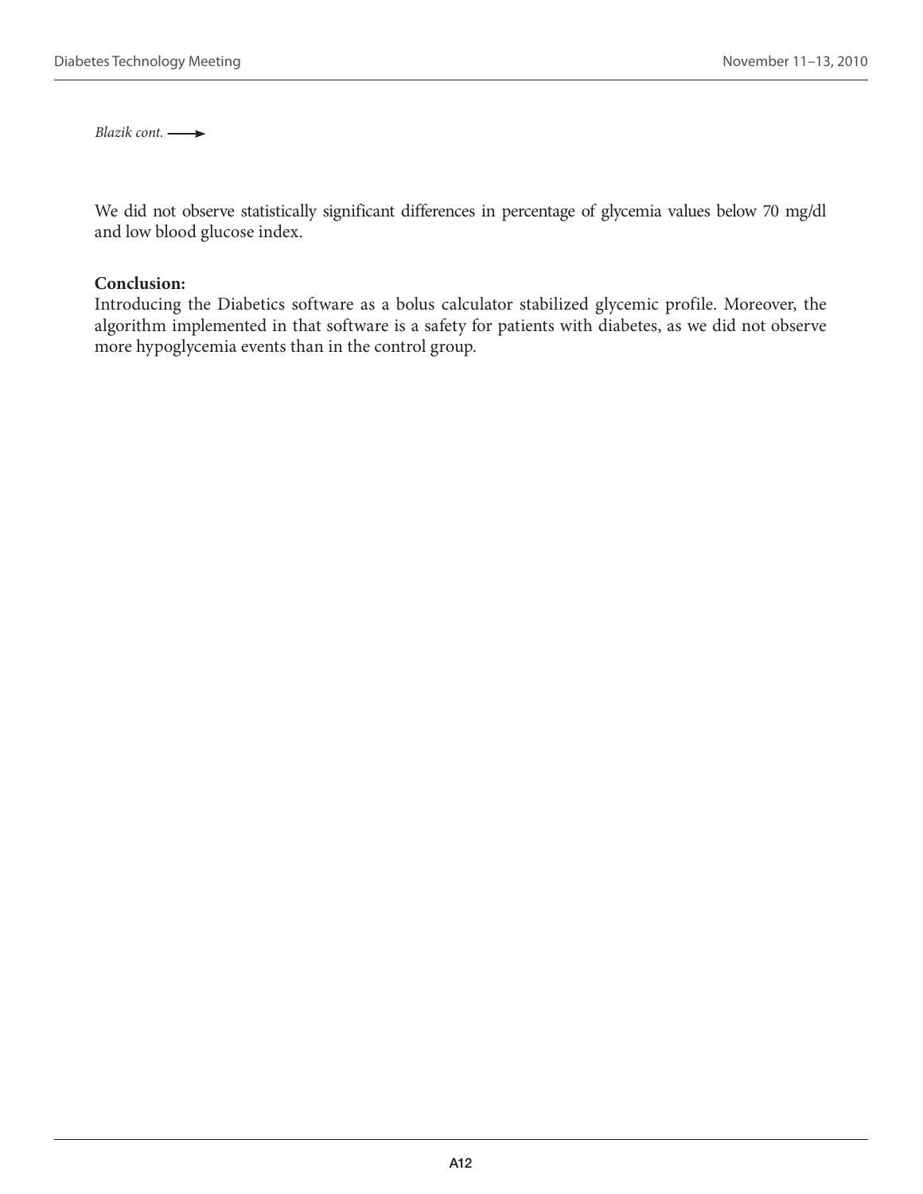*Blazik cont.* ⟶

We did not observe statistically significant differences in percentage of glycemia values below 70 mg/dl and low blood glucose index.

**Conclusion:**
Introducing the Diabetics software as a bolus calculator stabilized glycemic profile. Moreover, the algorithm implemented in that software is a safety for patients with diabetes, as we did not observe more hypoglycemia events than in the control group.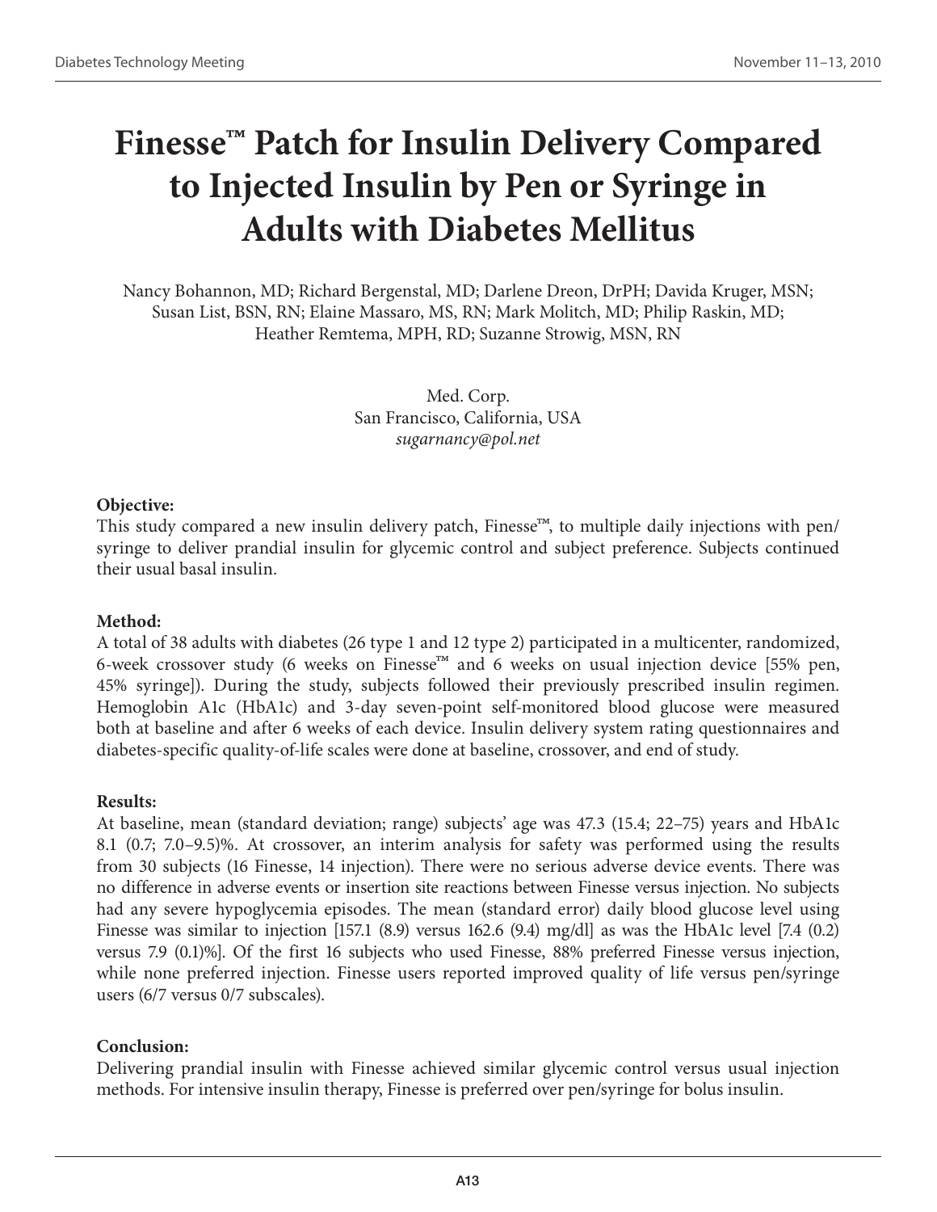# Finesse™ Patch for Insulin Delivery Compared to Injected Insulin by Pen or Syringe in Adults with Diabetes Mellitus

Nancy Bohannon, MD; Richard Bergenstal, MD; Darlene Dreon, DrPH; Davida Kruger, MSN; Susan List, BSN, RN; Elaine Massaro, MS, RN; Mark Molitch, MD; Philip Raskin, MD; Heather Remtema, MPH, RD; Suzanne Strowig, MSN, RN

Med. Corp.
San Francisco, California, USA
*sugarnancy@pol.net*

**Objective:**

This study compared a new insulin delivery patch, Finesse™, to multiple daily injections with pen/syringe to deliver prandial insulin for glycemic control and subject preference. Subjects continued their usual basal insulin.

**Method:**

A total of 38 adults with diabetes (26 type 1 and 12 type 2) participated in a multicenter, randomized, 6-week crossover study (6 weeks on Finesse™ and 6 weeks on usual injection device [55% pen, 45% syringe]). During the study, subjects followed their previously prescribed insulin regimen. Hemoglobin A1c (HbA1c) and 3-day seven-point self-monitored blood glucose were measured both at baseline and after 6 weeks of each device. Insulin delivery system rating questionnaires and diabetes-specific quality-of-life scales were done at baseline, crossover, and end of study.

**Results:**

At baseline, mean (standard deviation; range) subjects' age was 47.3 (15.4; 22–75) years and HbA1c 8.1 (0.7; 7.0–9.5)%. At crossover, an interim analysis for safety was performed using the results from 30 subjects (16 Finesse, 14 injection). There were no serious adverse device events. There was no difference in adverse events or insertion site reactions between Finesse versus injection. No subjects had any severe hypoglycemia episodes. The mean (standard error) daily blood glucose level using Finesse was similar to injection [157.1 (8.9) versus 162.6 (9.4) mg/dl] as was the HbA1c level [7.4 (0.2) versus 7.9 (0.1)%]. Of the first 16 subjects who used Finesse, 88% preferred Finesse versus injection, while none preferred injection. Finesse users reported improved quality of life versus pen/syringe users (6/7 versus 0/7 subscales).

**Conclusion:**

Delivering prandial insulin with Finesse achieved similar glycemic control versus usual injection methods. For intensive insulin therapy, Finesse is preferred over pen/syringe for bolus insulin.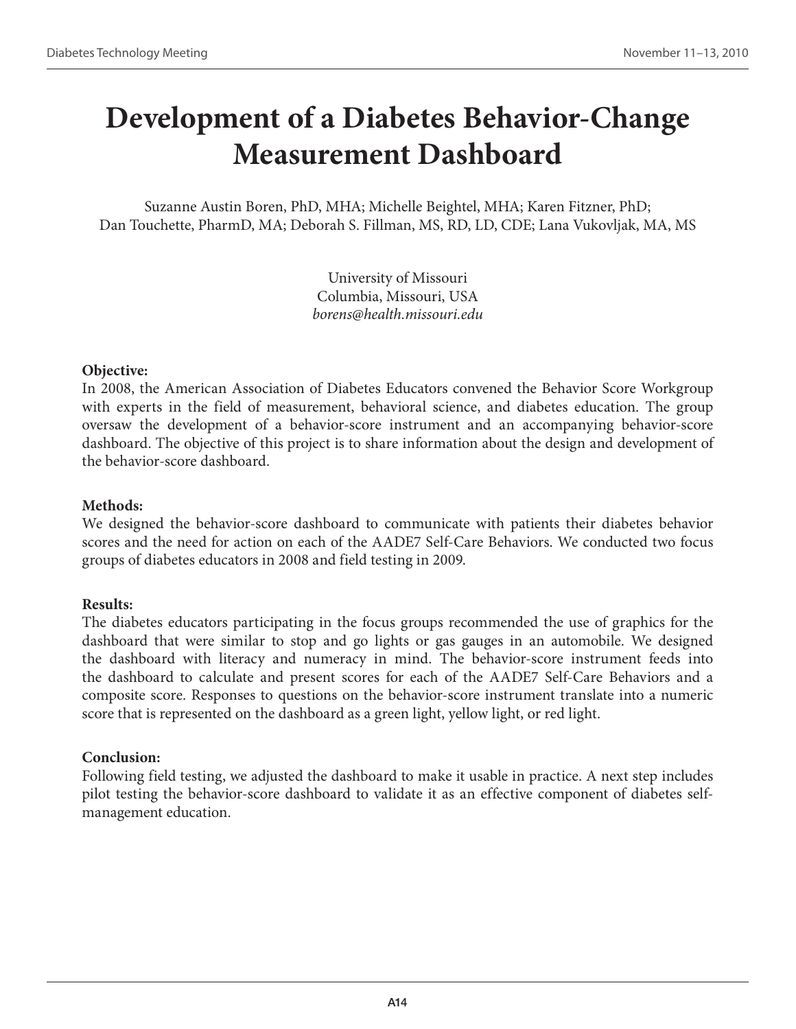# Development of a Diabetes Behavior-Change Measurement Dashboard

Suzanne Austin Boren, PhD, MHA; Michelle Beightel, MHA; Karen Fitzner, PhD; Dan Touchette, PharmD, MA; Deborah S. Fillman, MS, RD, LD, CDE; Lana Vukovljak, MA, MS

University of Missouri
Columbia, Missouri, USA
*borens@health.missouri.edu*

**Objective:**
In 2008, the American Association of Diabetes Educators convened the Behavior Score Workgroup with experts in the field of measurement, behavioral science, and diabetes education. The group oversaw the development of a behavior-score instrument and an accompanying behavior-score dashboard. The objective of this project is to share information about the design and development of the behavior-score dashboard.

**Methods:**
We designed the behavior-score dashboard to communicate with patients their diabetes behavior scores and the need for action on each of the AADE7 Self-Care Behaviors. We conducted two focus groups of diabetes educators in 2008 and field testing in 2009.

**Results:**
The diabetes educators participating in the focus groups recommended the use of graphics for the dashboard that were similar to stop and go lights or gas gauges in an automobile. We designed the dashboard with literacy and numeracy in mind. The behavior-score instrument feeds into the dashboard to calculate and present scores for each of the AADE7 Self-Care Behaviors and a composite score. Responses to questions on the behavior-score instrument translate into a numeric score that is represented on the dashboard as a green light, yellow light, or red light.

**Conclusion:**
Following field testing, we adjusted the dashboard to make it usable in practice. A next step includes pilot testing the behavior-score dashboard to validate it as an effective component of diabetes self-management education.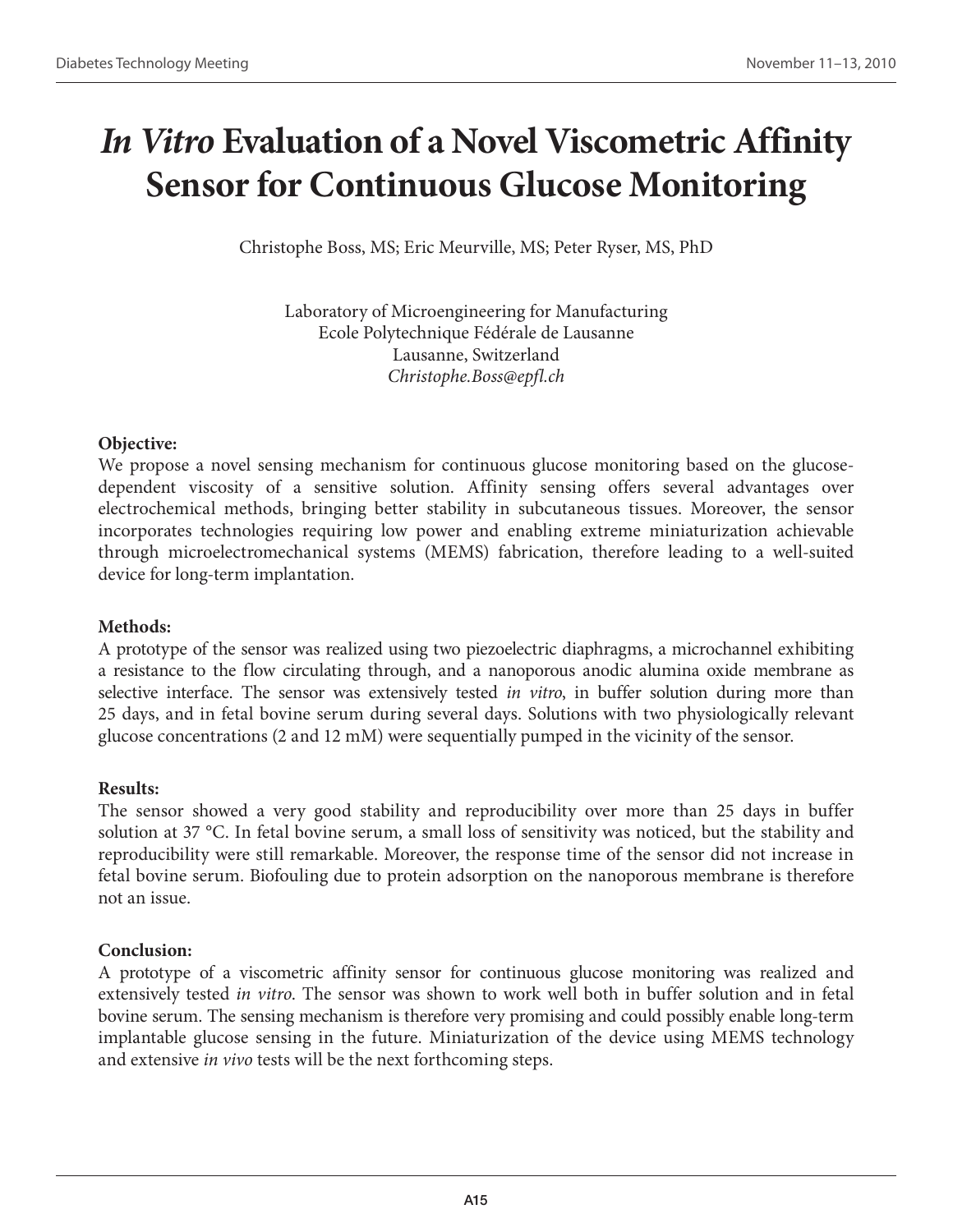# *In Vitro* Evaluation of a Novel Viscometric Affinity Sensor for Continuous Glucose Monitoring

Christophe Boss, MS; Eric Meurville, MS; Peter Ryser, MS, PhD

Laboratory of Microengineering for Manufacturing  
Ecole Polytechnique Fédérale de Lausanne  
Lausanne, Switzerland  
*Christophe.Boss@epfl.ch*

**Objective:**

We propose a novel sensing mechanism for continuous glucose monitoring based on the glucose-dependent viscosity of a sensitive solution. Affinity sensing offers several advantages over electrochemical methods, bringing better stability in subcutaneous tissues. Moreover, the sensor incorporates technologies requiring low power and enabling extreme miniaturization achievable through microelectromechanical systems (MEMS) fabrication, therefore leading to a well-suited device for long-term implantation.

**Methods:**

A prototype of the sensor was realized using two piezoelectric diaphragms, a microchannel exhibiting a resistance to the flow circulating through, and a nanoporous anodic alumina oxide membrane as selective interface. The sensor was extensively tested *in vitro*, in buffer solution during more than 25 days, and in fetal bovine serum during several days. Solutions with two physiologically relevant glucose concentrations (2 and 12 mM) were sequentially pumped in the vicinity of the sensor.

**Results:**

The sensor showed a very good stability and reproducibility over more than 25 days in buffer solution at 37 °C. In fetal bovine serum, a small loss of sensitivity was noticed, but the stability and reproducibility were still remarkable. Moreover, the response time of the sensor did not increase in fetal bovine serum. Biofouling due to protein adsorption on the nanoporous membrane is therefore not an issue.

**Conclusion:**

A prototype of a viscometric affinity sensor for continuous glucose monitoring was realized and extensively tested *in vitro*. The sensor was shown to work well both in buffer solution and in fetal bovine serum. The sensing mechanism is therefore very promising and could possibly enable long-term implantable glucose sensing in the future. Miniaturization of the device using MEMS technology and extensive *in vivo* tests will be the next forthcoming steps.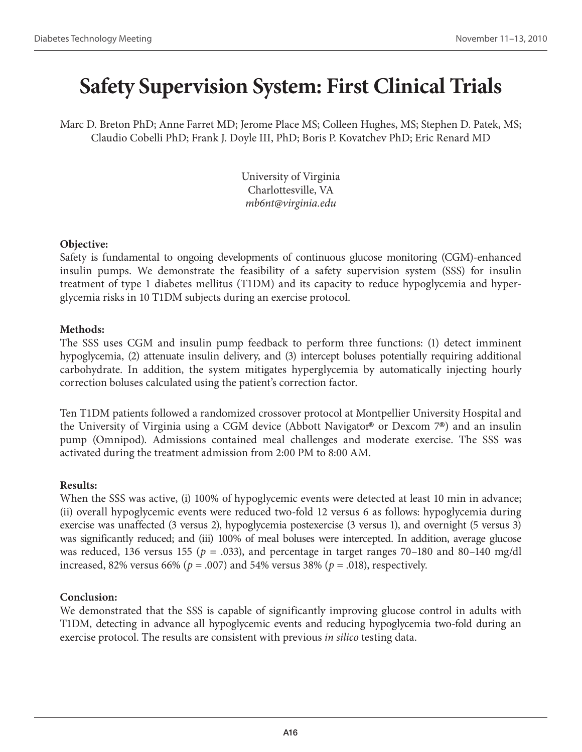# Safety Supervision System: First Clinical Trials

Marc D. Breton PhD; Anne Farret MD; Jerome Place MS; Colleen Hughes, MS; Stephen D. Patek, MS; Claudio Cobelli PhD; Frank J. Doyle III, PhD; Boris P. Kovatchev PhD; Eric Renard MD

University of Virginia
Charlottesville, VA
*mb6nt@virginia.edu*

**Objective:**

Safety is fundamental to ongoing developments of continuous glucose monitoring (CGM)-enhanced insulin pumps. We demonstrate the feasibility of a safety supervision system (SSS) for insulin treatment of type 1 diabetes mellitus (T1DM) and its capacity to reduce hypoglycemia and hyperglycemia risks in 10 T1DM subjects during an exercise protocol.

**Methods:**

The SSS uses CGM and insulin pump feedback to perform three functions: (1) detect imminent hypoglycemia, (2) attenuate insulin delivery, and (3) intercept boluses potentially requiring additional carbohydrate. In addition, the system mitigates hyperglycemia by automatically injecting hourly correction boluses calculated using the patient's correction factor.

Ten T1DM patients followed a randomized crossover protocol at Montpellier University Hospital and the University of Virginia using a CGM device (Abbott Navigator® or Dexcom 7®) and an insulin pump (Omnipod). Admissions contained meal challenges and moderate exercise. The SSS was activated during the treatment admission from 2:00 PM to 8:00 AM.

**Results:**

When the SSS was active, (i) 100% of hypoglycemic events were detected at least 10 min in advance; (ii) overall hypoglycemic events were reduced two-fold 12 versus 6 as follows: hypoglycemia during exercise was unaffected (3 versus 2), hypoglycemia postexercise (3 versus 1), and overnight (5 versus 3) was significantly reduced; and (iii) 100% of meal boluses were intercepted. In addition, average glucose was reduced, 136 versus 155 ($p$ = .033), and percentage in target ranges 70–180 and 80–140 mg/dl increased, 82% versus 66% ($p$ = .007) and 54% versus 38% ($p$ = .018), respectively.

**Conclusion:**

We demonstrated that the SSS is capable of significantly improving glucose control in adults with T1DM, detecting in advance all hypoglycemic events and reducing hypoglycemia two-fold during an exercise protocol. The results are consistent with previous *in silico* testing data.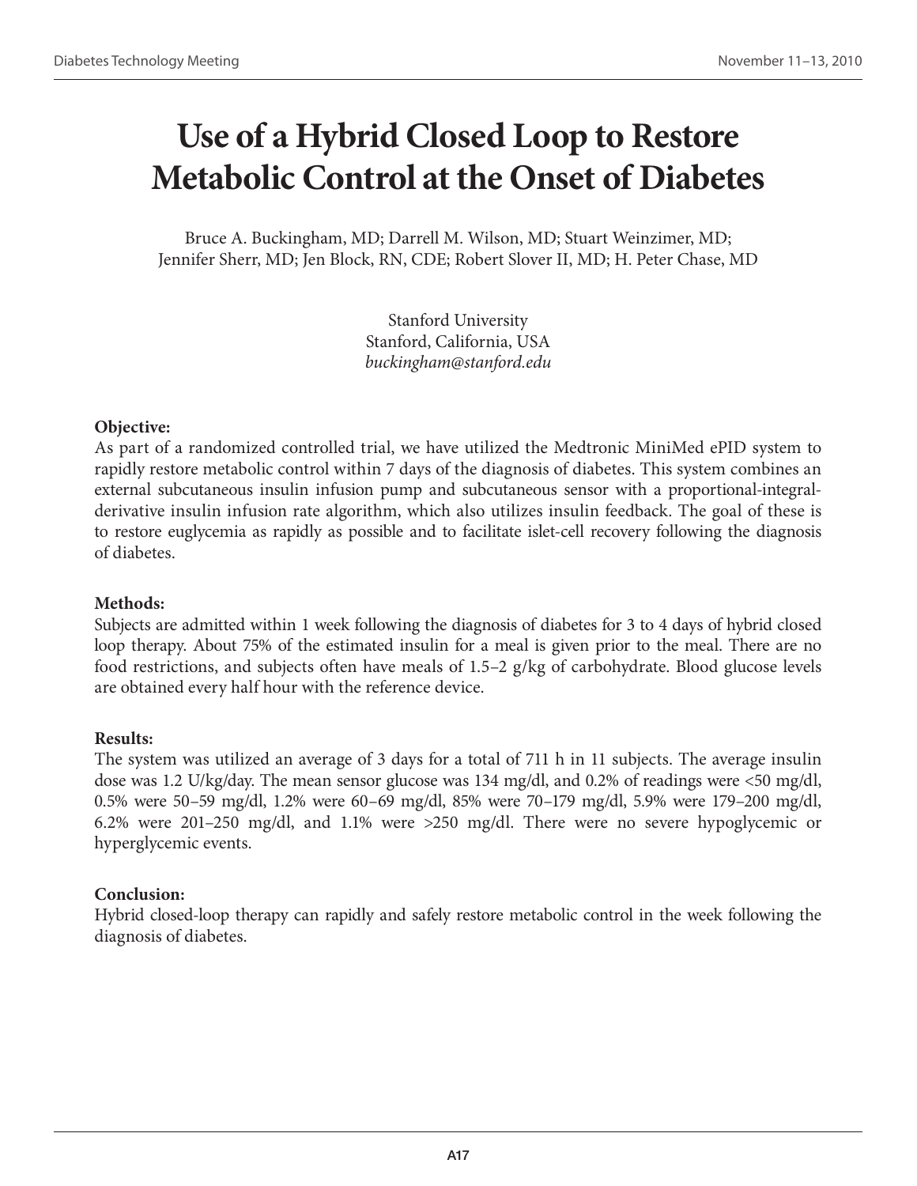# Use of a Hybrid Closed Loop to Restore Metabolic Control at the Onset of Diabetes

Bruce A. Buckingham, MD; Darrell M. Wilson, MD; Stuart Weinzimer, MD; Jennifer Sherr, MD; Jen Block, RN, CDE; Robert Slover II, MD; H. Peter Chase, MD

Stanford University
Stanford, California, USA
*buckingham@stanford.edu*

**Objective:**
As part of a randomized controlled trial, we have utilized the Medtronic MiniMed ePID system to rapidly restore metabolic control within 7 days of the diagnosis of diabetes. This system combines an external subcutaneous insulin infusion pump and subcutaneous sensor with a proportional-integral-derivative insulin infusion rate algorithm, which also utilizes insulin feedback. The goal of these is to restore euglycemia as rapidly as possible and to facilitate islet-cell recovery following the diagnosis of diabetes.

**Methods:**
Subjects are admitted within 1 week following the diagnosis of diabetes for 3 to 4 days of hybrid closed loop therapy. About 75% of the estimated insulin for a meal is given prior to the meal. There are no food restrictions, and subjects often have meals of 1.5–2 g/kg of carbohydrate. Blood glucose levels are obtained every half hour with the reference device.

**Results:**
The system was utilized an average of 3 days for a total of 711 h in 11 subjects. The average insulin dose was 1.2 U/kg/day. The mean sensor glucose was 134 mg/dl, and 0.2% of readings were <50 mg/dl, 0.5% were 50–59 mg/dl, 1.2% were 60–69 mg/dl, 85% were 70–179 mg/dl, 5.9% were 179–200 mg/dl, 6.2% were 201–250 mg/dl, and 1.1% were >250 mg/dl. There were no severe hypoglycemic or hyperglycemic events.

**Conclusion:**
Hybrid closed-loop therapy can rapidly and safely restore metabolic control in the week following the diagnosis of diabetes.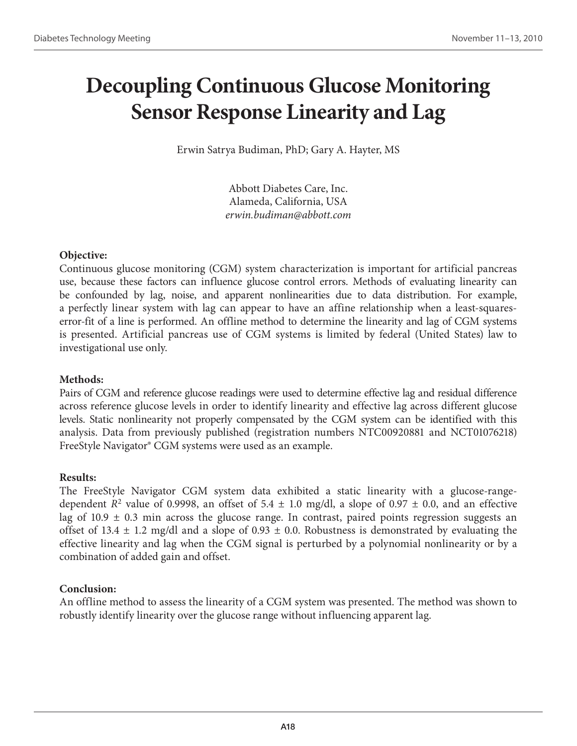# Decoupling Continuous Glucose Monitoring Sensor Response Linearity and Lag

Erwin Satrya Budiman, PhD; Gary A. Hayter, MS

Abbott Diabetes Care, Inc.
Alameda, California, USA
*erwin.budiman@abbott.com*

**Objective:**

Continuous glucose monitoring (CGM) system characterization is important for artificial pancreas use, because these factors can influence glucose control errors. Methods of evaluating linearity can be confounded by lag, noise, and apparent nonlinearities due to data distribution. For example, a perfectly linear system with lag can appear to have an affine relationship when a least-squares-error-fit of a line is performed. An offline method to determine the linearity and lag of CGM systems is presented. Artificial pancreas use of CGM systems is limited by federal (United States) law to investigational use only.

**Methods:**

Pairs of CGM and reference glucose readings were used to determine effective lag and residual difference across reference glucose levels in order to identify linearity and effective lag across different glucose levels. Static nonlinearity not properly compensated by the CGM system can be identified with this analysis. Data from previously published (registration numbers NTC00920881 and NCT01076218) FreeStyle Navigator® CGM systems were used as an example.

**Results:**

The FreeStyle Navigator CGM system data exhibited a static linearity with a glucose-range-dependent $R^2$ value of 0.9998, an offset of 5.4 ± 1.0 mg/dl, a slope of 0.97 ± 0.0, and an effective lag of 10.9 ± 0.3 min across the glucose range. In contrast, paired points regression suggests an offset of 13.4 ± 1.2 mg/dl and a slope of 0.93 ± 0.0. Robustness is demonstrated by evaluating the effective linearity and lag when the CGM signal is perturbed by a polynomial nonlinearity or by a combination of added gain and offset.

**Conclusion:**

An offline method to assess the linearity of a CGM system was presented. The method was shown to robustly identify linearity over the glucose range without influencing apparent lag.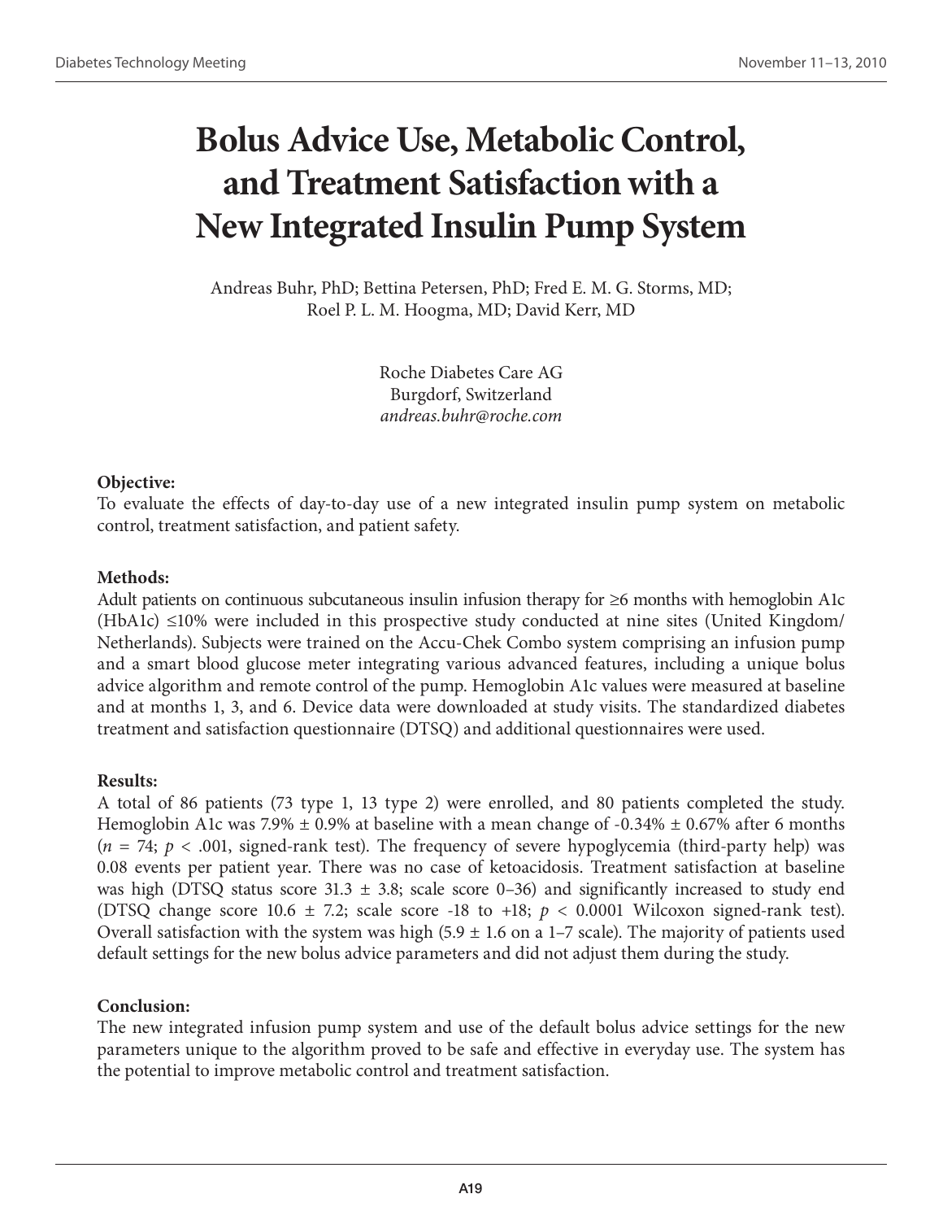# Bolus Advice Use, Metabolic Control, and Treatment Satisfaction with a New Integrated Insulin Pump System

Andreas Buhr, PhD; Bettina Petersen, PhD; Fred E. M. G. Storms, MD; Roel P. L. M. Hoogma, MD; David Kerr, MD

Roche Diabetes Care AG
Burgdorf, Switzerland
*andreas.buhr@roche.com*

**Objective:**
To evaluate the effects of day-to-day use of a new integrated insulin pump system on metabolic control, treatment satisfaction, and patient safety.

**Methods:**
Adult patients on continuous subcutaneous insulin infusion therapy for ≥6 months with hemoglobin A1c (HbA1c) ≤10% were included in this prospective study conducted at nine sites (United Kingdom/Netherlands). Subjects were trained on the Accu-Chek Combo system comprising an infusion pump and a smart blood glucose meter integrating various advanced features, including a unique bolus advice algorithm and remote control of the pump. Hemoglobin A1c values were measured at baseline and at months 1, 3, and 6. Device data were downloaded at study visits. The standardized diabetes treatment and satisfaction questionnaire (DTSQ) and additional questionnaires were used.

**Results:**
A total of 86 patients (73 type 1, 13 type 2) were enrolled, and 80 patients completed the study. Hemoglobin A1c was 7.9% ± 0.9% at baseline with a mean change of -0.34% ± 0.67% after 6 months ($n$ = 74; $p$ < .001, signed-rank test). The frequency of severe hypoglycemia (third-party help) was 0.08 events per patient year. There was no case of ketoacidosis. Treatment satisfaction at baseline was high (DTSQ status score 31.3 ± 3.8; scale score 0–36) and significantly increased to study end (DTSQ change score 10.6 ± 7.2; scale score -18 to +18; $p$ < 0.0001 Wilcoxon signed-rank test). Overall satisfaction with the system was high (5.9 ± 1.6 on a 1–7 scale). The majority of patients used default settings for the new bolus advice parameters and did not adjust them during the study.

**Conclusion:**
The new integrated infusion pump system and use of the default bolus advice settings for the new parameters unique to the algorithm proved to be safe and effective in everyday use. The system has the potential to improve metabolic control and treatment satisfaction.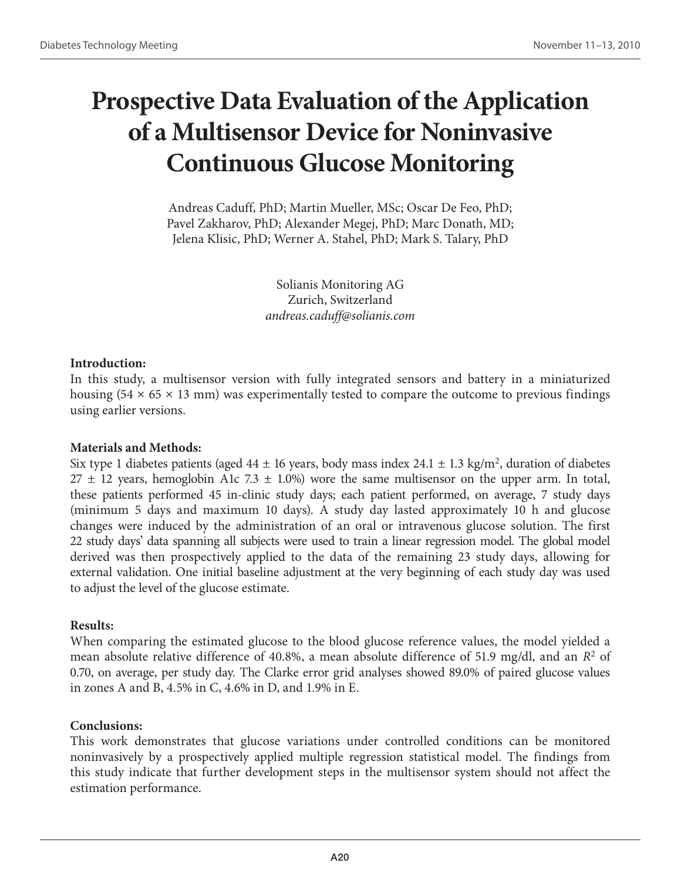# Prospective Data Evaluation of the Application of a Multisensor Device for Noninvasive Continuous Glucose Monitoring

Andreas Caduff, PhD; Martin Mueller, MSc; Oscar De Feo, PhD; Pavel Zakharov, PhD; Alexander Megej, PhD; Marc Donath, MD; Jelena Klisic, PhD; Werner A. Stahel, PhD; Mark S. Talary, PhD

Solianis Monitoring AG
Zurich, Switzerland
*andreas.caduff@solianis.com*

**Introduction:**
In this study, a multisensor version with fully integrated sensors and battery in a miniaturized housing (54 × 65 × 13 mm) was experimentally tested to compare the outcome to previous findings using earlier versions.

**Materials and Methods:**
Six type 1 diabetes patients (aged 44 ± 16 years, body mass index 24.1 ± 1.3 kg/m$^2$, duration of diabetes 27 ± 12 years, hemoglobin A1c 7.3 ± 1.0%) wore the same multisensor on the upper arm. In total, these patients performed 45 in-clinic study days; each patient performed, on average, 7 study days (minimum 5 days and maximum 10 days). A study day lasted approximately 10 h and glucose changes were induced by the administration of an oral or intravenous glucose solution. The first 22 study days' data spanning all subjects were used to train a linear regression model. The global model derived was then prospectively applied to the data of the remaining 23 study days, allowing for external validation. One initial baseline adjustment at the very beginning of each study day was used to adjust the level of the glucose estimate.

**Results:**
When comparing the estimated glucose to the blood glucose reference values, the model yielded a mean absolute relative difference of 40.8%, a mean absolute difference of 51.9 mg/dl, and an $R^2$ of 0.70, on average, per study day. The Clarke error grid analyses showed 89.0% of paired glucose values in zones A and B, 4.5% in C, 4.6% in D, and 1.9% in E.

**Conclusions:**
This work demonstrates that glucose variations under controlled conditions can be monitored noninvasively by a prospectively applied multiple regression statistical model. The findings from this study indicate that further development steps in the multisensor system should not affect the estimation performance.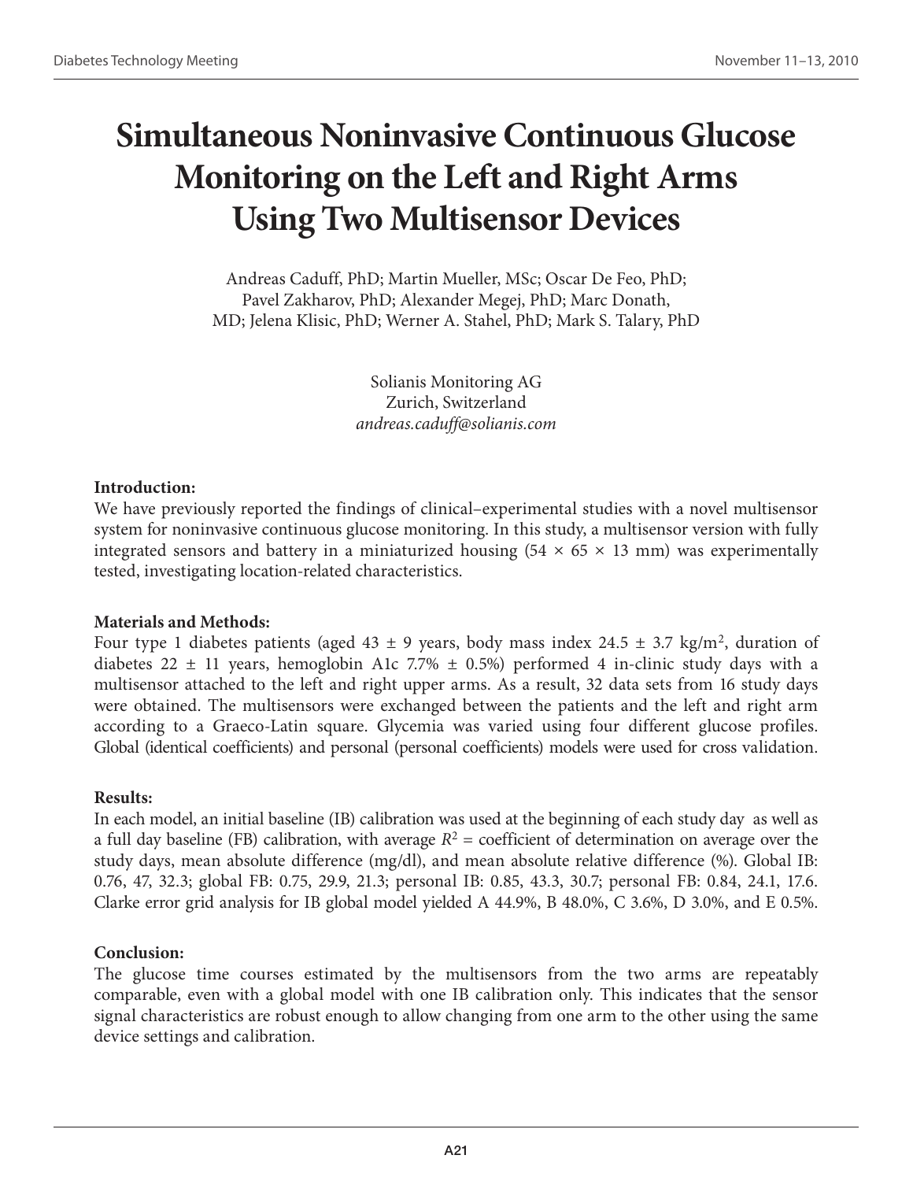# Simultaneous Noninvasive Continuous Glucose Monitoring on the Left and Right Arms Using Two Multisensor Devices

Andreas Caduff, PhD; Martin Mueller, MSc; Oscar De Feo, PhD; Pavel Zakharov, PhD; Alexander Megej, PhD; Marc Donath, MD; Jelena Klisic, PhD; Werner A. Stahel, PhD; Mark S. Talary, PhD

Solianis Monitoring AG
Zurich, Switzerland
*andreas.caduff@solianis.com*

**Introduction:**

We have previously reported the findings of clinical–experimental studies with a novel multisensor system for noninvasive continuous glucose monitoring. In this study, a multisensor version with fully integrated sensors and battery in a miniaturized housing (54 × 65 × 13 mm) was experimentally tested, investigating location-related characteristics.

**Materials and Methods:**

Four type 1 diabetes patients (aged 43 ± 9 years, body mass index 24.5 ± 3.7 kg/m$^2$, duration of diabetes 22 ± 11 years, hemoglobin A1c 7.7% ± 0.5%) performed 4 in-clinic study days with a multisensor attached to the left and right upper arms. As a result, 32 data sets from 16 study days were obtained. The multisensors were exchanged between the patients and the left and right arm according to a Graeco-Latin square. Glycemia was varied using four different glucose profiles. Global (identical coefficients) and personal (personal coefficients) models were used for cross validation.

**Results:**

In each model, an initial baseline (IB) calibration was used at the beginning of each study day as well as a full day baseline (FB) calibration, with average $R^2$ = coefficient of determination on average over the study days, mean absolute difference (mg/dl), and mean absolute relative difference (%). Global IB: 0.76, 47, 32.3; global FB: 0.75, 29.9, 21.3; personal IB: 0.85, 43.3, 30.7; personal FB: 0.84, 24.1, 17.6. Clarke error grid analysis for IB global model yielded A 44.9%, B 48.0%, C 3.6%, D 3.0%, and E 0.5%.

**Conclusion:**

The glucose time courses estimated by the multisensors from the two arms are repeatably comparable, even with a global model with one IB calibration only. This indicates that the sensor signal characteristics are robust enough to allow changing from one arm to the other using the same device settings and calibration.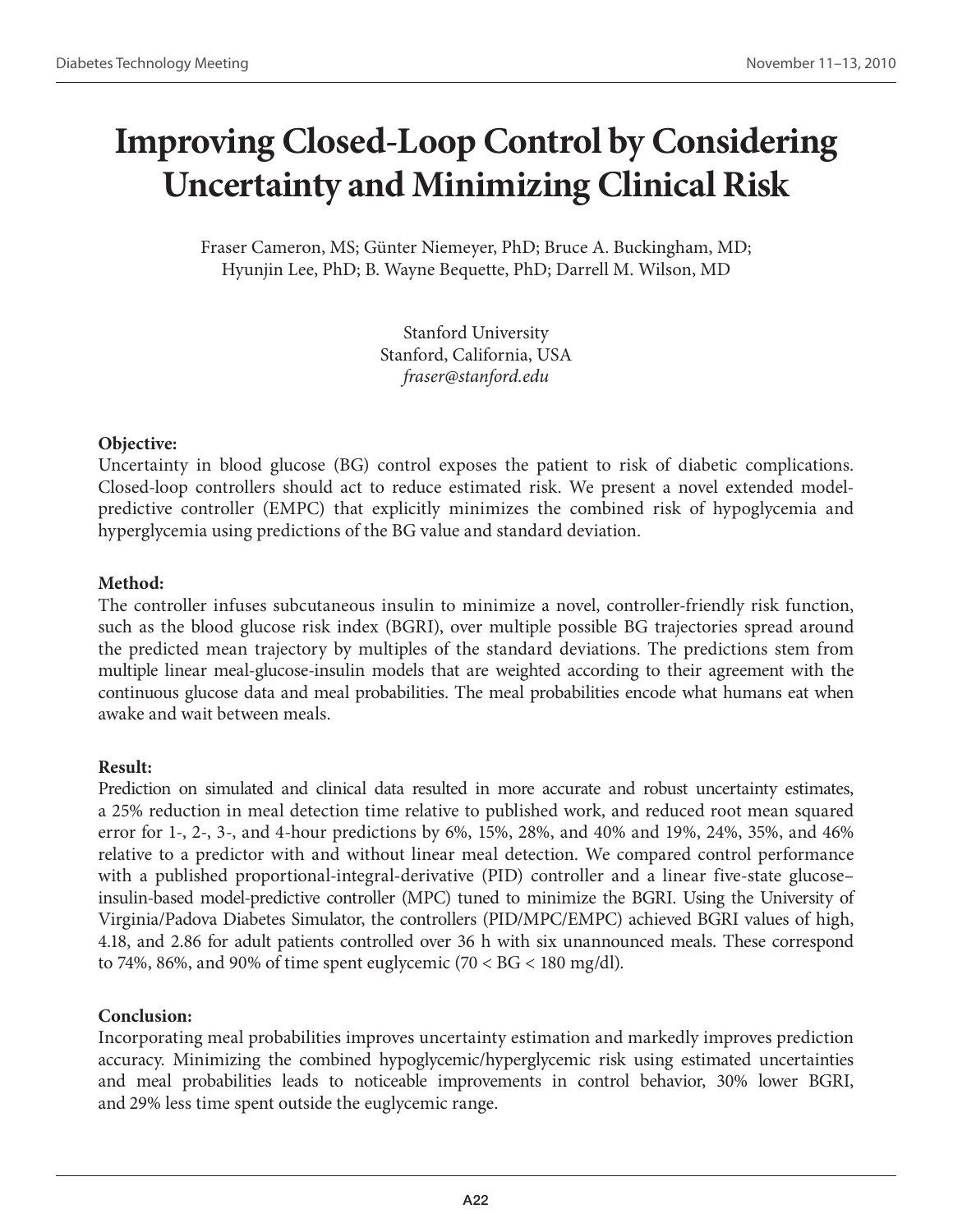# Improving Closed-Loop Control by Considering Uncertainty and Minimizing Clinical Risk

Fraser Cameron, MS; Günter Niemeyer, PhD; Bruce A. Buckingham, MD; Hyunjin Lee, PhD; B. Wayne Bequette, PhD; Darrell M. Wilson, MD

Stanford University
Stanford, California, USA
*fraser@stanford.edu*

**Objective:**

Uncertainty in blood glucose (BG) control exposes the patient to risk of diabetic complications. Closed-loop controllers should act to reduce estimated risk. We present a novel extended model-predictive controller (EMPC) that explicitly minimizes the combined risk of hypoglycemia and hyperglycemia using predictions of the BG value and standard deviation.

**Method:**

The controller infuses subcutaneous insulin to minimize a novel, controller-friendly risk function, such as the blood glucose risk index (BGRI), over multiple possible BG trajectories spread around the predicted mean trajectory by multiples of the standard deviations. The predictions stem from multiple linear meal-glucose-insulin models that are weighted according to their agreement with the continuous glucose data and meal probabilities. The meal probabilities encode what humans eat when awake and wait between meals.

**Result:**

Prediction on simulated and clinical data resulted in more accurate and robust uncertainty estimates, a 25% reduction in meal detection time relative to published work, and reduced root mean squared error for 1-, 2-, 3-, and 4-hour predictions by 6%, 15%, 28%, and 40% and 19%, 24%, 35%, and 46% relative to a predictor with and without linear meal detection. We compared control performance with a published proportional-integral-derivative (PID) controller and a linear five-state glucose–insulin-based model-predictive controller (MPC) tuned to minimize the BGRI. Using the University of Virginia/Padova Diabetes Simulator, the controllers (PID/MPC/EMPC) achieved BGRI values of high, 4.18, and 2.86 for adult patients controlled over 36 h with six unannounced meals. These correspond to 74%, 86%, and 90% of time spent euglycemic (70 < BG < 180 mg/dl).

**Conclusion:**

Incorporating meal probabilities improves uncertainty estimation and markedly improves prediction accuracy. Minimizing the combined hypoglycemic/hyperglycemic risk using estimated uncertainties and meal probabilities leads to noticeable improvements in control behavior, 30% lower BGRI, and 29% less time spent outside the euglycemic range.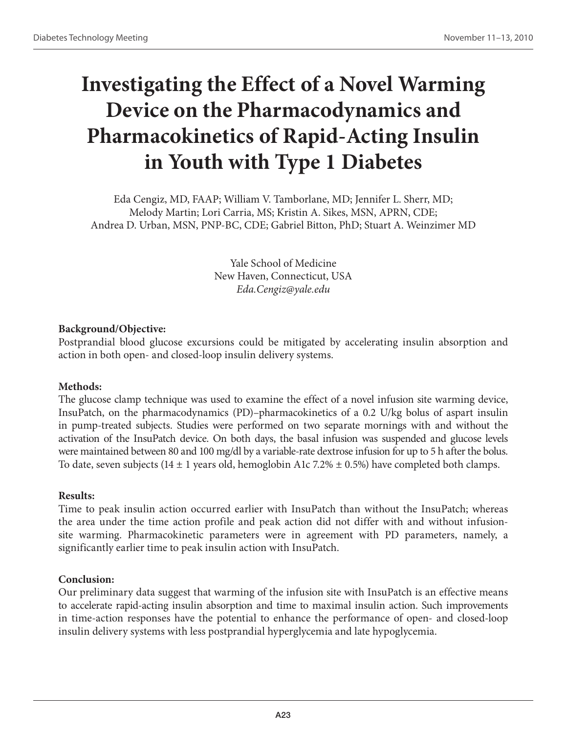# Investigating the Effect of a Novel Warming Device on the Pharmacodynamics and Pharmacokinetics of Rapid-Acting Insulin in Youth with Type 1 Diabetes

Eda Cengiz, MD, FAAP; William V. Tamborlane, MD; Jennifer L. Sherr, MD; Melody Martin; Lori Carria, MS; Kristin A. Sikes, MSN, APRN, CDE; Andrea D. Urban, MSN, PNP-BC, CDE; Gabriel Bitton, PhD; Stuart A. Weinzimer MD

Yale School of Medicine
New Haven, Connecticut, USA
*Eda.Cengiz@yale.edu*

**Background/Objective:**
Postprandial blood glucose excursions could be mitigated by accelerating insulin absorption and action in both open- and closed-loop insulin delivery systems.

**Methods:**
The glucose clamp technique was used to examine the effect of a novel infusion site warming device, InsuPatch, on the pharmacodynamics (PD)–pharmacokinetics of a 0.2 U/kg bolus of aspart insulin in pump-treated subjects. Studies were performed on two separate mornings with and without the activation of the InsuPatch device. On both days, the basal infusion was suspended and glucose levels were maintained between 80 and 100 mg/dl by a variable-rate dextrose infusion for up to 5 h after the bolus. To date, seven subjects (14 ± 1 years old, hemoglobin A1c 7.2% ± 0.5%) have completed both clamps.

**Results:**
Time to peak insulin action occurred earlier with InsuPatch than without the InsuPatch; whereas the area under the time action profile and peak action did not differ with and without infusion-site warming. Pharmacokinetic parameters were in agreement with PD parameters, namely, a significantly earlier time to peak insulin action with InsuPatch.

**Conclusion:**
Our preliminary data suggest that warming of the infusion site with InsuPatch is an effective means to accelerate rapid-acting insulin absorption and time to maximal insulin action. Such improvements in time-action responses have the potential to enhance the performance of open- and closed-loop insulin delivery systems with less postprandial hyperglycemia and late hypoglycemia.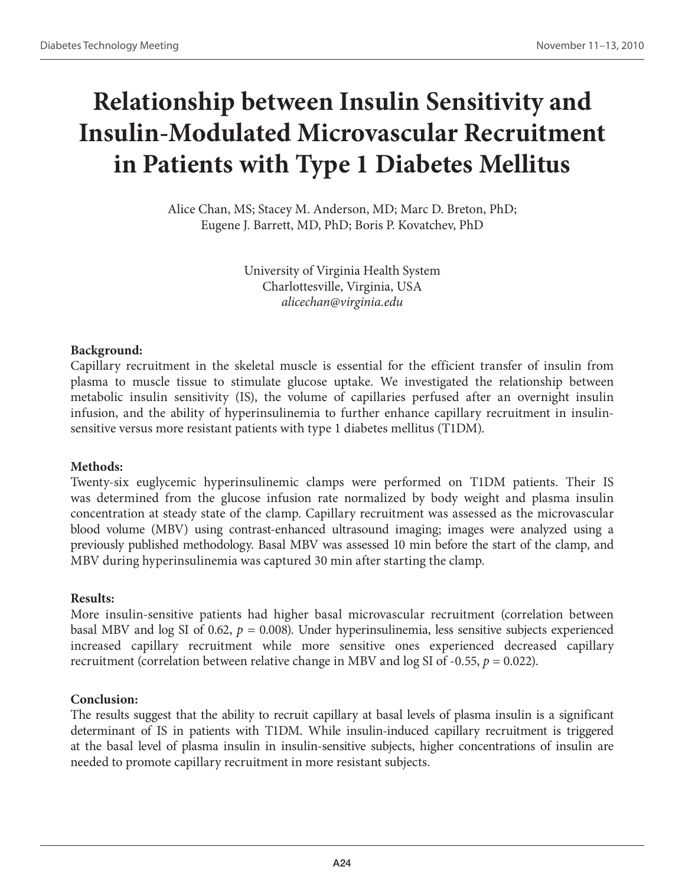# Relationship between Insulin Sensitivity and Insulin-Modulated Microvascular Recruitment in Patients with Type 1 Diabetes Mellitus

Alice Chan, MS; Stacey M. Anderson, MD; Marc D. Breton, PhD; Eugene J. Barrett, MD, PhD; Boris P. Kovatchev, PhD

University of Virginia Health System
Charlottesville, Virginia, USA
*alicechan@virginia.edu*

**Background:**
Capillary recruitment in the skeletal muscle is essential for the efficient transfer of insulin from plasma to muscle tissue to stimulate glucose uptake. We investigated the relationship between metabolic insulin sensitivity (IS), the volume of capillaries perfused after an overnight insulin infusion, and the ability of hyperinsulinemia to further enhance capillary recruitment in insulin-sensitive versus more resistant patients with type 1 diabetes mellitus (T1DM).

**Methods:**
Twenty-six euglycemic hyperinsulinemic clamps were performed on T1DM patients. Their IS was determined from the glucose infusion rate normalized by body weight and plasma insulin concentration at steady state of the clamp. Capillary recruitment was assessed as the microvascular blood volume (MBV) using contrast-enhanced ultrasound imaging; images were analyzed using a previously published methodology. Basal MBV was assessed 10 min before the start of the clamp, and MBV during hyperinsulinemia was captured 30 min after starting the clamp.

**Results:**
More insulin-sensitive patients had higher basal microvascular recruitment (correlation between basal MBV and log SI of 0.62, $p = 0.008$). Under hyperinsulinemia, less sensitive subjects experienced increased capillary recruitment while more sensitive ones experienced decreased capillary recruitment (correlation between relative change in MBV and log SI of -0.55, $p = 0.022$).

**Conclusion:**
The results suggest that the ability to recruit capillary at basal levels of plasma insulin is a significant determinant of IS in patients with T1DM. While insulin-induced capillary recruitment is triggered at the basal level of plasma insulin in insulin-sensitive subjects, higher concentrations of insulin are needed to promote capillary recruitment in more resistant subjects.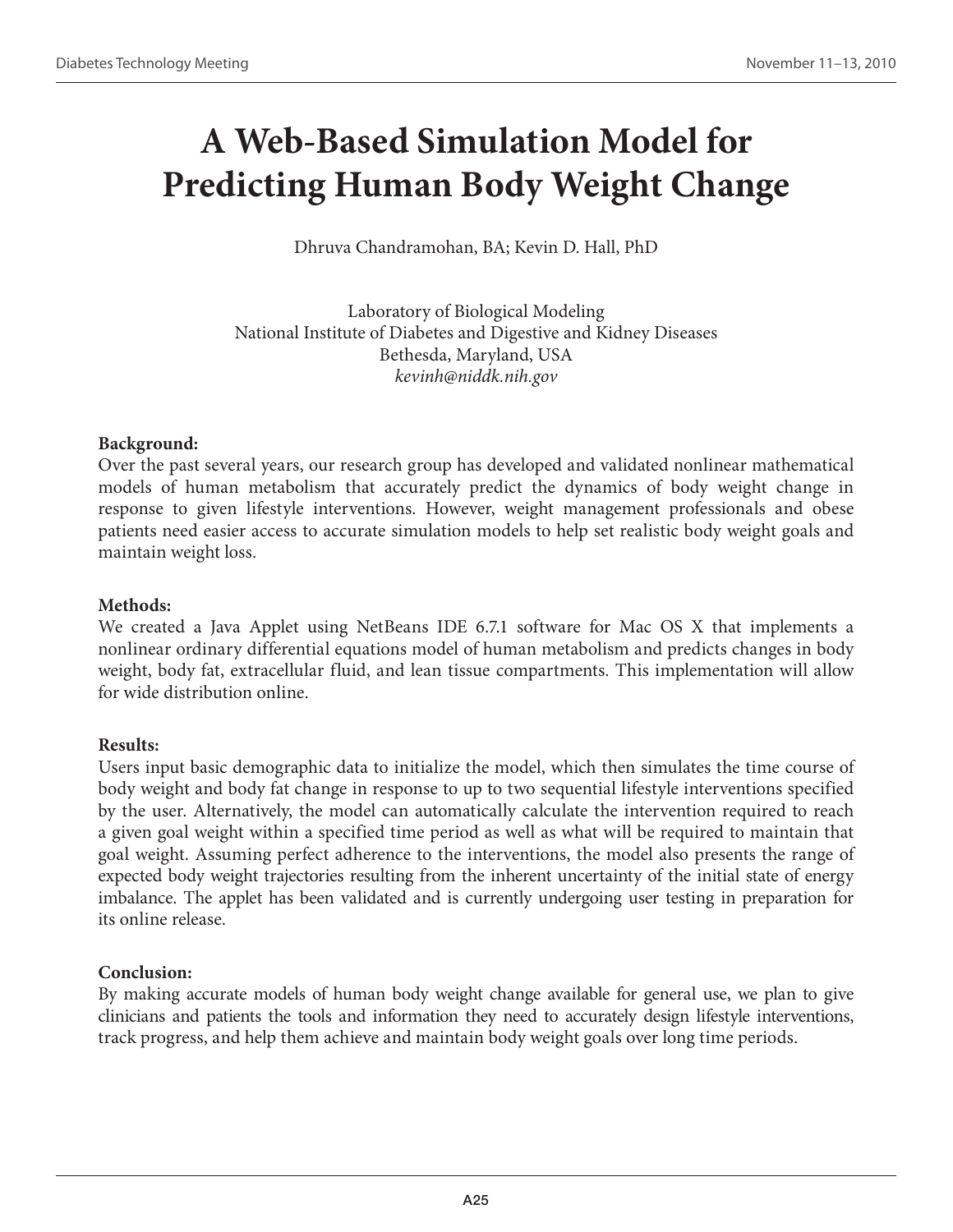# A Web-Based Simulation Model for Predicting Human Body Weight Change

Dhruva Chandramohan, BA; Kevin D. Hall, PhD

Laboratory of Biological Modeling
National Institute of Diabetes and Digestive and Kidney Diseases
Bethesda, Maryland, USA
*kevinh@niddk.nih.gov*

**Background:**
Over the past several years, our research group has developed and validated nonlinear mathematical models of human metabolism that accurately predict the dynamics of body weight change in response to given lifestyle interventions. However, weight management professionals and obese patients need easier access to accurate simulation models to help set realistic body weight goals and maintain weight loss.

**Methods:**
We created a Java Applet using NetBeans IDE 6.7.1 software for Mac OS X that implements a nonlinear ordinary differential equations model of human metabolism and predicts changes in body weight, body fat, extracellular fluid, and lean tissue compartments. This implementation will allow for wide distribution online.

**Results:**
Users input basic demographic data to initialize the model, which then simulates the time course of body weight and body fat change in response to up to two sequential lifestyle interventions specified by the user. Alternatively, the model can automatically calculate the intervention required to reach a given goal weight within a specified time period as well as what will be required to maintain that goal weight. Assuming perfect adherence to the interventions, the model also presents the range of expected body weight trajectories resulting from the inherent uncertainty of the initial state of energy imbalance. The applet has been validated and is currently undergoing user testing in preparation for its online release.

**Conclusion:**
By making accurate models of human body weight change available for general use, we plan to give clinicians and patients the tools and information they need to accurately design lifestyle interventions, track progress, and help them achieve and maintain body weight goals over long time periods.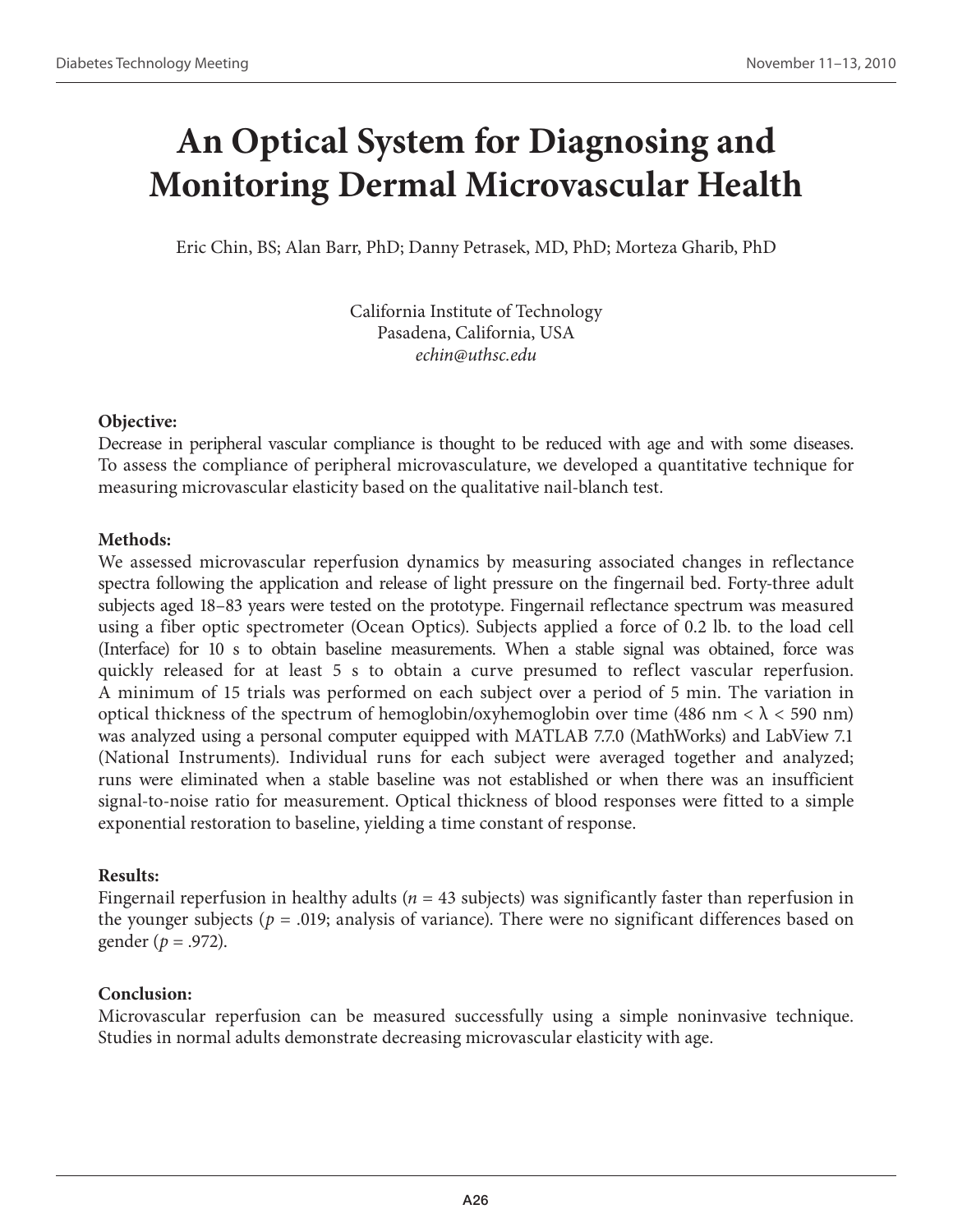# An Optical System for Diagnosing and Monitoring Dermal Microvascular Health

Eric Chin, BS; Alan Barr, PhD; Danny Petrasek, MD, PhD; Morteza Gharib, PhD

California Institute of Technology
Pasadena, California, USA
*echin@uthsc.edu*

**Objective:**

Decrease in peripheral vascular compliance is thought to be reduced with age and with some diseases. To assess the compliance of peripheral microvasculature, we developed a quantitative technique for measuring microvascular elasticity based on the qualitative nail-blanch test.

**Methods:**

We assessed microvascular reperfusion dynamics by measuring associated changes in reflectance spectra following the application and release of light pressure on the fingernail bed. Forty-three adult subjects aged 18–83 years were tested on the prototype. Fingernail reflectance spectrum was measured using a fiber optic spectrometer (Ocean Optics). Subjects applied a force of 0.2 lb. to the load cell (Interface) for 10 s to obtain baseline measurements. When a stable signal was obtained, force was quickly released for at least 5 s to obtain a curve presumed to reflect vascular reperfusion. A minimum of 15 trials was performed on each subject over a period of 5 min. The variation in optical thickness of the spectrum of hemoglobin/oxyhemoglobin over time (486 nm < $\lambda$ < 590 nm) was analyzed using a personal computer equipped with MATLAB 7.7.0 (MathWorks) and LabView 7.1 (National Instruments). Individual runs for each subject were averaged together and analyzed; runs were eliminated when a stable baseline was not established or when there was an insufficient signal-to-noise ratio for measurement. Optical thickness of blood responses were fitted to a simple exponential restoration to baseline, yielding a time constant of response.

**Results:**

Fingernail reperfusion in healthy adults ($n$ = 43 subjects) was significantly faster than reperfusion in the younger subjects ($p$ = .019; analysis of variance). There were no significant differences based on gender ($p$ = .972).

**Conclusion:**

Microvascular reperfusion can be measured successfully using a simple noninvasive technique. Studies in normal adults demonstrate decreasing microvascular elasticity with age.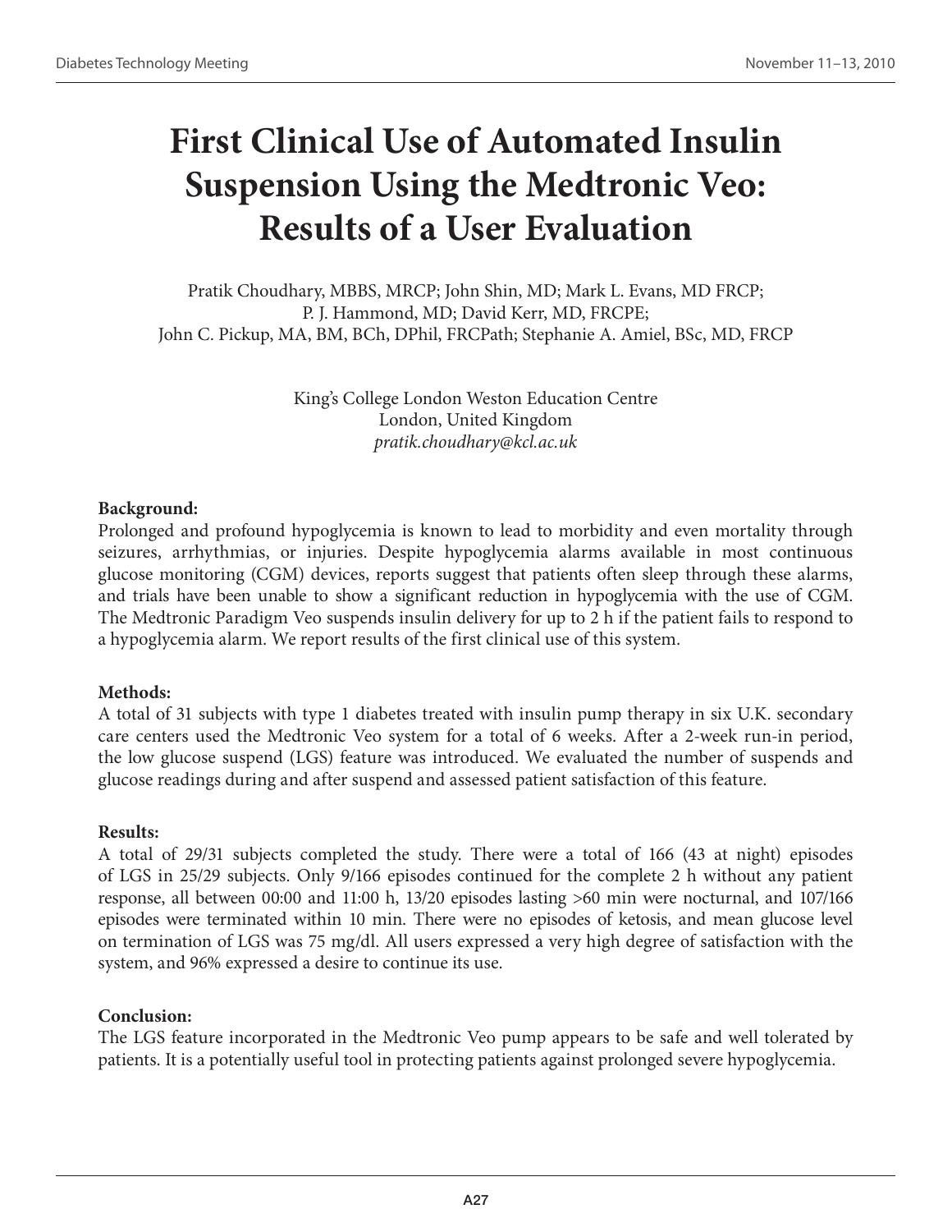# First Clinical Use of Automated Insulin Suspension Using the Medtronic Veo: Results of a User Evaluation

Pratik Choudhary, MBBS, MRCP; John Shin, MD; Mark L. Evans, MD FRCP; P. J. Hammond, MD; David Kerr, MD, FRCPE; John C. Pickup, MA, BM, BCh, DPhil, FRCPath; Stephanie A. Amiel, BSc, MD, FRCP

King's College London Weston Education Centre
London, United Kingdom
*pratik.choudhary@kcl.ac.uk*

**Background:**
Prolonged and profound hypoglycemia is known to lead to morbidity and even mortality through seizures, arrhythmias, or injuries. Despite hypoglycemia alarms available in most continuous glucose monitoring (CGM) devices, reports suggest that patients often sleep through these alarms, and trials have been unable to show a significant reduction in hypoglycemia with the use of CGM. The Medtronic Paradigm Veo suspends insulin delivery for up to 2 h if the patient fails to respond to a hypoglycemia alarm. We report results of the first clinical use of this system.

**Methods:**
A total of 31 subjects with type 1 diabetes treated with insulin pump therapy in six U.K. secondary care centers used the Medtronic Veo system for a total of 6 weeks. After a 2-week run-in period, the low glucose suspend (LGS) feature was introduced. We evaluated the number of suspends and glucose readings during and after suspend and assessed patient satisfaction of this feature.

**Results:**
A total of 29/31 subjects completed the study. There were a total of 166 (43 at night) episodes of LGS in 25/29 subjects. Only 9/166 episodes continued for the complete 2 h without any patient response, all between 00:00 and 11:00 h, 13/20 episodes lasting >60 min were nocturnal, and 107/166 episodes were terminated within 10 min. There were no episodes of ketosis, and mean glucose level on termination of LGS was 75 mg/dl. All users expressed a very high degree of satisfaction with the system, and 96% expressed a desire to continue its use.

**Conclusion:**
The LGS feature incorporated in the Medtronic Veo pump appears to be safe and well tolerated by patients. It is a potentially useful tool in protecting patients against prolonged severe hypoglycemia.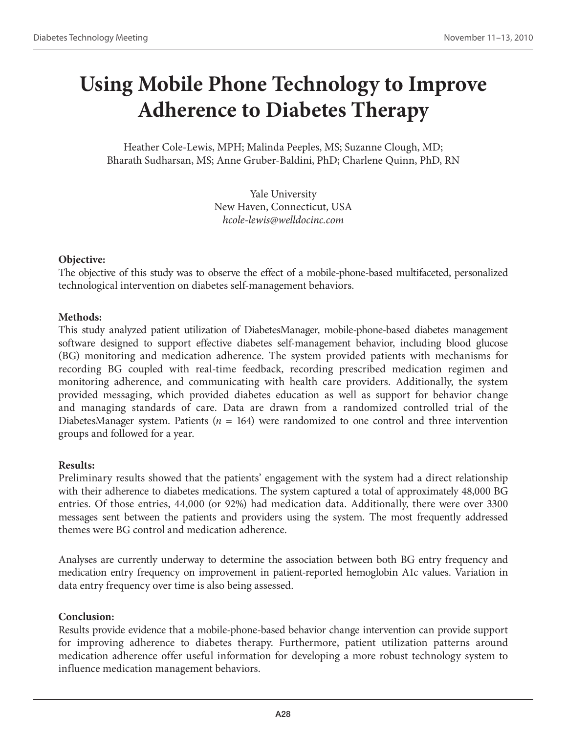# Using Mobile Phone Technology to Improve Adherence to Diabetes Therapy

Heather Cole-Lewis, MPH; Malinda Peeples, MS; Suzanne Clough, MD; Bharath Sudharsan, MS; Anne Gruber-Baldini, PhD; Charlene Quinn, PhD, RN

Yale University
New Haven, Connecticut, USA
*hcole-lewis@welldocinc.com*

**Objective:**
The objective of this study was to observe the effect of a mobile-phone-based multifaceted, personalized technological intervention on diabetes self-management behaviors.

**Methods:**
This study analyzed patient utilization of DiabetesManager, mobile-phone-based diabetes management software designed to support effective diabetes self-management behavior, including blood glucose (BG) monitoring and medication adherence. The system provided patients with mechanisms for recording BG coupled with real-time feedback, recording prescribed medication regimen and monitoring adherence, and communicating with health care providers. Additionally, the system provided messaging, which provided diabetes education as well as support for behavior change and managing standards of care. Data are drawn from a randomized controlled trial of the DiabetesManager system. Patients ($n$ = 164) were randomized to one control and three intervention groups and followed for a year.

**Results:**
Preliminary results showed that the patients' engagement with the system had a direct relationship with their adherence to diabetes medications. The system captured a total of approximately 48,000 BG entries. Of those entries, 44,000 (or 92%) had medication data. Additionally, there were over 3300 messages sent between the patients and providers using the system. The most frequently addressed themes were BG control and medication adherence.

Analyses are currently underway to determine the association between both BG entry frequency and medication entry frequency on improvement in patient-reported hemoglobin A1c values. Variation in data entry frequency over time is also being assessed.

**Conclusion:**
Results provide evidence that a mobile-phone-based behavior change intervention can provide support for improving adherence to diabetes therapy. Furthermore, patient utilization patterns around medication adherence offer useful information for developing a more robust technology system to influence medication management behaviors.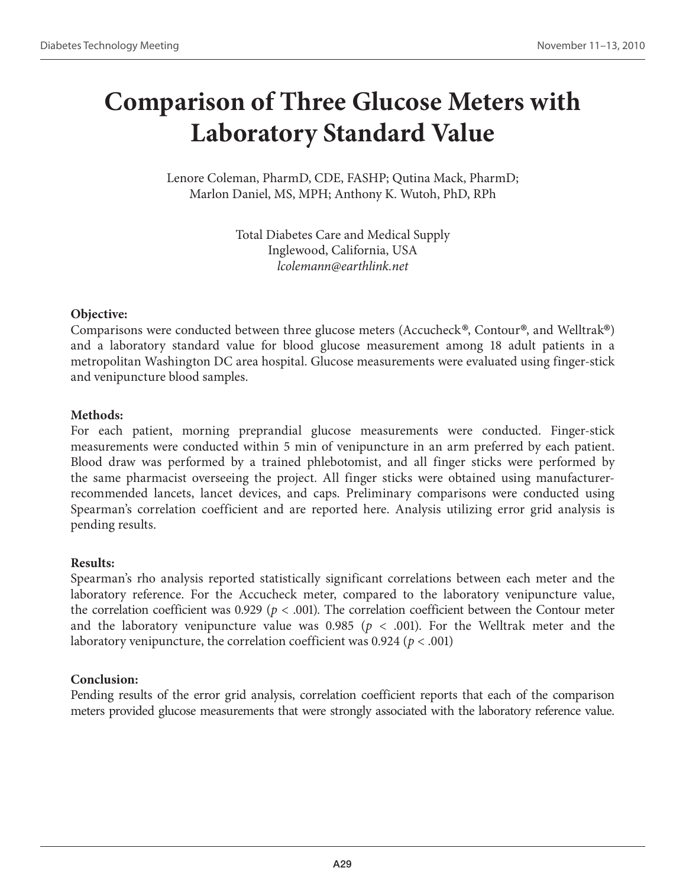# Comparison of Three Glucose Meters with Laboratory Standard Value

Lenore Coleman, PharmD, CDE, FASHP; Qutina Mack, PharmD; Marlon Daniel, MS, MPH; Anthony K. Wutoh, PhD, RPh

Total Diabetes Care and Medical Supply
Inglewood, California, USA
*lcolemann@earthlink.net*

**Objective:**
Comparisons were conducted between three glucose meters (Accucheck®, Contour®, and Welltrak®) and a laboratory standard value for blood glucose measurement among 18 adult patients in a metropolitan Washington DC area hospital. Glucose measurements were evaluated using finger-stick and venipuncture blood samples.

**Methods:**
For each patient, morning preprandial glucose measurements were conducted. Finger-stick measurements were conducted within 5 min of venipuncture in an arm preferred by each patient. Blood draw was performed by a trained phlebotomist, and all finger sticks were performed by the same pharmacist overseeing the project. All finger sticks were obtained using manufacturer-recommended lancets, lancet devices, and caps. Preliminary comparisons were conducted using Spearman's correlation coefficient and are reported here. Analysis utilizing error grid analysis is pending results.

**Results:**
Spearman's rho analysis reported statistically significant correlations between each meter and the laboratory reference. For the Accucheck meter, compared to the laboratory venipuncture value, the correlation coefficient was 0.929 ($p < .001$). The correlation coefficient between the Contour meter and the laboratory venipuncture value was 0.985 ($p < .001$). For the Welltrak meter and the laboratory venipuncture, the correlation coefficient was 0.924 ($p < .001$)

**Conclusion:**
Pending results of the error grid analysis, correlation coefficient reports that each of the comparison meters provided glucose measurements that were strongly associated with the laboratory reference value.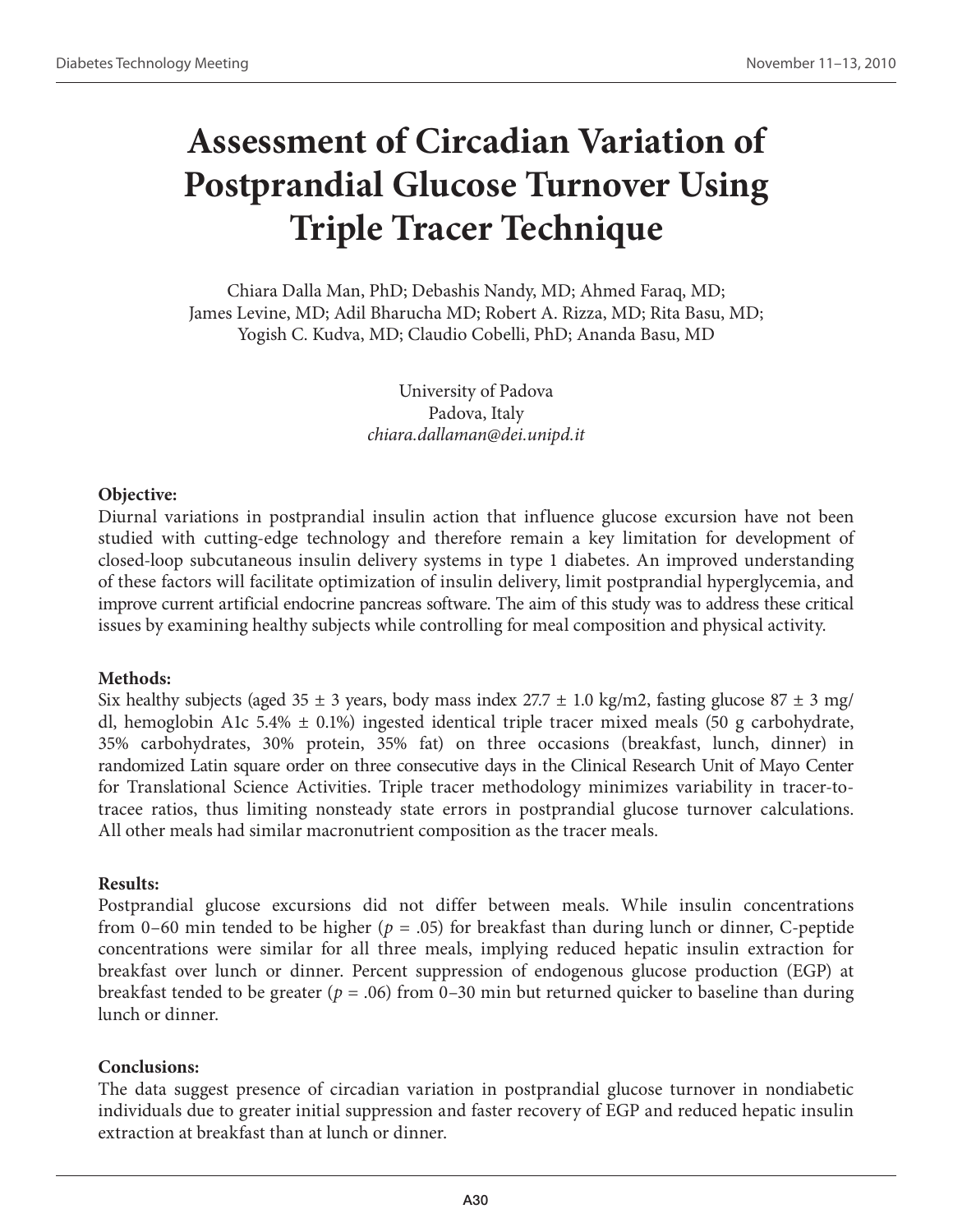# Assessment of Circadian Variation of Postprandial Glucose Turnover Using Triple Tracer Technique

Chiara Dalla Man, PhD; Debashis Nandy, MD; Ahmed Faraq, MD; James Levine, MD; Adil Bharucha MD; Robert A. Rizza, MD; Rita Basu, MD; Yogish C. Kudva, MD; Claudio Cobelli, PhD; Ananda Basu, MD

University of Padova
Padova, Italy
*chiara.dallaman@dei.unipd.it*

**Objective:**
Diurnal variations in postprandial insulin action that influence glucose excursion have not been studied with cutting-edge technology and therefore remain a key limitation for development of closed-loop subcutaneous insulin delivery systems in type 1 diabetes. An improved understanding of these factors will facilitate optimization of insulin delivery, limit postprandial hyperglycemia, and improve current artificial endocrine pancreas software. The aim of this study was to address these critical issues by examining healthy subjects while controlling for meal composition and physical activity.

**Methods:**
Six healthy subjects (aged 35 ± 3 years, body mass index 27.7 ± 1.0 kg/m2, fasting glucose 87 ± 3 mg/dl, hemoglobin A1c 5.4% ± 0.1%) ingested identical triple tracer mixed meals (50 g carbohydrate, 35% carbohydrates, 30% protein, 35% fat) on three occasions (breakfast, lunch, dinner) in randomized Latin square order on three consecutive days in the Clinical Research Unit of Mayo Center for Translational Science Activities. Triple tracer methodology minimizes variability in tracer-to-tracee ratios, thus limiting nonsteady state errors in postprandial glucose turnover calculations. All other meals had similar macronutrient composition as the tracer meals.

**Results:**
Postprandial glucose excursions did not differ between meals. While insulin concentrations from 0–60 min tended to be higher ($p = .05$) for breakfast than during lunch or dinner, C-peptide concentrations were similar for all three meals, implying reduced hepatic insulin extraction for breakfast over lunch or dinner. Percent suppression of endogenous glucose production (EGP) at breakfast tended to be greater ($p = .06$) from 0–30 min but returned quicker to baseline than during lunch or dinner.

**Conclusions:**
The data suggest presence of circadian variation in postprandial glucose turnover in nondiabetic individuals due to greater initial suppression and faster recovery of EGP and reduced hepatic insulin extraction at breakfast than at lunch or dinner.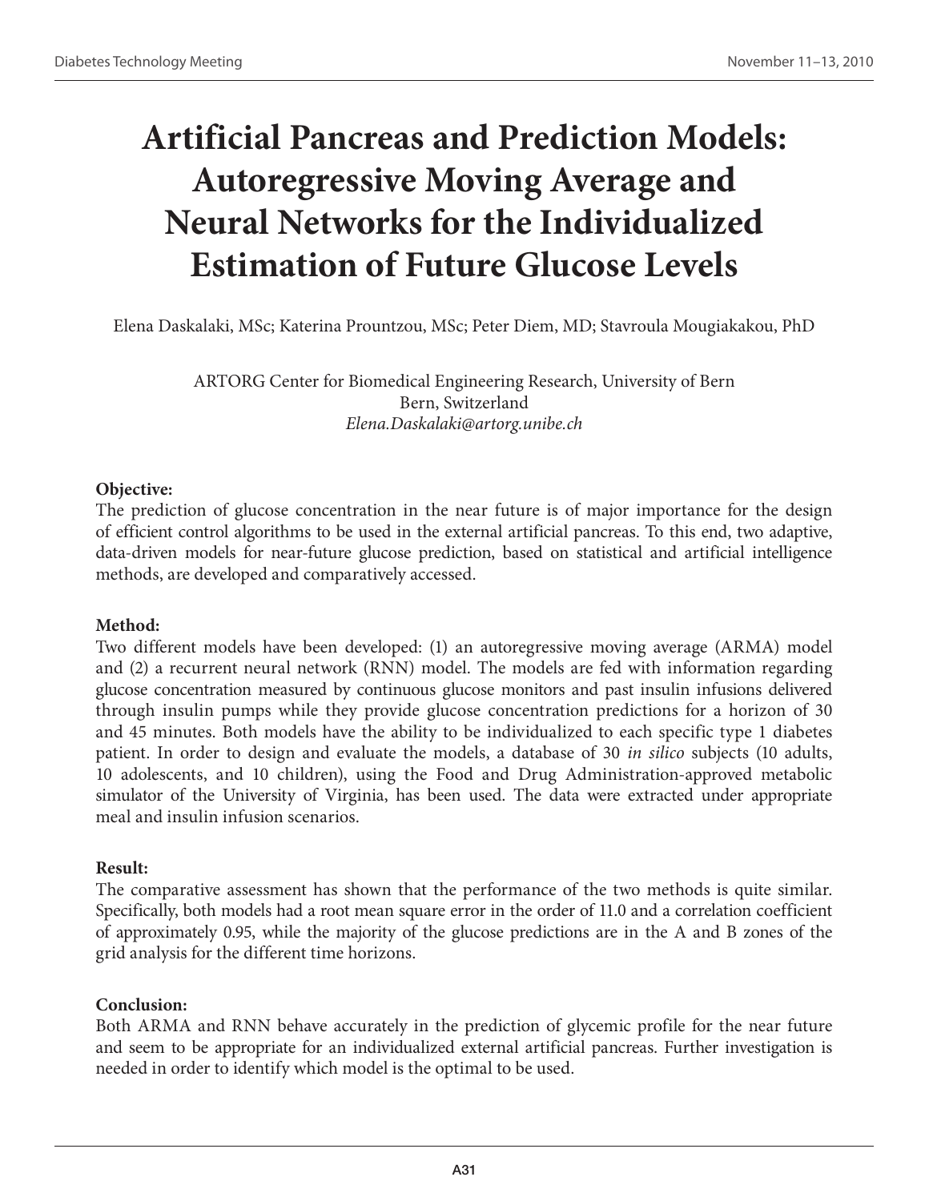# Artificial Pancreas and Prediction Models: Autoregressive Moving Average and Neural Networks for the Individualized Estimation of Future Glucose Levels

Elena Daskalaki, MSc; Katerina Prountzou, MSc; Peter Diem, MD; Stavroula Mougiakakou, PhD

ARTORG Center for Biomedical Engineering Research, University of Bern
Bern, Switzerland
*Elena.Daskalaki@artorg.unibe.ch*

**Objective:**
The prediction of glucose concentration in the near future is of major importance for the design of efficient control algorithms to be used in the external artificial pancreas. To this end, two adaptive, data-driven models for near-future glucose prediction, based on statistical and artificial intelligence methods, are developed and comparatively accessed.

**Method:**
Two different models have been developed: (1) an autoregressive moving average (ARMA) model and (2) a recurrent neural network (RNN) model. The models are fed with information regarding glucose concentration measured by continuous glucose monitors and past insulin infusions delivered through insulin pumps while they provide glucose concentration predictions for a horizon of 30 and 45 minutes. Both models have the ability to be individualized to each specific type 1 diabetes patient. In order to design and evaluate the models, a database of 30 *in silico* subjects (10 adults, 10 adolescents, and 10 children), using the Food and Drug Administration-approved metabolic simulator of the University of Virginia, has been used. The data were extracted under appropriate meal and insulin infusion scenarios.

**Result:**
The comparative assessment has shown that the performance of the two methods is quite similar. Specifically, both models had a root mean square error in the order of 11.0 and a correlation coefficient of approximately 0.95, while the majority of the glucose predictions are in the A and B zones of the grid analysis for the different time horizons.

**Conclusion:**
Both ARMA and RNN behave accurately in the prediction of glycemic profile for the near future and seem to be appropriate for an individualized external artificial pancreas. Further investigation is needed in order to identify which model is the optimal to be used.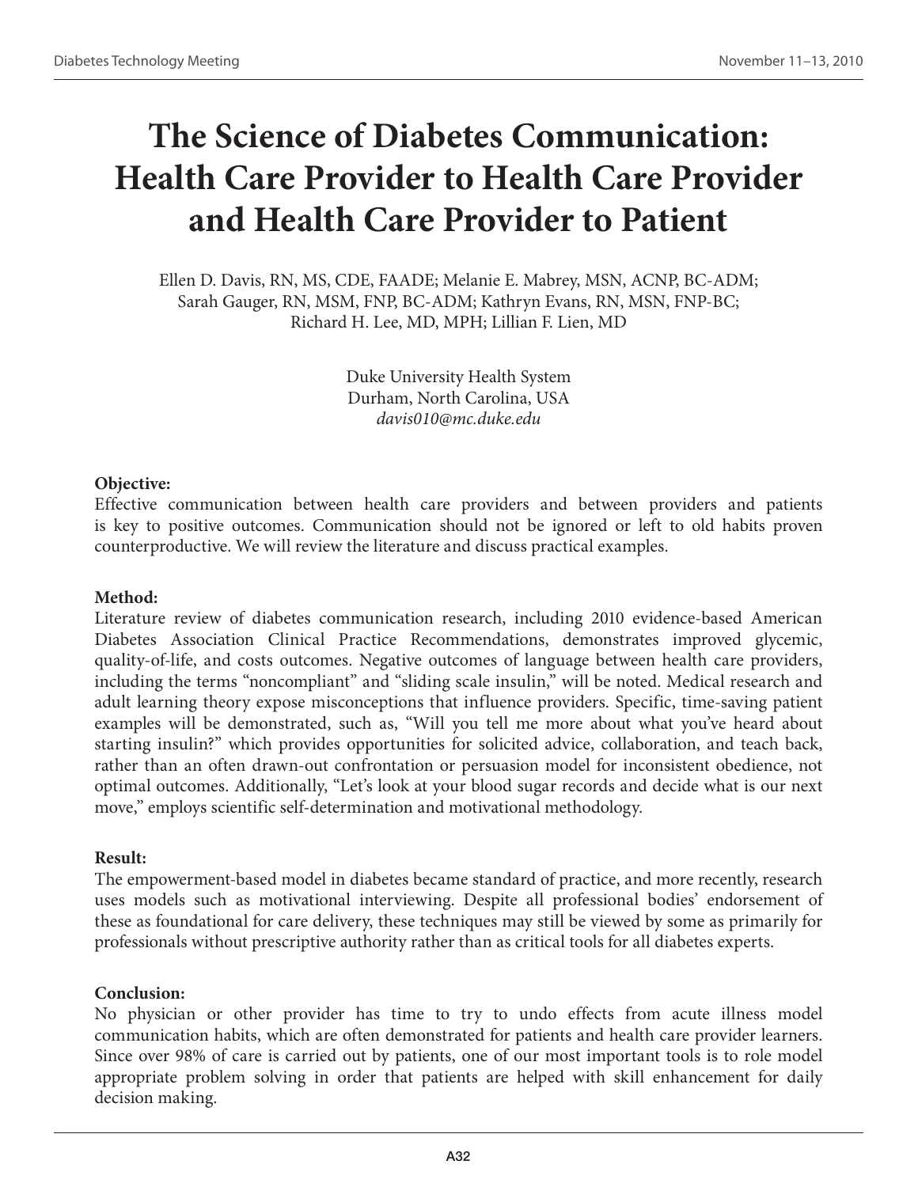# The Science of Diabetes Communication: Health Care Provider to Health Care Provider and Health Care Provider to Patient

Ellen D. Davis, RN, MS, CDE, FAADE; Melanie E. Mabrey, MSN, ACNP, BC-ADM; Sarah Gauger, RN, MSM, FNP, BC-ADM; Kathryn Evans, RN, MSN, FNP-BC; Richard H. Lee, MD, MPH; Lillian F. Lien, MD

Duke University Health System
Durham, North Carolina, USA
*davis010@mc.duke.edu*

**Objective:**
Effective communication between health care providers and between providers and patients is key to positive outcomes. Communication should not be ignored or left to old habits proven counterproductive. We will review the literature and discuss practical examples.

**Method:**
Literature review of diabetes communication research, including 2010 evidence-based American Diabetes Association Clinical Practice Recommendations, demonstrates improved glycemic, quality-of-life, and costs outcomes. Negative outcomes of language between health care providers, including the terms "noncompliant" and "sliding scale insulin," will be noted. Medical research and adult learning theory expose misconceptions that influence providers. Specific, time-saving patient examples will be demonstrated, such as, "Will you tell me more about what you've heard about starting insulin?" which provides opportunities for solicited advice, collaboration, and teach back, rather than an often drawn-out confrontation or persuasion model for inconsistent obedience, not optimal outcomes. Additionally, "Let's look at your blood sugar records and decide what is our next move," employs scientific self-determination and motivational methodology.

**Result:**
The empowerment-based model in diabetes became standard of practice, and more recently, research uses models such as motivational interviewing. Despite all professional bodies' endorsement of these as foundational for care delivery, these techniques may still be viewed by some as primarily for professionals without prescriptive authority rather than as critical tools for all diabetes experts.

**Conclusion:**
No physician or other provider has time to try to undo effects from acute illness model communication habits, which are often demonstrated for patients and health care provider learners. Since over 98% of care is carried out by patients, one of our most important tools is to role model appropriate problem solving in order that patients are helped with skill enhancement for daily decision making.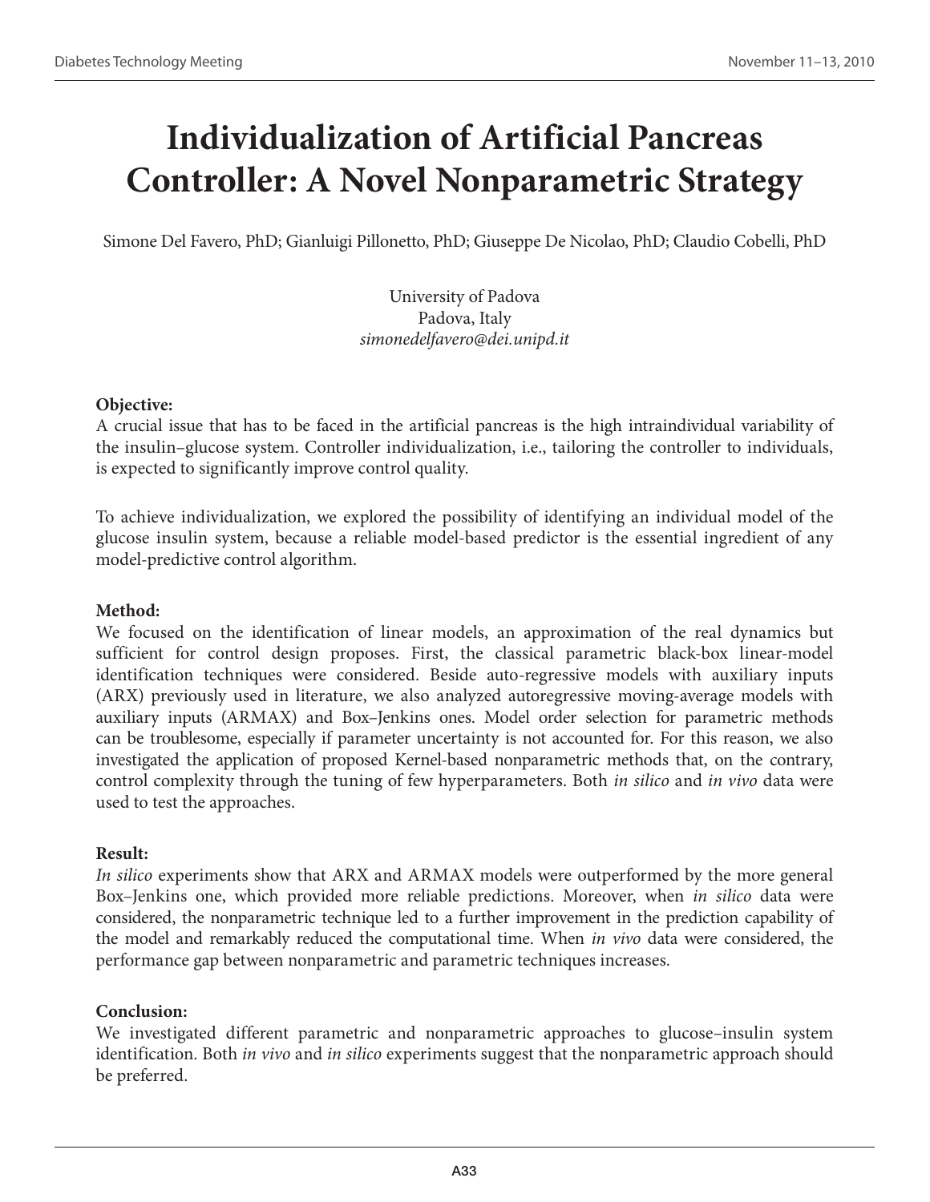# Individualization of Artificial Pancreas Controller: A Novel Nonparametric Strategy

Simone Del Favero, PhD; Gianluigi Pillonetto, PhD; Giuseppe De Nicolao, PhD; Claudio Cobelli, PhD

University of Padova
Padova, Italy
*simonedelfavero@dei.unipd.it*

**Objective:**
A crucial issue that has to be faced in the artificial pancreas is the high intraindividual variability of the insulin–glucose system. Controller individualization, i.e., tailoring the controller to individuals, is expected to significantly improve control quality.

To achieve individualization, we explored the possibility of identifying an individual model of the glucose insulin system, because a reliable model-based predictor is the essential ingredient of any model-predictive control algorithm.

**Method:**
We focused on the identification of linear models, an approximation of the real dynamics but sufficient for control design proposes. First, the classical parametric black-box linear-model identification techniques were considered. Beside auto-regressive models with auxiliary inputs (ARX) previously used in literature, we also analyzed autoregressive moving-average models with auxiliary inputs (ARMAX) and Box–Jenkins ones. Model order selection for parametric methods can be troublesome, especially if parameter uncertainty is not accounted for. For this reason, we also investigated the application of proposed Kernel-based nonparametric methods that, on the contrary, control complexity through the tuning of few hyperparameters. Both *in silico* and *in vivo* data were used to test the approaches.

**Result:**
*In silico* experiments show that ARX and ARMAX models were outperformed by the more general Box–Jenkins one, which provided more reliable predictions. Moreover, when *in silico* data were considered, the nonparametric technique led to a further improvement in the prediction capability of the model and remarkably reduced the computational time. When *in vivo* data were considered, the performance gap between nonparametric and parametric techniques increases.

**Conclusion:**
We investigated different parametric and nonparametric approaches to glucose–insulin system identification. Both *in vivo* and *in silico* experiments suggest that the nonparametric approach should be preferred.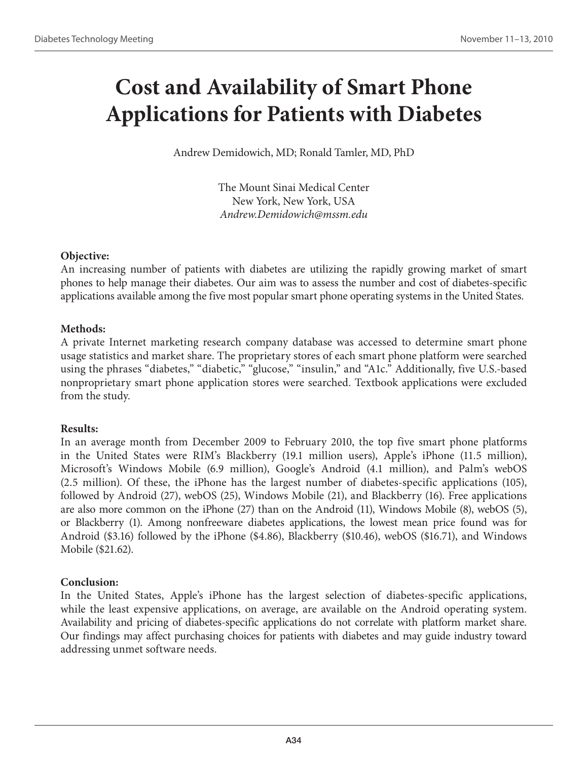# Cost and Availability of Smart Phone Applications for Patients with Diabetes

Andrew Demidowich, MD; Ronald Tamler, MD, PhD

The Mount Sinai Medical Center  
New York, New York, USA  
*Andrew.Demidowich@mssm.edu*

**Objective:**  
An increasing number of patients with diabetes are utilizing the rapidly growing market of smart phones to help manage their diabetes. Our aim was to assess the number and cost of diabetes-specific applications available among the five most popular smart phone operating systems in the United States.

**Methods:**  
A private Internet marketing research company database was accessed to determine smart phone usage statistics and market share. The proprietary stores of each smart phone platform were searched using the phrases "diabetes," "diabetic," "glucose," "insulin," and "A1c." Additionally, five U.S.-based nonproprietary smart phone application stores were searched. Textbook applications were excluded from the study.

**Results:**  
In an average month from December 2009 to February 2010, the top five smart phone platforms in the United States were RIM's Blackberry (19.1 million users), Apple's iPhone (11.5 million), Microsoft's Windows Mobile (6.9 million), Google's Android (4.1 million), and Palm's webOS (2.5 million). Of these, the iPhone has the largest number of diabetes-specific applications (105), followed by Android (27), webOS (25), Windows Mobile (21), and Blackberry (16). Free applications are also more common on the iPhone (27) than on the Android (11), Windows Mobile (8), webOS (5), or Blackberry (1). Among nonfreeware diabetes applications, the lowest mean price found was for Android ($3.16) followed by the iPhone ($4.86), Blackberry ($10.46), webOS ($16.71), and Windows Mobile ($21.62).

**Conclusion:**  
In the United States, Apple's iPhone has the largest selection of diabetes-specific applications, while the least expensive applications, on average, are available on the Android operating system. Availability and pricing of diabetes-specific applications do not correlate with platform market share. Our findings may affect purchasing choices for patients with diabetes and may guide industry toward addressing unmet software needs.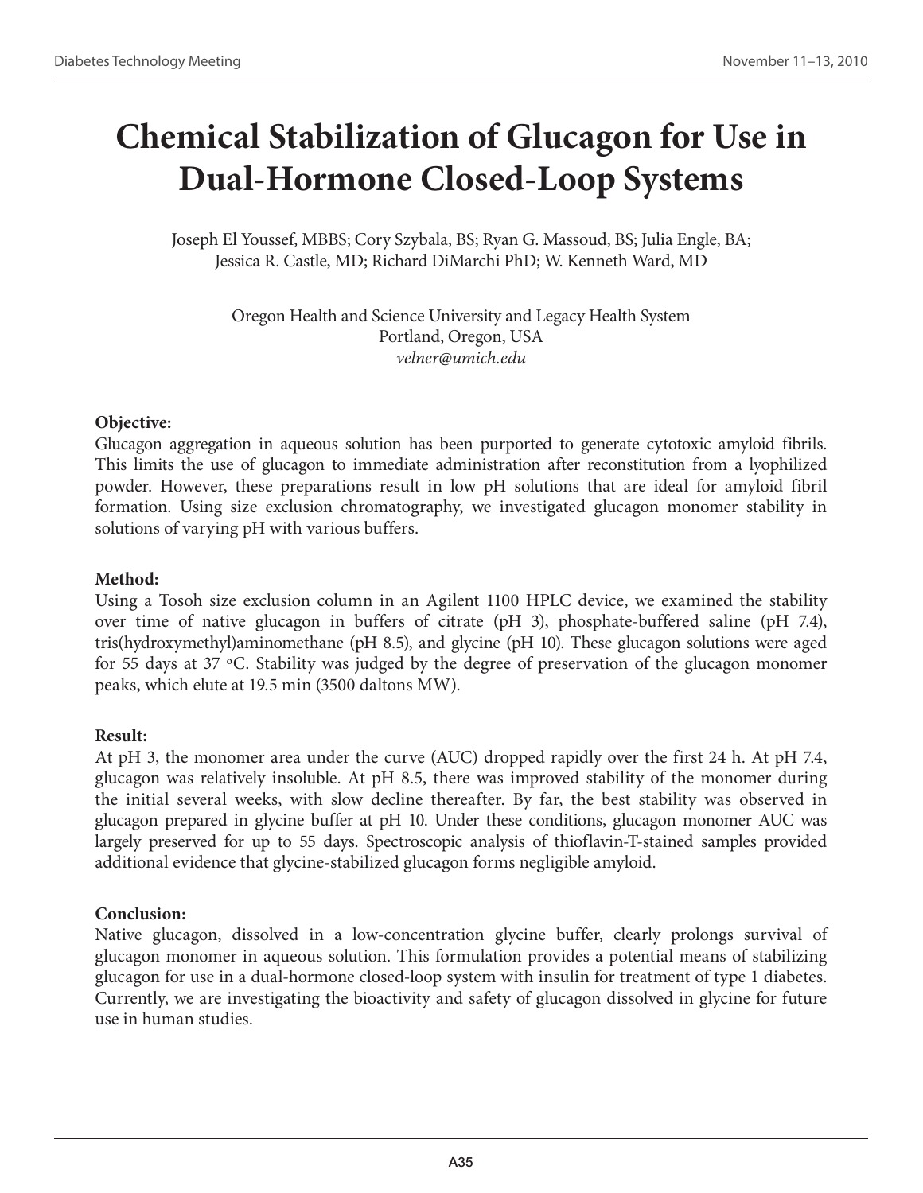# Chemical Stabilization of Glucagon for Use in Dual-Hormone Closed-Loop Systems

Joseph El Youssef, MBBS; Cory Szybala, BS; Ryan G. Massoud, BS; Julia Engle, BA; Jessica R. Castle, MD; Richard DiMarchi PhD; W. Kenneth Ward, MD

Oregon Health and Science University and Legacy Health System
Portland, Oregon, USA
*velner@umich.edu*

**Objective:**
Glucagon aggregation in aqueous solution has been purported to generate cytotoxic amyloid fibrils. This limits the use of glucagon to immediate administration after reconstitution from a lyophilized powder. However, these preparations result in low pH solutions that are ideal for amyloid fibril formation. Using size exclusion chromatography, we investigated glucagon monomer stability in solutions of varying pH with various buffers.

**Method:**
Using a Tosoh size exclusion column in an Agilent 1100 HPLC device, we examined the stability over time of native glucagon in buffers of citrate (pH 3), phosphate-buffered saline (pH 7.4), tris(hydroxymethyl)aminomethane (pH 8.5), and glycine (pH 10). These glucagon solutions were aged for 55 days at 37 °C. Stability was judged by the degree of preservation of the glucagon monomer peaks, which elute at 19.5 min (3500 daltons MW).

**Result:**
At pH 3, the monomer area under the curve (AUC) dropped rapidly over the first 24 h. At pH 7.4, glucagon was relatively insoluble. At pH 8.5, there was improved stability of the monomer during the initial several weeks, with slow decline thereafter. By far, the best stability was observed in glucagon prepared in glycine buffer at pH 10. Under these conditions, glucagon monomer AUC was largely preserved for up to 55 days. Spectroscopic analysis of thioflavin-T-stained samples provided additional evidence that glycine-stabilized glucagon forms negligible amyloid.

**Conclusion:**
Native glucagon, dissolved in a low-concentration glycine buffer, clearly prolongs survival of glucagon monomer in aqueous solution. This formulation provides a potential means of stabilizing glucagon for use in a dual-hormone closed-loop system with insulin for treatment of type 1 diabetes. Currently, we are investigating the bioactivity and safety of glucagon dissolved in glycine for future use in human studies.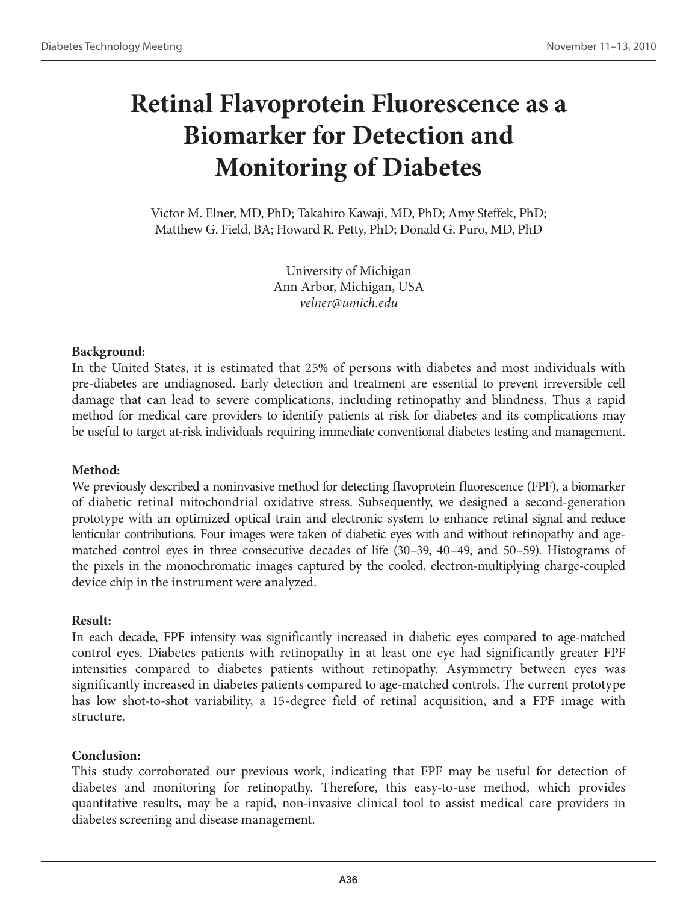# Retinal Flavoprotein Fluorescence as a Biomarker for Detection and Monitoring of Diabetes

Victor M. Elner, MD, PhD; Takahiro Kawaji, MD, PhD; Amy Steffek, PhD; Matthew G. Field, BA; Howard R. Petty, PhD; Donald G. Puro, MD, PhD

University of Michigan
Ann Arbor, Michigan, USA
*velner@umich.edu*

**Background:**
In the United States, it is estimated that 25% of persons with diabetes and most individuals with pre-diabetes are undiagnosed. Early detection and treatment are essential to prevent irreversible cell damage that can lead to severe complications, including retinopathy and blindness. Thus a rapid method for medical care providers to identify patients at risk for diabetes and its complications may be useful to target at-risk individuals requiring immediate conventional diabetes testing and management.

**Method:**
We previously described a noninvasive method for detecting flavoprotein fluorescence (FPF), a biomarker of diabetic retinal mitochondrial oxidative stress. Subsequently, we designed a second-generation prototype with an optimized optical train and electronic system to enhance retinal signal and reduce lenticular contributions. Four images were taken of diabetic eyes with and without retinopathy and age-matched control eyes in three consecutive decades of life (30–39, 40–49, and 50–59). Histograms of the pixels in the monochromatic images captured by the cooled, electron-multiplying charge-coupled device chip in the instrument were analyzed.

**Result:**
In each decade, FPF intensity was significantly increased in diabetic eyes compared to age-matched control eyes. Diabetes patients with retinopathy in at least one eye had significantly greater FPF intensities compared to diabetes patients without retinopathy. Asymmetry between eyes was significantly increased in diabetes patients compared to age-matched controls. The current prototype has low shot-to-shot variability, a 15-degree field of retinal acquisition, and a FPF image with structure.

**Conclusion:**
This study corroborated our previous work, indicating that FPF may be useful for detection of diabetes and monitoring for retinopathy. Therefore, this easy-to-use method, which provides quantitative results, may be a rapid, non-invasive clinical tool to assist medical care providers in diabetes screening and disease management.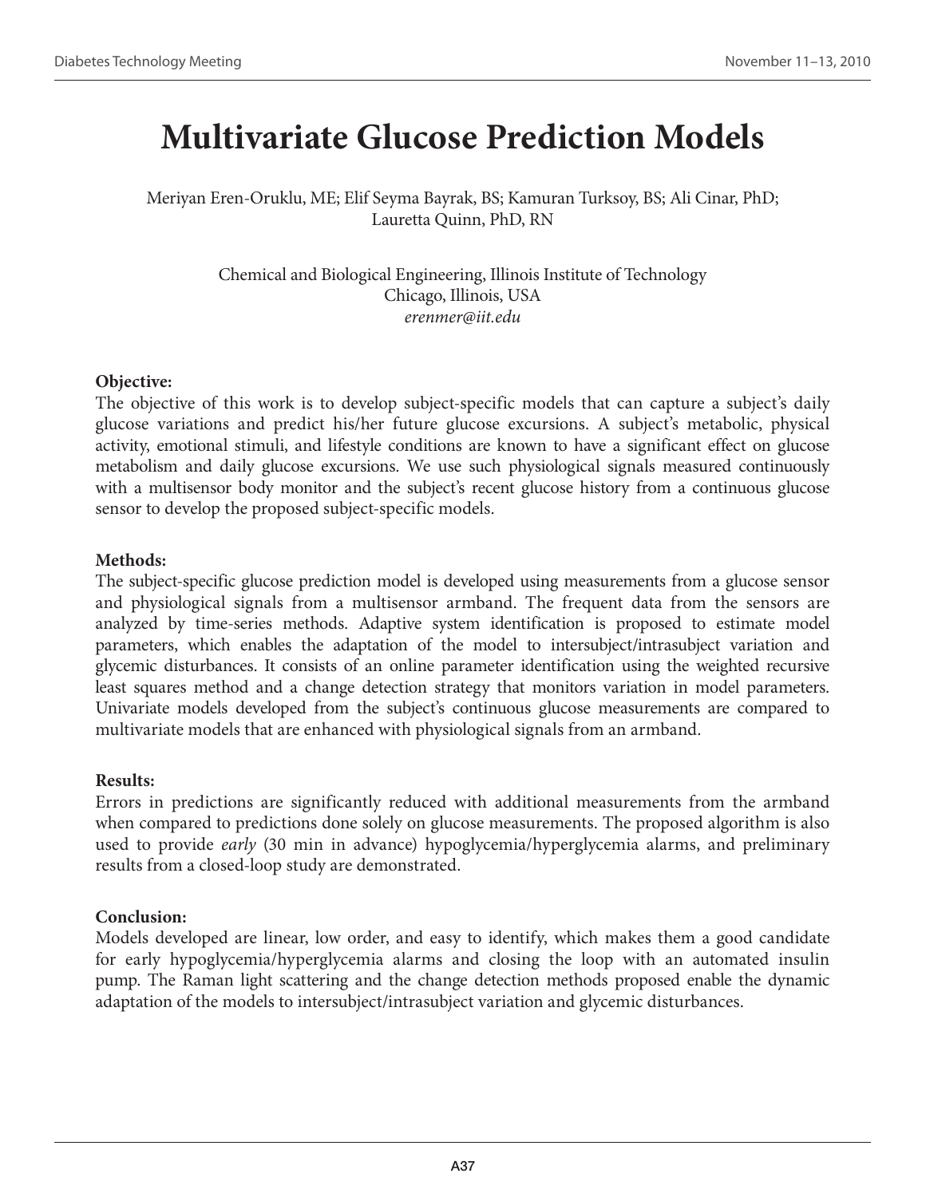# Multivariate Glucose Prediction Models

Meriyan Eren-Oruklu, ME; Elif Seyma Bayrak, BS; Kamuran Turksoy, BS; Ali Cinar, PhD; Lauretta Quinn, PhD, RN

Chemical and Biological Engineering, Illinois Institute of Technology
Chicago, Illinois, USA
*erenmer@iit.edu*

**Objective:**
The objective of this work is to develop subject-specific models that can capture a subject's daily glucose variations and predict his/her future glucose excursions. A subject's metabolic, physical activity, emotional stimuli, and lifestyle conditions are known to have a significant effect on glucose metabolism and daily glucose excursions. We use such physiological signals measured continuously with a multisensor body monitor and the subject's recent glucose history from a continuous glucose sensor to develop the proposed subject-specific models.

**Methods:**
The subject-specific glucose prediction model is developed using measurements from a glucose sensor and physiological signals from a multisensor armband. The frequent data from the sensors are analyzed by time-series methods. Adaptive system identification is proposed to estimate model parameters, which enables the adaptation of the model to intersubject/intrasubject variation and glycemic disturbances. It consists of an online parameter identification using the weighted recursive least squares method and a change detection strategy that monitors variation in model parameters. Univariate models developed from the subject's continuous glucose measurements are compared to multivariate models that are enhanced with physiological signals from an armband.

**Results:**
Errors in predictions are significantly reduced with additional measurements from the armband when compared to predictions done solely on glucose measurements. The proposed algorithm is also used to provide *early* (30 min in advance) hypoglycemia/hyperglycemia alarms, and preliminary results from a closed-loop study are demonstrated.

**Conclusion:**
Models developed are linear, low order, and easy to identify, which makes them a good candidate for early hypoglycemia/hyperglycemia alarms and closing the loop with an automated insulin pump. The Raman light scattering and the change detection methods proposed enable the dynamic adaptation of the models to intersubject/intrasubject variation and glycemic disturbances.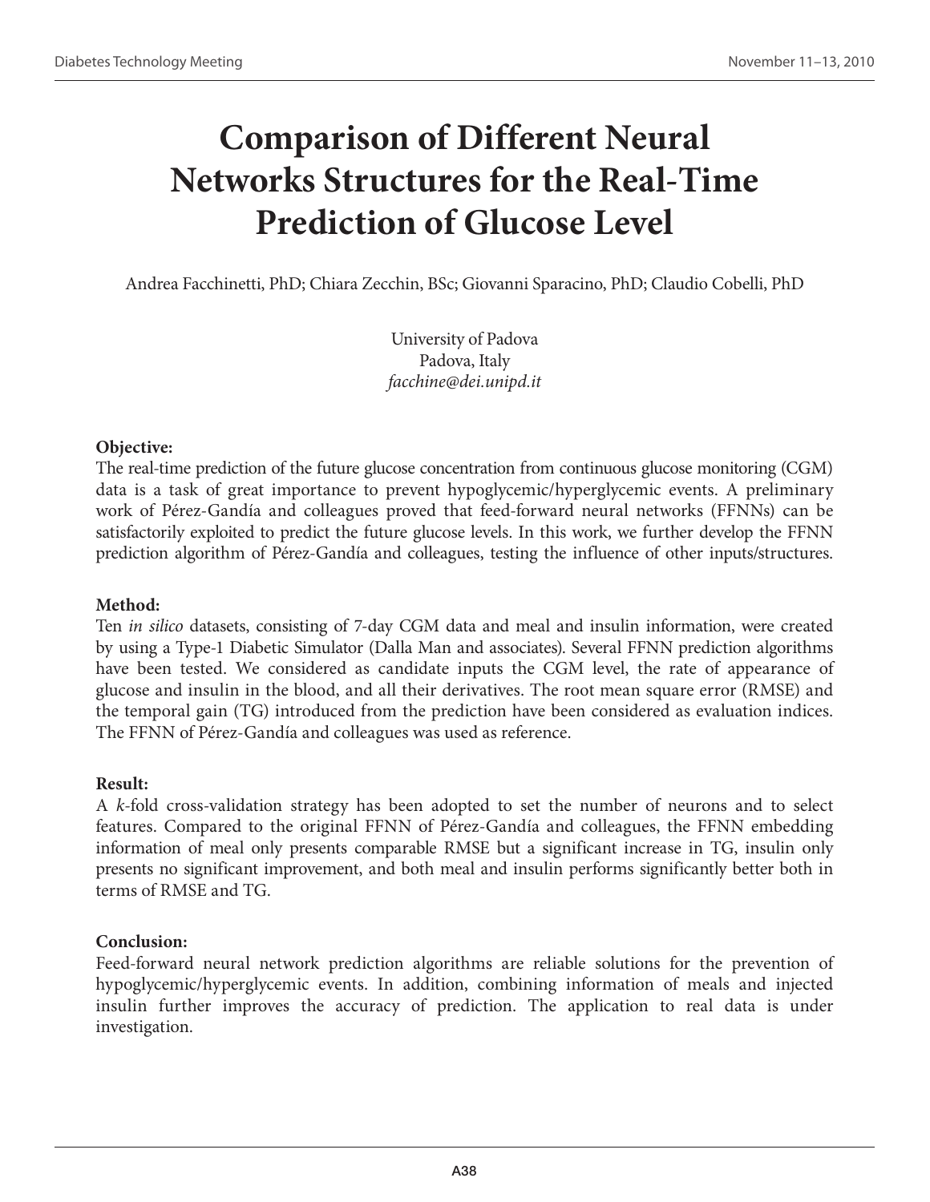# Comparison of Different Neural Networks Structures for the Real-Time Prediction of Glucose Level

Andrea Facchinetti, PhD; Chiara Zecchin, BSc; Giovanni Sparacino, PhD; Claudio Cobelli, PhD

University of Padova
Padova, Italy
*facchine@dei.unipd.it*

**Objective:**
The real-time prediction of the future glucose concentration from continuous glucose monitoring (CGM) data is a task of great importance to prevent hypoglycemic/hyperglycemic events. A preliminary work of Pérez-Gandía and colleagues proved that feed-forward neural networks (FFNNs) can be satisfactorily exploited to predict the future glucose levels. In this work, we further develop the FFNN prediction algorithm of Pérez-Gandía and colleagues, testing the influence of other inputs/structures.

**Method:**
Ten *in silico* datasets, consisting of 7-day CGM data and meal and insulin information, were created by using a Type-1 Diabetic Simulator (Dalla Man and associates). Several FFNN prediction algorithms have been tested. We considered as candidate inputs the CGM level, the rate of appearance of glucose and insulin in the blood, and all their derivatives. The root mean square error (RMSE) and the temporal gain (TG) introduced from the prediction have been considered as evaluation indices. The FFNN of Pérez-Gandía and colleagues was used as reference.

**Result:**
A *k*-fold cross-validation strategy has been adopted to set the number of neurons and to select features. Compared to the original FFNN of Pérez-Gandía and colleagues, the FFNN embedding information of meal only presents comparable RMSE but a significant increase in TG, insulin only presents no significant improvement, and both meal and insulin performs significantly better both in terms of RMSE and TG.

**Conclusion:**
Feed-forward neural network prediction algorithms are reliable solutions for the prevention of hypoglycemic/hyperglycemic events. In addition, combining information of meals and injected insulin further improves the accuracy of prediction. The application to real data is under investigation.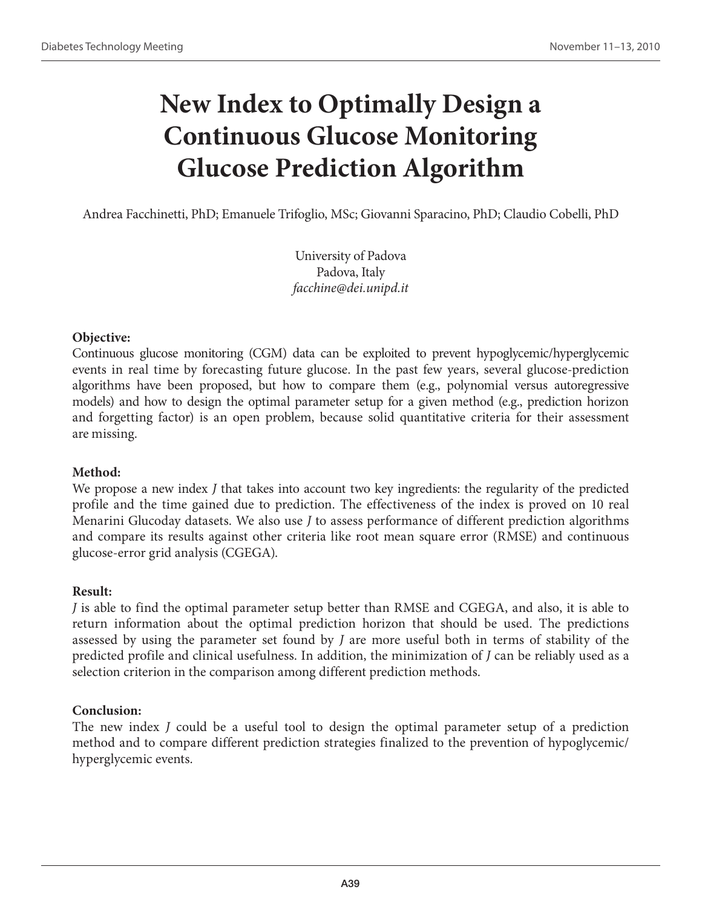# New Index to Optimally Design a Continuous Glucose Monitoring Glucose Prediction Algorithm

Andrea Facchinetti, PhD; Emanuele Trifoglio, MSc; Giovanni Sparacino, PhD; Claudio Cobelli, PhD

University of Padova
Padova, Italy
*facchine@dei.unipd.it*

**Objective:**
Continuous glucose monitoring (CGM) data can be exploited to prevent hypoglycemic/hyperglycemic events in real time by forecasting future glucose. In the past few years, several glucose-prediction algorithms have been proposed, but how to compare them (e.g., polynomial versus autoregressive models) and how to design the optimal parameter setup for a given method (e.g., prediction horizon and forgetting factor) is an open problem, because solid quantitative criteria for their assessment are missing.

**Method:**
We propose a new index *J* that takes into account two key ingredients: the regularity of the predicted profile and the time gained due to prediction. The effectiveness of the index is proved on 10 real Menarini Glucoday datasets. We also use *J* to assess performance of different prediction algorithms and compare its results against other criteria like root mean square error (RMSE) and continuous glucose-error grid analysis (CGEGA).

**Result:**
*J* is able to find the optimal parameter setup better than RMSE and CGEGA, and also, it is able to return information about the optimal prediction horizon that should be used. The predictions assessed by using the parameter set found by *J* are more useful both in terms of stability of the predicted profile and clinical usefulness. In addition, the minimization of *J* can be reliably used as a selection criterion in the comparison among different prediction methods.

**Conclusion:**
The new index *J* could be a useful tool to design the optimal parameter setup of a prediction method and to compare different prediction strategies finalized to the prevention of hypoglycemic/hyperglycemic events.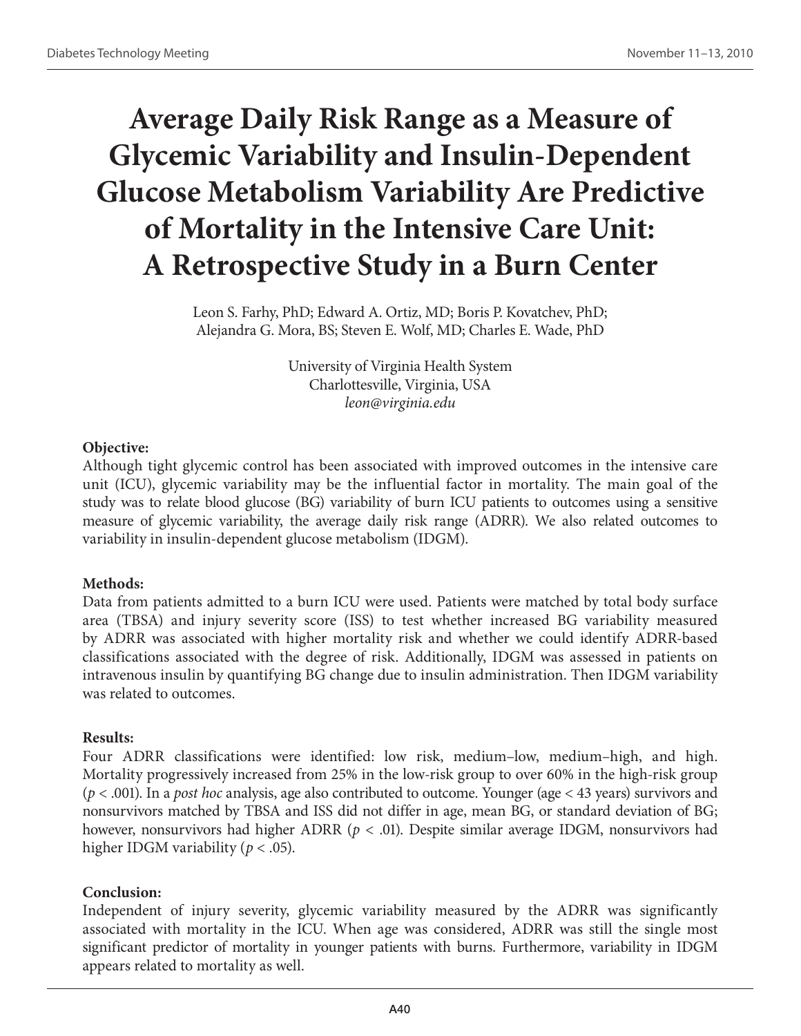# Average Daily Risk Range as a Measure of Glycemic Variability and Insulin-Dependent Glucose Metabolism Variability Are Predictive of Mortality in the Intensive Care Unit: A Retrospective Study in a Burn Center

Leon S. Farhy, PhD; Edward A. Ortiz, MD; Boris P. Kovatchev, PhD; Alejandra G. Mora, BS; Steven E. Wolf, MD; Charles E. Wade, PhD

University of Virginia Health System
Charlottesville, Virginia, USA
*leon@virginia.edu*

**Objective:**

Although tight glycemic control has been associated with improved outcomes in the intensive care unit (ICU), glycemic variability may be the influential factor in mortality. The main goal of the study was to relate blood glucose (BG) variability of burn ICU patients to outcomes using a sensitive measure of glycemic variability, the average daily risk range (ADRR). We also related outcomes to variability in insulin-dependent glucose metabolism (IDGM).

**Methods:**

Data from patients admitted to a burn ICU were used. Patients were matched by total body surface area (TBSA) and injury severity score (ISS) to test whether increased BG variability measured by ADRR was associated with higher mortality risk and whether we could identify ADRR-based classifications associated with the degree of risk. Additionally, IDGM was assessed in patients on intravenous insulin by quantifying BG change due to insulin administration. Then IDGM variability was related to outcomes.

**Results:**

Four ADRR classifications were identified: low risk, medium–low, medium–high, and high. Mortality progressively increased from 25% in the low-risk group to over 60% in the high-risk group ($p < .001$). In a *post hoc* analysis, age also contributed to outcome. Younger (age < 43 years) survivors and nonsurvivors matched by TBSA and ISS did not differ in age, mean BG, or standard deviation of BG; however, nonsurvivors had higher ADRR ($p < .01$). Despite similar average IDGM, nonsurvivors had higher IDGM variability ($p < .05$).

**Conclusion:**

Independent of injury severity, glycemic variability measured by the ADRR was significantly associated with mortality in the ICU. When age was considered, ADRR was still the single most significant predictor of mortality in younger patients with burns. Furthermore, variability in IDGM appears related to mortality as well.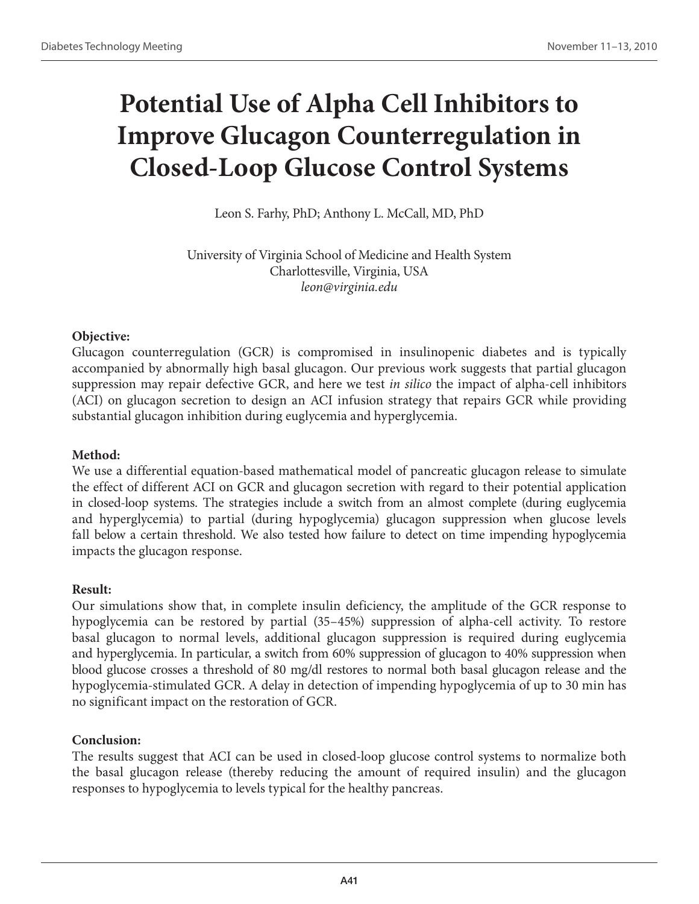# Potential Use of Alpha Cell Inhibitors to Improve Glucagon Counterregulation in Closed-Loop Glucose Control Systems

Leon S. Farhy, PhD; Anthony L. McCall, MD, PhD

University of Virginia School of Medicine and Health System
Charlottesville, Virginia, USA
*leon@virginia.edu*

**Objective:**
Glucagon counterregulation (GCR) is compromised in insulinopenic diabetes and is typically accompanied by abnormally high basal glucagon. Our previous work suggests that partial glucagon suppression may repair defective GCR, and here we test *in silico* the impact of alpha-cell inhibitors (ACI) on glucagon secretion to design an ACI infusion strategy that repairs GCR while providing substantial glucagon inhibition during euglycemia and hyperglycemia.

**Method:**
We use a differential equation-based mathematical model of pancreatic glucagon release to simulate the effect of different ACI on GCR and glucagon secretion with regard to their potential application in closed-loop systems. The strategies include a switch from an almost complete (during euglycemia and hyperglycemia) to partial (during hypoglycemia) glucagon suppression when glucose levels fall below a certain threshold. We also tested how failure to detect on time impending hypoglycemia impacts the glucagon response.

**Result:**
Our simulations show that, in complete insulin deficiency, the amplitude of the GCR response to hypoglycemia can be restored by partial (35–45%) suppression of alpha-cell activity. To restore basal glucagon to normal levels, additional glucagon suppression is required during euglycemia and hyperglycemia. In particular, a switch from 60% suppression of glucagon to 40% suppression when blood glucose crosses a threshold of 80 mg/dl restores to normal both basal glucagon release and the hypoglycemia-stimulated GCR. A delay in detection of impending hypoglycemia of up to 30 min has no significant impact on the restoration of GCR.

**Conclusion:**
The results suggest that ACI can be used in closed-loop glucose control systems to normalize both the basal glucagon release (thereby reducing the amount of required insulin) and the glucagon responses to hypoglycemia to levels typical for the healthy pancreas.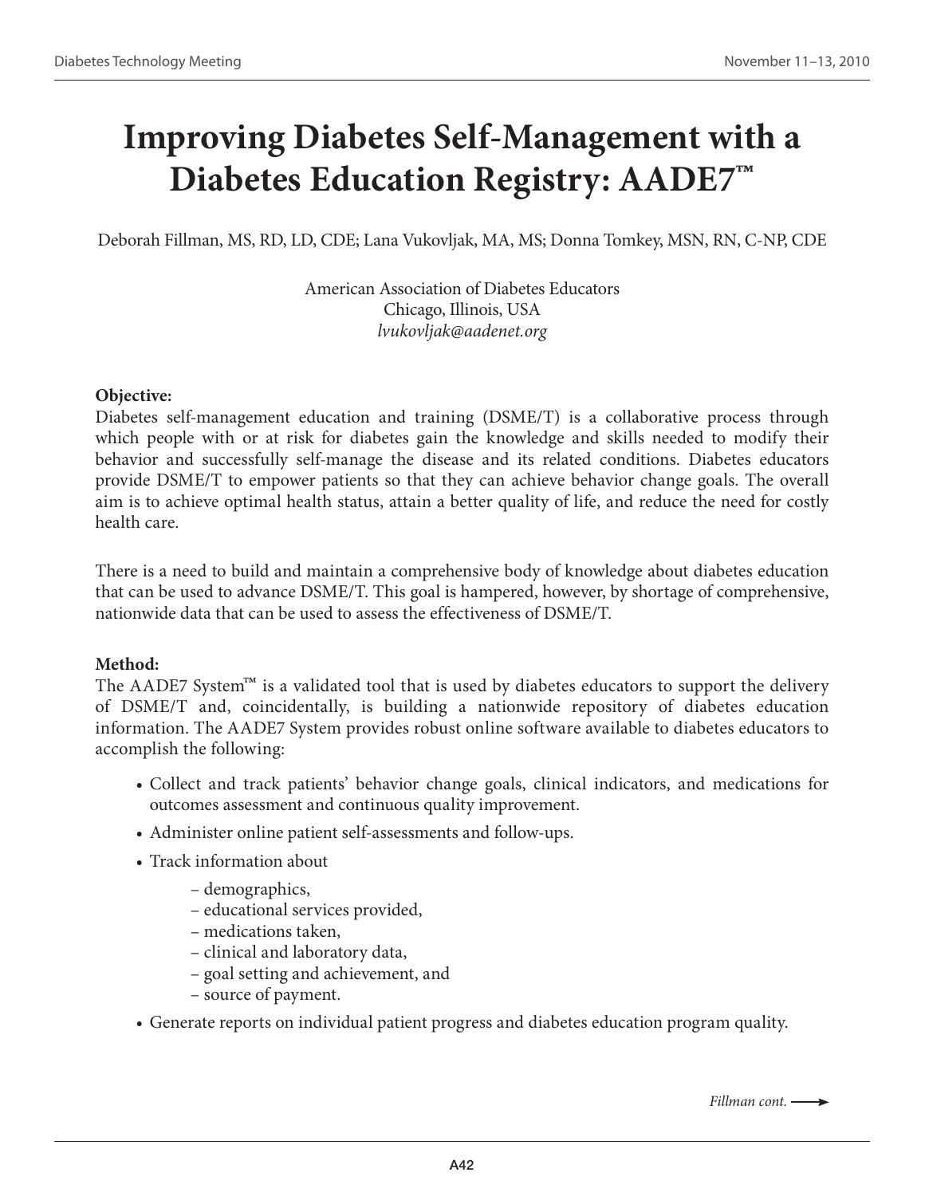# Improving Diabetes Self-Management with a Diabetes Education Registry: AADE7™

Deborah Fillman, MS, RD, LD, CDE; Lana Vukovljak, MA, MS; Donna Tomkey, MSN, RN, C-NP, CDE

American Association of Diabetes Educators
Chicago, Illinois, USA
*lvukovljak@aadenet.org*

**Objective:**

Diabetes self-management education and training (DSME/T) is a collaborative process through which people with or at risk for diabetes gain the knowledge and skills needed to modify their behavior and successfully self-manage the disease and its related conditions. Diabetes educators provide DSME/T to empower patients so that they can achieve behavior change goals. The overall aim is to achieve optimal health status, attain a better quality of life, and reduce the need for costly health care.

There is a need to build and maintain a comprehensive body of knowledge about diabetes education that can be used to advance DSME/T. This goal is hampered, however, by shortage of comprehensive, nationwide data that can be used to assess the effectiveness of DSME/T.

**Method:**

The AADE7 System™ is a validated tool that is used by diabetes educators to support the delivery of DSME/T and, coincidentally, is building a nationwide repository of diabetes education information. The AADE7 System provides robust online software available to diabetes educators to accomplish the following:

- Collect and track patients' behavior change goals, clinical indicators, and medications for outcomes assessment and continuous quality improvement.
- Administer online patient self-assessments and follow-ups.
- Track information about
  - demographics,
  - educational services provided,
  - medications taken,
  - clinical and laboratory data,
  - goal setting and achievement, and
  - source of payment.
- Generate reports on individual patient progress and diabetes education program quality.

*Fillman cont.* ⟶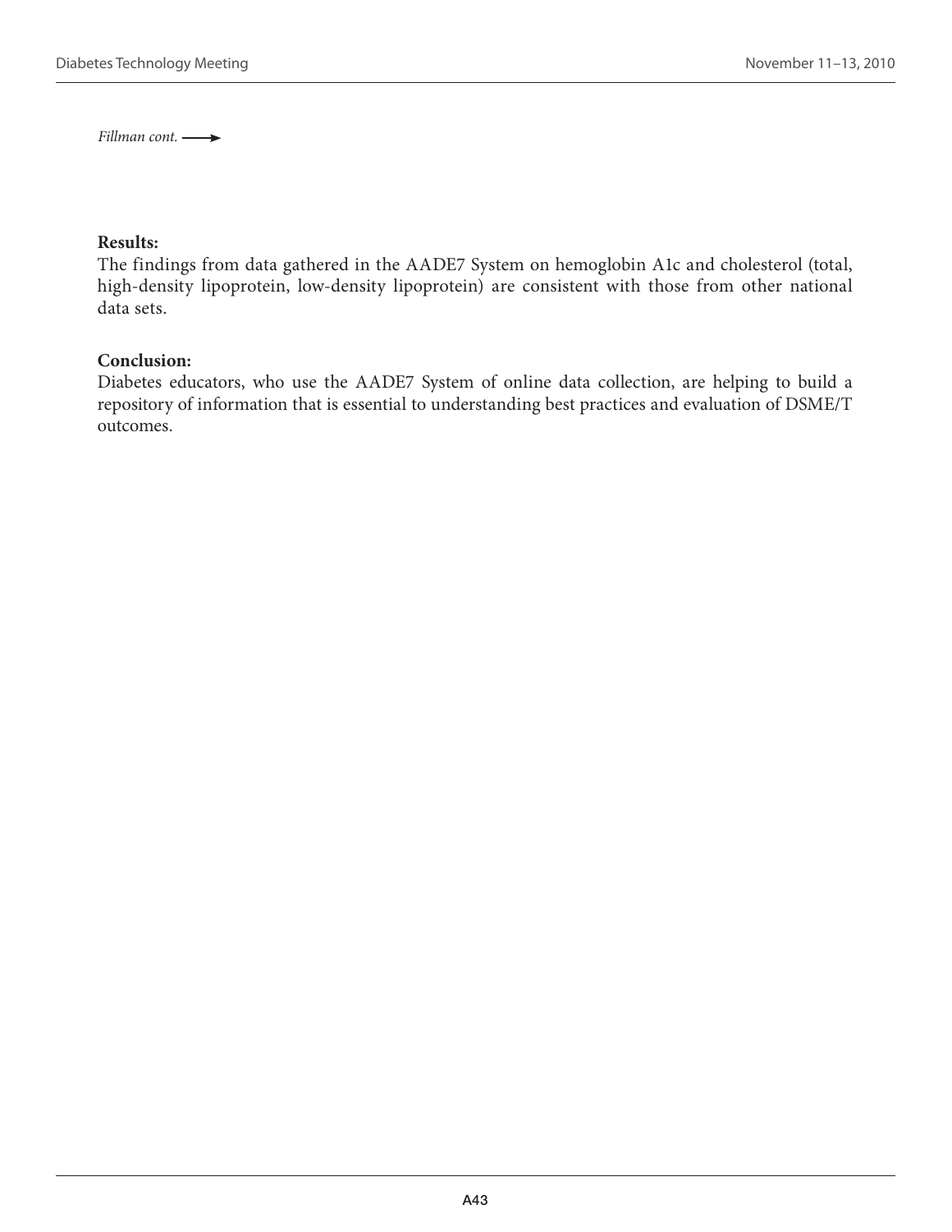*Fillman cont.* ⟶

**Results:**
The findings from data gathered in the AADE7 System on hemoglobin A1c and cholesterol (total, high-density lipoprotein, low-density lipoprotein) are consistent with those from other national data sets.

**Conclusion:**
Diabetes educators, who use the AADE7 System of online data collection, are helping to build a repository of information that is essential to understanding best practices and evaluation of DSME/T outcomes.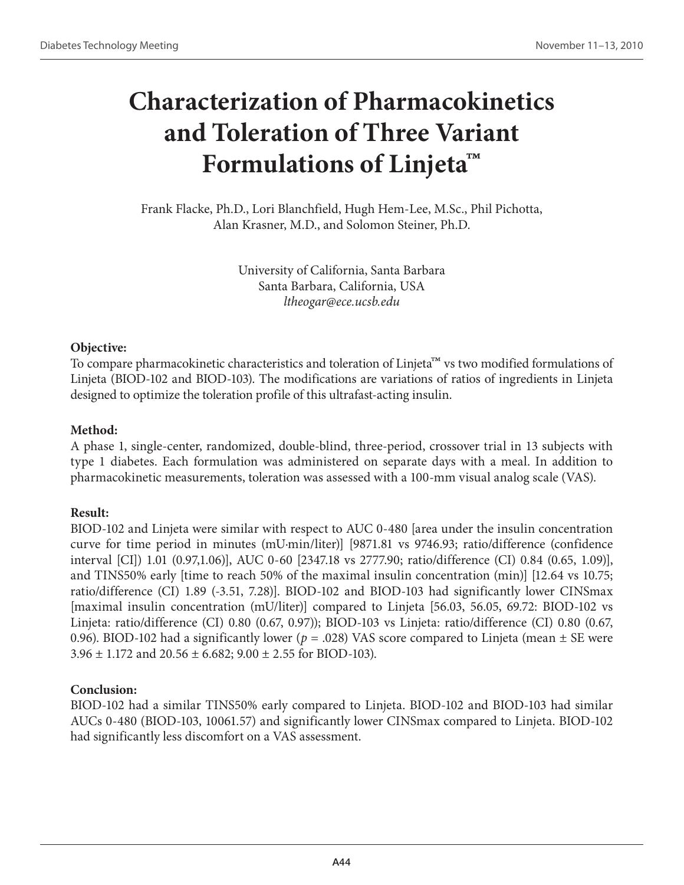# Characterization of Pharmacokinetics and Toleration of Three Variant Formulations of Linjeta™

Frank Flacke, Ph.D., Lori Blanchfield, Hugh Hem-Lee, M.Sc., Phil Pichotta, Alan Krasner, M.D., and Solomon Steiner, Ph.D.

University of California, Santa Barbara
Santa Barbara, California, USA
*ltheogar@ece.ucsb.edu*

**Objective:**
To compare pharmacokinetic characteristics and toleration of Linjeta™ vs two modified formulations of Linjeta (BIOD-102 and BIOD-103). The modifications are variations of ratios of ingredients in Linjeta designed to optimize the toleration profile of this ultrafast-acting insulin.

**Method:**
A phase 1, single-center, randomized, double-blind, three-period, crossover trial in 13 subjects with type 1 diabetes. Each formulation was administered on separate days with a meal. In addition to pharmacokinetic measurements, toleration was assessed with a 100-mm visual analog scale (VAS).

**Result:**
BIOD-102 and Linjeta were similar with respect to AUC 0-480 [area under the insulin concentration curve for time period in minutes (mU·min/liter)] [9871.81 vs 9746.93; ratio/difference (confidence interval [CI]) 1.01 (0.97,1.06)], AUC 0-60 [2347.18 vs 2777.90; ratio/difference (CI) 0.84 (0.65, 1.09)], and TINS50% early [time to reach 50% of the maximal insulin concentration (min)] [12.64 vs 10.75; ratio/difference (CI) 1.89 (-3.51, 7.28)]. BIOD-102 and BIOD-103 had significantly lower CINSmax [maximal insulin concentration (mU/liter)] compared to Linjeta [56.03, 56.05, 69.72: BIOD-102 vs Linjeta: ratio/difference (CI) 0.80 (0.67, 0.97)); BIOD-103 vs Linjeta: ratio/difference (CI) 0.80 (0.67, 0.96). BIOD-102 had a significantly lower ($p = .028$) VAS score compared to Linjeta (mean ± SE were 3.96 ± 1.172 and 20.56 ± 6.682; 9.00 ± 2.55 for BIOD-103).

**Conclusion:**
BIOD-102 had a similar TINS50% early compared to Linjeta. BIOD-102 and BIOD-103 had similar AUCs 0-480 (BIOD-103, 10061.57) and significantly lower CINSmax compared to Linjeta. BIOD-102 had significantly less discomfort on a VAS assessment.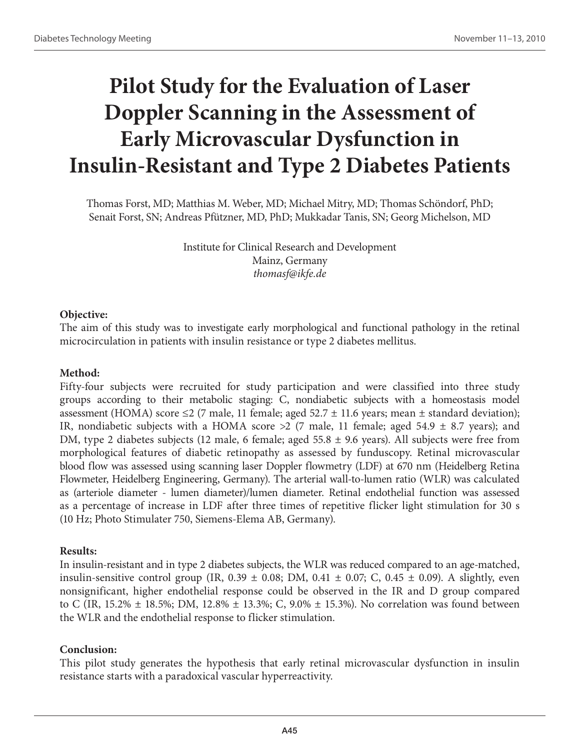# Pilot Study for the Evaluation of Laser Doppler Scanning in the Assessment of Early Microvascular Dysfunction in Insulin-Resistant and Type 2 Diabetes Patients

Thomas Forst, MD; Matthias M. Weber, MD; Michael Mitry, MD; Thomas Schöndorf, PhD; Senait Forst, SN; Andreas Pfützner, MD, PhD; Mukkadar Tanis, SN; Georg Michelson, MD

Institute for Clinical Research and Development
Mainz, Germany
*thomasf@ikfe.de*

**Objective:**

The aim of this study was to investigate early morphological and functional pathology in the retinal microcirculation in patients with insulin resistance or type 2 diabetes mellitus.

**Method:**

Fifty-four subjects were recruited for study participation and were classified into three study groups according to their metabolic staging: C, nondiabetic subjects with a homeostasis model assessment (HOMA) score ≤2 (7 male, 11 female; aged 52.7 ± 11.6 years; mean ± standard deviation); IR, nondiabetic subjects with a HOMA score >2 (7 male, 11 female; aged 54.9 ± 8.7 years); and DM, type 2 diabetes subjects (12 male, 6 female; aged 55.8 ± 9.6 years). All subjects were free from morphological features of diabetic retinopathy as assessed by funduscopy. Retinal microvascular blood flow was assessed using scanning laser Doppler flowmetry (LDF) at 670 nm (Heidelberg Retina Flowmeter, Heidelberg Engineering, Germany). The arterial wall-to-lumen ratio (WLR) was calculated as (arteriole diameter - lumen diameter)/lumen diameter. Retinal endothelial function was assessed as a percentage of increase in LDF after three times of repetitive flicker light stimulation for 30 s (10 Hz; Photo Stimulater 750, Siemens-Elema AB, Germany).

**Results:**

In insulin-resistant and in type 2 diabetes subjects, the WLR was reduced compared to an age-matched, insulin-sensitive control group (IR, 0.39 ± 0.08; DM, 0.41 ± 0.07; C, 0.45 ± 0.09). A slightly, even nonsignificant, higher endothelial response could be observed in the IR and D group compared to C (IR, 15.2% ± 18.5%; DM, 12.8% ± 13.3%; C, 9.0% ± 15.3%). No correlation was found between the WLR and the endothelial response to flicker stimulation.

**Conclusion:**

This pilot study generates the hypothesis that early retinal microvascular dysfunction in insulin resistance starts with a paradoxical vascular hyperreactivity.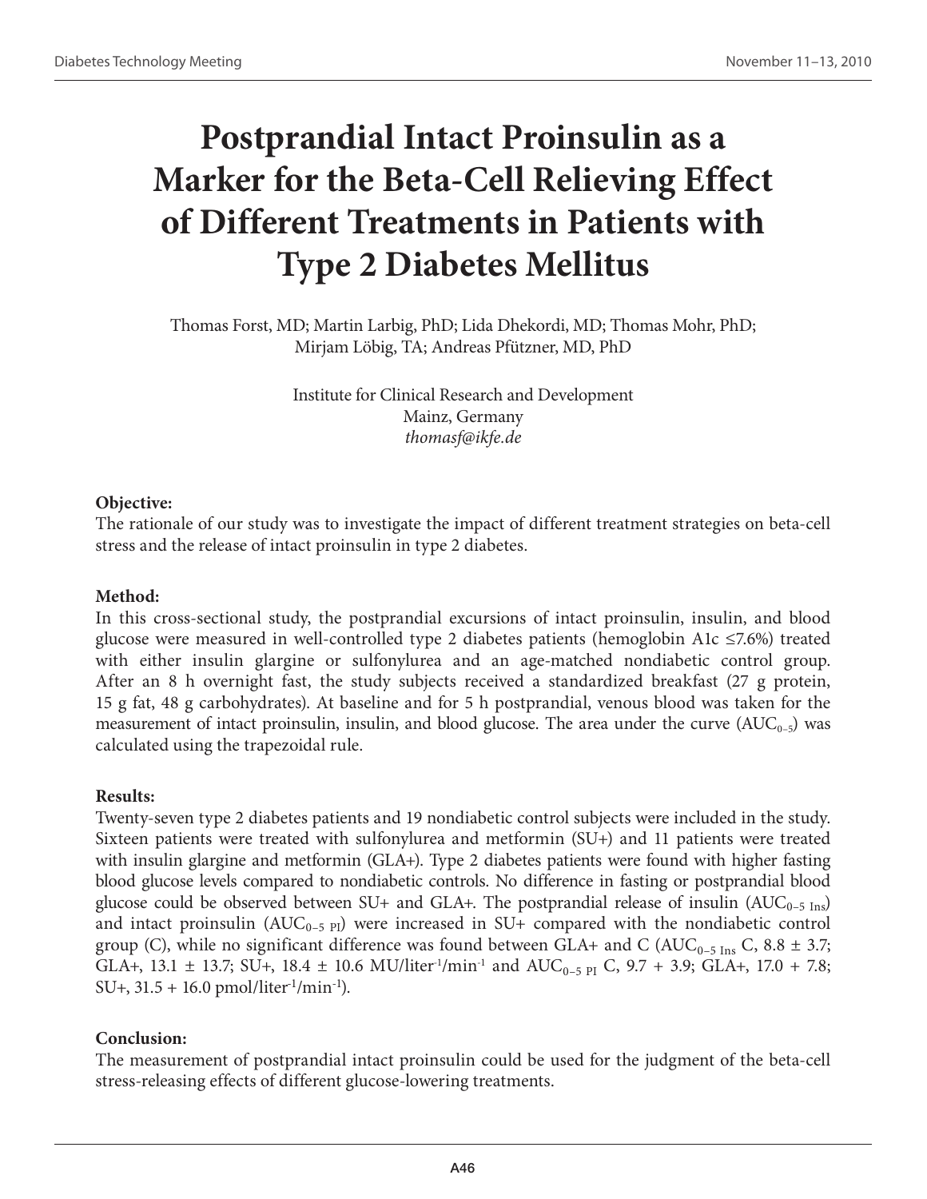# Postprandial Intact Proinsulin as a Marker for the Beta-Cell Relieving Effect of Different Treatments in Patients with Type 2 Diabetes Mellitus

Thomas Forst, MD; Martin Larbig, PhD; Lida Dhekordi, MD; Thomas Mohr, PhD; Mirjam Löbig, TA; Andreas Pfützner, MD, PhD

Institute for Clinical Research and Development
Mainz, Germany
*thomasf@ikfe.de*

**Objective:**

The rationale of our study was to investigate the impact of different treatment strategies on beta-cell stress and the release of intact proinsulin in type 2 diabetes.

**Method:**

In this cross-sectional study, the postprandial excursions of intact proinsulin, insulin, and blood glucose were measured in well-controlled type 2 diabetes patients (hemoglobin A1c ≤7.6%) treated with either insulin glargine or sulfonylurea and an age-matched nondiabetic control group. After an 8 h overnight fast, the study subjects received a standardized breakfast (27 g protein, 15 g fat, 48 g carbohydrates). At baseline and for 5 h postprandial, venous blood was taken for the measurement of intact proinsulin, insulin, and blood glucose. The area under the curve ($AUC_{0-5}$) was calculated using the trapezoidal rule.

**Results:**

Twenty-seven type 2 diabetes patients and 19 nondiabetic control subjects were included in the study. Sixteen patients were treated with sulfonylurea and metformin (SU+) and 11 patients were treated with insulin glargine and metformin (GLA+). Type 2 diabetes patients were found with higher fasting blood glucose levels compared to nondiabetic controls. No difference in fasting or postprandial blood glucose could be observed between SU+ and GLA+. The postprandial release of insulin ($AUC_{0-5\ Ins}$) and intact proinsulin ($AUC_{0-5\ PI}$) were increased in SU+ compared with the nondiabetic control group (C), while no significant difference was found between GLA+ and C ($AUC_{0-5\ Ins}$ C, 8.8 ± 3.7; GLA+, 13.1 ± 13.7; SU+, 18.4 ± 10.6 MU/liter$^{-1}$/min$^{-1}$ and $AUC_{0-5\ PI}$ C, 9.7 + 3.9; GLA+, 17.0 + 7.8; SU+, 31.5 + 16.0 pmol/liter$^{-1}$/min$^{-1}$).

**Conclusion:**

The measurement of postprandial intact proinsulin could be used for the judgment of the beta-cell stress-releasing effects of different glucose-lowering treatments.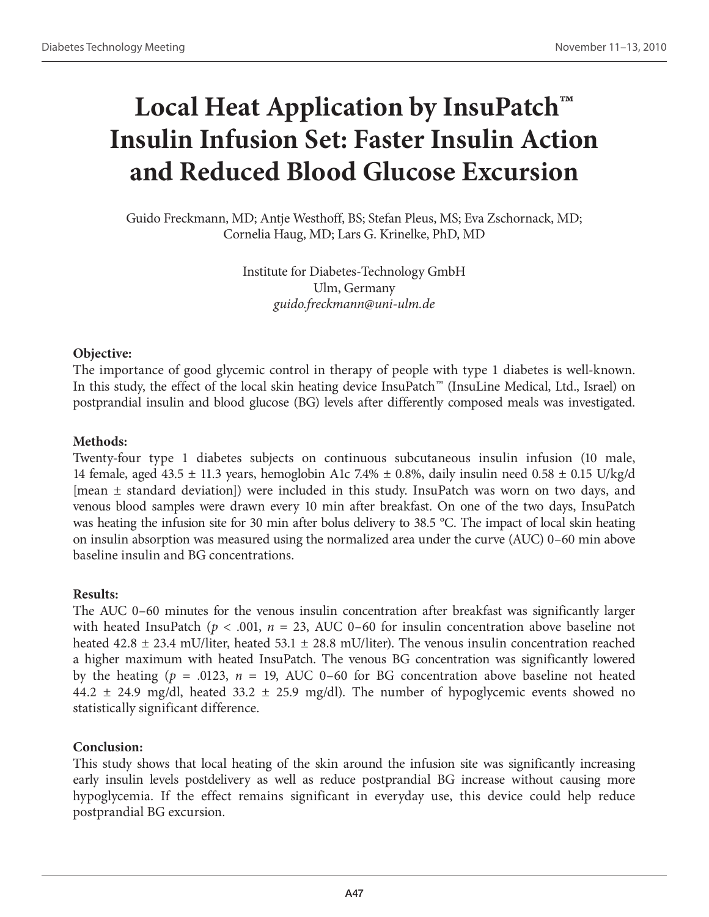# Local Heat Application by InsuPatch™ Insulin Infusion Set: Faster Insulin Action and Reduced Blood Glucose Excursion

Guido Freckmann, MD; Antje Westhoff, BS; Stefan Pleus, MS; Eva Zschornack, MD; Cornelia Haug, MD; Lars G. Krinelke, PhD, MD

Institute for Diabetes-Technology GmbH
Ulm, Germany
*guido.freckmann@uni-ulm.de*

### Objective:

The importance of good glycemic control in therapy of people with type 1 diabetes is well-known. In this study, the effect of the local skin heating device InsuPatch™ (InsuLine Medical, Ltd., Israel) on postprandial insulin and blood glucose (BG) levels after differently composed meals was investigated.

### Methods:

Twenty-four type 1 diabetes subjects on continuous subcutaneous insulin infusion (10 male, 14 female, aged 43.5 ± 11.3 years, hemoglobin A1c 7.4% ± 0.8%, daily insulin need 0.58 ± 0.15 U/kg/d [mean ± standard deviation]) were included in this study. InsuPatch was worn on two days, and venous blood samples were drawn every 10 min after breakfast. On one of the two days, InsuPatch was heating the infusion site for 30 min after bolus delivery to 38.5 °C. The impact of local skin heating on insulin absorption was measured using the normalized area under the curve (AUC) 0–60 min above baseline insulin and BG concentrations.

### Results:

The AUC 0–60 minutes for the venous insulin concentration after breakfast was significantly larger with heated InsuPatch ($p < .001$, $n = 23$, AUC 0–60 for insulin concentration above baseline not heated 42.8 ± 23.4 mU/liter, heated 53.1 ± 28.8 mU/liter). The venous insulin concentration reached a higher maximum with heated InsuPatch. The venous BG concentration was significantly lowered by the heating ($p = .0123$, $n = 19$, AUC 0–60 for BG concentration above baseline not heated 44.2 ± 24.9 mg/dl, heated 33.2 ± 25.9 mg/dl). The number of hypoglycemic events showed no statistically significant difference.

### Conclusion:

This study shows that local heating of the skin around the infusion site was significantly increasing early insulin levels postdelivery as well as reduce postprandial BG increase without causing more hypoglycemia. If the effect remains significant in everyday use, this device could help reduce postprandial BG excursion.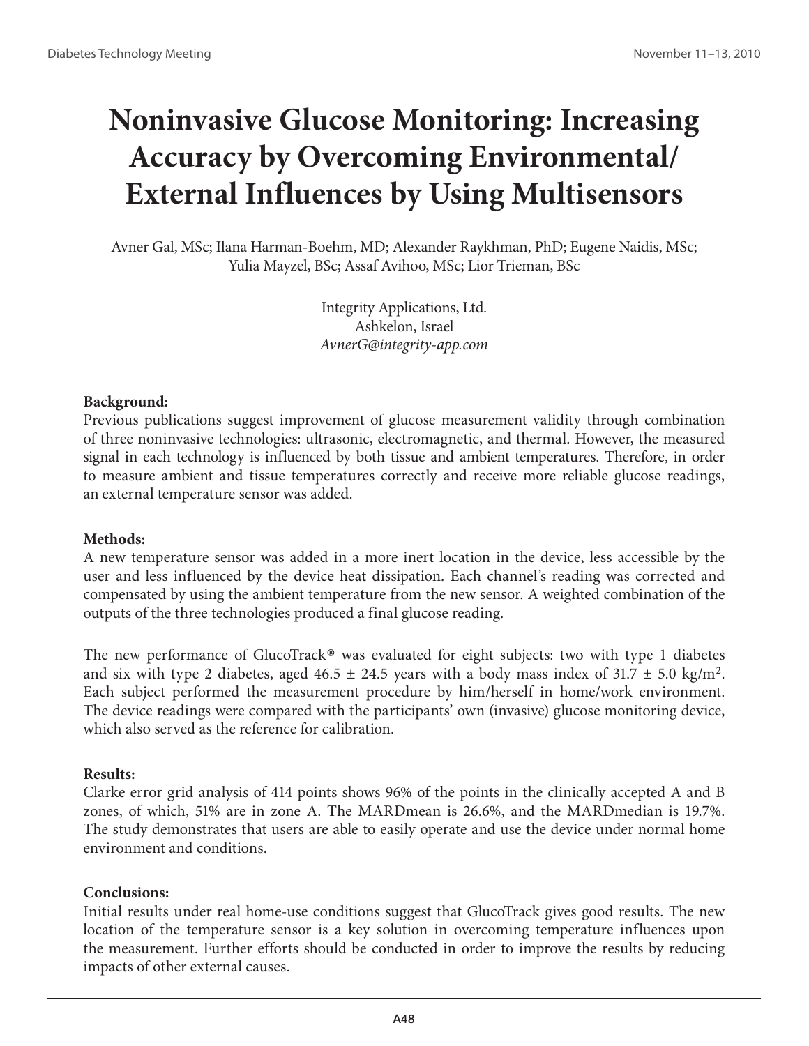# Noninvasive Glucose Monitoring: Increasing Accuracy by Overcoming Environmental/External Influences by Using Multisensors

Avner Gal, MSc; Ilana Harman-Boehm, MD; Alexander Raykhman, PhD; Eugene Naidis, MSc; Yulia Mayzel, BSc; Assaf Avihoo, MSc; Lior Trieman, BSc

Integrity Applications, Ltd.
Ashkelon, Israel
*AvnerG@integrity-app.com*

**Background:**
Previous publications suggest improvement of glucose measurement validity through combination of three noninvasive technologies: ultrasonic, electromagnetic, and thermal. However, the measured signal in each technology is influenced by both tissue and ambient temperatures. Therefore, in order to measure ambient and tissue temperatures correctly and receive more reliable glucose readings, an external temperature sensor was added.

**Methods:**
A new temperature sensor was added in a more inert location in the device, less accessible by the user and less influenced by the device heat dissipation. Each channel's reading was corrected and compensated by using the ambient temperature from the new sensor. A weighted combination of the outputs of the three technologies produced a final glucose reading.

The new performance of GlucoTrack® was evaluated for eight subjects: two with type 1 diabetes and six with type 2 diabetes, aged 46.5 ± 24.5 years with a body mass index of 31.7 ± 5.0 kg/m$^2$. Each subject performed the measurement procedure by him/herself in home/work environment. The device readings were compared with the participants' own (invasive) glucose monitoring device, which also served as the reference for calibration.

**Results:**
Clarke error grid analysis of 414 points shows 96% of the points in the clinically accepted A and B zones, of which, 51% are in zone A. The MARDmean is 26.6%, and the MARDmedian is 19.7%. The study demonstrates that users are able to easily operate and use the device under normal home environment and conditions.

**Conclusions:**
Initial results under real home-use conditions suggest that GlucoTrack gives good results. The new location of the temperature sensor is a key solution in overcoming temperature influences upon the measurement. Further efforts should be conducted in order to improve the results by reducing impacts of other external causes.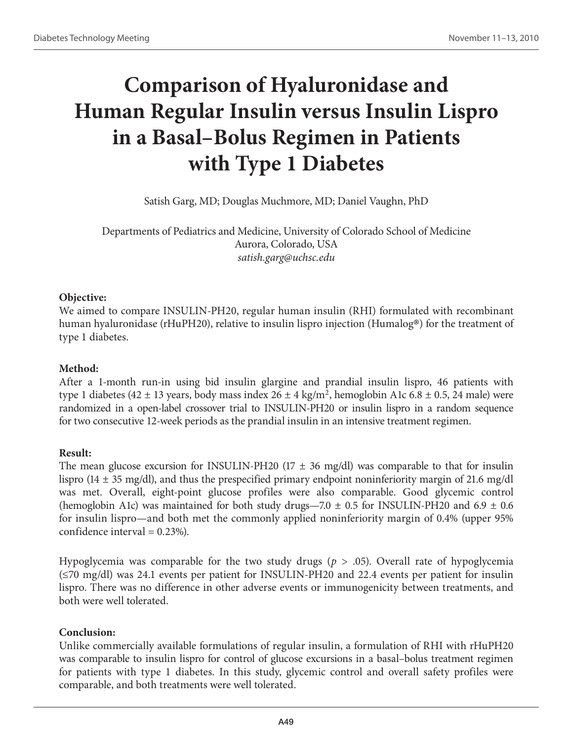# Comparison of Hyaluronidase and Human Regular Insulin versus Insulin Lispro in a Basal–Bolus Regimen in Patients with Type 1 Diabetes

Satish Garg, MD; Douglas Muchmore, MD; Daniel Vaughn, PhD

Departments of Pediatrics and Medicine, University of Colorado School of Medicine
Aurora, Colorado, USA
*satish.garg@uchsc.edu*

### Objective:

We aimed to compare INSULIN-PH20, regular human insulin (RHI) formulated with recombinant human hyaluronidase (rHuPH20), relative to insulin lispro injection (Humalog®) for the treatment of type 1 diabetes.

### Method:

After a 1-month run-in using bid insulin glargine and prandial insulin lispro, 46 patients with type 1 diabetes (42 ± 13 years, body mass index 26 ± 4 kg/m$^2$, hemoglobin A1c 6.8 ± 0.5, 24 male) were randomized in a open-label crossover trial to INSULIN-PH20 or insulin lispro in a random sequence for two consecutive 12-week periods as the prandial insulin in an intensive treatment regimen.

### Result:

The mean glucose excursion for INSULIN-PH20 (17 ± 36 mg/dl) was comparable to that for insulin lispro (14 ± 35 mg/dl), and thus the prespecified primary endpoint noninferiority margin of 21.6 mg/dl was met. Overall, eight-point glucose profiles were also comparable. Good glycemic control (hemoglobin A1c) was maintained for both study drugs—7.0 ± 0.5 for INSULIN-PH20 and 6.9 ± 0.6 for insulin lispro—and both met the commonly applied noninferiority margin of 0.4% (upper 95% confidence interval = 0.23%).

Hypoglycemia was comparable for the two study drugs ($p > .05$). Overall rate of hypoglycemia (≤70 mg/dl) was 24.1 events per patient for INSULIN-PH20 and 22.4 events per patient for insulin lispro. There was no difference in other adverse events or immunogenicity between treatments, and both were well tolerated.

### Conclusion:

Unlike commercially available formulations of regular insulin, a formulation of RHI with rHuPH20 was comparable to insulin lispro for control of glucose excursions in a basal–bolus treatment regimen for patients with type 1 diabetes. In this study, glycemic control and overall safety profiles were comparable, and both treatments were well tolerated.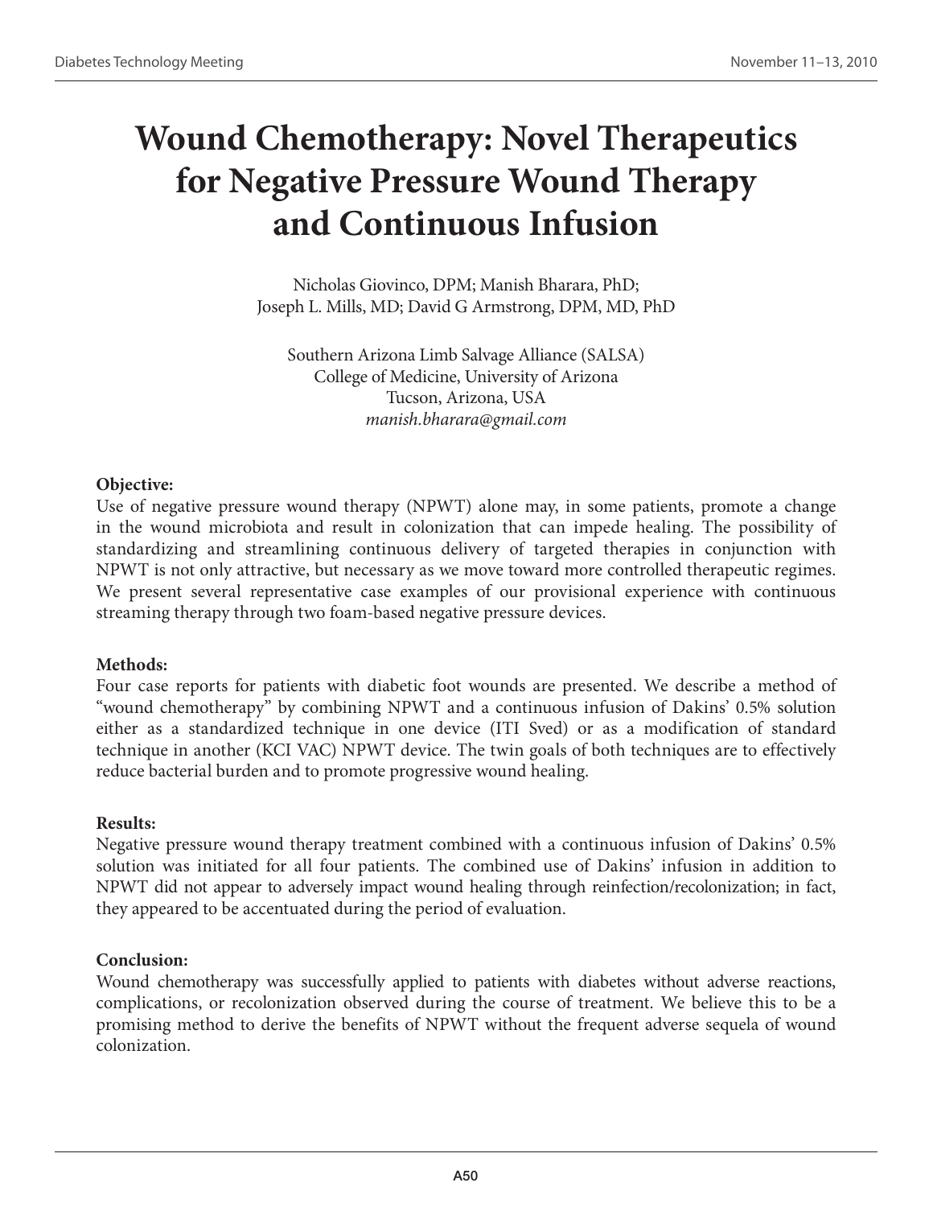# Wound Chemotherapy: Novel Therapeutics for Negative Pressure Wound Therapy and Continuous Infusion

Nicholas Giovinco, DPM; Manish Bharara, PhD;
Joseph L. Mills, MD; David G Armstrong, DPM, MD, PhD

Southern Arizona Limb Salvage Alliance (SALSA)
College of Medicine, University of Arizona
Tucson, Arizona, USA
*manish.bharara@gmail.com*

**Objective:**

Use of negative pressure wound therapy (NPWT) alone may, in some patients, promote a change in the wound microbiota and result in colonization that can impede healing. The possibility of standardizing and streamlining continuous delivery of targeted therapies in conjunction with NPWT is not only attractive, but necessary as we move toward more controlled therapeutic regimes. We present several representative case examples of our provisional experience with continuous streaming therapy through two foam-based negative pressure devices.

**Methods:**

Four case reports for patients with diabetic foot wounds are presented. We describe a method of "wound chemotherapy" by combining NPWT and a continuous infusion of Dakins' 0.5% solution either as a standardized technique in one device (ITI Sved) or as a modification of standard technique in another (KCI VAC) NPWT device. The twin goals of both techniques are to effectively reduce bacterial burden and to promote progressive wound healing.

**Results:**

Negative pressure wound therapy treatment combined with a continuous infusion of Dakins' 0.5% solution was initiated for all four patients. The combined use of Dakins' infusion in addition to NPWT did not appear to adversely impact wound healing through reinfection/recolonization; in fact, they appeared to be accentuated during the period of evaluation.

**Conclusion:**

Wound chemotherapy was successfully applied to patients with diabetes without adverse reactions, complications, or recolonization observed during the course of treatment. We believe this to be a promising method to derive the benefits of NPWT without the frequent adverse sequela of wound colonization.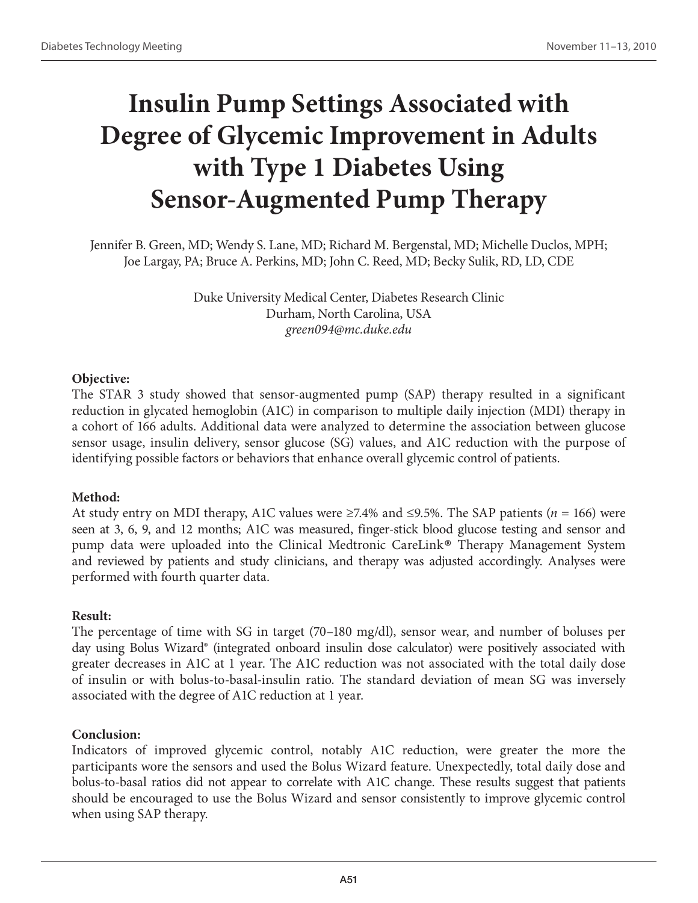# Insulin Pump Settings Associated with Degree of Glycemic Improvement in Adults with Type 1 Diabetes Using Sensor-Augmented Pump Therapy

Jennifer B. Green, MD; Wendy S. Lane, MD; Richard M. Bergenstal, MD; Michelle Duclos, MPH; Joe Largay, PA; Bruce A. Perkins, MD; John C. Reed, MD; Becky Sulik, RD, LD, CDE

Duke University Medical Center, Diabetes Research Clinic
Durham, North Carolina, USA
*green094@mc.duke.edu*

**Objective:**

The STAR 3 study showed that sensor-augmented pump (SAP) therapy resulted in a significant reduction in glycated hemoglobin (A1C) in comparison to multiple daily injection (MDI) therapy in a cohort of 166 adults. Additional data were analyzed to determine the association between glucose sensor usage, insulin delivery, sensor glucose (SG) values, and A1C reduction with the purpose of identifying possible factors or behaviors that enhance overall glycemic control of patients.

**Method:**

At study entry on MDI therapy, A1C values were ≥7.4% and ≤9.5%. The SAP patients ($n$ = 166) were seen at 3, 6, 9, and 12 months; A1C was measured, finger-stick blood glucose testing and sensor and pump data were uploaded into the Clinical Medtronic CareLink® Therapy Management System and reviewed by patients and study clinicians, and therapy was adjusted accordingly. Analyses were performed with fourth quarter data.

**Result:**

The percentage of time with SG in target (70–180 mg/dl), sensor wear, and number of boluses per day using Bolus Wizard® (integrated onboard insulin dose calculator) were positively associated with greater decreases in A1C at 1 year. The A1C reduction was not associated with the total daily dose of insulin or with bolus-to-basal-insulin ratio. The standard deviation of mean SG was inversely associated with the degree of A1C reduction at 1 year.

**Conclusion:**

Indicators of improved glycemic control, notably A1C reduction, were greater the more the participants wore the sensors and used the Bolus Wizard feature. Unexpectedly, total daily dose and bolus-to-basal ratios did not appear to correlate with A1C change. These results suggest that patients should be encouraged to use the Bolus Wizard and sensor consistently to improve glycemic control when using SAP therapy.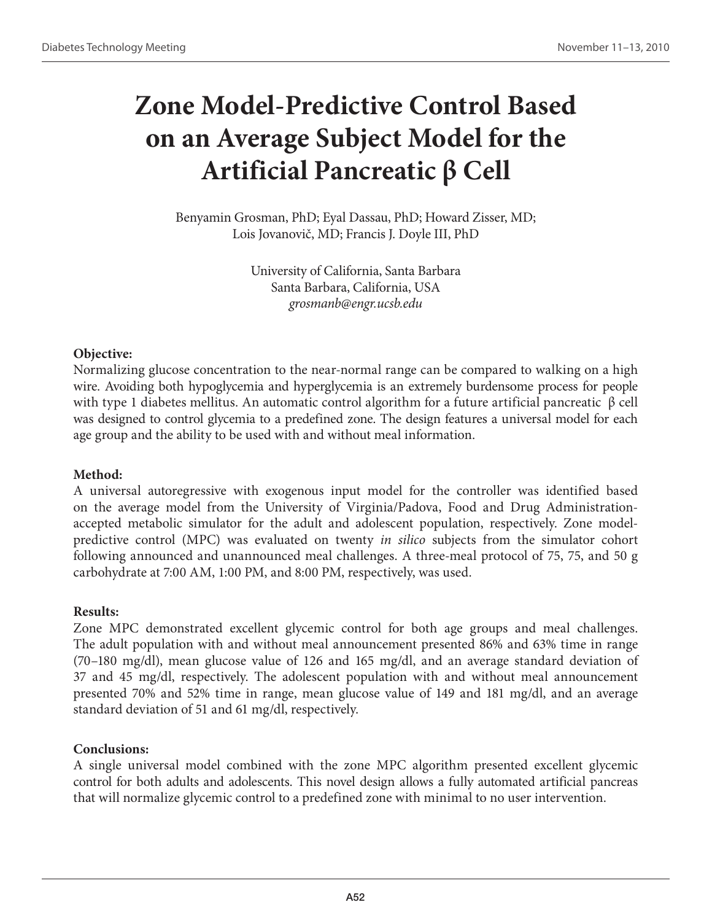# Zone Model-Predictive Control Based on an Average Subject Model for the Artificial Pancreatic β Cell

Benyamin Grosman, PhD; Eyal Dassau, PhD; Howard Zisser, MD; Lois Jovanovič, MD; Francis J. Doyle III, PhD

University of California, Santa Barbara
Santa Barbara, California, USA
*grosmanb@engr.ucsb.edu*

**Objective:**
Normalizing glucose concentration to the near-normal range can be compared to walking on a high wire. Avoiding both hypoglycemia and hyperglycemia is an extremely burdensome process for people with type 1 diabetes mellitus. An automatic control algorithm for a future artificial pancreatic β cell was designed to control glycemia to a predefined zone. The design features a universal model for each age group and the ability to be used with and without meal information.

**Method:**
A universal autoregressive with exogenous input model for the controller was identified based on the average model from the University of Virginia/Padova, Food and Drug Administration-accepted metabolic simulator for the adult and adolescent population, respectively. Zone model-predictive control (MPC) was evaluated on twenty *in silico* subjects from the simulator cohort following announced and unannounced meal challenges. A three-meal protocol of 75, 75, and 50 g carbohydrate at 7:00 AM, 1:00 PM, and 8:00 PM, respectively, was used.

**Results:**
Zone MPC demonstrated excellent glycemic control for both age groups and meal challenges. The adult population with and without meal announcement presented 86% and 63% time in range (70–180 mg/dl), mean glucose value of 126 and 165 mg/dl, and an average standard deviation of 37 and 45 mg/dl, respectively. The adolescent population with and without meal announcement presented 70% and 52% time in range, mean glucose value of 149 and 181 mg/dl, and an average standard deviation of 51 and 61 mg/dl, respectively.

**Conclusions:**
A single universal model combined with the zone MPC algorithm presented excellent glycemic control for both adults and adolescents. This novel design allows a fully automated artificial pancreas that will normalize glycemic control to a predefined zone with minimal to no user intervention.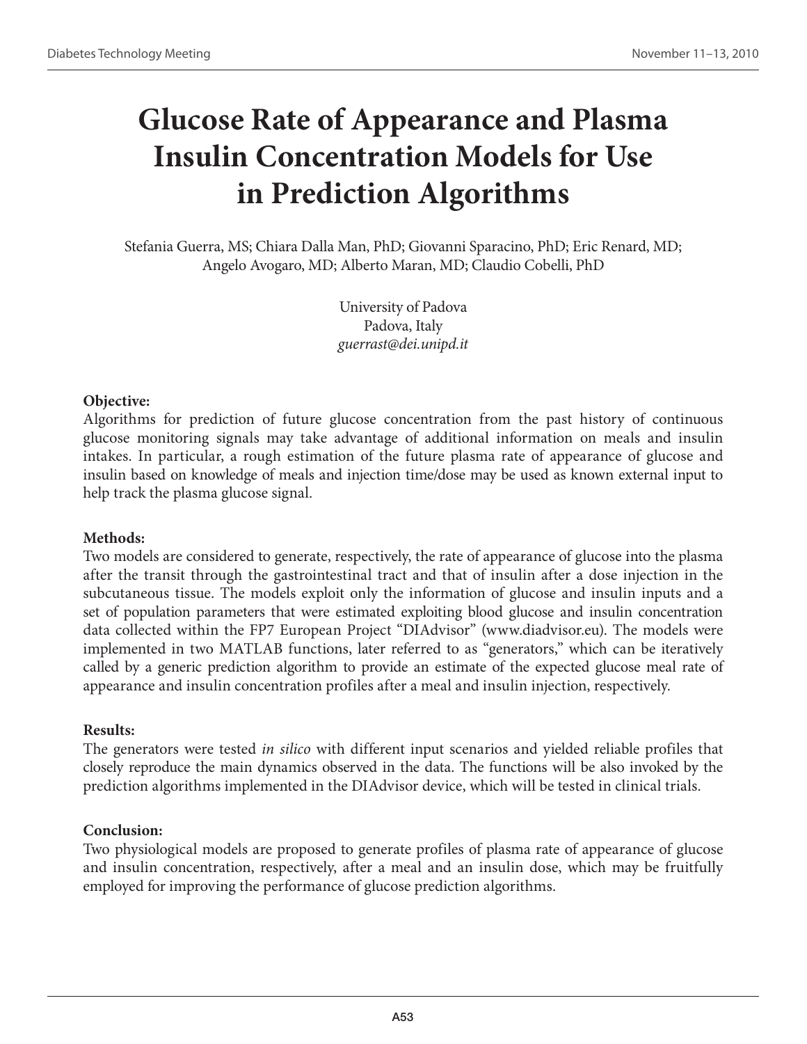# Glucose Rate of Appearance and Plasma Insulin Concentration Models for Use in Prediction Algorithms

Stefania Guerra, MS; Chiara Dalla Man, PhD; Giovanni Sparacino, PhD; Eric Renard, MD; Angelo Avogaro, MD; Alberto Maran, MD; Claudio Cobelli, PhD

University of Padova
Padova, Italy
*guerrast@dei.unipd.it*

**Objective:**

Algorithms for prediction of future glucose concentration from the past history of continuous glucose monitoring signals may take advantage of additional information on meals and insulin intakes. In particular, a rough estimation of the future plasma rate of appearance of glucose and insulin based on knowledge of meals and injection time/dose may be used as known external input to help track the plasma glucose signal.

**Methods:**

Two models are considered to generate, respectively, the rate of appearance of glucose into the plasma after the transit through the gastrointestinal tract and that of insulin after a dose injection in the subcutaneous tissue. The models exploit only the information of glucose and insulin inputs and a set of population parameters that were estimated exploiting blood glucose and insulin concentration data collected within the FP7 European Project "DIAdvisor" (www.diadvisor.eu). The models were implemented in two MATLAB functions, later referred to as "generators," which can be iteratively called by a generic prediction algorithm to provide an estimate of the expected glucose meal rate of appearance and insulin concentration profiles after a meal and insulin injection, respectively.

**Results:**

The generators were tested *in silico* with different input scenarios and yielded reliable profiles that closely reproduce the main dynamics observed in the data. The functions will be also invoked by the prediction algorithms implemented in the DIAdvisor device, which will be tested in clinical trials.

**Conclusion:**

Two physiological models are proposed to generate profiles of plasma rate of appearance of glucose and insulin concentration, respectively, after a meal and an insulin dose, which may be fruitfully employed for improving the performance of glucose prediction algorithms.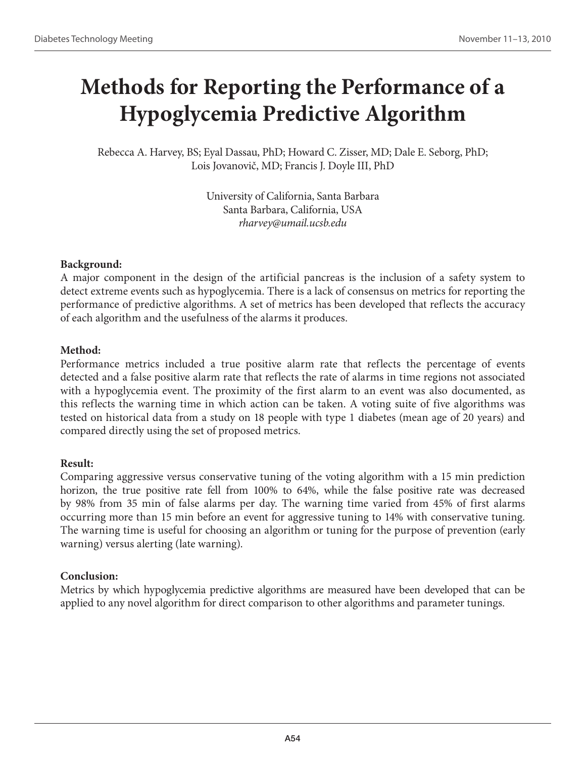# Methods for Reporting the Performance of a Hypoglycemia Predictive Algorithm

Rebecca A. Harvey, BS; Eyal Dassau, PhD; Howard C. Zisser, MD; Dale E. Seborg, PhD; Lois Jovanovič, MD; Francis J. Doyle III, PhD

University of California, Santa Barbara
Santa Barbara, California, USA
*rharvey@umail.ucsb.edu*

**Background:**
A major component in the design of the artificial pancreas is the inclusion of a safety system to detect extreme events such as hypoglycemia. There is a lack of consensus on metrics for reporting the performance of predictive algorithms. A set of metrics has been developed that reflects the accuracy of each algorithm and the usefulness of the alarms it produces.

**Method:**
Performance metrics included a true positive alarm rate that reflects the percentage of events detected and a false positive alarm rate that reflects the rate of alarms in time regions not associated with a hypoglycemia event. The proximity of the first alarm to an event was also documented, as this reflects the warning time in which action can be taken. A voting suite of five algorithms was tested on historical data from a study on 18 people with type 1 diabetes (mean age of 20 years) and compared directly using the set of proposed metrics.

**Result:**
Comparing aggressive versus conservative tuning of the voting algorithm with a 15 min prediction horizon, the true positive rate fell from 100% to 64%, while the false positive rate was decreased by 98% from 35 min of false alarms per day. The warning time varied from 45% of first alarms occurring more than 15 min before an event for aggressive tuning to 14% with conservative tuning. The warning time is useful for choosing an algorithm or tuning for the purpose of prevention (early warning) versus alerting (late warning).

**Conclusion:**
Metrics by which hypoglycemia predictive algorithms are measured have been developed that can be applied to any novel algorithm for direct comparison to other algorithms and parameter tunings.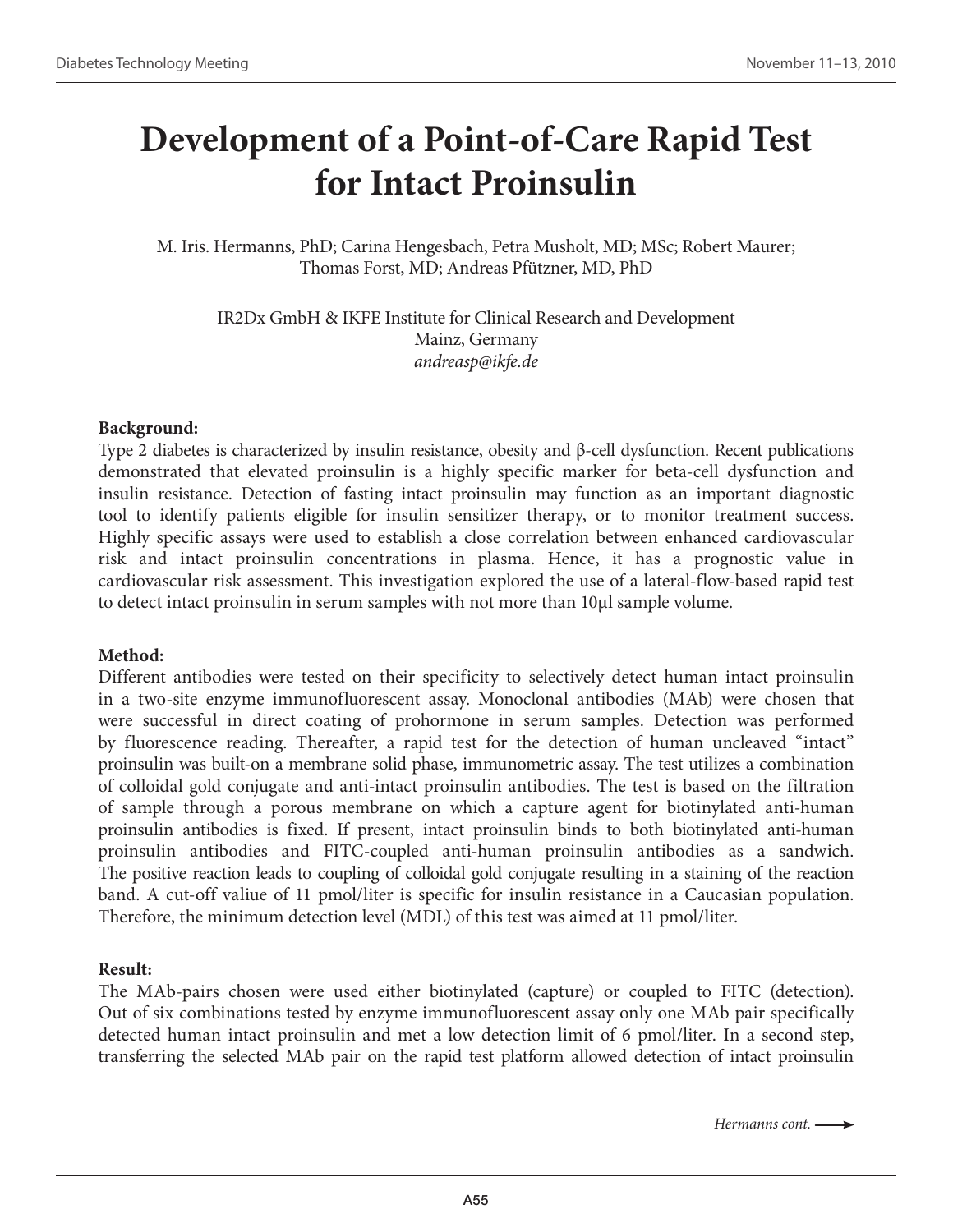# Development of a Point-of-Care Rapid Test for Intact Proinsulin

M. Iris. Hermanns, PhD; Carina Hengesbach, Petra Musholt, MD; MSc; Robert Maurer; Thomas Forst, MD; Andreas Pfützner, MD, PhD

IR2Dx GmbH & IKFE Institute for Clinical Research and Development
Mainz, Germany
*andreasp@ikfe.de*

**Background:**

Type 2 diabetes is characterized by insulin resistance, obesity and β-cell dysfunction. Recent publications demonstrated that elevated proinsulin is a highly specific marker for beta-cell dysfunction and insulin resistance. Detection of fasting intact proinsulin may function as an important diagnostic tool to identify patients eligible for insulin sensitizer therapy, or to monitor treatment success. Highly specific assays were used to establish a close correlation between enhanced cardiovascular risk and intact proinsulin concentrations in plasma. Hence, it has a prognostic value in cardiovascular risk assessment. This investigation explored the use of a lateral-flow-based rapid test to detect intact proinsulin in serum samples with not more than 10µl sample volume.

**Method:**

Different antibodies were tested on their specificity to selectively detect human intact proinsulin in a two-site enzyme immunofluorescent assay. Monoclonal antibodies (MAb) were chosen that were successful in direct coating of prohormone in serum samples. Detection was performed by fluorescence reading. Thereafter, a rapid test for the detection of human uncleaved "intact" proinsulin was built-on a membrane solid phase, immunometric assay. The test utilizes a combination of colloidal gold conjugate and anti-intact proinsulin antibodies. The test is based on the filtration of sample through a porous membrane on which a capture agent for biotinylated anti-human proinsulin antibodies is fixed. If present, intact proinsulin binds to both biotinylated anti-human proinsulin antibodies and FITC-coupled anti-human proinsulin antibodies as a sandwich. The positive reaction leads to coupling of colloidal gold conjugate resulting in a staining of the reaction band. A cut-off value of 11 pmol/liter is specific for insulin resistance in a Caucasian population. Therefore, the minimum detection level (MDL) of this test was aimed at 11 pmol/liter.

**Result:**

The MAb-pairs chosen were used either biotinylated (capture) or coupled to FITC (detection). Out of six combinations tested by enzyme immunofluorescent assay only one MAb pair specifically detected human intact proinsulin and met a low detection limit of 6 pmol/liter. In a second step, transferring the selected MAb pair on the rapid test platform allowed detection of intact proinsulin

*Hermanns cont.* ⟶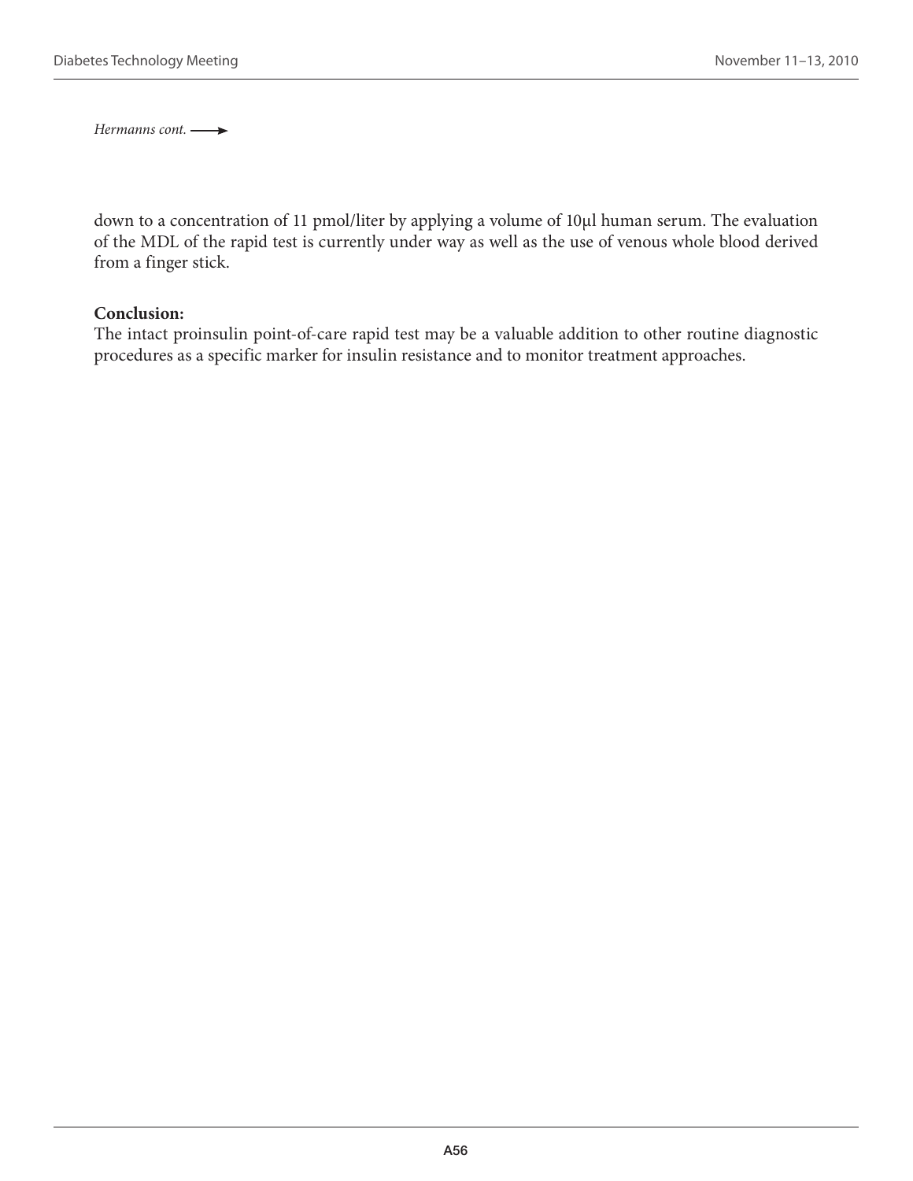*Hermanns cont.* ⟶

down to a concentration of 11 pmol/liter by applying a volume of 10μl human serum. The evaluation of the MDL of the rapid test is currently under way as well as the use of venous whole blood derived from a finger stick.

**Conclusion:**
The intact proinsulin point-of-care rapid test may be a valuable addition to other routine diagnostic procedures as a specific marker for insulin resistance and to monitor treatment approaches.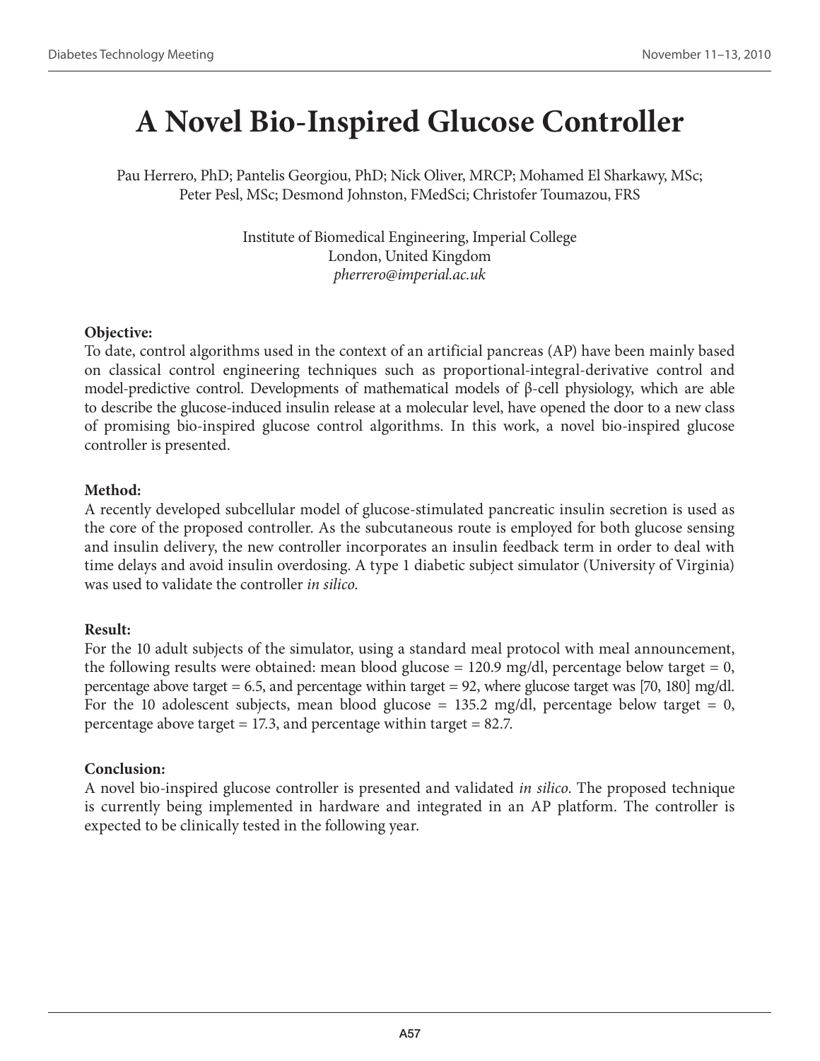# A Novel Bio-Inspired Glucose Controller

Pau Herrero, PhD; Pantelis Georgiou, PhD; Nick Oliver, MRCP; Mohamed El Sharkawy, MSc; Peter Pesl, MSc; Desmond Johnston, FMedSci; Christofer Toumazou, FRS

Institute of Biomedical Engineering, Imperial College
London, United Kingdom
*pherrero@imperial.ac.uk*

**Objective:**
To date, control algorithms used in the context of an artificial pancreas (AP) have been mainly based on classical control engineering techniques such as proportional-integral-derivative control and model-predictive control. Developments of mathematical models of β-cell physiology, which are able to describe the glucose-induced insulin release at a molecular level, have opened the door to a new class of promising bio-inspired glucose control algorithms. In this work, a novel bio-inspired glucose controller is presented.

**Method:**
A recently developed subcellular model of glucose-stimulated pancreatic insulin secretion is used as the core of the proposed controller. As the subcutaneous route is employed for both glucose sensing and insulin delivery, the new controller incorporates an insulin feedback term in order to deal with time delays and avoid insulin overdosing. A type 1 diabetic subject simulator (University of Virginia) was used to validate the controller *in silico*.

**Result:**
For the 10 adult subjects of the simulator, using a standard meal protocol with meal announcement, the following results were obtained: mean blood glucose = 120.9 mg/dl, percentage below target = 0, percentage above target = 6.5, and percentage within target = 92, where glucose target was [70, 180] mg/dl. For the 10 adolescent subjects, mean blood glucose = 135.2 mg/dl, percentage below target = 0, percentage above target = 17.3, and percentage within target = 82.7.

**Conclusion:**
A novel bio-inspired glucose controller is presented and validated *in silico*. The proposed technique is currently being implemented in hardware and integrated in an AP platform. The controller is expected to be clinically tested in the following year.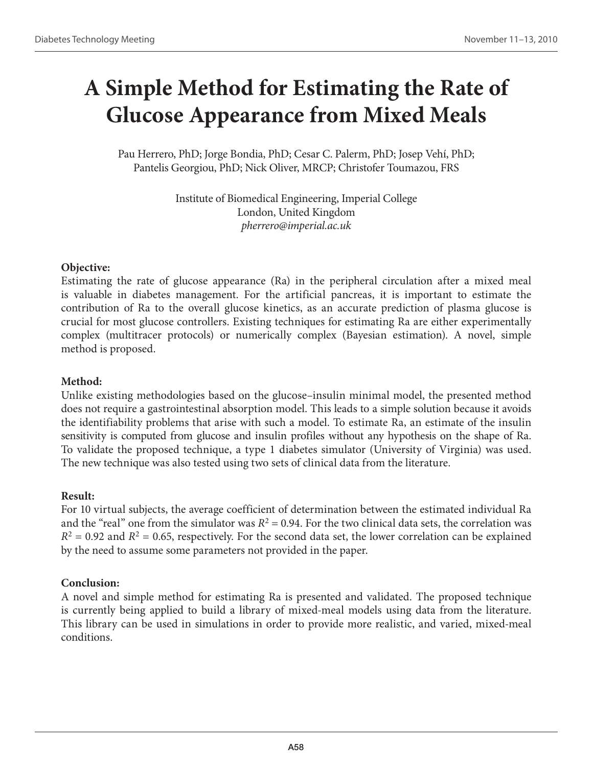# A Simple Method for Estimating the Rate of Glucose Appearance from Mixed Meals

Pau Herrero, PhD; Jorge Bondia, PhD; Cesar C. Palerm, PhD; Josep Vehí, PhD; Pantelis Georgiou, PhD; Nick Oliver, MRCP; Christofer Toumazou, FRS

Institute of Biomedical Engineering, Imperial College
London, United Kingdom
*pherrero@imperial.ac.uk*

**Objective:**
Estimating the rate of glucose appearance (Ra) in the peripheral circulation after a mixed meal is valuable in diabetes management. For the artificial pancreas, it is important to estimate the contribution of Ra to the overall glucose kinetics, as an accurate prediction of plasma glucose is crucial for most glucose controllers. Existing techniques for estimating Ra are either experimentally complex (multitracer protocols) or numerically complex (Bayesian estimation). A novel, simple method is proposed.

**Method:**
Unlike existing methodologies based on the glucose–insulin minimal model, the presented method does not require a gastrointestinal absorption model. This leads to a simple solution because it avoids the identifiability problems that arise with such a model. To estimate Ra, an estimate of the insulin sensitivity is computed from glucose and insulin profiles without any hypothesis on the shape of Ra. To validate the proposed technique, a type 1 diabetes simulator (University of Virginia) was used. The new technique was also tested using two sets of clinical data from the literature.

**Result:**
For 10 virtual subjects, the average coefficient of determination between the estimated individual Ra and the "real" one from the simulator was $R^2 = 0.94$. For the two clinical data sets, the correlation was $R^2 = 0.92$ and $R^2 = 0.65$, respectively. For the second data set, the lower correlation can be explained by the need to assume some parameters not provided in the paper.

**Conclusion:**
A novel and simple method for estimating Ra is presented and validated. The proposed technique is currently being applied to build a library of mixed-meal models using data from the literature. This library can be used in simulations in order to provide more realistic, and varied, mixed-meal conditions.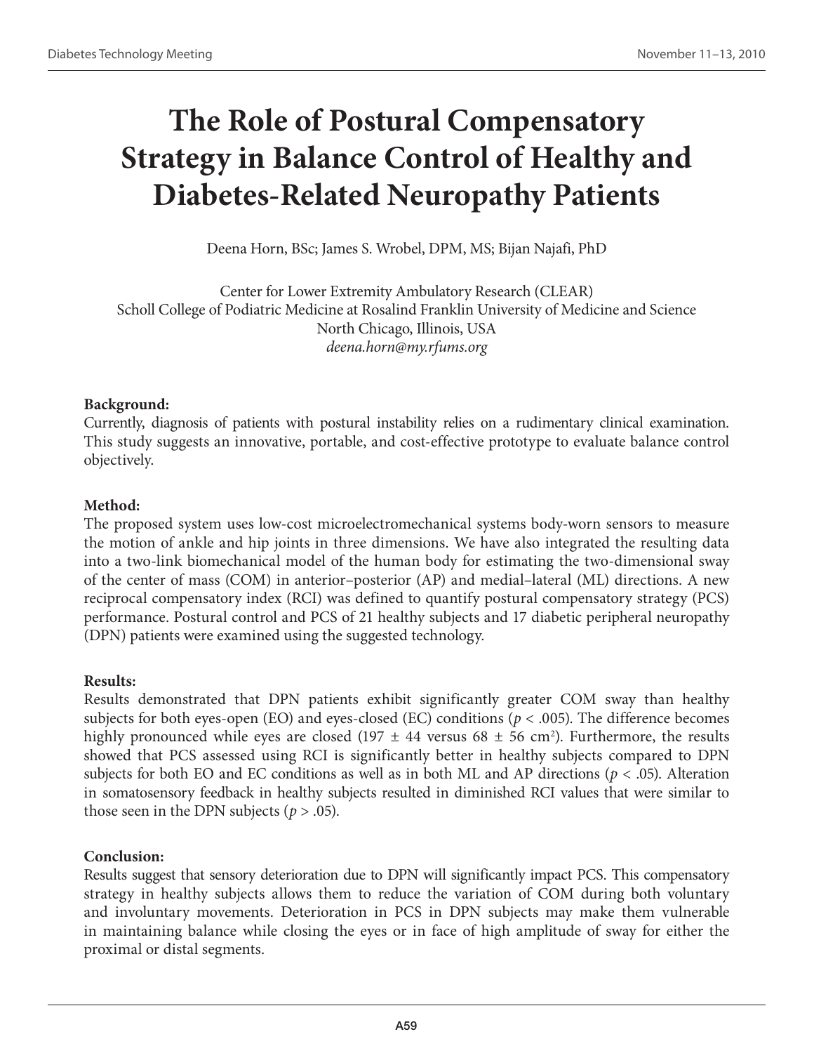# The Role of Postural Compensatory Strategy in Balance Control of Healthy and Diabetes-Related Neuropathy Patients

Deena Horn, BSc; James S. Wrobel, DPM, MS; Bijan Najafi, PhD

Center for Lower Extremity Ambulatory Research (CLEAR)
Scholl College of Podiatric Medicine at Rosalind Franklin University of Medicine and Science
North Chicago, Illinois, USA
*deena.horn@my.rfums.org*

**Background:**
Currently, diagnosis of patients with postural instability relies on a rudimentary clinical examination. This study suggests an innovative, portable, and cost-effective prototype to evaluate balance control objectively.

**Method:**
The proposed system uses low-cost microelectromechanical systems body-worn sensors to measure the motion of ankle and hip joints in three dimensions. We have also integrated the resulting data into a two-link biomechanical model of the human body for estimating the two-dimensional sway of the center of mass (COM) in anterior–posterior (AP) and medial–lateral (ML) directions. A new reciprocal compensatory index (RCI) was defined to quantify postural compensatory strategy (PCS) performance. Postural control and PCS of 21 healthy subjects and 17 diabetic peripheral neuropathy (DPN) patients were examined using the suggested technology.

**Results:**
Results demonstrated that DPN patients exhibit significantly greater COM sway than healthy subjects for both eyes-open (EO) and eyes-closed (EC) conditions ($p < .005$). The difference becomes highly pronounced while eyes are closed ($197 \pm 44$ versus $68 \pm 56$ cm$^2$). Furthermore, the results showed that PCS assessed using RCI is significantly better in healthy subjects compared to DPN subjects for both EO and EC conditions as well as in both ML and AP directions ($p < .05$). Alteration in somatosensory feedback in healthy subjects resulted in diminished RCI values that were similar to those seen in the DPN subjects ($p > .05$).

**Conclusion:**
Results suggest that sensory deterioration due to DPN will significantly impact PCS. This compensatory strategy in healthy subjects allows them to reduce the variation of COM during both voluntary and involuntary movements. Deterioration in PCS in DPN subjects may make them vulnerable in maintaining balance while closing the eyes or in face of high amplitude of sway for either the proximal or distal segments.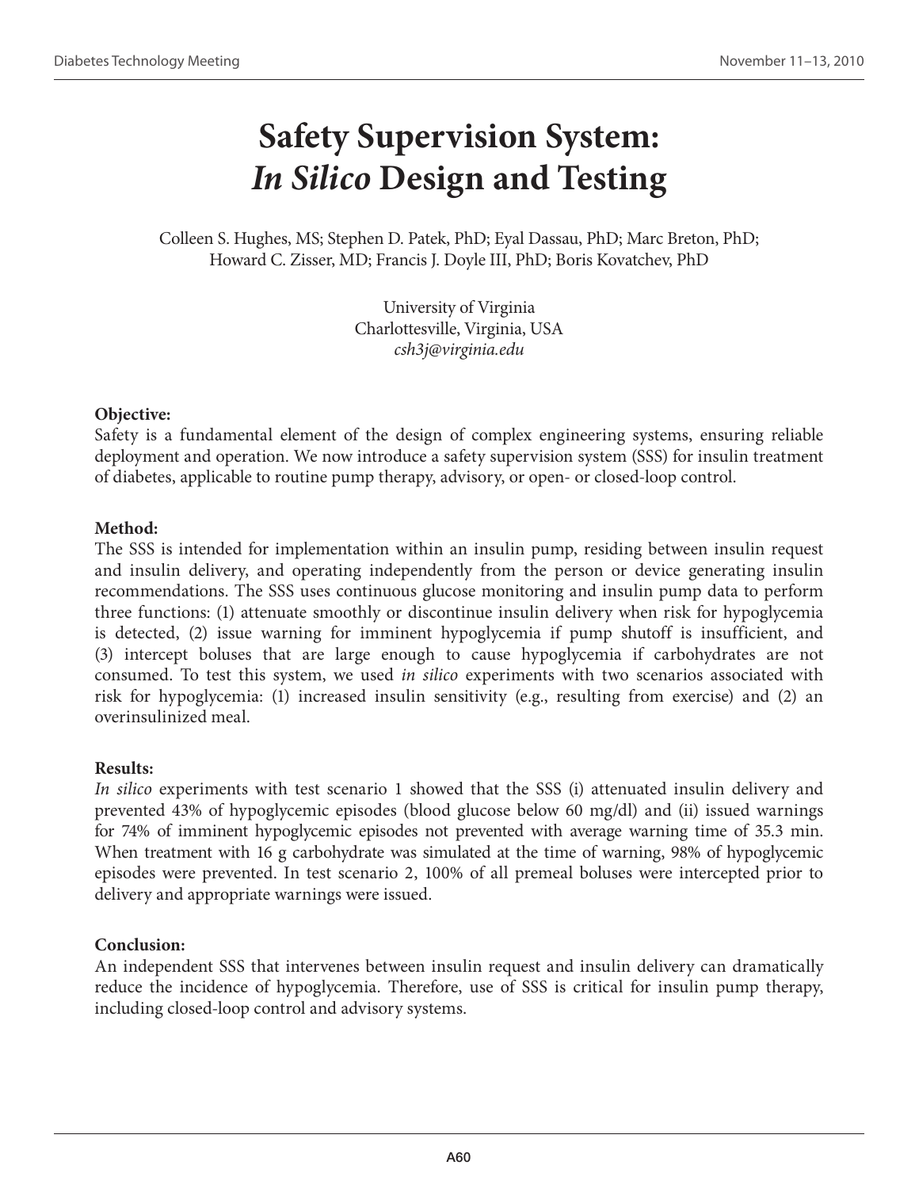# Safety Supervision System: *In Silico* Design and Testing

Colleen S. Hughes, MS; Stephen D. Patek, PhD; Eyal Dassau, PhD; Marc Breton, PhD; Howard C. Zisser, MD; Francis J. Doyle III, PhD; Boris Kovatchev, PhD

University of Virginia
Charlottesville, Virginia, USA
*csh3j@virginia.edu*

**Objective:**

Safety is a fundamental element of the design of complex engineering systems, ensuring reliable deployment and operation. We now introduce a safety supervision system (SSS) for insulin treatment of diabetes, applicable to routine pump therapy, advisory, or open- or closed-loop control.

**Method:**

The SSS is intended for implementation within an insulin pump, residing between insulin request and insulin delivery, and operating independently from the person or device generating insulin recommendations. The SSS uses continuous glucose monitoring and insulin pump data to perform three functions: (1) attenuate smoothly or discontinue insulin delivery when risk for hypoglycemia is detected, (2) issue warning for imminent hypoglycemia if pump shutoff is insufficient, and (3) intercept boluses that are large enough to cause hypoglycemia if carbohydrates are not consumed. To test this system, we used *in silico* experiments with two scenarios associated with risk for hypoglycemia: (1) increased insulin sensitivity (e.g., resulting from exercise) and (2) an overinsulinized meal.

**Results:**

*In silico* experiments with test scenario 1 showed that the SSS (i) attenuated insulin delivery and prevented 43% of hypoglycemic episodes (blood glucose below 60 mg/dl) and (ii) issued warnings for 74% of imminent hypoglycemic episodes not prevented with average warning time of 35.3 min. When treatment with 16 g carbohydrate was simulated at the time of warning, 98% of hypoglycemic episodes were prevented. In test scenario 2, 100% of all premeal boluses were intercepted prior to delivery and appropriate warnings were issued.

**Conclusion:**

An independent SSS that intervenes between insulin request and insulin delivery can dramatically reduce the incidence of hypoglycemia. Therefore, use of SSS is critical for insulin pump therapy, including closed-loop control and advisory systems.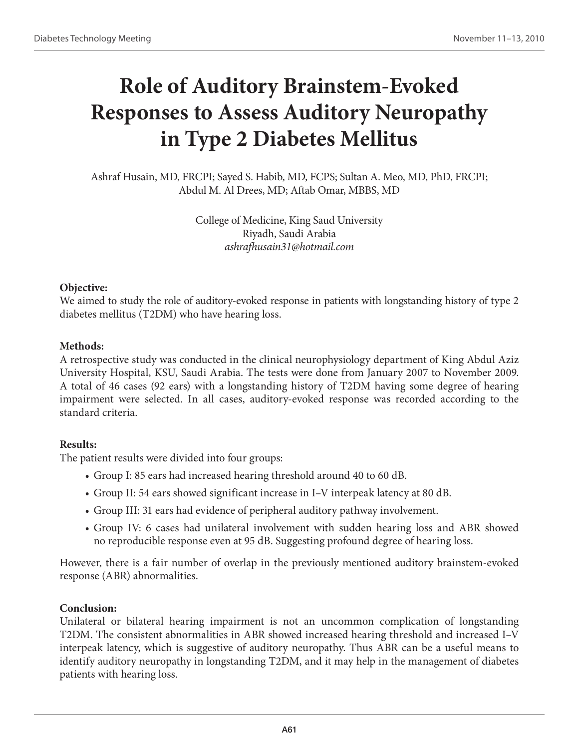# Role of Auditory Brainstem-Evoked Responses to Assess Auditory Neuropathy in Type 2 Diabetes Mellitus

Ashraf Husain, MD, FRCPI; Sayed S. Habib, MD, FCPS; Sultan A. Meo, MD, PhD, FRCPI; Abdul M. Al Drees, MD; Aftab Omar, MBBS, MD

College of Medicine, King Saud University
Riyadh, Saudi Arabia
*ashrafhusain31@hotmail.com*

**Objective:**
We aimed to study the role of auditory-evoked response in patients with longstanding history of type 2 diabetes mellitus (T2DM) who have hearing loss.

**Methods:**
A retrospective study was conducted in the clinical neurophysiology department of King Abdul Aziz University Hospital, KSU, Saudi Arabia. The tests were done from January 2007 to November 2009. A total of 46 cases (92 ears) with a longstanding history of T2DM having some degree of hearing impairment were selected. In all cases, auditory-evoked response was recorded according to the standard criteria.

**Results:**
The patient results were divided into four groups:

- Group I: 85 ears had increased hearing threshold around 40 to 60 dB.
- Group II: 54 ears showed significant increase in I–V interpeak latency at 80 dB.
- Group III: 31 ears had evidence of peripheral auditory pathway involvement.
- Group IV: 6 cases had unilateral involvement with sudden hearing loss and ABR showed no reproducible response even at 95 dB. Suggesting profound degree of hearing loss.

However, there is a fair number of overlap in the previously mentioned auditory brainstem-evoked response (ABR) abnormalities.

**Conclusion:**
Unilateral or bilateral hearing impairment is not an uncommon complication of longstanding T2DM. The consistent abnormalities in ABR showed increased hearing threshold and increased I–V interpeak latency, which is suggestive of auditory neuropathy. Thus ABR can be a useful means to identify auditory neuropathy in longstanding T2DM, and it may help in the management of diabetes patients with hearing loss.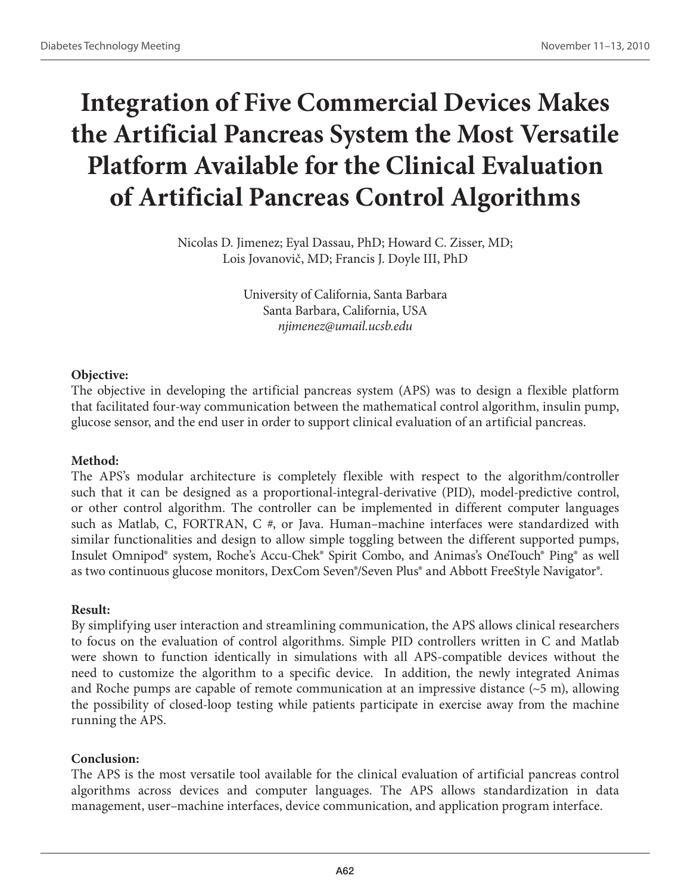# Integration of Five Commercial Devices Makes the Artificial Pancreas System the Most Versatile Platform Available for the Clinical Evaluation of Artificial Pancreas Control Algorithms

Nicolas D. Jimenez; Eyal Dassau, PhD; Howard C. Zisser, MD; Lois Jovanovič, MD; Francis J. Doyle III, PhD

University of California, Santa Barbara
Santa Barbara, California, USA
*njimenez@umail.ucsb.edu*

**Objective:**
The objective in developing the artificial pancreas system (APS) was to design a flexible platform that facilitated four-way communication between the mathematical control algorithm, insulin pump, glucose sensor, and the end user in order to support clinical evaluation of an artificial pancreas.

**Method:**
The APS's modular architecture is completely flexible with respect to the algorithm/controller such that it can be designed as a proportional-integral-derivative (PID), model-predictive control, or other control algorithm. The controller can be implemented in different computer languages such as Matlab, C, FORTRAN, C #, or Java. Human–machine interfaces were standardized with similar functionalities and design to allow simple toggling between the different supported pumps, Insulet Omnipod® system, Roche's Accu-Chek® Spirit Combo, and Animas's OneTouch® Ping® as well as two continuous glucose monitors, DexCom Seven®/Seven Plus® and Abbott FreeStyle Navigator®.

**Result:**
By simplifying user interaction and streamlining communication, the APS allows clinical researchers to focus on the evaluation of control algorithms. Simple PID controllers written in C and Matlab were shown to function identically in simulations with all APS-compatible devices without the need to customize the algorithm to a specific device. In addition, the newly integrated Animas and Roche pumps are capable of remote communication at an impressive distance (~5 m), allowing the possibility of closed-loop testing while patients participate in exercise away from the machine running the APS.

**Conclusion:**
The APS is the most versatile tool available for the clinical evaluation of artificial pancreas control algorithms across devices and computer languages. The APS allows standardization in data management, user–machine interfaces, device communication, and application program interface.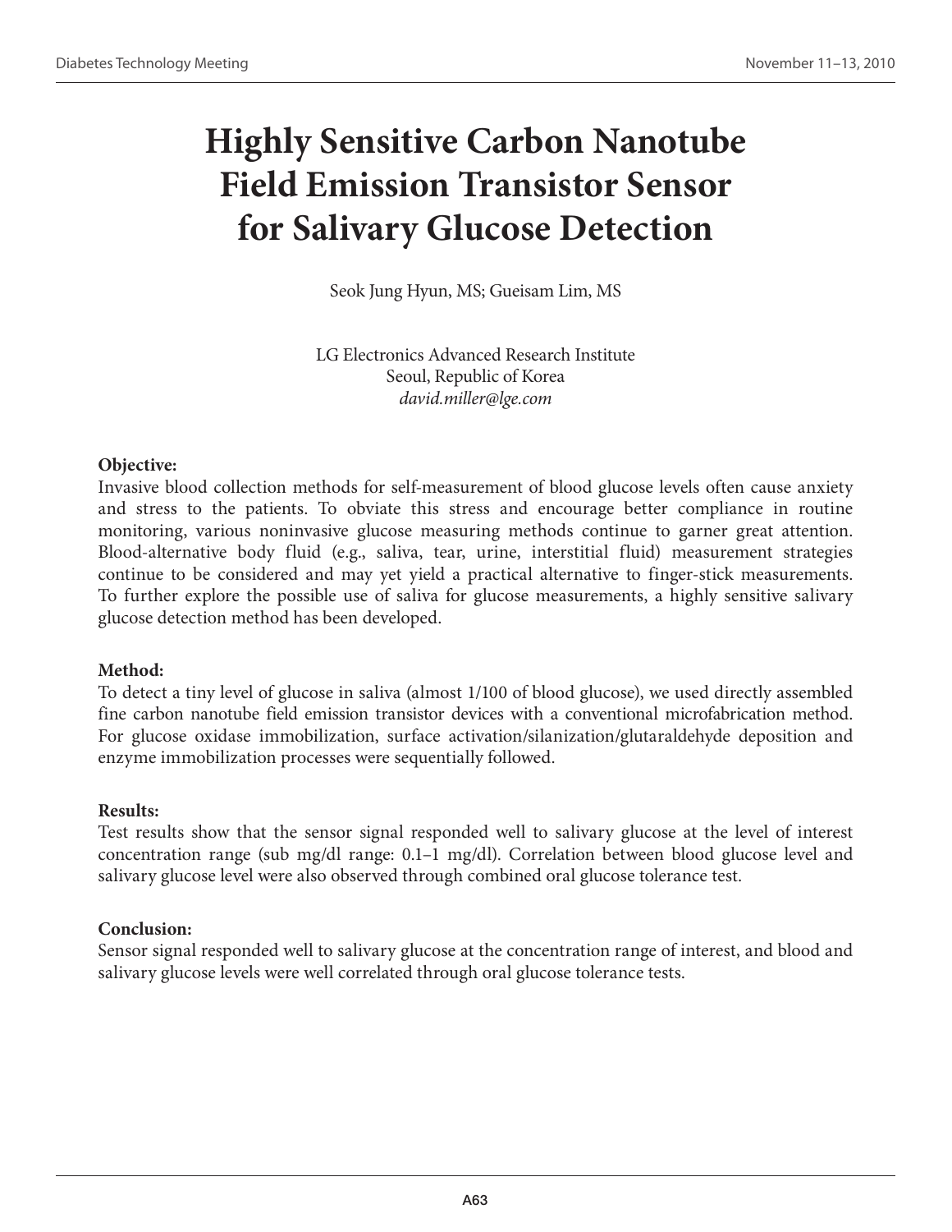# Highly Sensitive Carbon Nanotube Field Emission Transistor Sensor for Salivary Glucose Detection

Seok Jung Hyun, MS; Gueisam Lim, MS

LG Electronics Advanced Research Institute
Seoul, Republic of Korea
*david.miller@lge.com*

**Objective:**
Invasive blood collection methods for self-measurement of blood glucose levels often cause anxiety and stress to the patients. To obviate this stress and encourage better compliance in routine monitoring, various noninvasive glucose measuring methods continue to garner great attention. Blood-alternative body fluid (e.g., saliva, tear, urine, interstitial fluid) measurement strategies continue to be considered and may yet yield a practical alternative to finger-stick measurements. To further explore the possible use of saliva for glucose measurements, a highly sensitive salivary glucose detection method has been developed.

**Method:**
To detect a tiny level of glucose in saliva (almost 1/100 of blood glucose), we used directly assembled fine carbon nanotube field emission transistor devices with a conventional microfabrication method. For glucose oxidase immobilization, surface activation/silanization/glutaraldehyde deposition and enzyme immobilization processes were sequentially followed.

**Results:**
Test results show that the sensor signal responded well to salivary glucose at the level of interest concentration range (sub mg/dl range: 0.1–1 mg/dl). Correlation between blood glucose level and salivary glucose level were also observed through combined oral glucose tolerance test.

**Conclusion:**
Sensor signal responded well to salivary glucose at the concentration range of interest, and blood and salivary glucose levels were well correlated through oral glucose tolerance tests.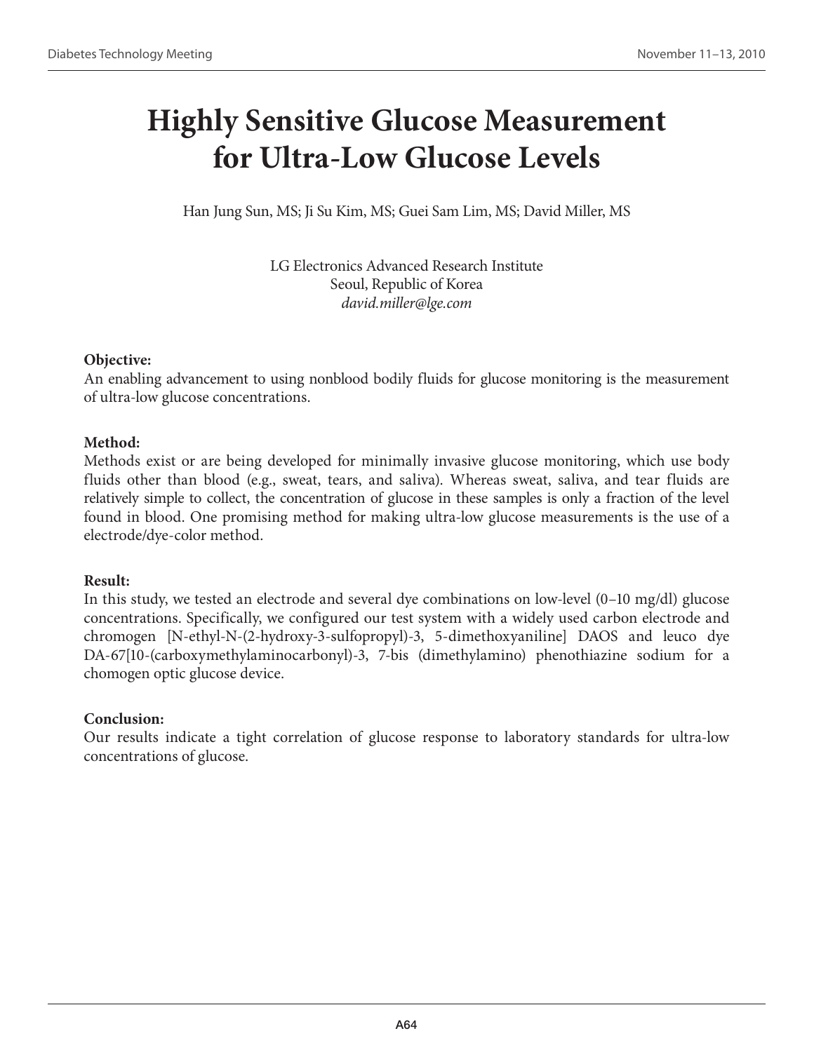# Highly Sensitive Glucose Measurement for Ultra-Low Glucose Levels

Han Jung Sun, MS; Ji Su Kim, MS; Guei Sam Lim, MS; David Miller, MS

LG Electronics Advanced Research Institute
Seoul, Republic of Korea
*david.miller@lge.com*

**Objective:**
An enabling advancement to using nonblood bodily fluids for glucose monitoring is the measurement of ultra-low glucose concentrations.

**Method:**
Methods exist or are being developed for minimally invasive glucose monitoring, which use body fluids other than blood (e.g., sweat, tears, and saliva). Whereas sweat, saliva, and tear fluids are relatively simple to collect, the concentration of glucose in these samples is only a fraction of the level found in blood. One promising method for making ultra-low glucose measurements is the use of a electrode/dye-color method.

**Result:**
In this study, we tested an electrode and several dye combinations on low-level (0–10 mg/dl) glucose concentrations. Specifically, we configured our test system with a widely used carbon electrode and chromogen [N-ethyl-N-(2-hydroxy-3-sulfopropyl)-3, 5-dimethoxyaniline] DAOS and leuco dye DA-67[10-(carboxymethylaminocarbonyl)-3, 7-bis (dimethylamino) phenothiazine sodium for a chomogen optic glucose device.

**Conclusion:**
Our results indicate a tight correlation of glucose response to laboratory standards for ultra-low concentrations of glucose.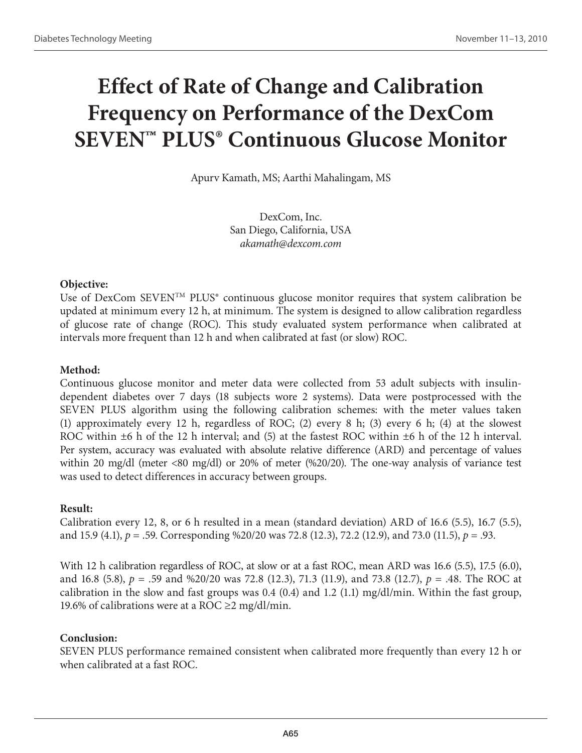# Effect of Rate of Change and Calibration Frequency on Performance of the DexCom SEVEN™ PLUS® Continuous Glucose Monitor

Apurv Kamath, MS; Aarthi Mahalingam, MS

DexCom, Inc.
San Diego, California, USA
*akamath@dexcom.com*

**Objective:**
Use of DexCom SEVEN™ PLUS® continuous glucose monitor requires that system calibration be updated at minimum every 12 h, at minimum. The system is designed to allow calibration regardless of glucose rate of change (ROC). This study evaluated system performance when calibrated at intervals more frequent than 12 h and when calibrated at fast (or slow) ROC.

**Method:**
Continuous glucose monitor and meter data were collected from 53 adult subjects with insulin-dependent diabetes over 7 days (18 subjects wore 2 systems). Data were postprocessed with the SEVEN PLUS algorithm using the following calibration schemes: with the meter values taken (1) approximately every 12 h, regardless of ROC; (2) every 8 h; (3) every 6 h; (4) at the slowest ROC within ±6 h of the 12 h interval; and (5) at the fastest ROC within ±6 h of the 12 h interval. Per system, accuracy was evaluated with absolute relative difference (ARD) and percentage of values within 20 mg/dl (meter <80 mg/dl) or 20% of meter (%20/20). The one-way analysis of variance test was used to detect differences in accuracy between groups.

**Result:**
Calibration every 12, 8, or 6 h resulted in a mean (standard deviation) ARD of 16.6 (5.5), 16.7 (5.5), and 15.9 (4.1), $p = .59$. Corresponding %20/20 was 72.8 (12.3), 72.2 (12.9), and 73.0 (11.5), $p = .93$.

With 12 h calibration regardless of ROC, at slow or at a fast ROC, mean ARD was 16.6 (5.5), 17.5 (6.0), and 16.8 (5.8), $p = .59$ and %20/20 was 72.8 (12.3), 71.3 (11.9), and 73.8 (12.7), $p = .48$. The ROC at calibration in the slow and fast groups was 0.4 (0.4) and 1.2 (1.1) mg/dl/min. Within the fast group, 19.6% of calibrations were at a ROC ≥2 mg/dl/min.

**Conclusion:**
SEVEN PLUS performance remained consistent when calibrated more frequently than every 12 h or when calibrated at a fast ROC.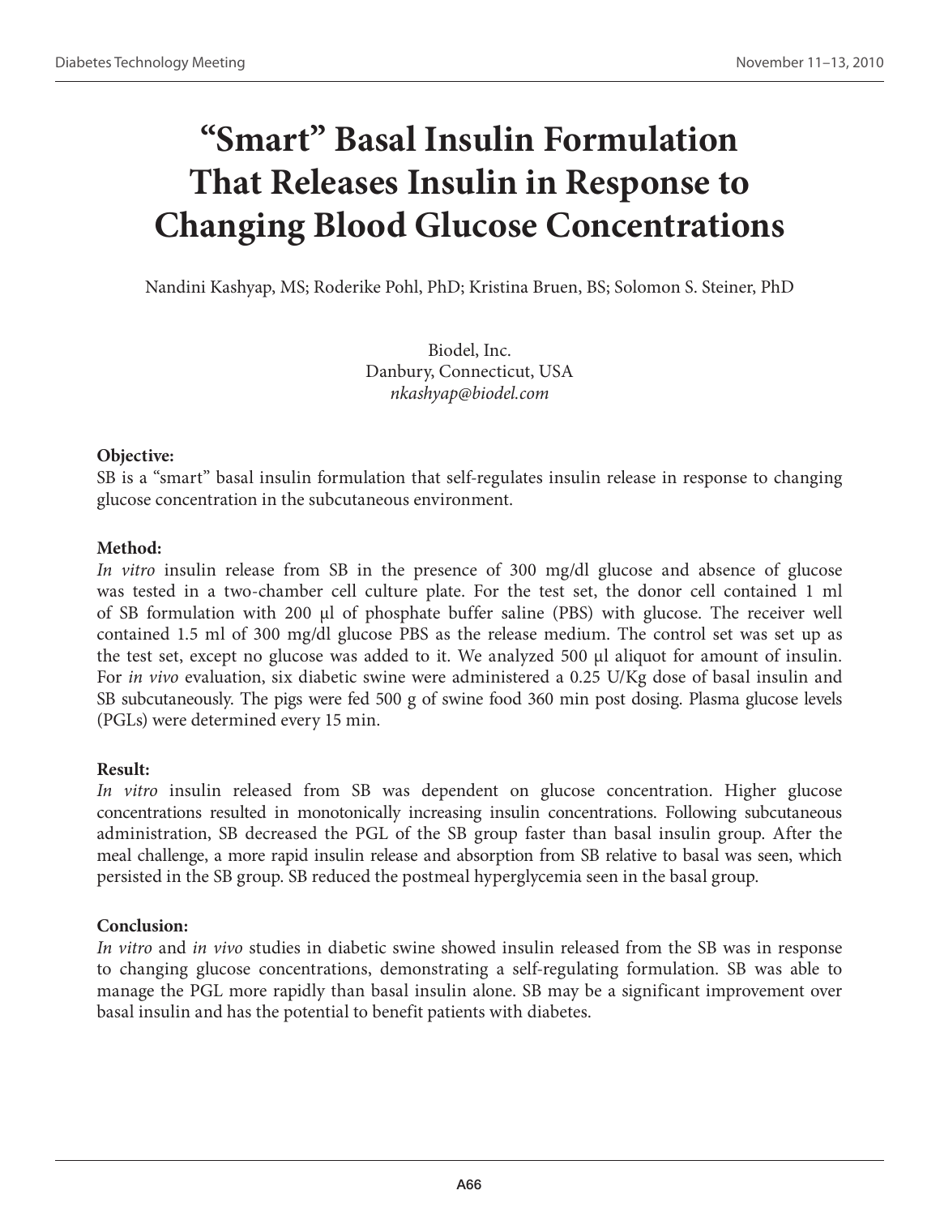# "Smart" Basal Insulin Formulation That Releases Insulin in Response to Changing Blood Glucose Concentrations

Nandini Kashyap, MS; Roderike Pohl, PhD; Kristina Bruen, BS; Solomon S. Steiner, PhD

Biodel, Inc.
Danbury, Connecticut, USA
*nkashyap@biodel.com*

**Objective:**
SB is a "smart" basal insulin formulation that self-regulates insulin release in response to changing glucose concentration in the subcutaneous environment.

**Method:**
*In vitro* insulin release from SB in the presence of 300 mg/dl glucose and absence of glucose was tested in a two-chamber cell culture plate. For the test set, the donor cell contained 1 ml of SB formulation with 200 µl of phosphate buffer saline (PBS) with glucose. The receiver well contained 1.5 ml of 300 mg/dl glucose PBS as the release medium. The control set was set up as the test set, except no glucose was added to it. We analyzed 500 µl aliquot for amount of insulin. For *in vivo* evaluation, six diabetic swine were administered a 0.25 U/Kg dose of basal insulin and SB subcutaneously. The pigs were fed 500 g of swine food 360 min post dosing. Plasma glucose levels (PGLs) were determined every 15 min.

**Result:**
*In vitro* insulin released from SB was dependent on glucose concentration. Higher glucose concentrations resulted in monotonically increasing insulin concentrations. Following subcutaneous administration, SB decreased the PGL of the SB group faster than basal insulin group. After the meal challenge, a more rapid insulin release and absorption from SB relative to basal was seen, which persisted in the SB group. SB reduced the postmeal hyperglycemia seen in the basal group.

**Conclusion:**
*In vitro* and *in vivo* studies in diabetic swine showed insulin released from the SB was in response to changing glucose concentrations, demonstrating a self-regulating formulation. SB was able to manage the PGL more rapidly than basal insulin alone. SB may be a significant improvement over basal insulin and has the potential to benefit patients with diabetes.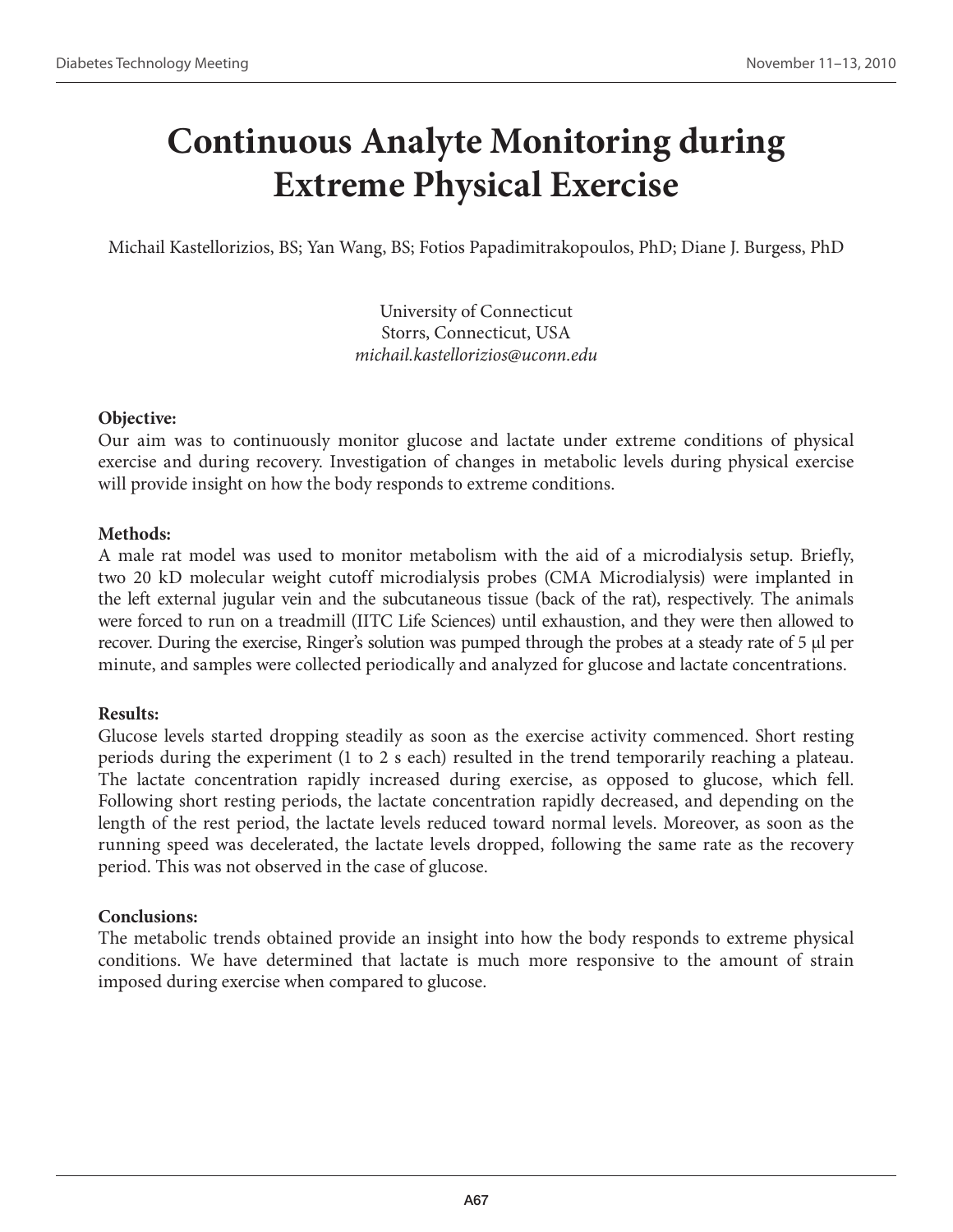# Continuous Analyte Monitoring during Extreme Physical Exercise

Michail Kastellorizios, BS; Yan Wang, BS; Fotios Papadimitrakopoulos, PhD; Diane J. Burgess, PhD

University of Connecticut
Storrs, Connecticut, USA
*michail.kastellorizios@uconn.edu*

**Objective:**
Our aim was to continuously monitor glucose and lactate under extreme conditions of physical exercise and during recovery. Investigation of changes in metabolic levels during physical exercise will provide insight on how the body responds to extreme conditions.

**Methods:**
A male rat model was used to monitor metabolism with the aid of a microdialysis setup. Briefly, two 20 kD molecular weight cutoff microdialysis probes (CMA Microdialysis) were implanted in the left external jugular vein and the subcutaneous tissue (back of the rat), respectively. The animals were forced to run on a treadmill (IITC Life Sciences) until exhaustion, and they were then allowed to recover. During the exercise, Ringer's solution was pumped through the probes at a steady rate of 5 μl per minute, and samples were collected periodically and analyzed for glucose and lactate concentrations.

**Results:**
Glucose levels started dropping steadily as soon as the exercise activity commenced. Short resting periods during the experiment (1 to 2 s each) resulted in the trend temporarily reaching a plateau. The lactate concentration rapidly increased during exercise, as opposed to glucose, which fell. Following short resting periods, the lactate concentration rapidly decreased, and depending on the length of the rest period, the lactate levels reduced toward normal levels. Moreover, as soon as the running speed was decelerated, the lactate levels dropped, following the same rate as the recovery period. This was not observed in the case of glucose.

**Conclusions:**
The metabolic trends obtained provide an insight into how the body responds to extreme physical conditions. We have determined that lactate is much more responsive to the amount of strain imposed during exercise when compared to glucose.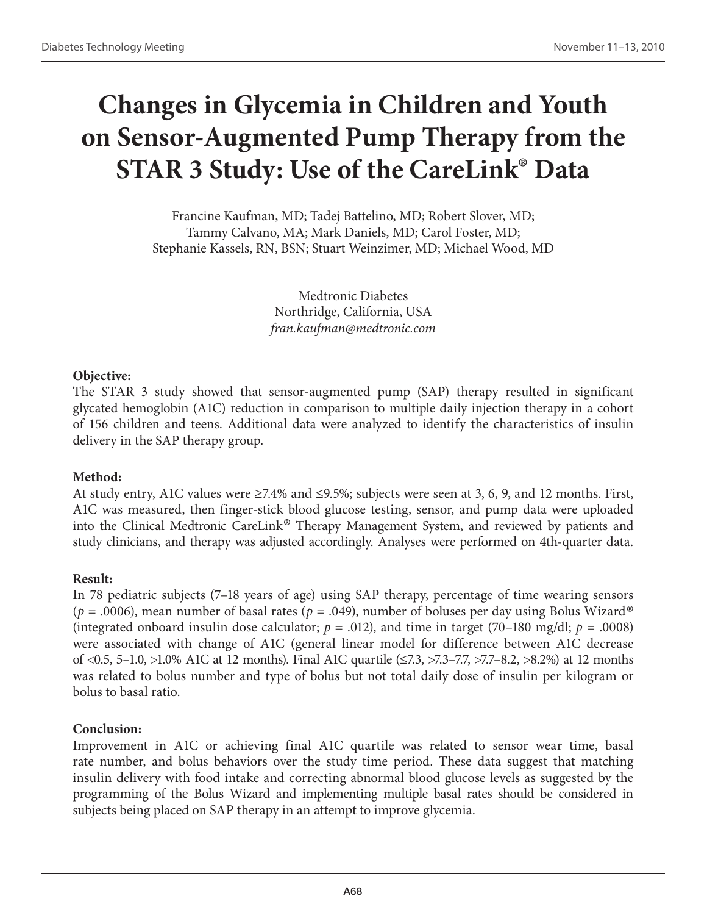# Changes in Glycemia in Children and Youth on Sensor-Augmented Pump Therapy from the STAR 3 Study: Use of the CareLink® Data

Francine Kaufman, MD; Tadej Battelino, MD; Robert Slover, MD; Tammy Calvano, MA; Mark Daniels, MD; Carol Foster, MD; Stephanie Kassels, RN, BSN; Stuart Weinzimer, MD; Michael Wood, MD

Medtronic Diabetes
Northridge, California, USA
*fran.kaufman@medtronic.com*

### Objective:

The STAR 3 study showed that sensor-augmented pump (SAP) therapy resulted in significant glycated hemoglobin (A1C) reduction in comparison to multiple daily injection therapy in a cohort of 156 children and teens. Additional data were analyzed to identify the characteristics of insulin delivery in the SAP therapy group.

### Method:

At study entry, A1C values were ≥7.4% and ≤9.5%; subjects were seen at 3, 6, 9, and 12 months. First, A1C was measured, then finger-stick blood glucose testing, sensor, and pump data were uploaded into the Clinical Medtronic CareLink® Therapy Management System, and reviewed by patients and study clinicians, and therapy was adjusted accordingly. Analyses were performed on 4th-quarter data.

### Result:

In 78 pediatric subjects (7–18 years of age) using SAP therapy, percentage of time wearing sensors ($p = .0006$), mean number of basal rates ($p = .049$), number of boluses per day using Bolus Wizard® (integrated onboard insulin dose calculator; $p = .012$), and time in target (70–180 mg/dl; $p = .0008$) were associated with change of A1C (general linear model for difference between A1C decrease of <0.5, 5–1.0, >1.0% A1C at 12 months). Final A1C quartile (≤7.3, >7.3–7.7, >7.7–8.2, >8.2%) at 12 months was related to bolus number and type of bolus but not total daily dose of insulin per kilogram or bolus to basal ratio.

### Conclusion:

Improvement in A1C or achieving final A1C quartile was related to sensor wear time, basal rate number, and bolus behaviors over the study time period. These data suggest that matching insulin delivery with food intake and correcting abnormal blood glucose levels as suggested by the programming of the Bolus Wizard and implementing multiple basal rates should be considered in subjects being placed on SAP therapy in an attempt to improve glycemia.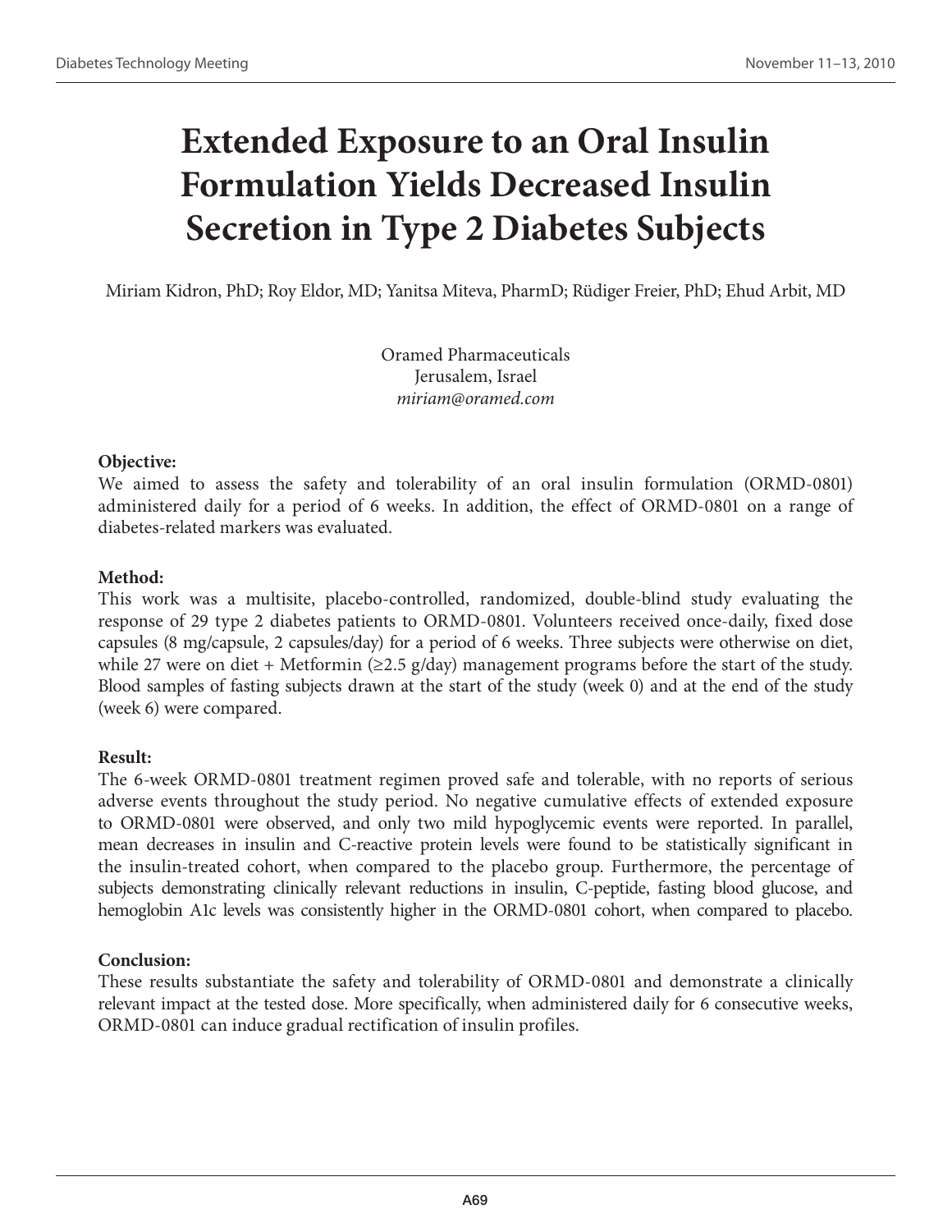# Extended Exposure to an Oral Insulin Formulation Yields Decreased Insulin Secretion in Type 2 Diabetes Subjects

Miriam Kidron, PhD; Roy Eldor, MD; Yanitsa Miteva, PharmD; Rüdiger Freier, PhD; Ehud Arbit, MD

Oramed Pharmaceuticals  
Jerusalem, Israel  
*miriam@oramed.com*

**Objective:**

We aimed to assess the safety and tolerability of an oral insulin formulation (ORMD-0801) administered daily for a period of 6 weeks. In addition, the effect of ORMD-0801 on a range of diabetes-related markers was evaluated.

**Method:**

This work was a multisite, placebo-controlled, randomized, double-blind study evaluating the response of 29 type 2 diabetes patients to ORMD-0801. Volunteers received once-daily, fixed dose capsules (8 mg/capsule, 2 capsules/day) for a period of 6 weeks. Three subjects were otherwise on diet, while 27 were on diet + Metformin (≥2.5 g/day) management programs before the start of the study. Blood samples of fasting subjects drawn at the start of the study (week 0) and at the end of the study (week 6) were compared.

**Result:**

The 6-week ORMD-0801 treatment regimen proved safe and tolerable, with no reports of serious adverse events throughout the study period. No negative cumulative effects of extended exposure to ORMD-0801 were observed, and only two mild hypoglycemic events were reported. In parallel, mean decreases in insulin and C-reactive protein levels were found to be statistically significant in the insulin-treated cohort, when compared to the placebo group. Furthermore, the percentage of subjects demonstrating clinically relevant reductions in insulin, C-peptide, fasting blood glucose, and hemoglobin A1c levels was consistently higher in the ORMD-0801 cohort, when compared to placebo.

**Conclusion:**

These results substantiate the safety and tolerability of ORMD-0801 and demonstrate a clinically relevant impact at the tested dose. More specifically, when administered daily for 6 consecutive weeks, ORMD-0801 can induce gradual rectification of insulin profiles.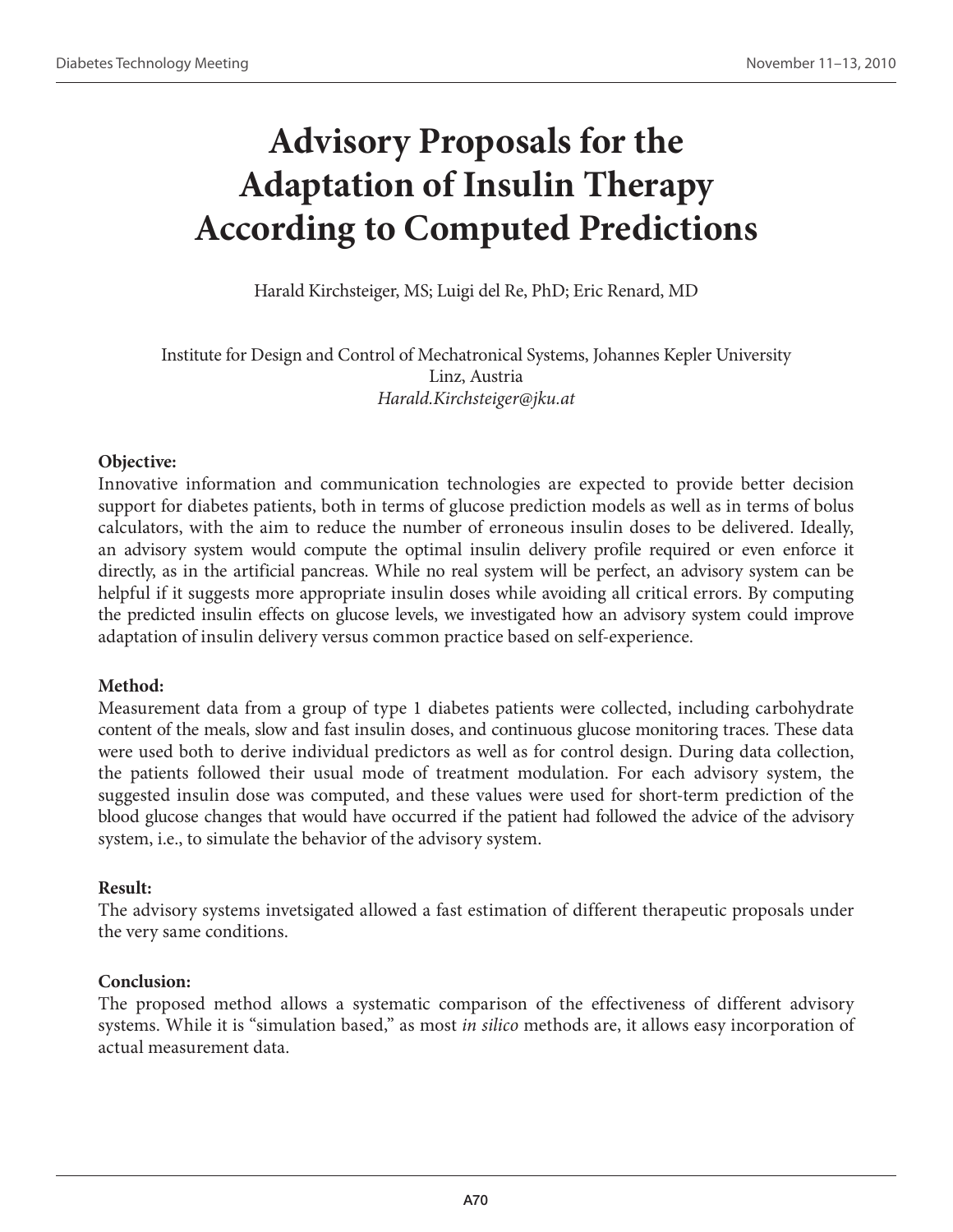# Advisory Proposals for the Adaptation of Insulin Therapy According to Computed Predictions

Harald Kirchsteiger, MS; Luigi del Re, PhD; Eric Renard, MD

Institute for Design and Control of Mechatronical Systems, Johannes Kepler University
Linz, Austria
*Harald.Kirchsteiger@jku.at*

**Objective:**
Innovative information and communication technologies are expected to provide better decision support for diabetes patients, both in terms of glucose prediction models as well as in terms of bolus calculators, with the aim to reduce the number of erroneous insulin doses to be delivered. Ideally, an advisory system would compute the optimal insulin delivery profile required or even enforce it directly, as in the artificial pancreas. While no real system will be perfect, an advisory system can be helpful if it suggests more appropriate insulin doses while avoiding all critical errors. By computing the predicted insulin effects on glucose levels, we investigated how an advisory system could improve adaptation of insulin delivery versus common practice based on self-experience.

**Method:**
Measurement data from a group of type 1 diabetes patients were collected, including carbohydrate content of the meals, slow and fast insulin doses, and continuous glucose monitoring traces. These data were used both to derive individual predictors as well as for control design. During data collection, the patients followed their usual mode of treatment modulation. For each advisory system, the suggested insulin dose was computed, and these values were used for short-term prediction of the blood glucose changes that would have occurred if the patient had followed the advice of the advisory system, i.e., to simulate the behavior of the advisory system.

**Result:**
The advisory systems invetsigated allowed a fast estimation of different therapeutic proposals under the very same conditions.

**Conclusion:**
The proposed method allows a systematic comparison of the effectiveness of different advisory systems. While it is "simulation based," as most *in silico* methods are, it allows easy incorporation of actual measurement data.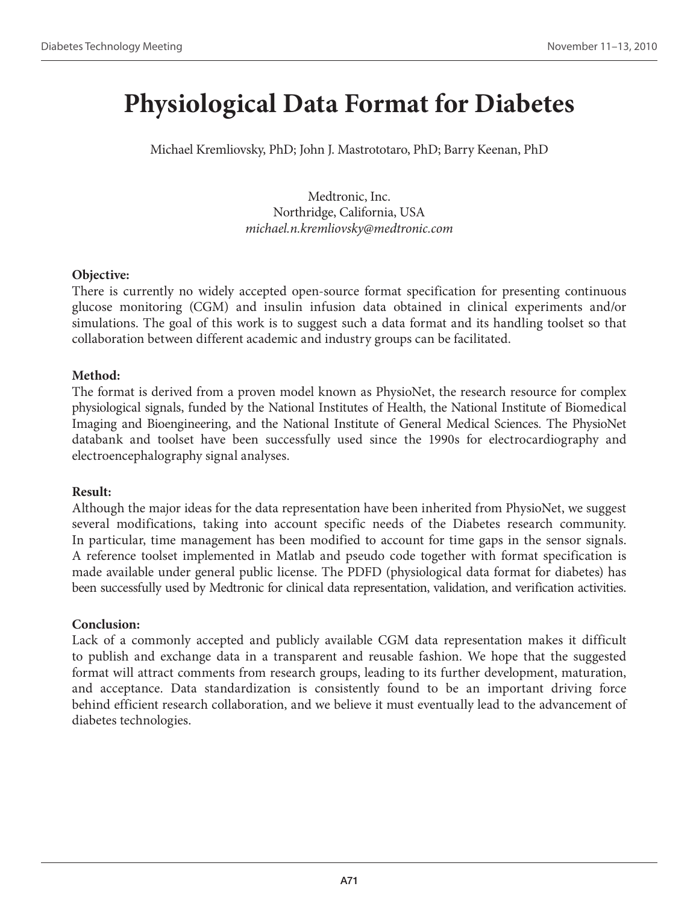# Physiological Data Format for Diabetes

Michael Kremliovsky, PhD; John J. Mastrototaro, PhD; Barry Keenan, PhD

Medtronic, Inc.
Northridge, California, USA
*michael.n.kremliovsky@medtronic.com*

**Objective:**
There is currently no widely accepted open-source format specification for presenting continuous glucose monitoring (CGM) and insulin infusion data obtained in clinical experiments and/or simulations. The goal of this work is to suggest such a data format and its handling toolset so that collaboration between different academic and industry groups can be facilitated.

**Method:**
The format is derived from a proven model known as PhysioNet, the research resource for complex physiological signals, funded by the National Institutes of Health, the National Institute of Biomedical Imaging and Bioengineering, and the National Institute of General Medical Sciences. The PhysioNet databank and toolset have been successfully used since the 1990s for electrocardiography and electroencephalography signal analyses.

**Result:**
Although the major ideas for the data representation have been inherited from PhysioNet, we suggest several modifications, taking into account specific needs of the Diabetes research community. In particular, time management has been modified to account for time gaps in the sensor signals. A reference toolset implemented in Matlab and pseudo code together with format specification is made available under general public license. The PDFD (physiological data format for diabetes) has been successfully used by Medtronic for clinical data representation, validation, and verification activities.

**Conclusion:**
Lack of a commonly accepted and publicly available CGM data representation makes it difficult to publish and exchange data in a transparent and reusable fashion. We hope that the suggested format will attract comments from research groups, leading to its further development, maturation, and acceptance. Data standardization is consistently found to be an important driving force behind efficient research collaboration, and we believe it must eventually lead to the advancement of diabetes technologies.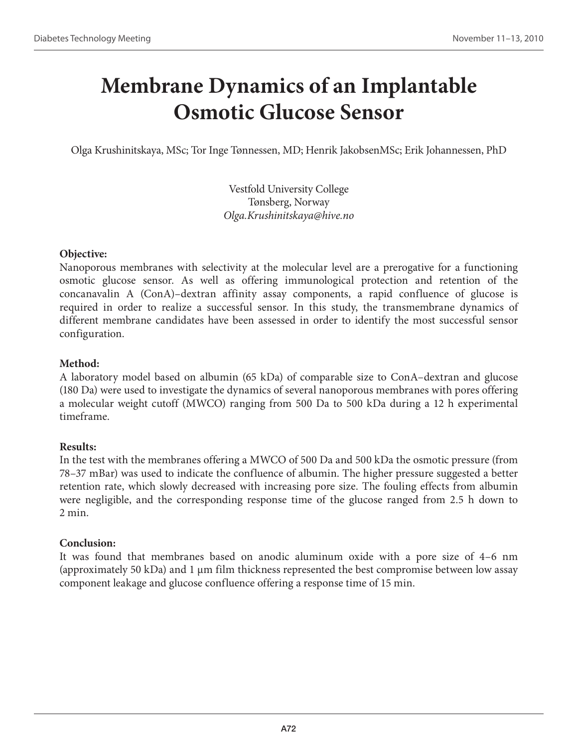# Membrane Dynamics of an Implantable Osmotic Glucose Sensor

Olga Krushinitskaya, MSc; Tor Inge Tønnessen, MD; Henrik JakobsenMSc; Erik Johannessen, PhD

Vestfold University College
Tønsberg, Norway
*Olga.Krushinitskaya@hive.no*

**Objective:**
Nanoporous membranes with selectivity at the molecular level are a prerogative for a functioning osmotic glucose sensor. As well as offering immunological protection and retention of the concanavalin A (ConA)–dextran affinity assay components, a rapid confluence of glucose is required in order to realize a successful sensor. In this study, the transmembrane dynamics of different membrane candidates have been assessed in order to identify the most successful sensor configuration.

**Method:**
A laboratory model based on albumin (65 kDa) of comparable size to ConA–dextran and glucose (180 Da) were used to investigate the dynamics of several nanoporous membranes with pores offering a molecular weight cutoff (MWCO) ranging from 500 Da to 500 kDa during a 12 h experimental timeframe.

**Results:**
In the test with the membranes offering a MWCO of 500 Da and 500 kDa the osmotic pressure (from 78–37 mBar) was used to indicate the confluence of albumin. The higher pressure suggested a better retention rate, which slowly decreased with increasing pore size. The fouling effects from albumin were negligible, and the corresponding response time of the glucose ranged from 2.5 h down to 2 min.

**Conclusion:**
It was found that membranes based on anodic aluminum oxide with a pore size of 4–6 nm (approximately 50 kDa) and 1 μm film thickness represented the best compromise between low assay component leakage and glucose confluence offering a response time of 15 min.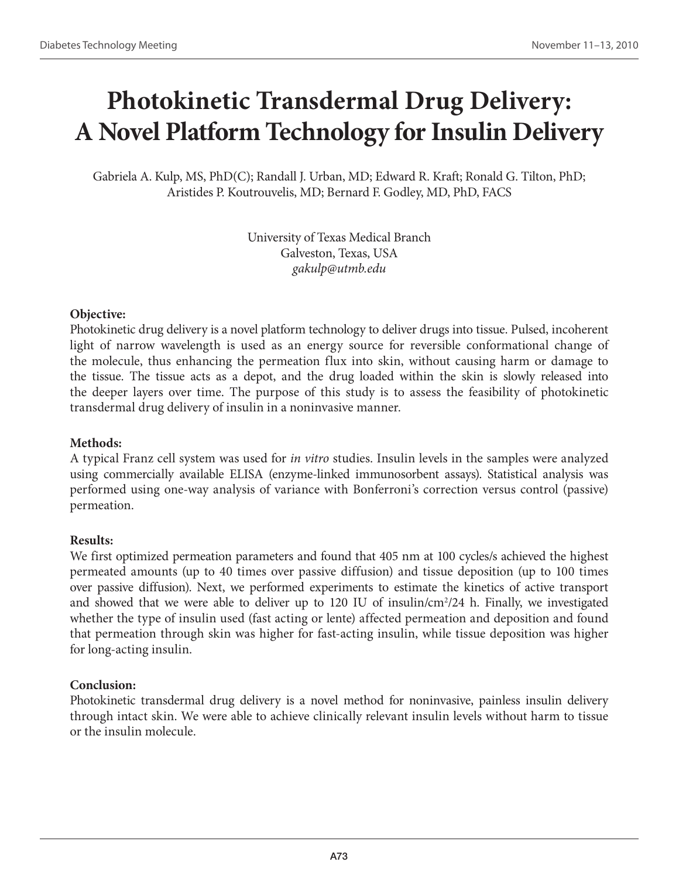# Photokinetic Transdermal Drug Delivery: A Novel Platform Technology for Insulin Delivery

Gabriela A. Kulp, MS, PhD(C); Randall J. Urban, MD; Edward R. Kraft; Ronald G. Tilton, PhD; Aristides P. Koutrouvelis, MD; Bernard F. Godley, MD, PhD, FACS

University of Texas Medical Branch
Galveston, Texas, USA
*gakulp@utmb.edu*

**Objective:**
Photokinetic drug delivery is a novel platform technology to deliver drugs into tissue. Pulsed, incoherent light of narrow wavelength is used as an energy source for reversible conformational change of the molecule, thus enhancing the permeation flux into skin, without causing harm or damage to the tissue. The tissue acts as a depot, and the drug loaded within the skin is slowly released into the deeper layers over time. The purpose of this study is to assess the feasibility of photokinetic transdermal drug delivery of insulin in a noninvasive manner.

**Methods:**
A typical Franz cell system was used for *in vitro* studies. Insulin levels in the samples were analyzed using commercially available ELISA (enzyme-linked immunosorbent assays). Statistical analysis was performed using one-way analysis of variance with Bonferroni's correction versus control (passive) permeation.

**Results:**
We first optimized permeation parameters and found that 405 nm at 100 cycles/s achieved the highest permeated amounts (up to 40 times over passive diffusion) and tissue deposition (up to 100 times over passive diffusion). Next, we performed experiments to estimate the kinetics of active transport and showed that we were able to deliver up to 120 IU of insulin/$cm^2$/24 h. Finally, we investigated whether the type of insulin used (fast acting or lente) affected permeation and deposition and found that permeation through skin was higher for fast-acting insulin, while tissue deposition was higher for long-acting insulin.

**Conclusion:**
Photokinetic transdermal drug delivery is a novel method for noninvasive, painless insulin delivery through intact skin. We were able to achieve clinically relevant insulin levels without harm to tissue or the insulin molecule.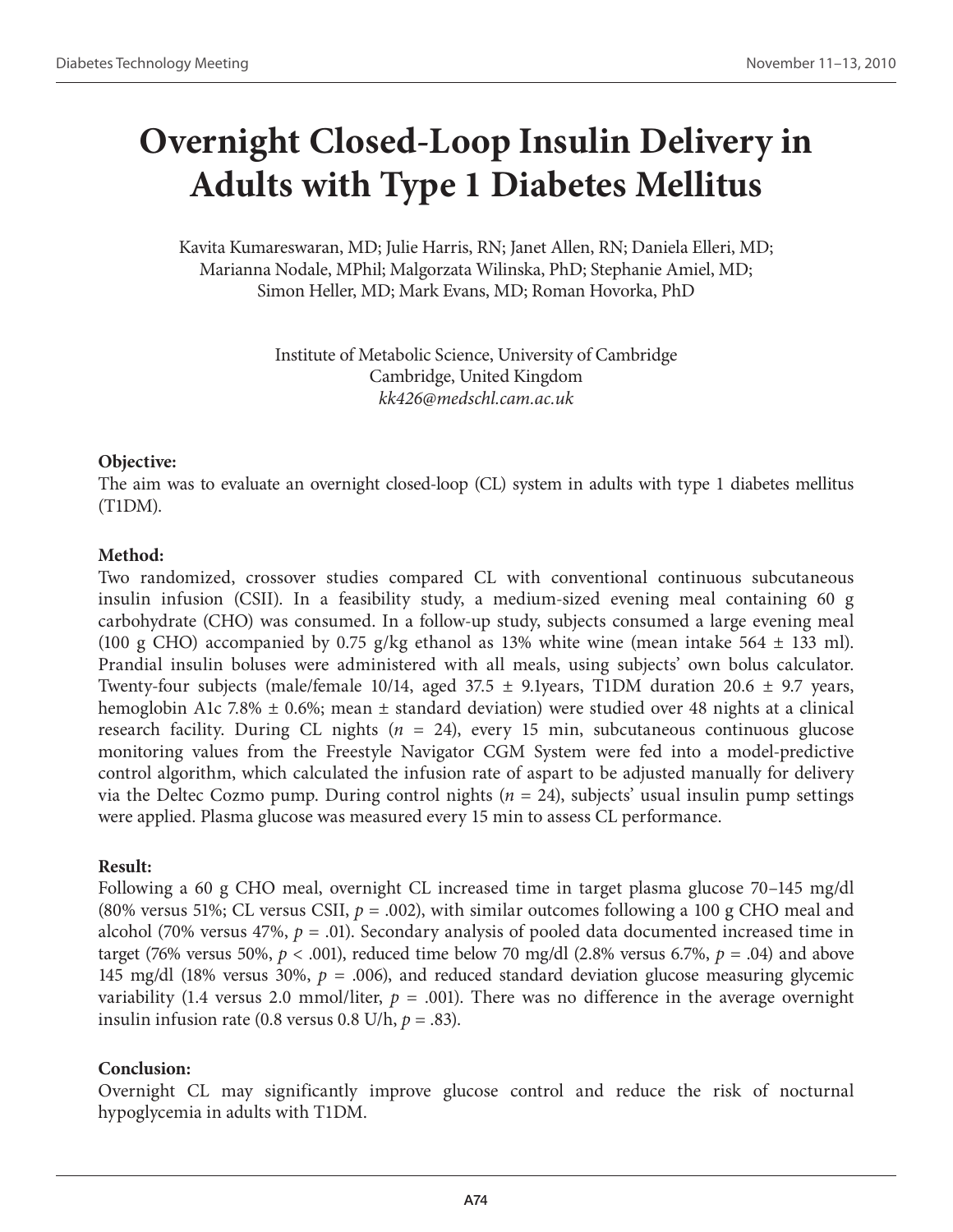# Overnight Closed-Loop Insulin Delivery in Adults with Type 1 Diabetes Mellitus

Kavita Kumareswaran, MD; Julie Harris, RN; Janet Allen, RN; Daniela Elleri, MD; Marianna Nodale, MPhil; Malgorzata Wilinska, PhD; Stephanie Amiel, MD; Simon Heller, MD; Mark Evans, MD; Roman Hovorka, PhD

Institute of Metabolic Science, University of Cambridge
Cambridge, United Kingdom
*kk426@medschl.cam.ac.uk*

**Objective:**

The aim was to evaluate an overnight closed-loop (CL) system in adults with type 1 diabetes mellitus (T1DM).

**Method:**

Two randomized, crossover studies compared CL with conventional continuous subcutaneous insulin infusion (CSII). In a feasibility study, a medium-sized evening meal containing 60 g carbohydrate (CHO) was consumed. In a follow-up study, subjects consumed a large evening meal (100 g CHO) accompanied by 0.75 g/kg ethanol as 13% white wine (mean intake 564 ± 133 ml). Prandial insulin boluses were administered with all meals, using subjects' own bolus calculator. Twenty-four subjects (male/female 10/14, aged 37.5 ± 9.1years, T1DM duration 20.6 ± 9.7 years, hemoglobin A1c 7.8% ± 0.6%; mean ± standard deviation) were studied over 48 nights at a clinical research facility. During CL nights ($n$ = 24), every 15 min, subcutaneous continuous glucose monitoring values from the Freestyle Navigator CGM System were fed into a model-predictive control algorithm, which calculated the infusion rate of aspart to be adjusted manually for delivery via the Deltec Cozmo pump. During control nights ($n$ = 24), subjects' usual insulin pump settings were applied. Plasma glucose was measured every 15 min to assess CL performance.

**Result:**

Following a 60 g CHO meal, overnight CL increased time in target plasma glucose 70–145 mg/dl (80% versus 51%; CL versus CSII, $p$ = .002), with similar outcomes following a 100 g CHO meal and alcohol (70% versus 47%, $p$ = .01). Secondary analysis of pooled data documented increased time in target (76% versus 50%, $p$ < .001), reduced time below 70 mg/dl (2.8% versus 6.7%, $p$ = .04) and above 145 mg/dl (18% versus 30%, $p$ = .006), and reduced standard deviation glucose measuring glycemic variability (1.4 versus 2.0 mmol/liter, $p$ = .001). There was no difference in the average overnight insulin infusion rate (0.8 versus 0.8 U/h, $p$ = .83).

**Conclusion:**

Overnight CL may significantly improve glucose control and reduce the risk of nocturnal hypoglycemia in adults with T1DM.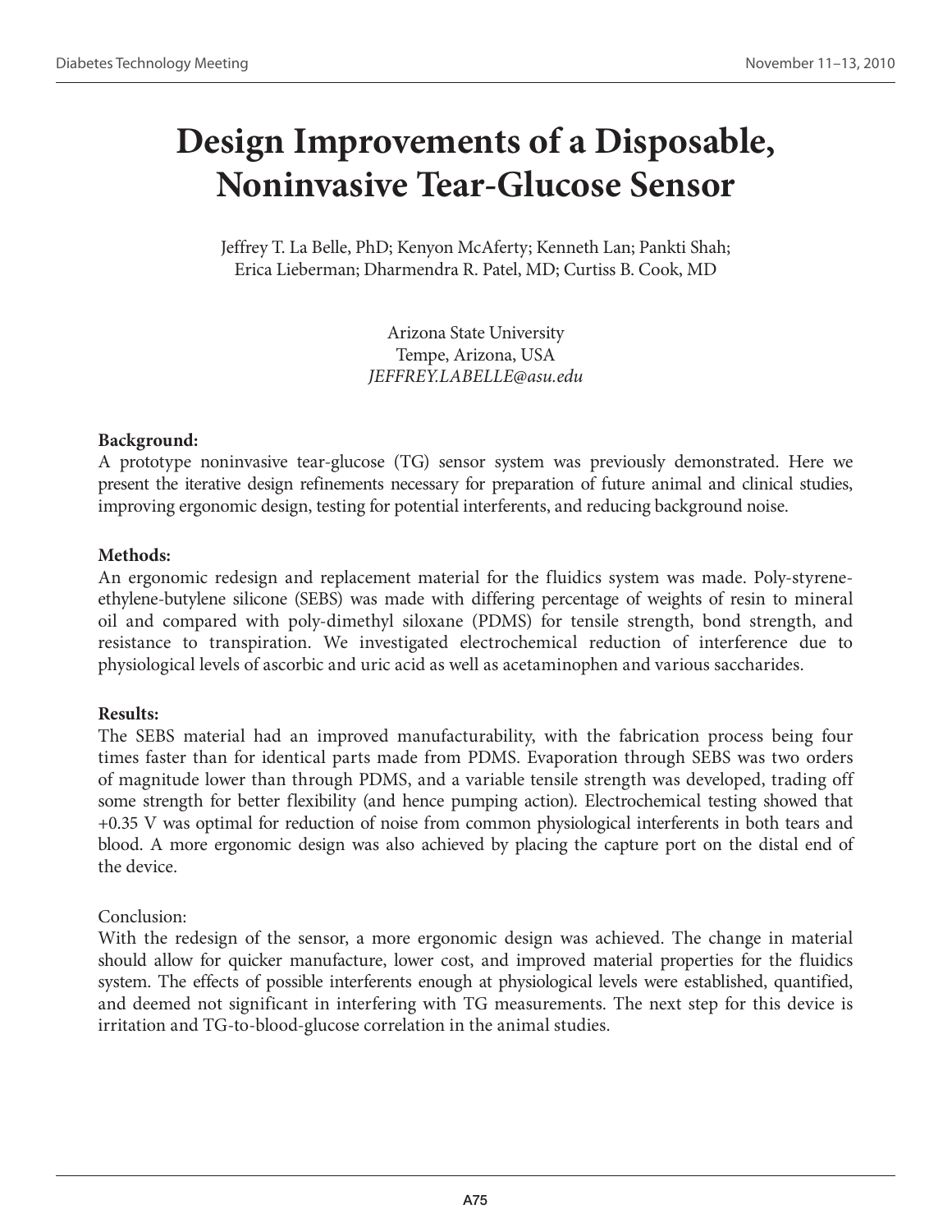# Design Improvements of a Disposable, Noninvasive Tear-Glucose Sensor

Jeffrey T. La Belle, PhD; Kenyon McAferty; Kenneth Lan; Pankti Shah; Erica Lieberman; Dharmendra R. Patel, MD; Curtiss B. Cook, MD

Arizona State University
Tempe, Arizona, USA
*JEFFREY.LABELLE@asu.edu*

**Background:**
A prototype noninvasive tear-glucose (TG) sensor system was previously demonstrated. Here we present the iterative design refinements necessary for preparation of future animal and clinical studies, improving ergonomic design, testing for potential interferents, and reducing background noise.

**Methods:**
An ergonomic redesign and replacement material for the fluidics system was made. Poly-styrene-ethylene-butylene silicone (SEBS) was made with differing percentage of weights of resin to mineral oil and compared with poly-dimethyl siloxane (PDMS) for tensile strength, bond strength, and resistance to transpiration. We investigated electrochemical reduction of interference due to physiological levels of ascorbic and uric acid as well as acetaminophen and various saccharides.

**Results:**
The SEBS material had an improved manufacturability, with the fabrication process being four times faster than for identical parts made from PDMS. Evaporation through SEBS was two orders of magnitude lower than through PDMS, and a variable tensile strength was developed, trading off some strength for better flexibility (and hence pumping action). Electrochemical testing showed that +0.35 V was optimal for reduction of noise from common physiological interferents in both tears and blood. A more ergonomic design was also achieved by placing the capture port on the distal end of the device.

Conclusion:
With the redesign of the sensor, a more ergonomic design was achieved. The change in material should allow for quicker manufacture, lower cost, and improved material properties for the fluidics system. The effects of possible interferents enough at physiological levels were established, quantified, and deemed not significant in interfering with TG measurements. The next step for this device is irritation and TG-to-blood-glucose correlation in the animal studies.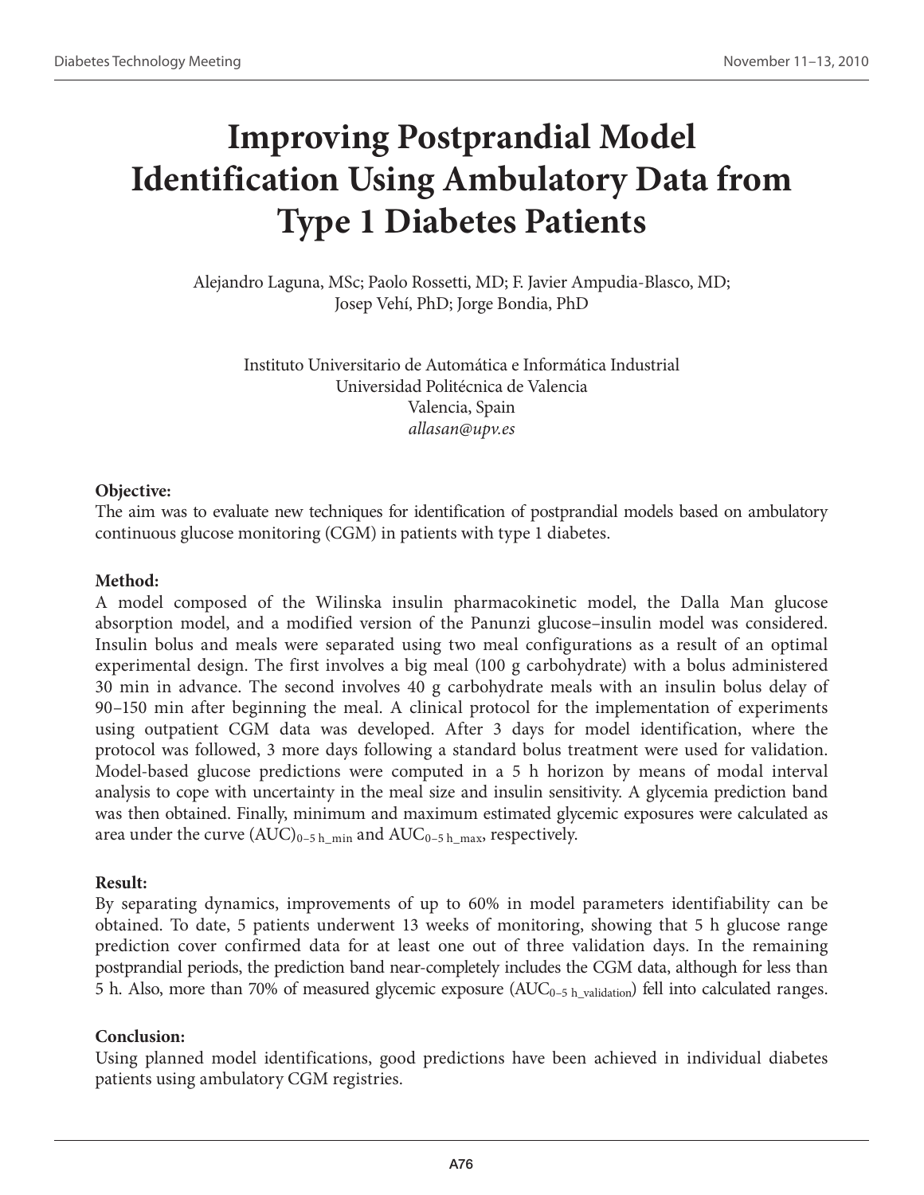# Improving Postprandial Model Identification Using Ambulatory Data from Type 1 Diabetes Patients

Alejandro Laguna, MSc; Paolo Rossetti, MD; F. Javier Ampudia-Blasco, MD; Josep Vehí, PhD; Jorge Bondia, PhD

Instituto Universitario de Automática e Informática Industrial
Universidad Politécnica de Valencia
Valencia, Spain
*allasan@upv.es*

**Objective:**
The aim was to evaluate new techniques for identification of postprandial models based on ambulatory continuous glucose monitoring (CGM) in patients with type 1 diabetes.

**Method:**
A model composed of the Wilinska insulin pharmacokinetic model, the Dalla Man glucose absorption model, and a modified version of the Panunzi glucose–insulin model was considered. Insulin bolus and meals were separated using two meal configurations as a result of an optimal experimental design. The first involves a big meal (100 g carbohydrate) with a bolus administered 30 min in advance. The second involves 40 g carbohydrate meals with an insulin bolus delay of 90–150 min after beginning the meal. A clinical protocol for the implementation of experiments using outpatient CGM data was developed. After 3 days for model identification, where the protocol was followed, 3 more days following a standard bolus treatment were used for validation. Model-based glucose predictions were computed in a 5 h horizon by means of modal interval analysis to cope with uncertainty in the meal size and insulin sensitivity. A glycemia prediction band was then obtained. Finally, minimum and maximum estimated glycemic exposures were calculated as area under the curve $(AUC)_{0-5\,h\_min}$ and $AUC_{0-5\,h\_max}$, respectively.

**Result:**
By separating dynamics, improvements of up to 60% in model parameters identifiability can be obtained. To date, 5 patients underwent 13 weeks of monitoring, showing that 5 h glucose range prediction cover confirmed data for at least one out of three validation days. In the remaining postprandial periods, the prediction band near-completely includes the CGM data, although for less than 5 h. Also, more than 70% of measured glycemic exposure ($AUC_{0-5\,h\_validation}$) fell into calculated ranges.

**Conclusion:**
Using planned model identifications, good predictions have been achieved in individual diabetes patients using ambulatory CGM registries.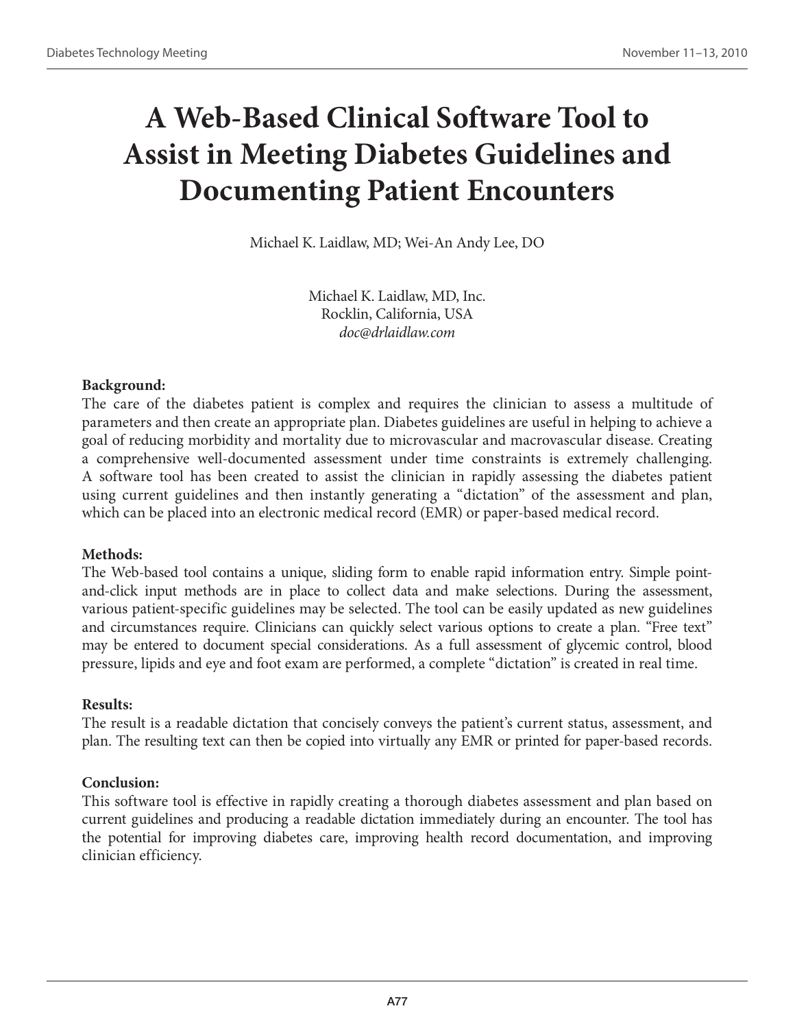# A Web-Based Clinical Software Tool to Assist in Meeting Diabetes Guidelines and Documenting Patient Encounters

Michael K. Laidlaw, MD; Wei-An Andy Lee, DO

Michael K. Laidlaw, MD, Inc.
Rocklin, California, USA
*doc@drlaidlaw.com*

**Background:**
The care of the diabetes patient is complex and requires the clinician to assess a multitude of parameters and then create an appropriate plan. Diabetes guidelines are useful in helping to achieve a goal of reducing morbidity and mortality due to microvascular and macrovascular disease. Creating a comprehensive well-documented assessment under time constraints is extremely challenging. A software tool has been created to assist the clinician in rapidly assessing the diabetes patient using current guidelines and then instantly generating a "dictation" of the assessment and plan, which can be placed into an electronic medical record (EMR) or paper-based medical record.

**Methods:**
The Web-based tool contains a unique, sliding form to enable rapid information entry. Simple point-and-click input methods are in place to collect data and make selections. During the assessment, various patient-specific guidelines may be selected. The tool can be easily updated as new guidelines and circumstances require. Clinicians can quickly select various options to create a plan. "Free text" may be entered to document special considerations. As a full assessment of glycemic control, blood pressure, lipids and eye and foot exam are performed, a complete "dictation" is created in real time.

**Results:**
The result is a readable dictation that concisely conveys the patient's current status, assessment, and plan. The resulting text can then be copied into virtually any EMR or printed for paper-based records.

**Conclusion:**
This software tool is effective in rapidly creating a thorough diabetes assessment and plan based on current guidelines and producing a readable dictation immediately during an encounter. The tool has the potential for improving diabetes care, improving health record documentation, and improving clinician efficiency.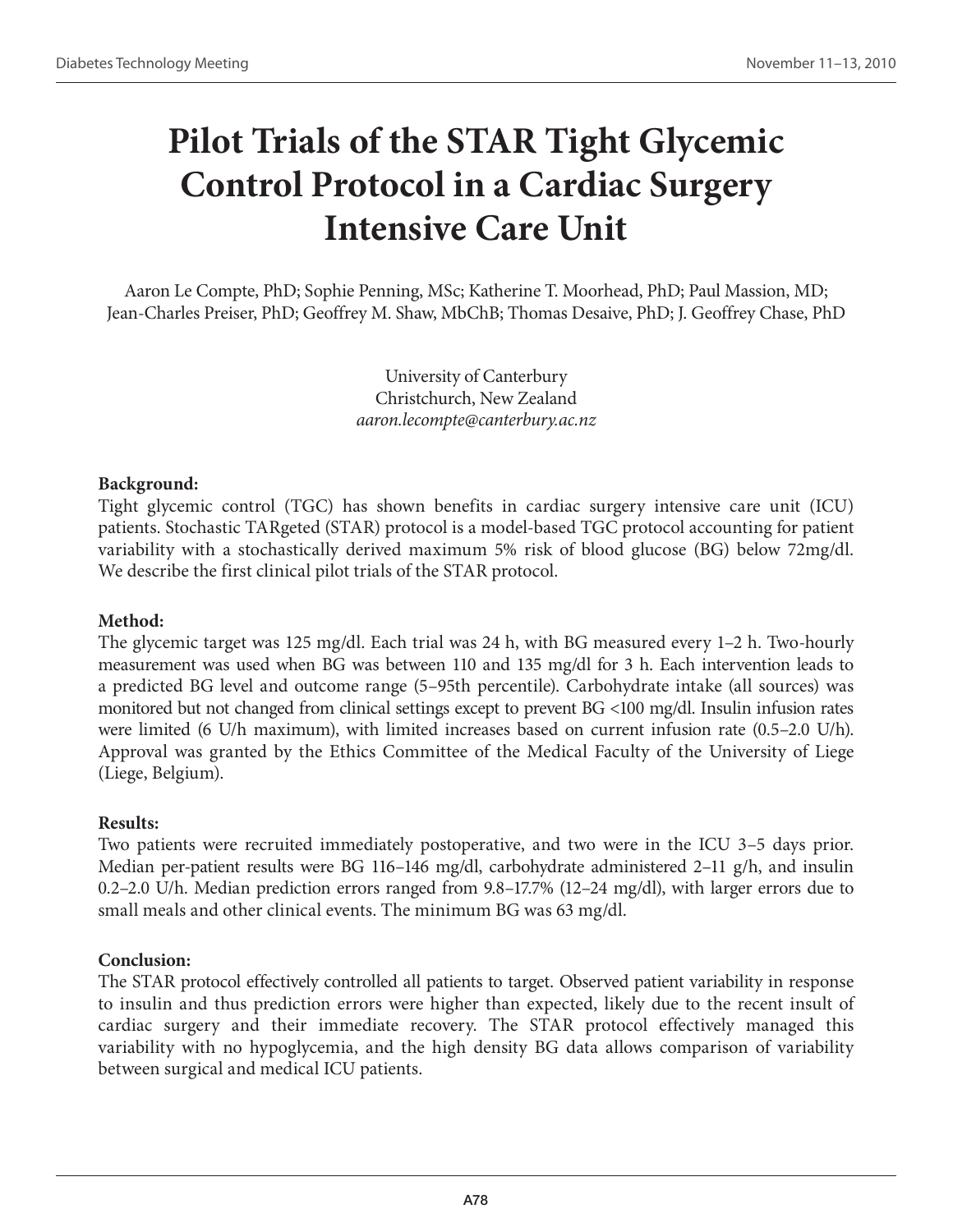# Pilot Trials of the STAR Tight Glycemic Control Protocol in a Cardiac Surgery Intensive Care Unit

Aaron Le Compte, PhD; Sophie Penning, MSc; Katherine T. Moorhead, PhD; Paul Massion, MD; Jean-Charles Preiser, PhD; Geoffrey M. Shaw, MbChB; Thomas Desaive, PhD; J. Geoffrey Chase, PhD

University of Canterbury
Christchurch, New Zealand
*aaron.lecompte@canterbury.ac.nz*

**Background:**
Tight glycemic control (TGC) has shown benefits in cardiac surgery intensive care unit (ICU) patients. Stochastic TARgeted (STAR) protocol is a model-based TGC protocol accounting for patient variability with a stochastically derived maximum 5% risk of blood glucose (BG) below 72mg/dl. We describe the first clinical pilot trials of the STAR protocol.

**Method:**
The glycemic target was 125 mg/dl. Each trial was 24 h, with BG measured every 1–2 h. Two-hourly measurement was used when BG was between 110 and 135 mg/dl for 3 h. Each intervention leads to a predicted BG level and outcome range (5–95th percentile). Carbohydrate intake (all sources) was monitored but not changed from clinical settings except to prevent BG <100 mg/dl. Insulin infusion rates were limited (6 U/h maximum), with limited increases based on current infusion rate (0.5–2.0 U/h). Approval was granted by the Ethics Committee of the Medical Faculty of the University of Liege (Liege, Belgium).

**Results:**
Two patients were recruited immediately postoperative, and two were in the ICU 3–5 days prior. Median per-patient results were BG 116–146 mg/dl, carbohydrate administered 2–11 g/h, and insulin 0.2–2.0 U/h. Median prediction errors ranged from 9.8–17.7% (12–24 mg/dl), with larger errors due to small meals and other clinical events. The minimum BG was 63 mg/dl.

**Conclusion:**
The STAR protocol effectively controlled all patients to target. Observed patient variability in response to insulin and thus prediction errors were higher than expected, likely due to the recent insult of cardiac surgery and their immediate recovery. The STAR protocol effectively managed this variability with no hypoglycemia, and the high density BG data allows comparison of variability between surgical and medical ICU patients.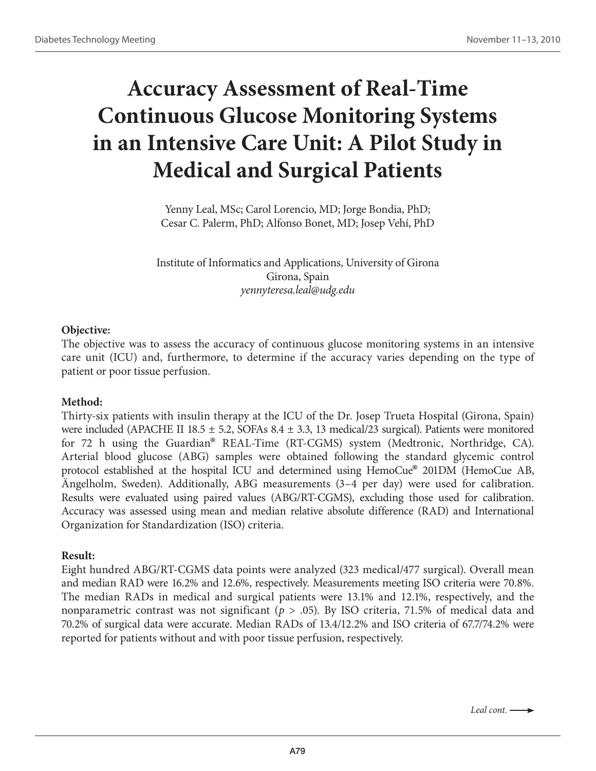# Accuracy Assessment of Real-Time Continuous Glucose Monitoring Systems in an Intensive Care Unit: A Pilot Study in Medical and Surgical Patients

Yenny Leal, MSc; Carol Lorencio, MD; Jorge Bondia, PhD; Cesar C. Palerm, PhD; Alfonso Bonet, MD; Josep Vehí, PhD

Institute of Informatics and Applications, University of Girona
Girona, Spain
*yennyteresa.leal@udg.edu*

**Objective:**
The objective was to assess the accuracy of continuous glucose monitoring systems in an intensive care unit (ICU) and, furthermore, to determine if the accuracy varies depending on the type of patient or poor tissue perfusion.

**Method:**
Thirty-six patients with insulin therapy at the ICU of the Dr. Josep Trueta Hospital (Girona, Spain) were included (APACHE II 18.5 ± 5.2, SOFAs 8.4 ± 3.3, 13 medical/23 surgical). Patients were monitored for 72 h using the Guardian® REAL-Time (RT-CGMS) system (Medtronic, Northridge, CA). Arterial blood glucose (ABG) samples were obtained following the standard glycemic control protocol established at the hospital ICU and determined using HemoCue® 201DM (HemoCue AB, Ängelholm, Sweden). Additionally, ABG measurements (3–4 per day) were used for calibration. Results were evaluated using paired values (ABG/RT-CGMS), excluding those used for calibration. Accuracy was assessed using mean and median relative absolute difference (RAD) and International Organization for Standardization (ISO) criteria.

**Result:**
Eight hundred ABG/RT-CGMS data points were analyzed (323 medical/477 surgical). Overall mean and median RAD were 16.2% and 12.6%, respectively. Measurements meeting ISO criteria were 70.8%. The median RADs in medical and surgical patients were 13.1% and 12.1%, respectively, and the nonparametric contrast was not significant ($p > .05$). By ISO criteria, 71.5% of medical data and 70.2% of surgical data were accurate. Median RADs of 13.4/12.2% and ISO criteria of 67.7/74.2% were reported for patients without and with poor tissue perfusion, respectively.

*Leal cont.* ⟶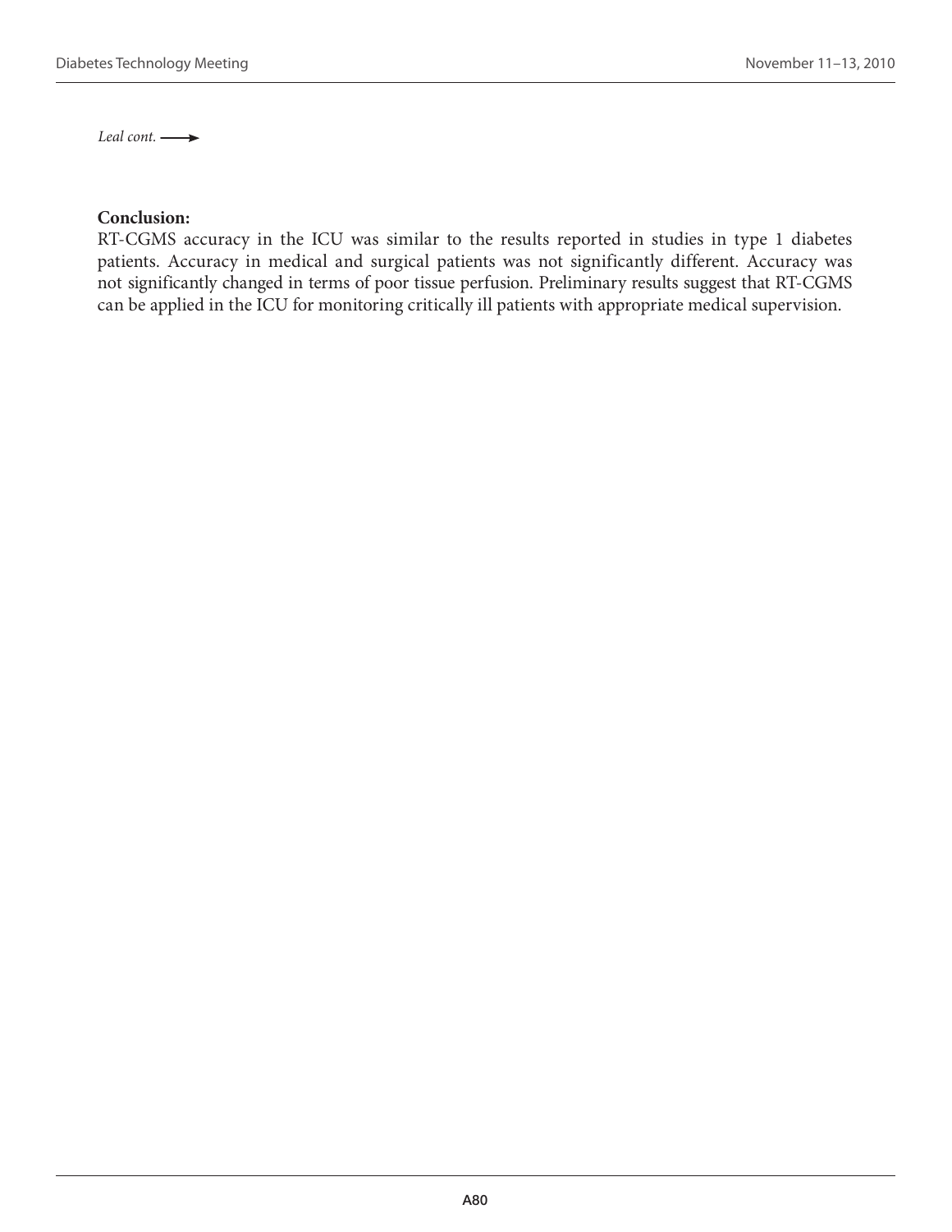*Leal cont.* ⟶

**Conclusion:**

RT-CGMS accuracy in the ICU was similar to the results reported in studies in type 1 diabetes patients. Accuracy in medical and surgical patients was not significantly different. Accuracy was not significantly changed in terms of poor tissue perfusion. Preliminary results suggest that RT-CGMS can be applied in the ICU for monitoring critically ill patients with appropriate medical supervision.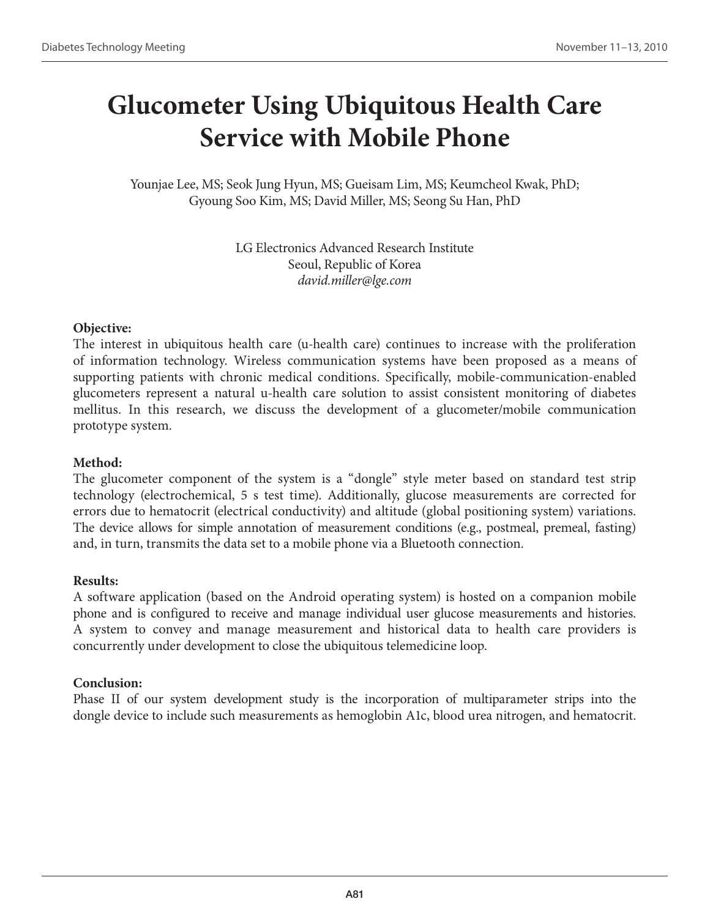# Glucometer Using Ubiquitous Health Care Service with Mobile Phone

Younjae Lee, MS; Seok Jung Hyun, MS; Gueisam Lim, MS; Keumcheol Kwak, PhD; Gyoung Soo Kim, MS; David Miller, MS; Seong Su Han, PhD

LG Electronics Advanced Research Institute
Seoul, Republic of Korea
*david.miller@lge.com*

**Objective:**
The interest in ubiquitous health care (u-health care) continues to increase with the proliferation of information technology. Wireless communication systems have been proposed as a means of supporting patients with chronic medical conditions. Specifically, mobile-communication-enabled glucometers represent a natural u-health care solution to assist consistent monitoring of diabetes mellitus. In this research, we discuss the development of a glucometer/mobile communication prototype system.

**Method:**
The glucometer component of the system is a "dongle" style meter based on standard test strip technology (electrochemical, 5 s test time). Additionally, glucose measurements are corrected for errors due to hematocrit (electrical conductivity) and altitude (global positioning system) variations. The device allows for simple annotation of measurement conditions (e.g., postmeal, premeal, fasting) and, in turn, transmits the data set to a mobile phone via a Bluetooth connection.

**Results:**
A software application (based on the Android operating system) is hosted on a companion mobile phone and is configured to receive and manage individual user glucose measurements and histories. A system to convey and manage measurement and historical data to health care providers is concurrently under development to close the ubiquitous telemedicine loop.

**Conclusion:**
Phase II of our system development study is the incorporation of multiparameter strips into the dongle device to include such measurements as hemoglobin A1c, blood urea nitrogen, and hematocrit.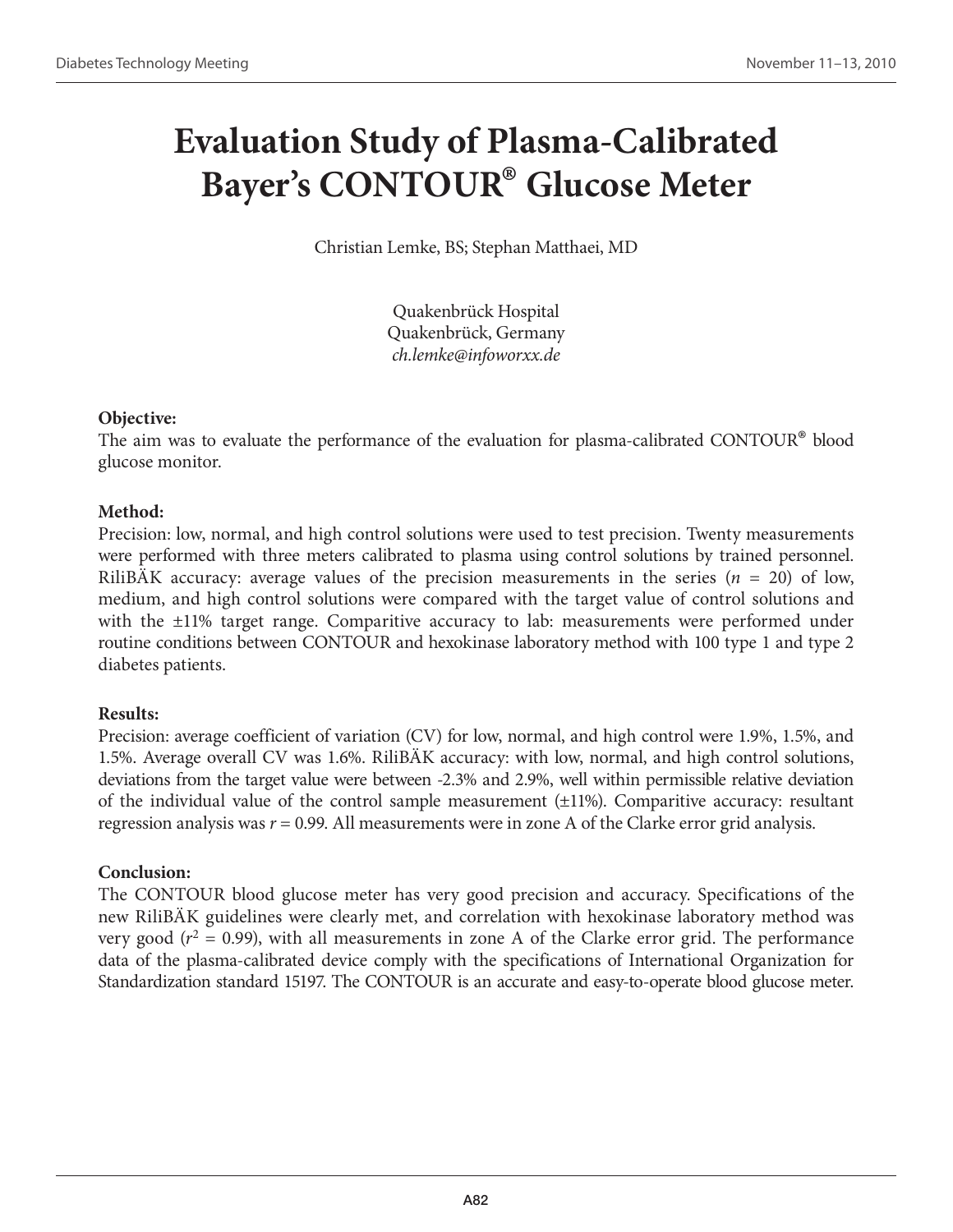# Evaluation Study of Plasma-Calibrated Bayer's CONTOUR® Glucose Meter

Christian Lemke, BS; Stephan Matthaei, MD

Quakenbrück Hospital
Quakenbrück, Germany
*ch.lemke@infoworxx.de*

**Objective:**
The aim was to evaluate the performance of the evaluation for plasma-calibrated CONTOUR® blood glucose monitor.

**Method:**
Precision: low, normal, and high control solutions were used to test precision. Twenty measurements were performed with three meters calibrated to plasma using control solutions by trained personnel. RiliBÄK accuracy: average values of the precision measurements in the series ($n$ = 20) of low, medium, and high control solutions were compared with the target value of control solutions and with the ±11% target range. Comparitive accuracy to lab: measurements were performed under routine conditions between CONTOUR and hexokinase laboratory method with 100 type 1 and type 2 diabetes patients.

**Results:**
Precision: average coefficient of variation (CV) for low, normal, and high control were 1.9%, 1.5%, and 1.5%. Average overall CV was 1.6%. RiliBÄK accuracy: with low, normal, and high control solutions, deviations from the target value were between -2.3% and 2.9%, well within permissible relative deviation of the individual value of the control sample measurement (±11%). Comparitive accuracy: resultant regression analysis was $r$ = 0.99. All measurements were in zone A of the Clarke error grid analysis.

**Conclusion:**
The CONTOUR blood glucose meter has very good precision and accuracy. Specifications of the new RiliBÄK guidelines were clearly met, and correlation with hexokinase laboratory method was very good ($r^2$ = 0.99), with all measurements in zone A of the Clarke error grid. The performance data of the plasma-calibrated device comply with the specifications of International Organization for Standardization standard 15197. The CONTOUR is an accurate and easy-to-operate blood glucose meter.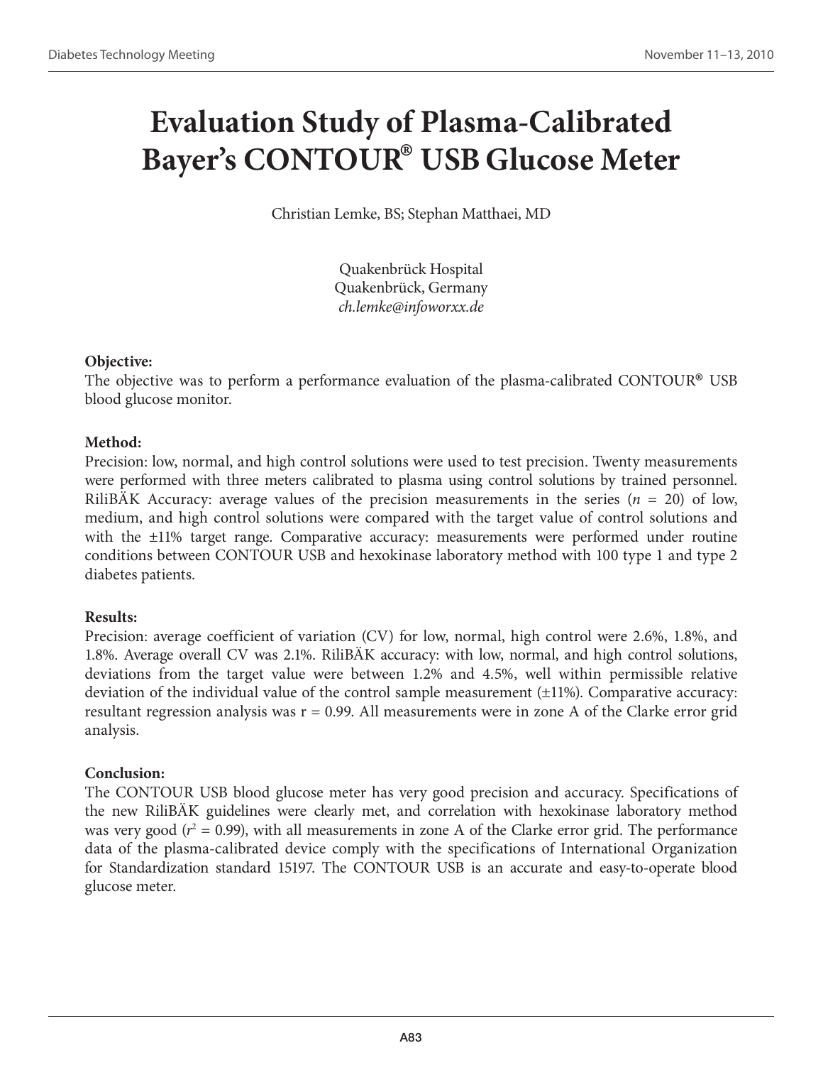# Evaluation Study of Plasma-Calibrated Bayer's CONTOUR® USB Glucose Meter

Christian Lemke, BS; Stephan Matthaei, MD

Quakenbrück Hospital
Quakenbrück, Germany
*ch.lemke@infoworxx.de*

**Objective:**
The objective was to perform a performance evaluation of the plasma-calibrated CONTOUR® USB blood glucose monitor.

**Method:**
Precision: low, normal, and high control solutions were used to test precision. Twenty measurements were performed with three meters calibrated to plasma using control solutions by trained personnel. RiliBÄK Accuracy: average values of the precision measurements in the series ($n$ = 20) of low, medium, and high control solutions were compared with the target value of control solutions and with the ±11% target range. Comparative accuracy: measurements were performed under routine conditions between CONTOUR USB and hexokinase laboratory method with 100 type 1 and type 2 diabetes patients.

**Results:**
Precision: average coefficient of variation (CV) for low, normal, high control were 2.6%, 1.8%, and 1.8%. Average overall CV was 2.1%. RiliBÄK accuracy: with low, normal, and high control solutions, deviations from the target value were between 1.2% and 4.5%, well within permissible relative deviation of the individual value of the control sample measurement (±11%). Comparative accuracy: resultant regression analysis was r = 0.99. All measurements were in zone A of the Clarke error grid analysis.

**Conclusion:**
The CONTOUR USB blood glucose meter has very good precision and accuracy. Specifications of the new RiliBÄK guidelines were clearly met, and correlation with hexokinase laboratory method was very good ($r^2$ = 0.99), with all measurements in zone A of the Clarke error grid. The performance data of the plasma-calibrated device comply with the specifications of International Organization for Standardization standard 15197. The CONTOUR USB is an accurate and easy-to-operate blood glucose meter.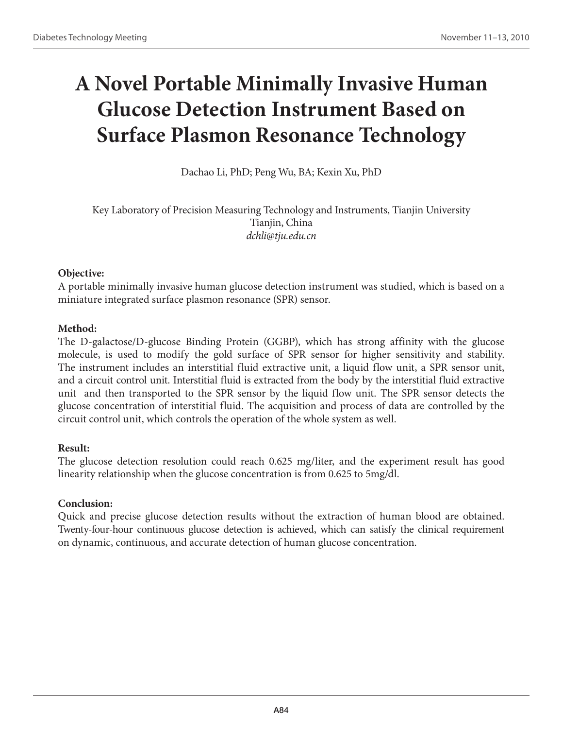# A Novel Portable Minimally Invasive Human Glucose Detection Instrument Based on Surface Plasmon Resonance Technology

Dachao Li, PhD; Peng Wu, BA; Kexin Xu, PhD

Key Laboratory of Precision Measuring Technology and Instruments, Tianjin University
Tianjin, China
*dchli@tju.edu.cn*

**Objective:**
A portable minimally invasive human glucose detection instrument was studied, which is based on a miniature integrated surface plasmon resonance (SPR) sensor.

**Method:**
The D-galactose/D-glucose Binding Protein (GGBP), which has strong affinity with the glucose molecule, is used to modify the gold surface of SPR sensor for higher sensitivity and stability. The instrument includes an interstitial fluid extractive unit, a liquid flow unit, a SPR sensor unit, and a circuit control unit. Interstitial fluid is extracted from the body by the interstitial fluid extractive unit and then transported to the SPR sensor by the liquid flow unit. The SPR sensor detects the glucose concentration of interstitial fluid. The acquisition and process of data are controlled by the circuit control unit, which controls the operation of the whole system as well.

**Result:**
The glucose detection resolution could reach 0.625 mg/liter, and the experiment result has good linearity relationship when the glucose concentration is from 0.625 to 5mg/dl.

**Conclusion:**
Quick and precise glucose detection results without the extraction of human blood are obtained. Twenty-four-hour continuous glucose detection is achieved, which can satisfy the clinical requirement on dynamic, continuous, and accurate detection of human glucose concentration.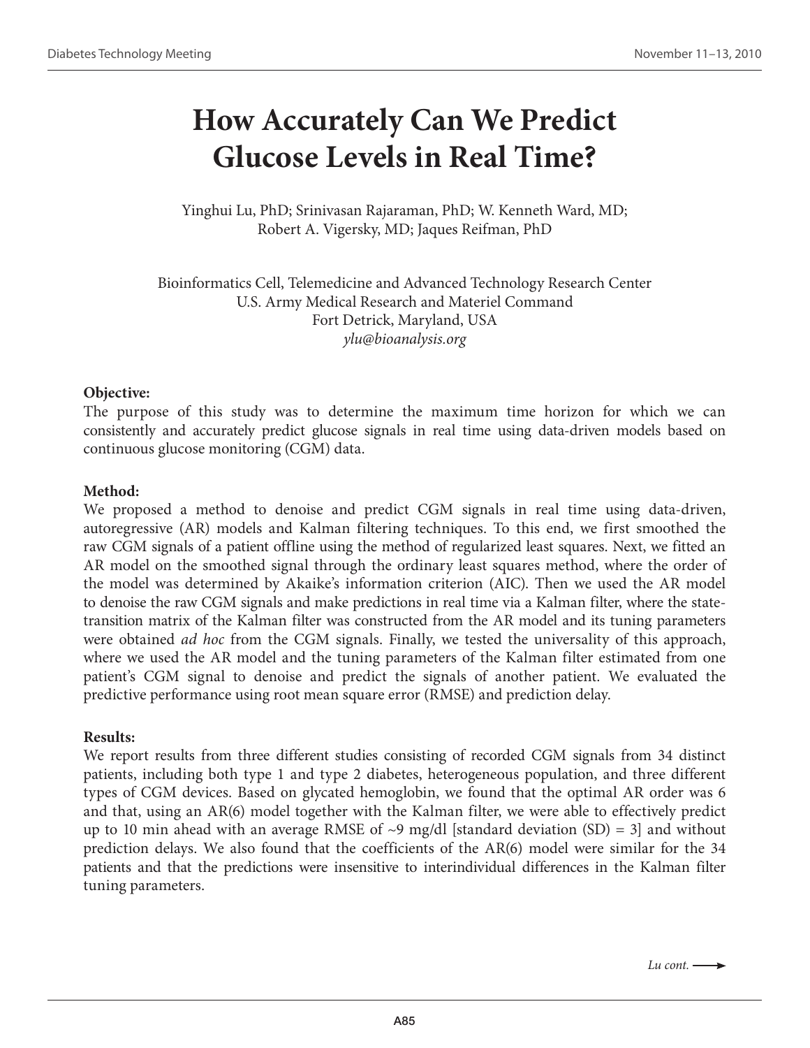# How Accurately Can We Predict Glucose Levels in Real Time?

Yinghui Lu, PhD; Srinivasan Rajaraman, PhD; W. Kenneth Ward, MD; Robert A. Vigersky, MD; Jaques Reifman, PhD

Bioinformatics Cell, Telemedicine and Advanced Technology Research Center
U.S. Army Medical Research and Materiel Command
Fort Detrick, Maryland, USA
*ylu@bioanalysis.org*

**Objective:**
The purpose of this study was to determine the maximum time horizon for which we can consistently and accurately predict glucose signals in real time using data-driven models based on continuous glucose monitoring (CGM) data.

**Method:**
We proposed a method to denoise and predict CGM signals in real time using data-driven, autoregressive (AR) models and Kalman filtering techniques. To this end, we first smoothed the raw CGM signals of a patient offline using the method of regularized least squares. Next, we fitted an AR model on the smoothed signal through the ordinary least squares method, where the order of the model was determined by Akaike's information criterion (AIC). Then we used the AR model to denoise the raw CGM signals and make predictions in real time via a Kalman filter, where the state-transition matrix of the Kalman filter was constructed from the AR model and its tuning parameters were obtained *ad hoc* from the CGM signals. Finally, we tested the universality of this approach, where we used the AR model and the tuning parameters of the Kalman filter estimated from one patient's CGM signal to denoise and predict the signals of another patient. We evaluated the predictive performance using root mean square error (RMSE) and prediction delay.

**Results:**
We report results from three different studies consisting of recorded CGM signals from 34 distinct patients, including both type 1 and type 2 diabetes, heterogeneous population, and three different types of CGM devices. Based on glycated hemoglobin, we found that the optimal AR order was 6 and that, using an AR(6) model together with the Kalman filter, we were able to effectively predict up to 10 min ahead with an average RMSE of ~9 mg/dl [standard deviation (SD) = 3] and without prediction delays. We also found that the coefficients of the AR(6) model were similar for the 34 patients and that the predictions were insensitive to interindividual differences in the Kalman filter tuning parameters.

*Lu cont.* ⟶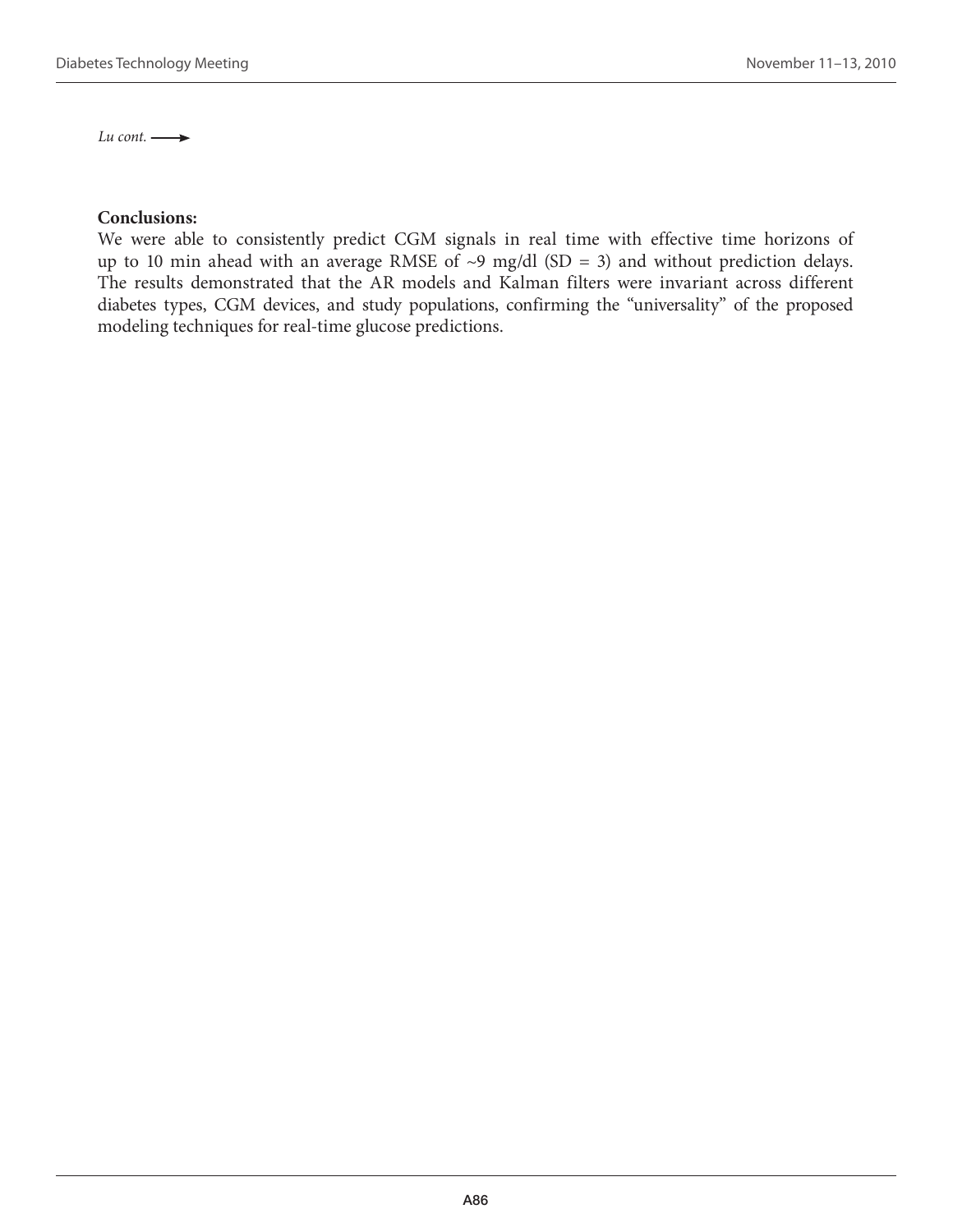*Lu cont.* ⟶

**Conclusions:**

We were able to consistently predict CGM signals in real time with effective time horizons of up to 10 min ahead with an average RMSE of ~9 mg/dl (SD = 3) and without prediction delays. The results demonstrated that the AR models and Kalman filters were invariant across different diabetes types, CGM devices, and study populations, confirming the "universality" of the proposed modeling techniques for real-time glucose predictions.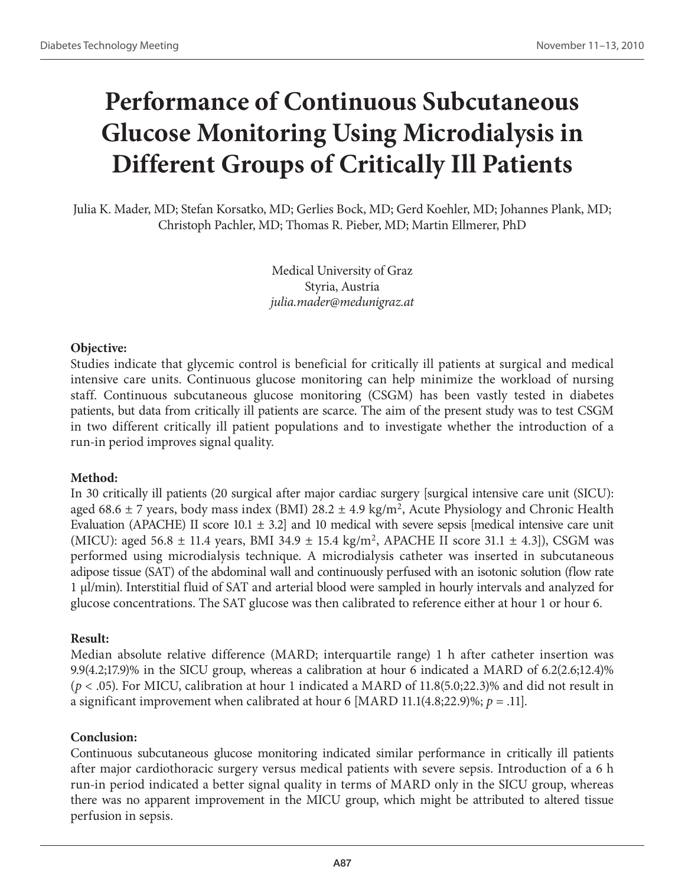# Performance of Continuous Subcutaneous Glucose Monitoring Using Microdialysis in Different Groups of Critically Ill Patients

Julia K. Mader, MD; Stefan Korsatko, MD; Gerlies Bock, MD; Gerd Koehler, MD; Johannes Plank, MD; Christoph Pachler, MD; Thomas R. Pieber, MD; Martin Ellmerer, PhD

Medical University of Graz
Styria, Austria
*julia.mader@medunigraz.at*

### Objective:

Studies indicate that glycemic control is beneficial for critically ill patients at surgical and medical intensive care units. Continuous glucose monitoring can help minimize the workload of nursing staff. Continuous subcutaneous glucose monitoring (CSGM) has been vastly tested in diabetes patients, but data from critically ill patients are scarce. The aim of the present study was to test CSGM in two different critically ill patient populations and to investigate whether the introduction of a run-in period improves signal quality.

### Method:

In 30 critically ill patients (20 surgical after major cardiac surgery [surgical intensive care unit (SICU): aged 68.6 ± 7 years, body mass index (BMI) 28.2 ± 4.9 kg/m$^2$, Acute Physiology and Chronic Health Evaluation (APACHE) II score 10.1 ± 3.2] and 10 medical with severe sepsis [medical intensive care unit (MICU): aged 56.8 ± 11.4 years, BMI 34.9 ± 15.4 kg/m$^2$, APACHE II score 31.1 ± 4.3]), CSGM was performed using microdialysis technique. A microdialysis catheter was inserted in subcutaneous adipose tissue (SAT) of the abdominal wall and continuously perfused with an isotonic solution (flow rate 1 μl/min). Interstitial fluid of SAT and arterial blood were sampled in hourly intervals and analyzed for glucose concentrations. The SAT glucose was then calibrated to reference either at hour 1 or hour 6.

### Result:

Median absolute relative difference (MARD; interquartile range) 1 h after catheter insertion was 9.9(4.2;17.9)% in the SICU group, whereas a calibration at hour 6 indicated a MARD of 6.2(2.6;12.4)% ($p < .05$). For MICU, calibration at hour 1 indicated a MARD of 11.8(5.0;22.3)% and did not result in a significant improvement when calibrated at hour 6 [MARD 11.1(4.8;22.9)%; $p = .11$].

### Conclusion:

Continuous subcutaneous glucose monitoring indicated similar performance in critically ill patients after major cardiothoracic surgery versus medical patients with severe sepsis. Introduction of a 6 h run-in period indicated a better signal quality in terms of MARD only in the SICU group, whereas there was no apparent improvement in the MICU group, which might be attributed to altered tissue perfusion in sepsis.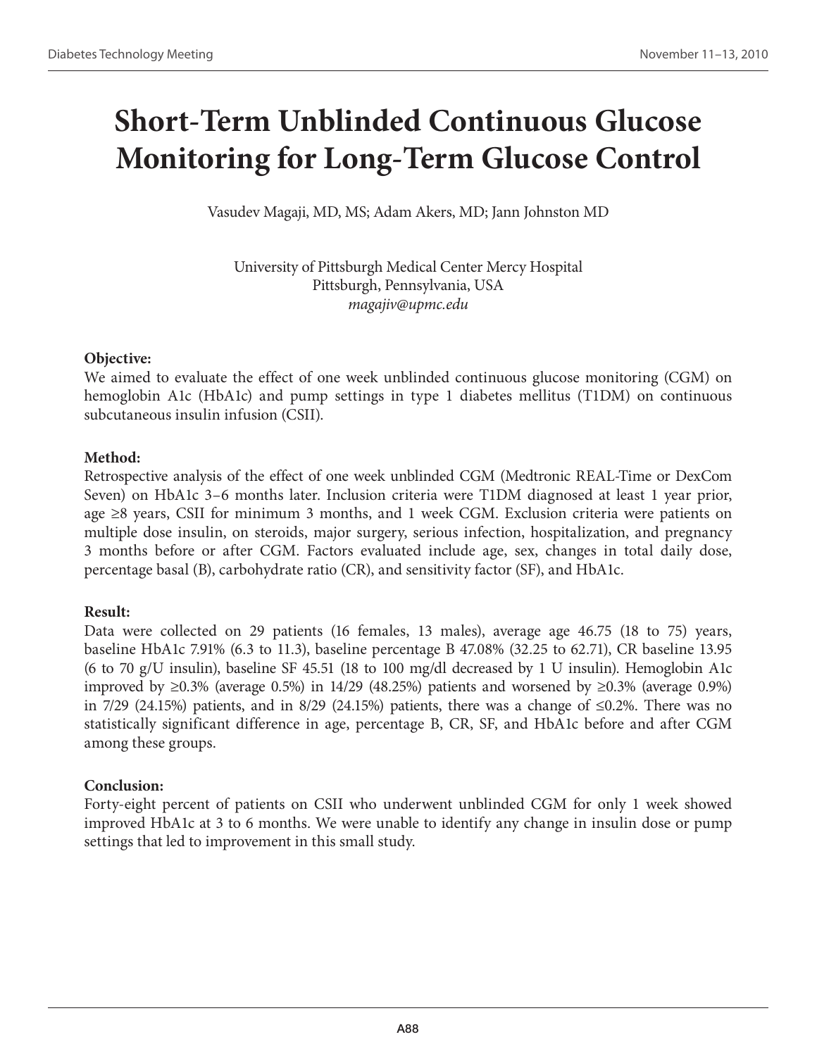# Short-Term Unblinded Continuous Glucose Monitoring for Long-Term Glucose Control

Vasudev Magaji, MD, MS; Adam Akers, MD; Jann Johnston MD

University of Pittsburgh Medical Center Mercy Hospital
Pittsburgh, Pennsylvania, USA
*magajiv@upmc.edu*

**Objective:**
We aimed to evaluate the effect of one week unblinded continuous glucose monitoring (CGM) on hemoglobin A1c (HbA1c) and pump settings in type 1 diabetes mellitus (T1DM) on continuous subcutaneous insulin infusion (CSII).

**Method:**
Retrospective analysis of the effect of one week unblinded CGM (Medtronic REAL-Time or DexCom Seven) on HbA1c 3–6 months later. Inclusion criteria were T1DM diagnosed at least 1 year prior, age ≥8 years, CSII for minimum 3 months, and 1 week CGM. Exclusion criteria were patients on multiple dose insulin, on steroids, major surgery, serious infection, hospitalization, and pregnancy 3 months before or after CGM. Factors evaluated include age, sex, changes in total daily dose, percentage basal (B), carbohydrate ratio (CR), and sensitivity factor (SF), and HbA1c.

**Result:**
Data were collected on 29 patients (16 females, 13 males), average age 46.75 (18 to 75) years, baseline HbA1c 7.91% (6.3 to 11.3), baseline percentage B 47.08% (32.25 to 62.71), CR baseline 13.95 (6 to 70 g/U insulin), baseline SF 45.51 (18 to 100 mg/dl decreased by 1 U insulin). Hemoglobin A1c improved by ≥0.3% (average 0.5%) in 14/29 (48.25%) patients and worsened by ≥0.3% (average 0.9%) in 7/29 (24.15%) patients, and in 8/29 (24.15%) patients, there was a change of ≤0.2%. There was no statistically significant difference in age, percentage B, CR, SF, and HbA1c before and after CGM among these groups.

**Conclusion:**
Forty-eight percent of patients on CSII who underwent unblinded CGM for only 1 week showed improved HbA1c at 3 to 6 months. We were unable to identify any change in insulin dose or pump settings that led to improvement in this small study.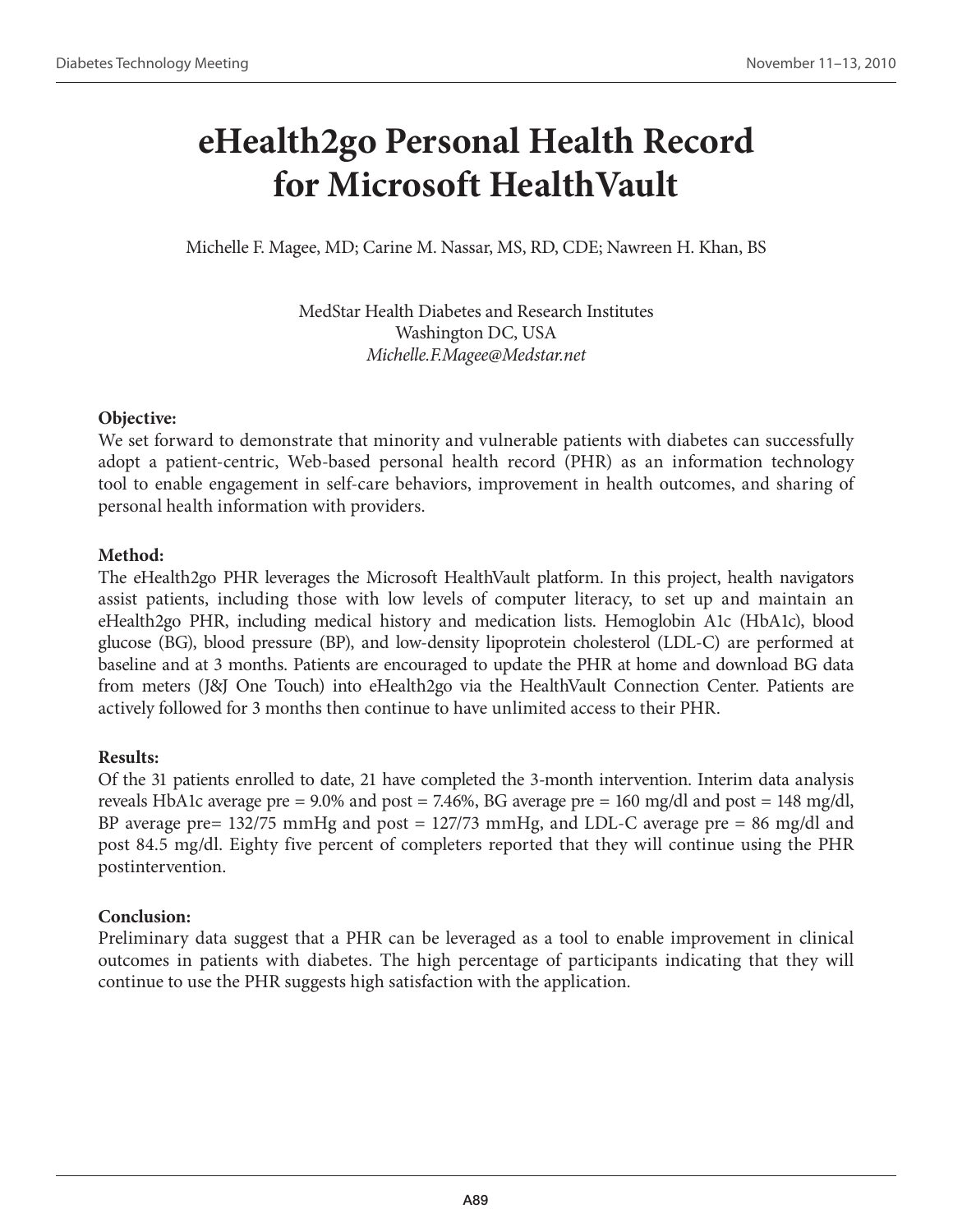# eHealth2go Personal Health Record for Microsoft HealthVault

Michelle F. Magee, MD; Carine M. Nassar, MS, RD, CDE; Nawreen H. Khan, BS

MedStar Health Diabetes and Research Institutes
Washington DC, USA
*Michelle.F.Magee@Medstar.net*

**Objective:**
We set forward to demonstrate that minority and vulnerable patients with diabetes can successfully adopt a patient-centric, Web-based personal health record (PHR) as an information technology tool to enable engagement in self-care behaviors, improvement in health outcomes, and sharing of personal health information with providers.

**Method:**
The eHealth2go PHR leverages the Microsoft HealthVault platform. In this project, health navigators assist patients, including those with low levels of computer literacy, to set up and maintain an eHealth2go PHR, including medical history and medication lists. Hemoglobin A1c (HbA1c), blood glucose (BG), blood pressure (BP), and low-density lipoprotein cholesterol (LDL-C) are performed at baseline and at 3 months. Patients are encouraged to update the PHR at home and download BG data from meters (J&J One Touch) into eHealth2go via the HealthVault Connection Center. Patients are actively followed for 3 months then continue to have unlimited access to their PHR.

**Results:**
Of the 31 patients enrolled to date, 21 have completed the 3-month intervention. Interim data analysis reveals HbA1c average pre = 9.0% and post = 7.46%, BG average pre = 160 mg/dl and post = 148 mg/dl, BP average pre= 132/75 mmHg and post = 127/73 mmHg, and LDL-C average pre = 86 mg/dl and post 84.5 mg/dl. Eighty five percent of completers reported that they will continue using the PHR postintervention.

**Conclusion:**
Preliminary data suggest that a PHR can be leveraged as a tool to enable improvement in clinical outcomes in patients with diabetes. The high percentage of participants indicating that they will continue to use the PHR suggests high satisfaction with the application.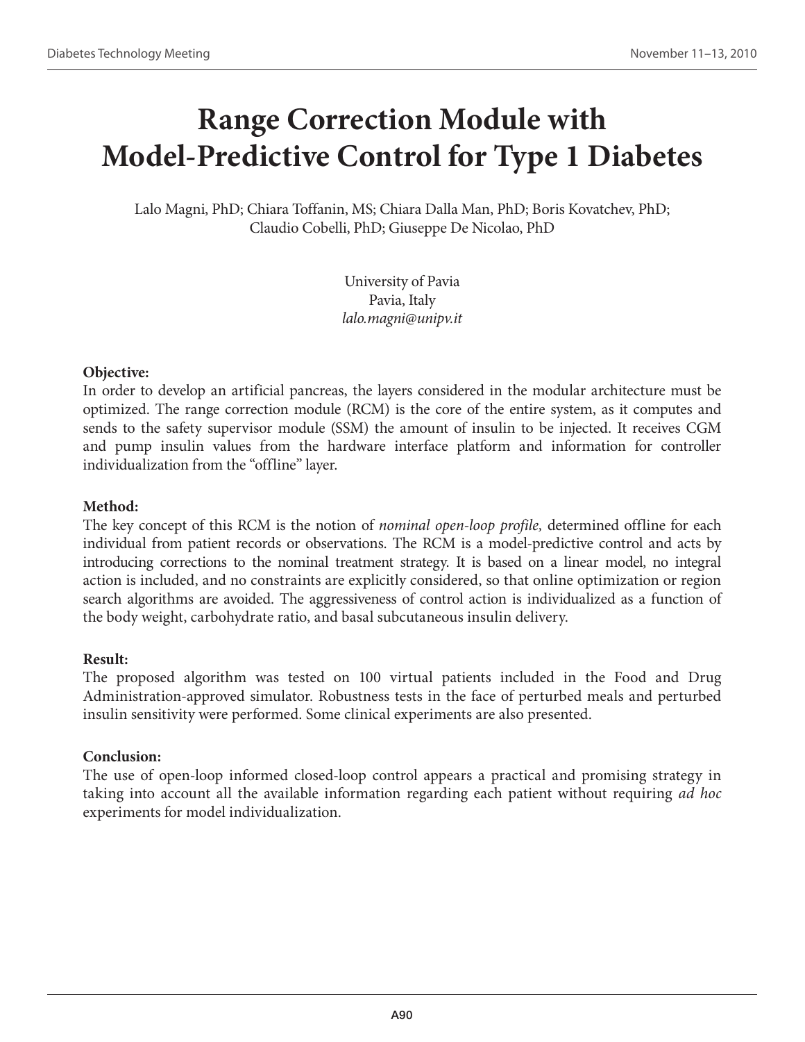# Range Correction Module with Model-Predictive Control for Type 1 Diabetes

Lalo Magni, PhD; Chiara Toffanin, MS; Chiara Dalla Man, PhD; Boris Kovatchev, PhD; Claudio Cobelli, PhD; Giuseppe De Nicolao, PhD

University of Pavia
Pavia, Italy
*lalo.magni@unipv.it*

**Objective:**
In order to develop an artificial pancreas, the layers considered in the modular architecture must be optimized. The range correction module (RCM) is the core of the entire system, as it computes and sends to the safety supervisor module (SSM) the amount of insulin to be injected. It receives CGM and pump insulin values from the hardware interface platform and information for controller individualization from the "offline" layer.

**Method:**
The key concept of this RCM is the notion of *nominal open-loop profile,* determined offline for each individual from patient records or observations. The RCM is a model-predictive control and acts by introducing corrections to the nominal treatment strategy. It is based on a linear model, no integral action is included, and no constraints are explicitly considered, so that online optimization or region search algorithms are avoided. The aggressiveness of control action is individualized as a function of the body weight, carbohydrate ratio, and basal subcutaneous insulin delivery.

**Result:**
The proposed algorithm was tested on 100 virtual patients included in the Food and Drug Administration-approved simulator. Robustness tests in the face of perturbed meals and perturbed insulin sensitivity were performed. Some clinical experiments are also presented.

**Conclusion:**
The use of open-loop informed closed-loop control appears a practical and promising strategy in taking into account all the available information regarding each patient without requiring *ad hoc* experiments for model individualization.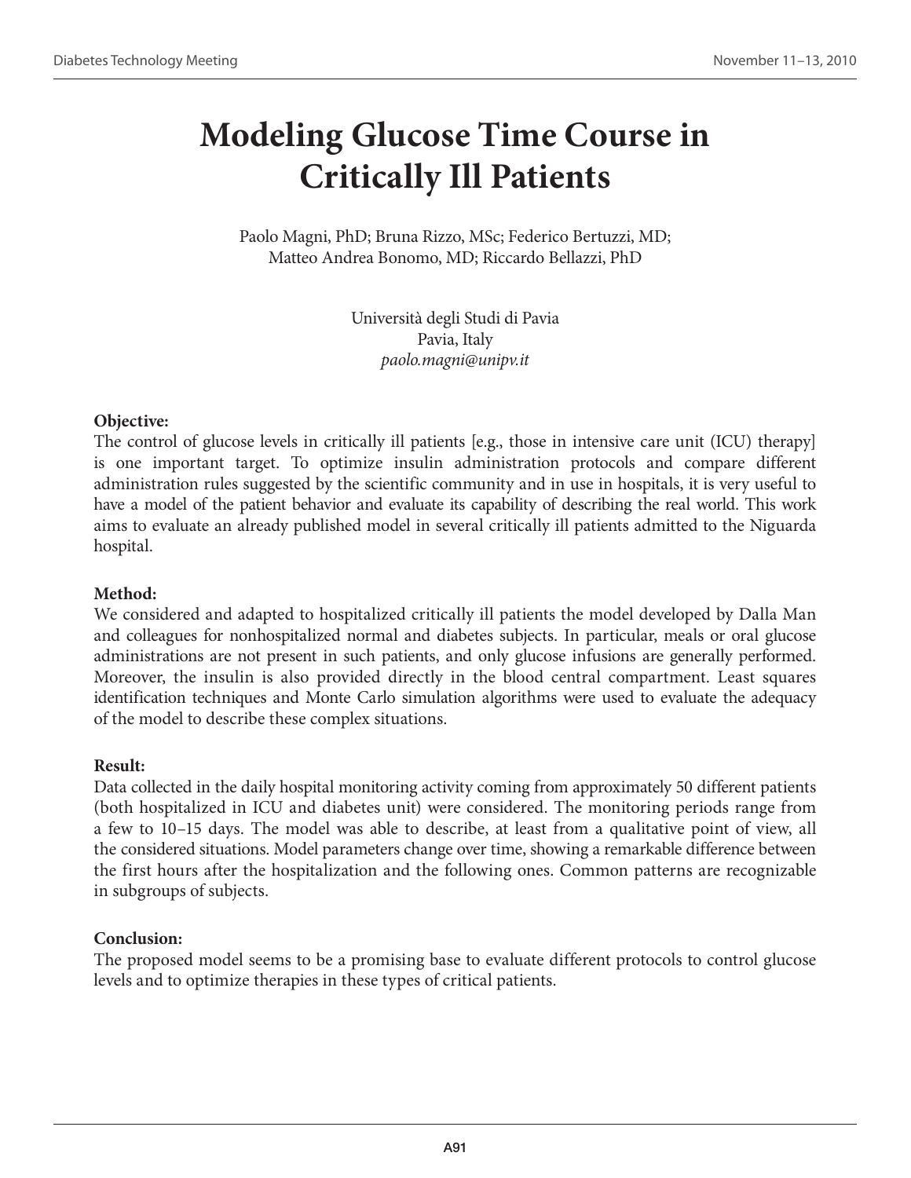# Modeling Glucose Time Course in Critically Ill Patients

Paolo Magni, PhD; Bruna Rizzo, MSc; Federico Bertuzzi, MD; Matteo Andrea Bonomo, MD; Riccardo Bellazzi, PhD

Università degli Studi di Pavia
Pavia, Italy
*paolo.magni@unipv.it*

**Objective:**

The control of glucose levels in critically ill patients [e.g., those in intensive care unit (ICU) therapy] is one important target. To optimize insulin administration protocols and compare different administration rules suggested by the scientific community and in use in hospitals, it is very useful to have a model of the patient behavior and evaluate its capability of describing the real world. This work aims to evaluate an already published model in several critically ill patients admitted to the Niguarda hospital.

**Method:**

We considered and adapted to hospitalized critically ill patients the model developed by Dalla Man and colleagues for nonhospitalized normal and diabetes subjects. In particular, meals or oral glucose administrations are not present in such patients, and only glucose infusions are generally performed. Moreover, the insulin is also provided directly in the blood central compartment. Least squares identification techniques and Monte Carlo simulation algorithms were used to evaluate the adequacy of the model to describe these complex situations.

**Result:**

Data collected in the daily hospital monitoring activity coming from approximately 50 different patients (both hospitalized in ICU and diabetes unit) were considered. The monitoring periods range from a few to 10–15 days. The model was able to describe, at least from a qualitative point of view, all the considered situations. Model parameters change over time, showing a remarkable difference between the first hours after the hospitalization and the following ones. Common patterns are recognizable in subgroups of subjects.

**Conclusion:**

The proposed model seems to be a promising base to evaluate different protocols to control glucose levels and to optimize therapies in these types of critical patients.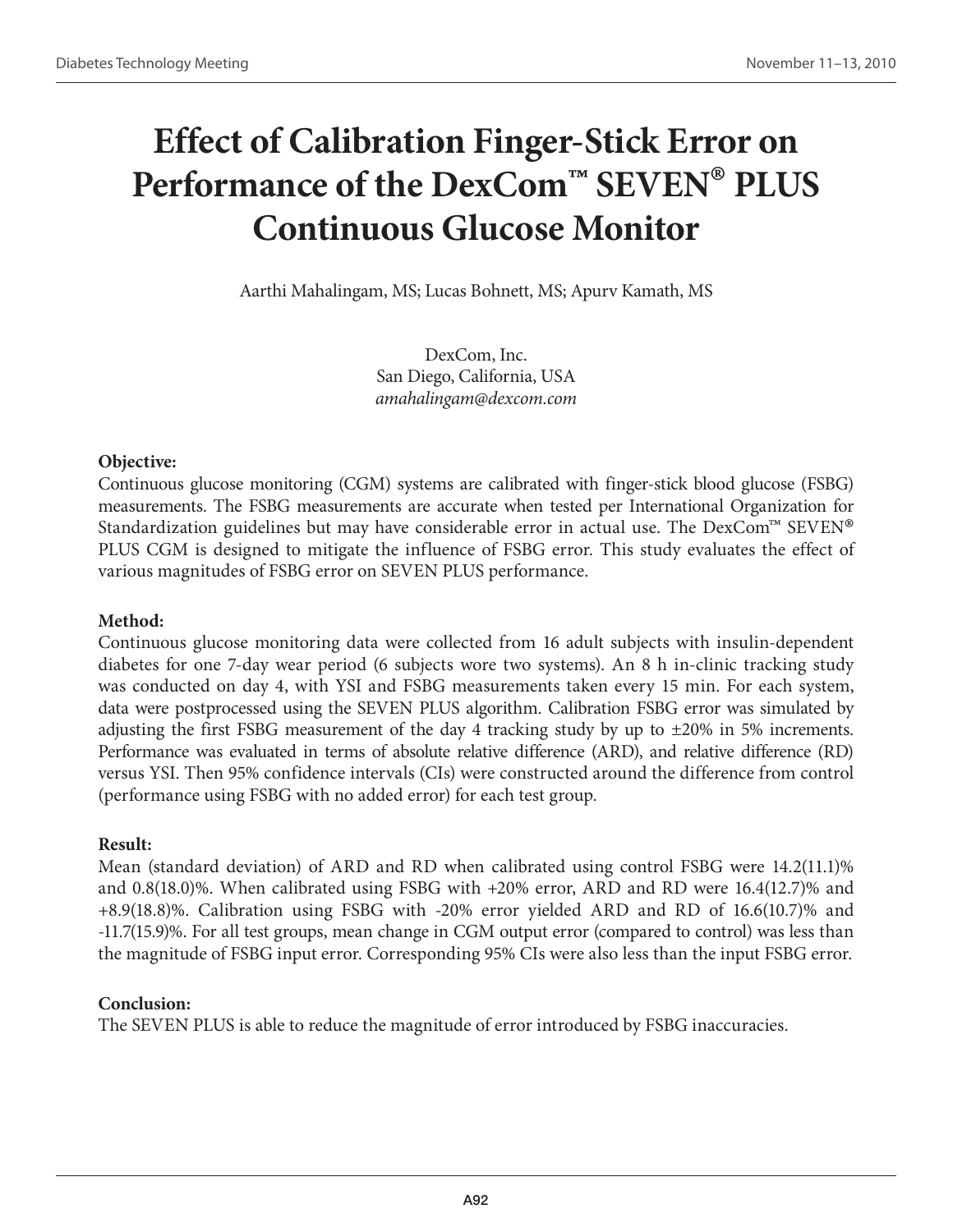# Effect of Calibration Finger-Stick Error on Performance of the DexCom™ SEVEN® PLUS Continuous Glucose Monitor

Aarthi Mahalingam, MS; Lucas Bohnett, MS; Apurv Kamath, MS

DexCom, Inc.
San Diego, California, USA
*amahalingam@dexcom.com*

**Objective:**

Continuous glucose monitoring (CGM) systems are calibrated with finger-stick blood glucose (FSBG) measurements. The FSBG measurements are accurate when tested per International Organization for Standardization guidelines but may have considerable error in actual use. The DexCom™ SEVEN® PLUS CGM is designed to mitigate the influence of FSBG error. This study evaluates the effect of various magnitudes of FSBG error on SEVEN PLUS performance.

**Method:**

Continuous glucose monitoring data were collected from 16 adult subjects with insulin-dependent diabetes for one 7-day wear period (6 subjects wore two systems). An 8 h in-clinic tracking study was conducted on day 4, with YSI and FSBG measurements taken every 15 min. For each system, data were postprocessed using the SEVEN PLUS algorithm. Calibration FSBG error was simulated by adjusting the first FSBG measurement of the day 4 tracking study by up to ±20% in 5% increments. Performance was evaluated in terms of absolute relative difference (ARD), and relative difference (RD) versus YSI. Then 95% confidence intervals (CIs) were constructed around the difference from control (performance using FSBG with no added error) for each test group.

**Result:**

Mean (standard deviation) of ARD and RD when calibrated using control FSBG were 14.2(11.1)% and 0.8(18.0)%. When calibrated using FSBG with +20% error, ARD and RD were 16.4(12.7)% and +8.9(18.8)%. Calibration using FSBG with -20% error yielded ARD and RD of 16.6(10.7)% and -11.7(15.9)%. For all test groups, mean change in CGM output error (compared to control) was less than the magnitude of FSBG input error. Corresponding 95% CIs were also less than the input FSBG error.

**Conclusion:**

The SEVEN PLUS is able to reduce the magnitude of error introduced by FSBG inaccuracies.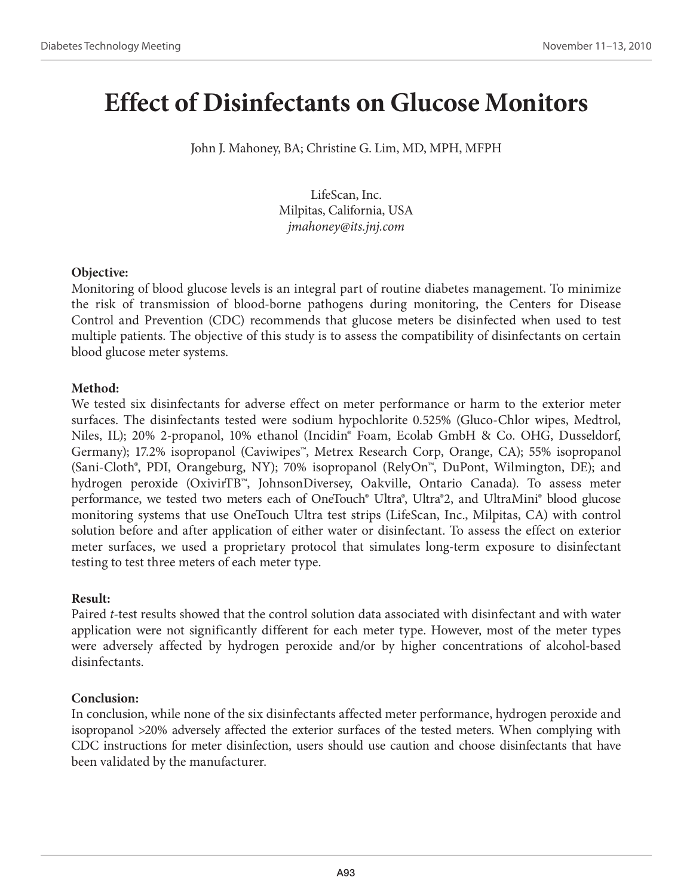# Effect of Disinfectants on Glucose Monitors

John J. Mahoney, BA; Christine G. Lim, MD, MPH, MFPH

LifeScan, Inc.
Milpitas, California, USA
*jmahoney@its.jnj.com*

**Objective:**
Monitoring of blood glucose levels is an integral part of routine diabetes management. To minimize the risk of transmission of blood-borne pathogens during monitoring, the Centers for Disease Control and Prevention (CDC) recommends that glucose meters be disinfected when used to test multiple patients. The objective of this study is to assess the compatibility of disinfectants on certain blood glucose meter systems.

**Method:**
We tested six disinfectants for adverse effect on meter performance or harm to the exterior meter surfaces. The disinfectants tested were sodium hypochlorite 0.525% (Gluco-Chlor wipes, Medtrol, Niles, IL); 20% 2-propanol, 10% ethanol (Incidin® Foam, Ecolab GmbH & Co. OHG, Dusseldorf, Germany); 17.2% isopropanol (Caviwipes™, Metrex Research Corp, Orange, CA); 55% isopropanol (Sani-Cloth®, PDI, Orangeburg, NY); 70% isopropanol (RelyOn™, DuPont, Wilmington, DE); and hydrogen peroxide (OxivirTB™, JohnsonDiversey, Oakville, Ontario Canada). To assess meter performance, we tested two meters each of OneTouch® Ultra®, Ultra®2, and UltraMini® blood glucose monitoring systems that use OneTouch Ultra test strips (LifeScan, Inc., Milpitas, CA) with control solution before and after application of either water or disinfectant. To assess the effect on exterior meter surfaces, we used a proprietary protocol that simulates long-term exposure to disinfectant testing to test three meters of each meter type.

**Result:**
Paired *t*-test results showed that the control solution data associated with disinfectant and with water application were not significantly different for each meter type. However, most of the meter types were adversely affected by hydrogen peroxide and/or by higher concentrations of alcohol-based disinfectants.

**Conclusion:**
In conclusion, while none of the six disinfectants affected meter performance, hydrogen peroxide and isopropanol >20% adversely affected the exterior surfaces of the tested meters. When complying with CDC instructions for meter disinfection, users should use caution and choose disinfectants that have been validated by the manufacturer.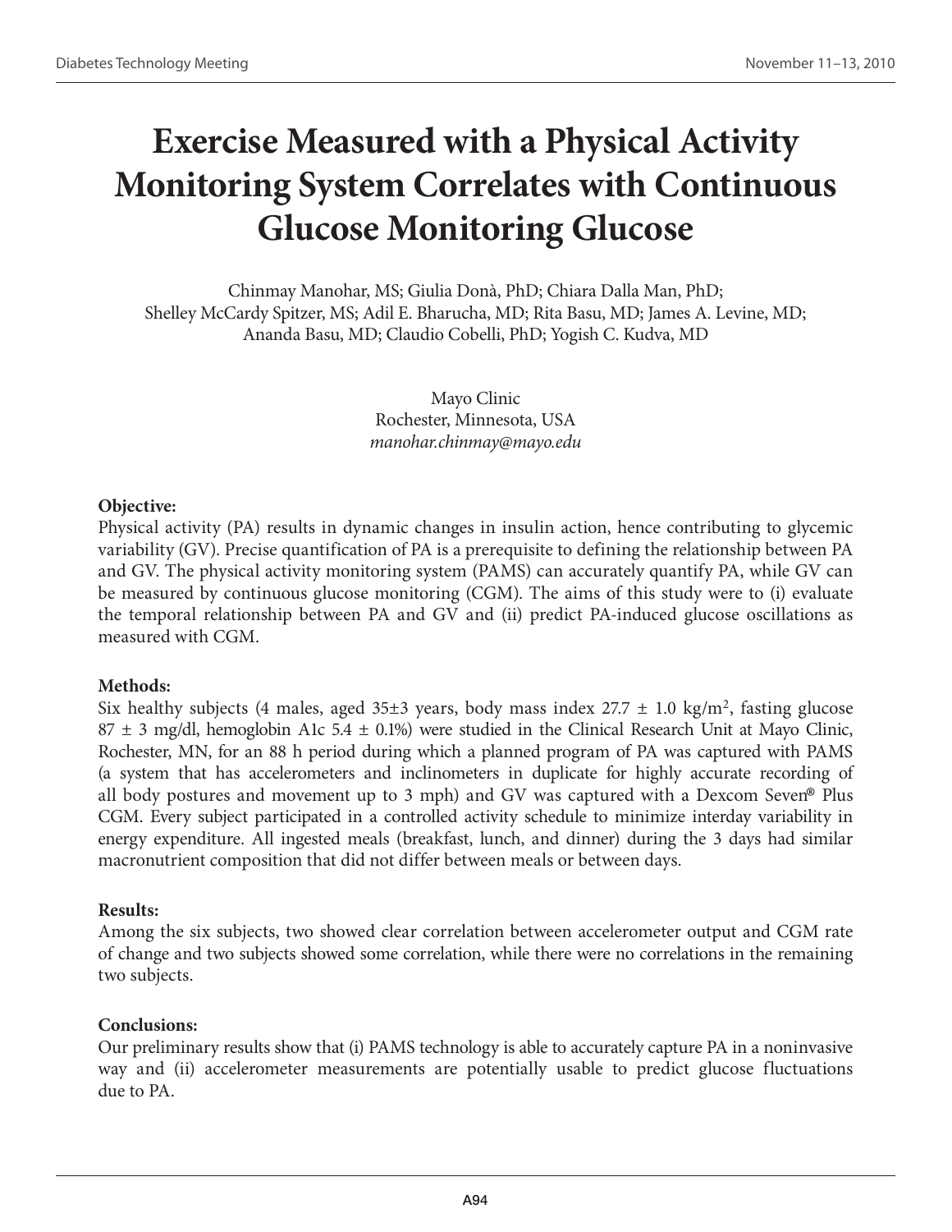# Exercise Measured with a Physical Activity Monitoring System Correlates with Continuous Glucose Monitoring Glucose

Chinmay Manohar, MS; Giulia Donà, PhD; Chiara Dalla Man, PhD; Shelley McCardy Spitzer, MS; Adil E. Bharucha, MD; Rita Basu, MD; James A. Levine, MD; Ananda Basu, MD; Claudio Cobelli, PhD; Yogish C. Kudva, MD

Mayo Clinic
Rochester, Minnesota, USA
*manohar.chinmay@mayo.edu*

**Objective:**
Physical activity (PA) results in dynamic changes in insulin action, hence contributing to glycemic variability (GV). Precise quantification of PA is a prerequisite to defining the relationship between PA and GV. The physical activity monitoring system (PAMS) can accurately quantify PA, while GV can be measured by continuous glucose monitoring (CGM). The aims of this study were to (i) evaluate the temporal relationship between PA and GV and (ii) predict PA-induced glucose oscillations as measured with CGM.

**Methods:**
Six healthy subjects (4 males, aged 35±3 years, body mass index 27.7 ± 1.0 kg/m$^2$, fasting glucose 87 ± 3 mg/dl, hemoglobin A1c 5.4 ± 0.1%) were studied in the Clinical Research Unit at Mayo Clinic, Rochester, MN, for an 88 h period during which a planned program of PA was captured with PAMS (a system that has accelerometers and inclinometers in duplicate for highly accurate recording of all body postures and movement up to 3 mph) and GV was captured with a Dexcom Seven® Plus CGM. Every subject participated in a controlled activity schedule to minimize interday variability in energy expenditure. All ingested meals (breakfast, lunch, and dinner) during the 3 days had similar macronutrient composition that did not differ between meals or between days.

**Results:**
Among the six subjects, two showed clear correlation between accelerometer output and CGM rate of change and two subjects showed some correlation, while there were no correlations in the remaining two subjects.

**Conclusions:**
Our preliminary results show that (i) PAMS technology is able to accurately capture PA in a noninvasive way and (ii) accelerometer measurements are potentially usable to predict glucose fluctuations due to PA.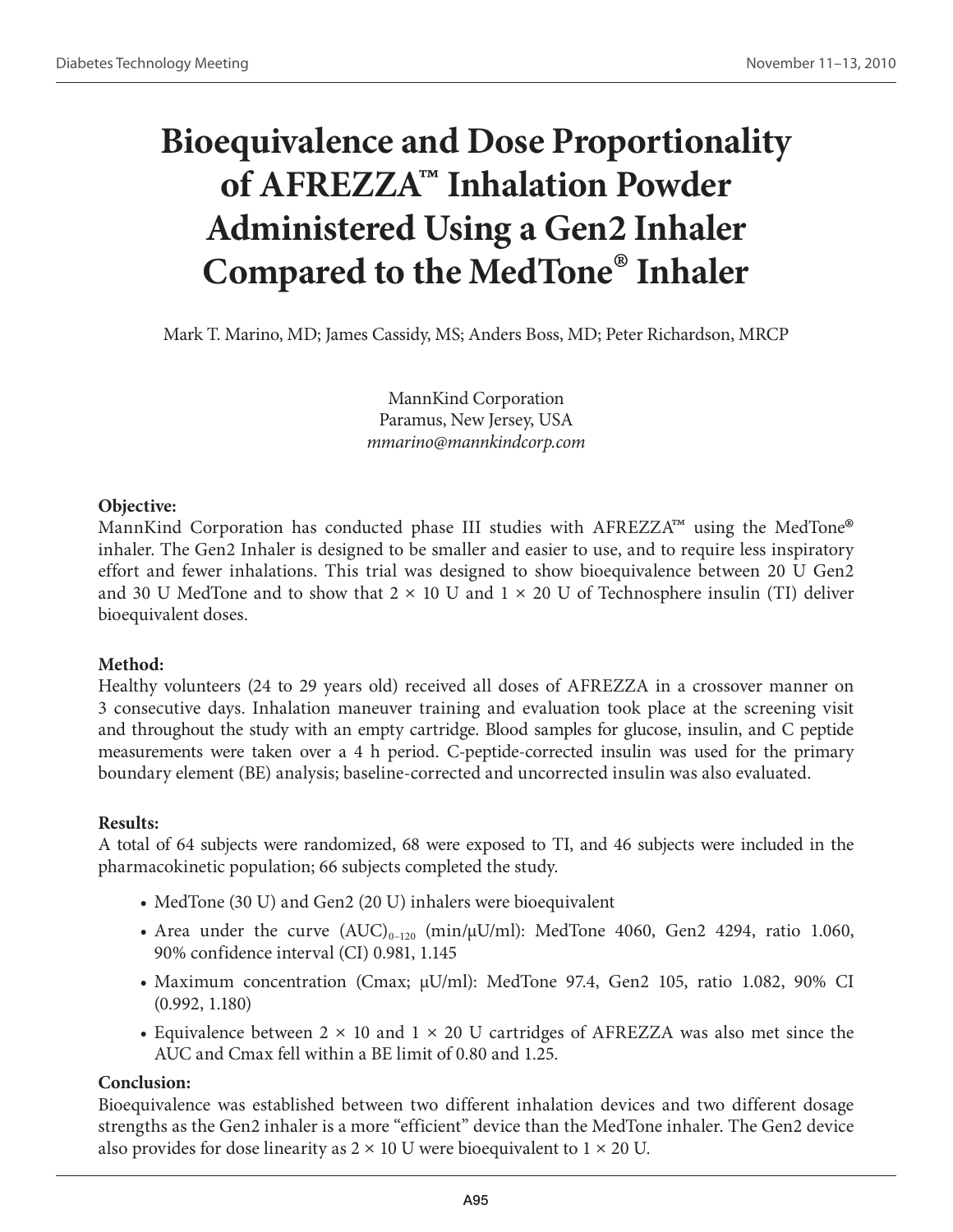# Bioequivalence and Dose Proportionality of AFREZZA™ Inhalation Powder Administered Using a Gen2 Inhaler Compared to the MedTone® Inhaler

Mark T. Marino, MD; James Cassidy, MS; Anders Boss, MD; Peter Richardson, MRCP

MannKind Corporation
Paramus, New Jersey, USA
*mmarino@mannkindcorp.com*

**Objective:**
MannKind Corporation has conducted phase III studies with AFREZZA™ using the MedTone® inhaler. The Gen2 Inhaler is designed to be smaller and easier to use, and to require less inspiratory effort and fewer inhalations. This trial was designed to show bioequivalence between 20 U Gen2 and 30 U MedTone and to show that 2 × 10 U and 1 × 20 U of Technosphere insulin (TI) deliver bioequivalent doses.

**Method:**
Healthy volunteers (24 to 29 years old) received all doses of AFREZZA in a crossover manner on 3 consecutive days. Inhalation maneuver training and evaluation took place at the screening visit and throughout the study with an empty cartridge. Blood samples for glucose, insulin, and C peptide measurements were taken over a 4 h period. C-peptide-corrected insulin was used for the primary boundary element (BE) analysis; baseline-corrected and uncorrected insulin was also evaluated.

**Results:**
A total of 64 subjects were randomized, 68 were exposed to TI, and 46 subjects were included in the pharmacokinetic population; 66 subjects completed the study.

- MedTone (30 U) and Gen2 (20 U) inhalers were bioequivalent
- Area under the curve $(AUC)_{0-120}$ (min/μU/ml): MedTone 4060, Gen2 4294, ratio 1.060, 90% confidence interval (CI) 0.981, 1.145
- Maximum concentration (Cmax; μU/ml): MedTone 97.4, Gen2 105, ratio 1.082, 90% CI (0.992, 1.180)
- Equivalence between 2 × 10 and 1 × 20 U cartridges of AFREZZA was also met since the AUC and Cmax fell within a BE limit of 0.80 and 1.25.

**Conclusion:**
Bioequivalence was established between two different inhalation devices and two different dosage strengths as the Gen2 inhaler is a more "efficient" device than the MedTone inhaler. The Gen2 device also provides for dose linearity as 2 × 10 U were bioequivalent to 1 × 20 U.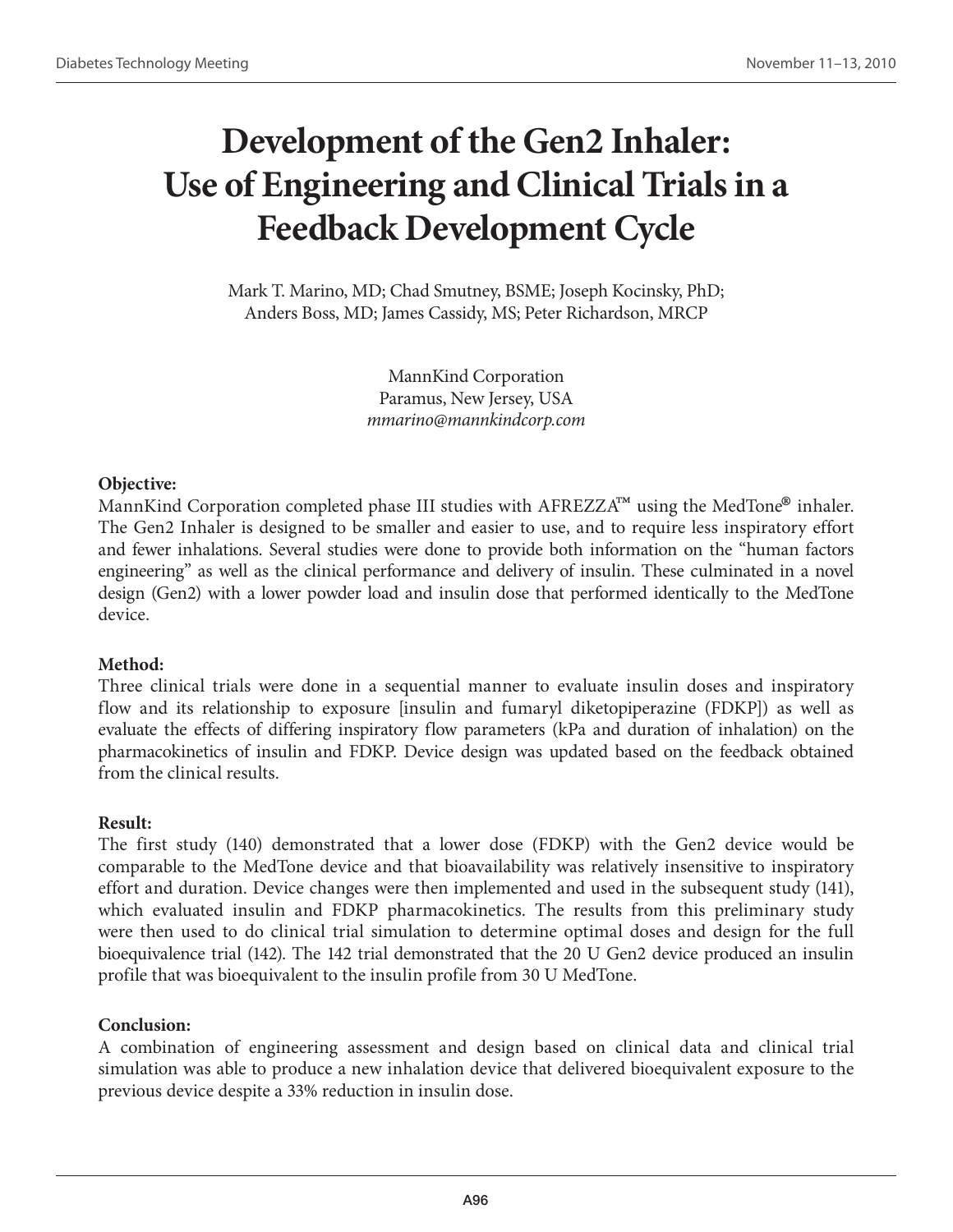# Development of the Gen2 Inhaler: Use of Engineering and Clinical Trials in a Feedback Development Cycle

Mark T. Marino, MD; Chad Smutney, BSME; Joseph Kocinsky, PhD; Anders Boss, MD; James Cassidy, MS; Peter Richardson, MRCP

MannKind Corporation
Paramus, New Jersey, USA
*mmarino@mannkindcorp.com*

**Objective:**
MannKind Corporation completed phase III studies with AFREZZA™ using the MedTone® inhaler. The Gen2 Inhaler is designed to be smaller and easier to use, and to require less inspiratory effort and fewer inhalations. Several studies were done to provide both information on the "human factors engineering" as well as the clinical performance and delivery of insulin. These culminated in a novel design (Gen2) with a lower powder load and insulin dose that performed identically to the MedTone device.

**Method:**
Three clinical trials were done in a sequential manner to evaluate insulin doses and inspiratory flow and its relationship to exposure [insulin and fumaryl diketopiperazine (FDKP)] as well as evaluate the effects of differing inspiratory flow parameters (kPa and duration of inhalation) on the pharmacokinetics of insulin and FDKP. Device design was updated based on the feedback obtained from the clinical results.

**Result:**
The first study (140) demonstrated that a lower dose (FDKP) with the Gen2 device would be comparable to the MedTone device and that bioavailability was relatively insensitive to inspiratory effort and duration. Device changes were then implemented and used in the subsequent study (141), which evaluated insulin and FDKP pharmacokinetics. The results from this preliminary study were then used to do clinical trial simulation to determine optimal doses and design for the full bioequivalence trial (142). The 142 trial demonstrated that the 20 U Gen2 device produced an insulin profile that was bioequivalent to the insulin profile from 30 U MedTone.

**Conclusion:**
A combination of engineering assessment and design based on clinical data and clinical trial simulation was able to produce a new inhalation device that delivered bioequivalent exposure to the previous device despite a 33% reduction in insulin dose.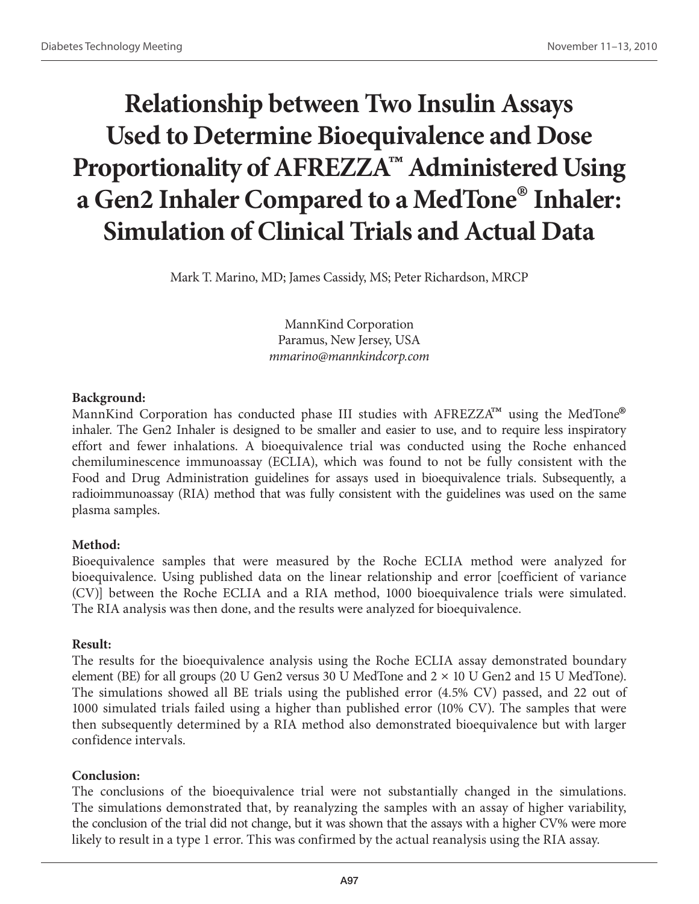# Relationship between Two Insulin Assays Used to Determine Bioequivalence and Dose Proportionality of AFREZZA™ Administered Using a Gen2 Inhaler Compared to a MedTone® Inhaler: Simulation of Clinical Trials and Actual Data

Mark T. Marino, MD; James Cassidy, MS; Peter Richardson, MRCP

MannKind Corporation
Paramus, New Jersey, USA
*mmarino@mannkindcorp.com*

**Background:**
MannKind Corporation has conducted phase III studies with AFREZZA™ using the MedTone® inhaler. The Gen2 Inhaler is designed to be smaller and easier to use, and to require less inspiratory effort and fewer inhalations. A bioequivalence trial was conducted using the Roche enhanced chemiluminescence immunoassay (ECLIA), which was found to not be fully consistent with the Food and Drug Administration guidelines for assays used in bioequivalence trials. Subsequently, a radioimmunoassay (RIA) method that was fully consistent with the guidelines was used on the same plasma samples.

**Method:**
Bioequivalence samples that were measured by the Roche ECLIA method were analyzed for bioequivalence. Using published data on the linear relationship and error [coefficient of variance (CV)] between the Roche ECLIA and a RIA method, 1000 bioequivalence trials were simulated. The RIA analysis was then done, and the results were analyzed for bioequivalence.

**Result:**
The results for the bioequivalence analysis using the Roche ECLIA assay demonstrated boundary element (BE) for all groups (20 U Gen2 versus 30 U MedTone and 2 × 10 U Gen2 and 15 U MedTone). The simulations showed all BE trials using the published error (4.5% CV) passed, and 22 out of 1000 simulated trials failed using a higher than published error (10% CV). The samples that were then subsequently determined by a RIA method also demonstrated bioequivalence but with larger confidence intervals.

**Conclusion:**
The conclusions of the bioequivalence trial were not substantially changed in the simulations. The simulations demonstrated that, by reanalyzing the samples with an assay of higher variability, the conclusion of the trial did not change, but it was shown that the assays with a higher CV% were more likely to result in a type 1 error. This was confirmed by the actual reanalysis using the RIA assay.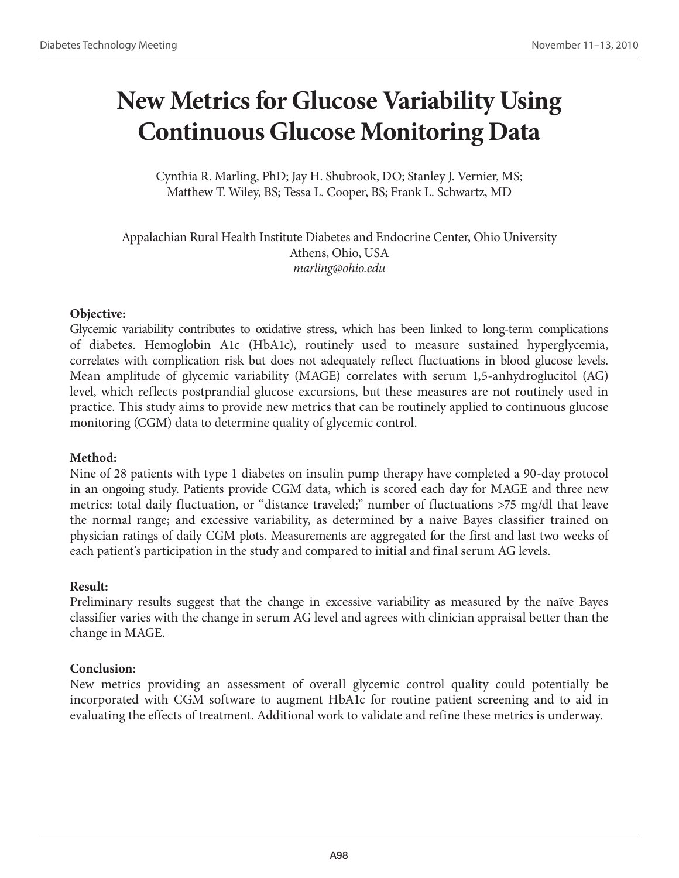# New Metrics for Glucose Variability Using Continuous Glucose Monitoring Data

Cynthia R. Marling, PhD; Jay H. Shubrook, DO; Stanley J. Vernier, MS; Matthew T. Wiley, BS; Tessa L. Cooper, BS; Frank L. Schwartz, MD

Appalachian Rural Health Institute Diabetes and Endocrine Center, Ohio University
Athens, Ohio, USA
*marling@ohio.edu*

**Objective:**
Glycemic variability contributes to oxidative stress, which has been linked to long-term complications of diabetes. Hemoglobin A1c (HbA1c), routinely used to measure sustained hyperglycemia, correlates with complication risk but does not adequately reflect fluctuations in blood glucose levels. Mean amplitude of glycemic variability (MAGE) correlates with serum 1,5-anhydroglucitol (AG) level, which reflects postprandial glucose excursions, but these measures are not routinely used in practice. This study aims to provide new metrics that can be routinely applied to continuous glucose monitoring (CGM) data to determine quality of glycemic control.

**Method:**
Nine of 28 patients with type 1 diabetes on insulin pump therapy have completed a 90-day protocol in an ongoing study. Patients provide CGM data, which is scored each day for MAGE and three new metrics: total daily fluctuation, or "distance traveled;" number of fluctuations >75 mg/dl that leave the normal range; and excessive variability, as determined by a naive Bayes classifier trained on physician ratings of daily CGM plots. Measurements are aggregated for the first and last two weeks of each patient's participation in the study and compared to initial and final serum AG levels.

**Result:**
Preliminary results suggest that the change in excessive variability as measured by the naïve Bayes classifier varies with the change in serum AG level and agrees with clinician appraisal better than the change in MAGE.

**Conclusion:**
New metrics providing an assessment of overall glycemic control quality could potentially be incorporated with CGM software to augment HbA1c for routine patient screening and to aid in evaluating the effects of treatment. Additional work to validate and refine these metrics is underway.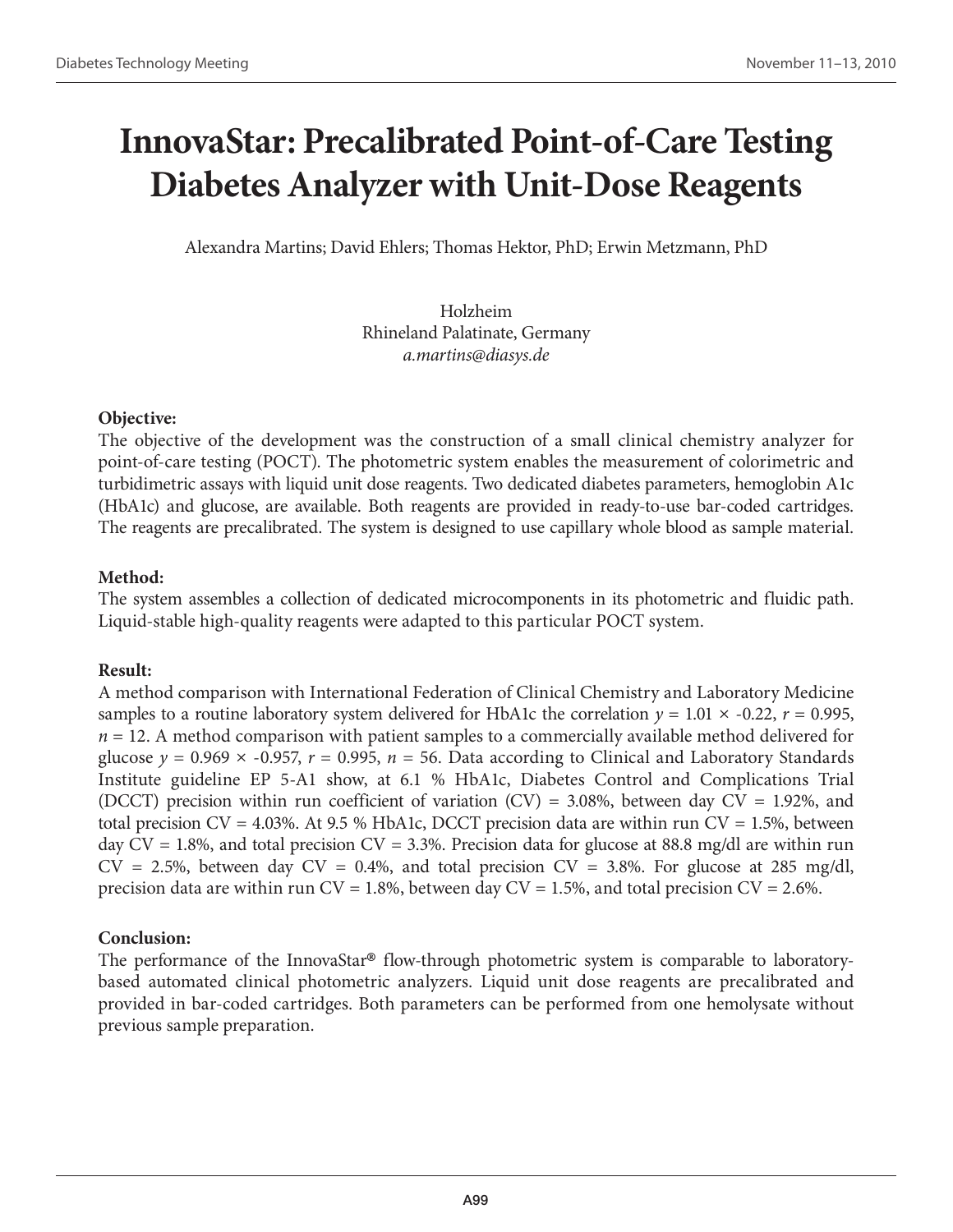# InnovaStar: Precalibrated Point-of-Care Testing Diabetes Analyzer with Unit-Dose Reagents

Alexandra Martins; David Ehlers; Thomas Hektor, PhD; Erwin Metzmann, PhD

Holzheim  
Rhineland Palatinate, Germany  
*a.martins@diasys.de*

**Objective:**  
The objective of the development was the construction of a small clinical chemistry analyzer for point-of-care testing (POCT). The photometric system enables the measurement of colorimetric and turbidimetric assays with liquid unit dose reagents. Two dedicated diabetes parameters, hemoglobin A1c (HbA1c) and glucose, are available. Both reagents are provided in ready-to-use bar-coded cartridges. The reagents are precalibrated. The system is designed to use capillary whole blood as sample material.

**Method:**  
The system assembles a collection of dedicated microcomponents in its photometric and fluidic path. Liquid-stable high-quality reagents were adapted to this particular POCT system.

**Result:**  
A method comparison with International Federation of Clinical Chemistry and Laboratory Medicine samples to a routine laboratory system delivered for HbA1c the correlation $y = 1.01 \times -0.22$, $r = 0.995$, $n = 12$. A method comparison with patient samples to a commercially available method delivered for glucose $y = 0.969 \times -0.957$, $r = 0.995$, $n = 56$. Data according to Clinical and Laboratory Standards Institute guideline EP 5-A1 show, at 6.1 % HbA1c, Diabetes Control and Complications Trial (DCCT) precision within run coefficient of variation (CV) = 3.08%, between day CV = 1.92%, and total precision CV = 4.03%. At 9.5 % HbA1c, DCCT precision data are within run CV = 1.5%, between day CV = 1.8%, and total precision CV = 3.3%. Precision data for glucose at 88.8 mg/dl are within run CV = 2.5%, between day CV = 0.4%, and total precision CV = 3.8%. For glucose at 285 mg/dl, precision data are within run CV = 1.8%, between day CV = 1.5%, and total precision CV = 2.6%.

**Conclusion:**  
The performance of the InnovaStar® flow-through photometric system is comparable to laboratory-based automated clinical photometric analyzers. Liquid unit dose reagents are precalibrated and provided in bar-coded cartridges. Both parameters can be performed from one hemolysate without previous sample preparation.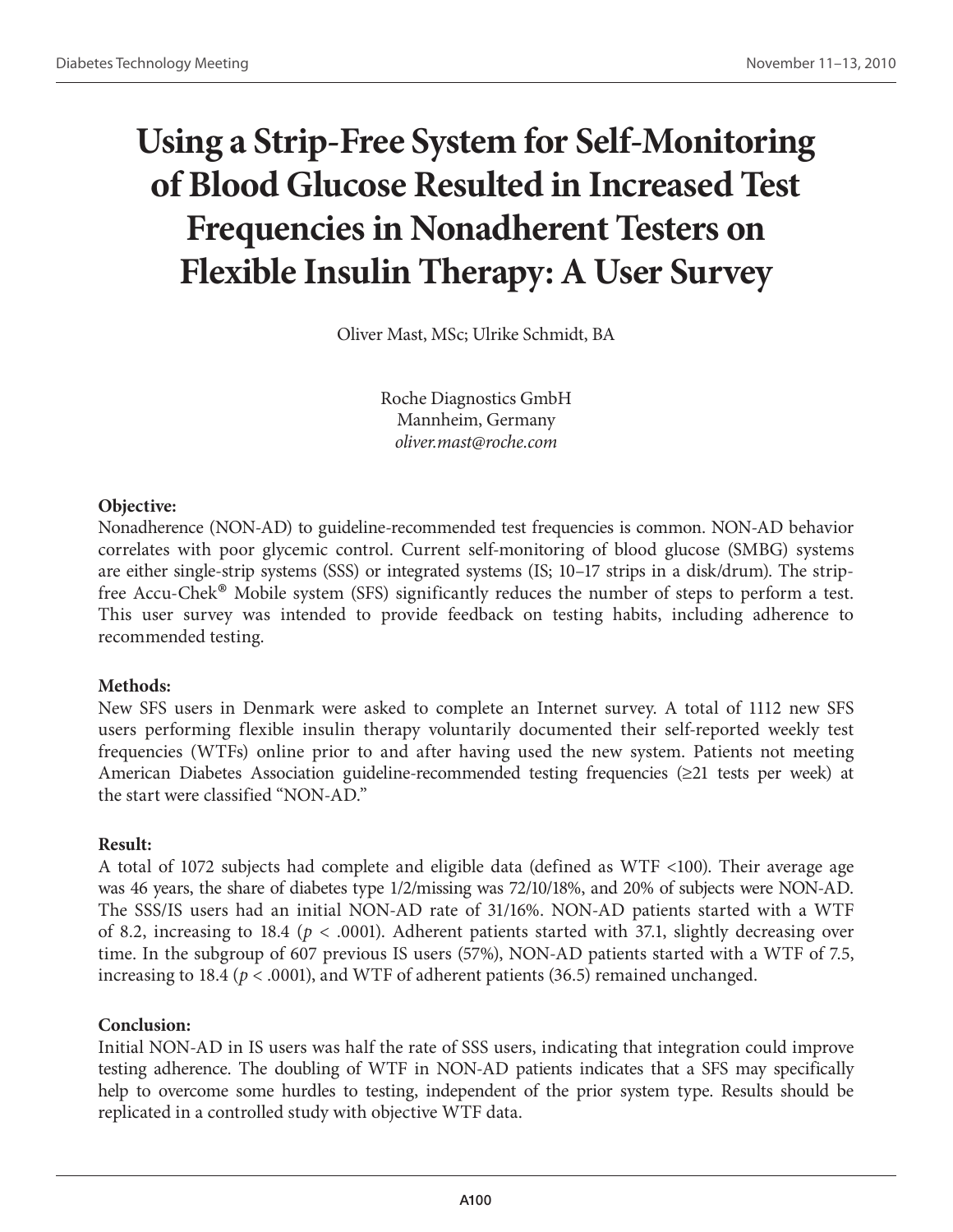# Using a Strip-Free System for Self-Monitoring of Blood Glucose Resulted in Increased Test Frequencies in Nonadherent Testers on Flexible Insulin Therapy: A User Survey

Oliver Mast, MSc; Ulrike Schmidt, BA

Roche Diagnostics GmbH
Mannheim, Germany
*oliver.mast@roche.com*

**Objective:**
Nonadherence (NON-AD) to guideline-recommended test frequencies is common. NON-AD behavior correlates with poor glycemic control. Current self-monitoring of blood glucose (SMBG) systems are either single-strip systems (SSS) or integrated systems (IS; 10–17 strips in a disk/drum). The strip-free Accu-Chek® Mobile system (SFS) significantly reduces the number of steps to perform a test. This user survey was intended to provide feedback on testing habits, including adherence to recommended testing.

**Methods:**
New SFS users in Denmark were asked to complete an Internet survey. A total of 1112 new SFS users performing flexible insulin therapy voluntarily documented their self-reported weekly test frequencies (WTFs) online prior to and after having used the new system. Patients not meeting American Diabetes Association guideline-recommended testing frequencies (≥21 tests per week) at the start were classified "NON-AD."

**Result:**
A total of 1072 subjects had complete and eligible data (defined as WTF <100). Their average age was 46 years, the share of diabetes type 1/2/missing was 72/10/18%, and 20% of subjects were NON-AD. The SSS/IS users had an initial NON-AD rate of 31/16%. NON-AD patients started with a WTF of 8.2, increasing to 18.4 ($p < .0001$). Adherent patients started with 37.1, slightly decreasing over time. In the subgroup of 607 previous IS users (57%), NON-AD patients started with a WTF of 7.5, increasing to 18.4 ($p < .0001$), and WTF of adherent patients (36.5) remained unchanged.

**Conclusion:**
Initial NON-AD in IS users was half the rate of SSS users, indicating that integration could improve testing adherence. The doubling of WTF in NON-AD patients indicates that a SFS may specifically help to overcome some hurdles to testing, independent of the prior system type. Results should be replicated in a controlled study with objective WTF data.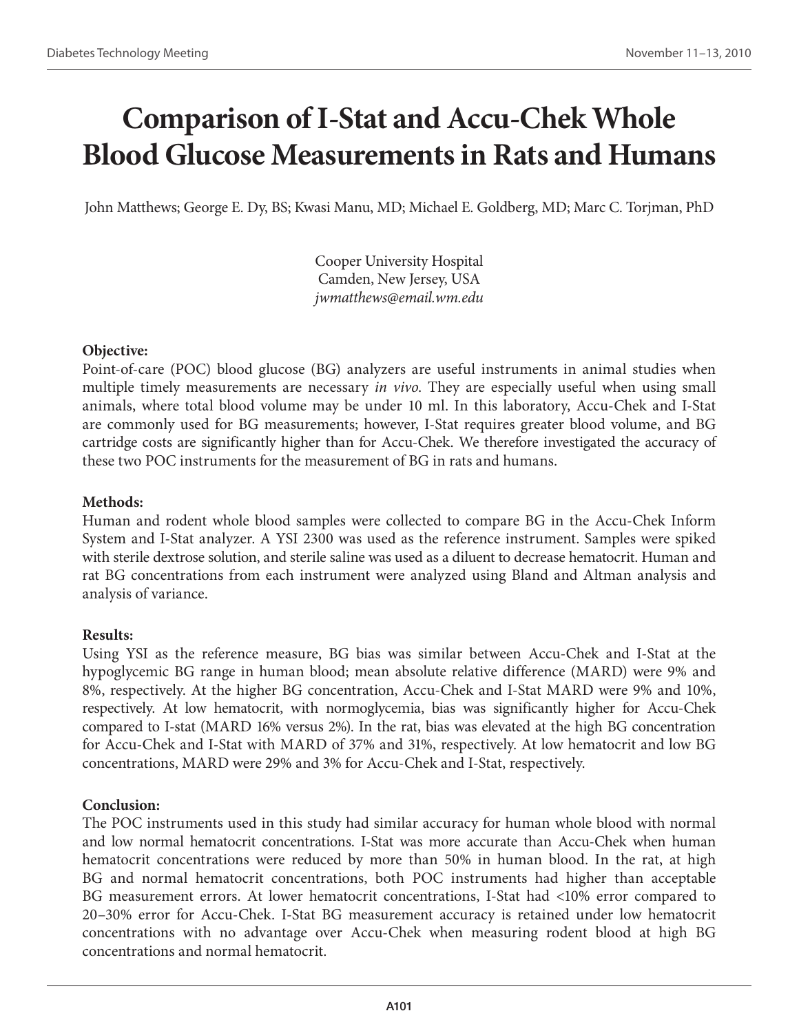# Comparison of I-Stat and Accu-Chek Whole Blood Glucose Measurements in Rats and Humans

John Matthews; George E. Dy, BS; Kwasi Manu, MD; Michael E. Goldberg, MD; Marc C. Torjman, PhD

Cooper University Hospital
Camden, New Jersey, USA
*jwmatthews@email.wm.edu*

**Objective:**
Point-of-care (POC) blood glucose (BG) analyzers are useful instruments in animal studies when multiple timely measurements are necessary *in vivo*. They are especially useful when using small animals, where total blood volume may be under 10 ml. In this laboratory, Accu-Chek and I-Stat are commonly used for BG measurements; however, I-Stat requires greater blood volume, and BG cartridge costs are significantly higher than for Accu-Chek. We therefore investigated the accuracy of these two POC instruments for the measurement of BG in rats and humans.

**Methods:**
Human and rodent whole blood samples were collected to compare BG in the Accu-Chek Inform System and I-Stat analyzer. A YSI 2300 was used as the reference instrument. Samples were spiked with sterile dextrose solution, and sterile saline was used as a diluent to decrease hematocrit. Human and rat BG concentrations from each instrument were analyzed using Bland and Altman analysis and analysis of variance.

**Results:**
Using YSI as the reference measure, BG bias was similar between Accu-Chek and I-Stat at the hypoglycemic BG range in human blood; mean absolute relative difference (MARD) were 9% and 8%, respectively. At the higher BG concentration, Accu-Chek and I-Stat MARD were 9% and 10%, respectively. At low hematocrit, with normoglycemia, bias was significantly higher for Accu-Chek compared to I-stat (MARD 16% versus 2%). In the rat, bias was elevated at the high BG concentration for Accu-Chek and I-Stat with MARD of 37% and 31%, respectively. At low hematocrit and low BG concentrations, MARD were 29% and 3% for Accu-Chek and I-Stat, respectively.

**Conclusion:**
The POC instruments used in this study had similar accuracy for human whole blood with normal and low normal hematocrit concentrations. I-Stat was more accurate than Accu-Chek when human hematocrit concentrations were reduced by more than 50% in human blood. In the rat, at high BG and normal hematocrit concentrations, both POC instruments had higher than acceptable BG measurement errors. At lower hematocrit concentrations, I-Stat had <10% error compared to 20–30% error for Accu-Chek. I-Stat BG measurement accuracy is retained under low hematocrit concentrations with no advantage over Accu-Chek when measuring rodent blood at high BG concentrations and normal hematocrit.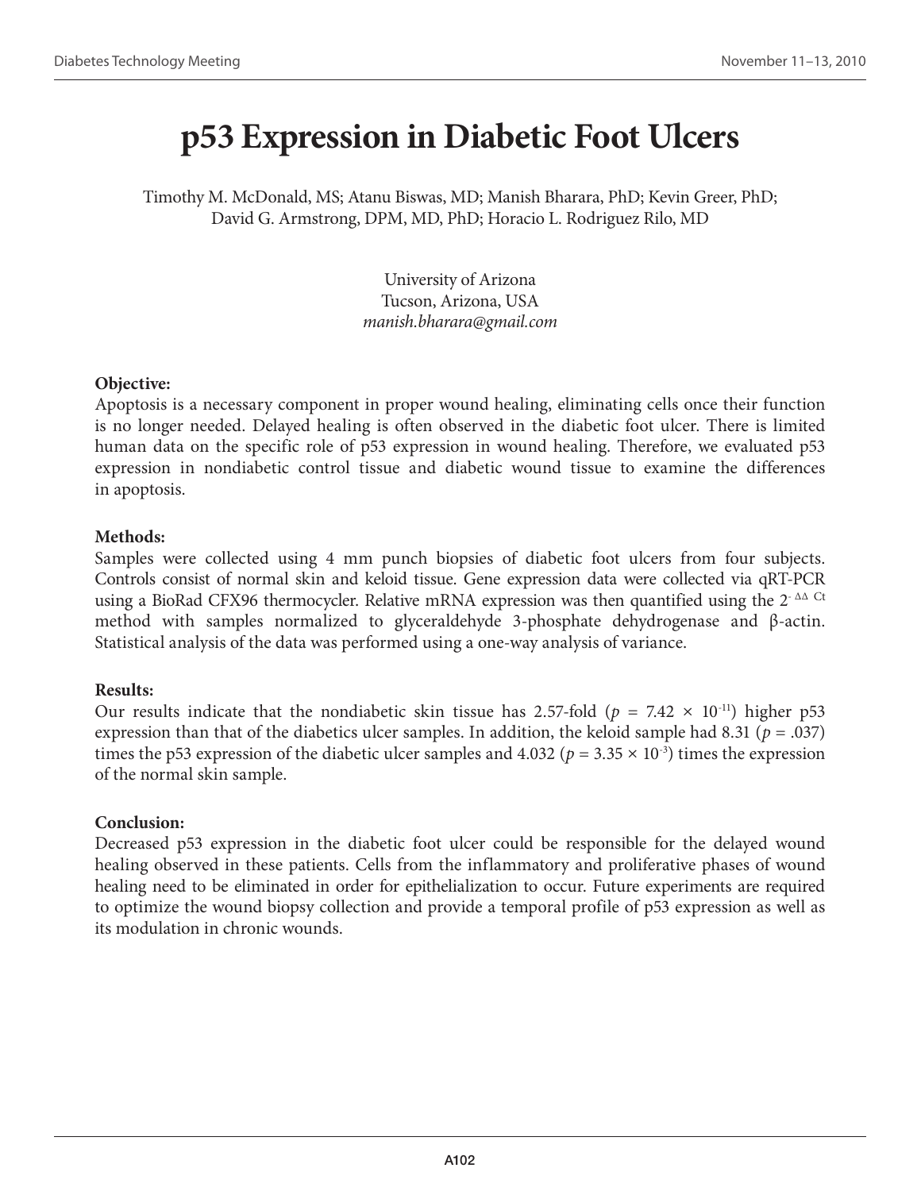# p53 Expression in Diabetic Foot Ulcers

Timothy M. McDonald, MS; Atanu Biswas, MD; Manish Bharara, PhD; Kevin Greer, PhD; David G. Armstrong, DPM, MD, PhD; Horacio L. Rodriguez Rilo, MD

University of Arizona
Tucson, Arizona, USA
*manish.bharara@gmail.com*

**Objective:**

Apoptosis is a necessary component in proper wound healing, eliminating cells once their function is no longer needed. Delayed healing is often observed in the diabetic foot ulcer. There is limited human data on the specific role of p53 expression in wound healing. Therefore, we evaluated p53 expression in nondiabetic control tissue and diabetic wound tissue to examine the differences in apoptosis.

**Methods:**

Samples were collected using 4 mm punch biopsies of diabetic foot ulcers from four subjects. Controls consist of normal skin and keloid tissue. Gene expression data were collected via qRT-PCR using a BioRad CFX96 thermocycler. Relative mRNA expression was then quantified using the $2^{-\Delta\Delta Ct}$ method with samples normalized to glyceraldehyde 3-phosphate dehydrogenase and β-actin. Statistical analysis of the data was performed using a one-way analysis of variance.

**Results:**

Our results indicate that the nondiabetic skin tissue has 2.57-fold ($p = 7.42 \times 10^{-11}$) higher p53 expression than that of the diabetics ulcer samples. In addition, the keloid sample had 8.31 ($p = .037$) times the p53 expression of the diabetic ulcer samples and 4.032 ($p = 3.35 \times 10^{-3}$) times the expression of the normal skin sample.

**Conclusion:**

Decreased p53 expression in the diabetic foot ulcer could be responsible for the delayed wound healing observed in these patients. Cells from the inflammatory and proliferative phases of wound healing need to be eliminated in order for epithelialization to occur. Future experiments are required to optimize the wound biopsy collection and provide a temporal profile of p53 expression as well as its modulation in chronic wounds.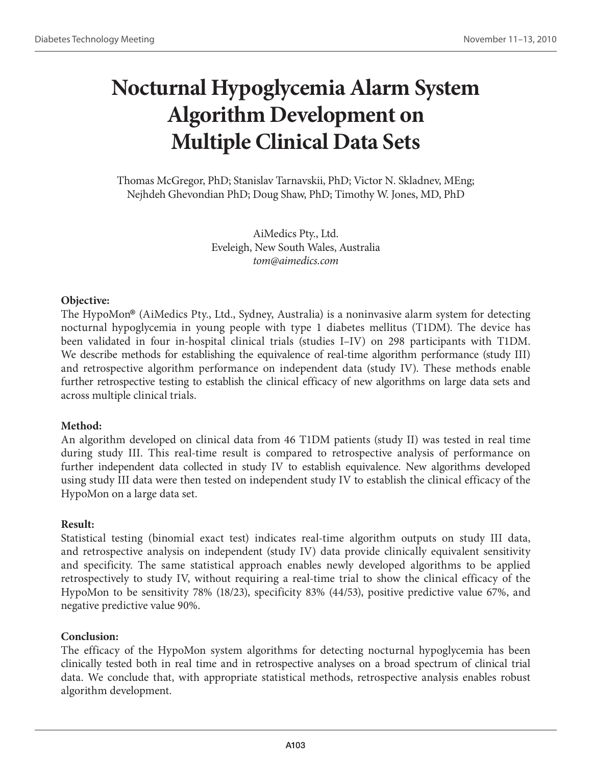# Nocturnal Hypoglycemia Alarm System Algorithm Development on Multiple Clinical Data Sets

Thomas McGregor, PhD; Stanislav Tarnavskii, PhD; Victor N. Skladnev, MEng; Nejhdeh Ghevondian PhD; Doug Shaw, PhD; Timothy W. Jones, MD, PhD

AiMedics Pty., Ltd.
Eveleigh, New South Wales, Australia
*tom@aimedics.com*

**Objective:**

The HypoMon® (AiMedics Pty., Ltd., Sydney, Australia) is a noninvasive alarm system for detecting nocturnal hypoglycemia in young people with type 1 diabetes mellitus (T1DM). The device has been validated in four in-hospital clinical trials (studies I–IV) on 298 participants with T1DM. We describe methods for establishing the equivalence of real-time algorithm performance (study III) and retrospective algorithm performance on independent data (study IV). These methods enable further retrospective testing to establish the clinical efficacy of new algorithms on large data sets and across multiple clinical trials.

**Method:**

An algorithm developed on clinical data from 46 T1DM patients (study II) was tested in real time during study III. This real-time result is compared to retrospective analysis of performance on further independent data collected in study IV to establish equivalence. New algorithms developed using study III data were then tested on independent study IV to establish the clinical efficacy of the HypoMon on a large data set.

**Result:**

Statistical testing (binomial exact test) indicates real-time algorithm outputs on study III data, and retrospective analysis on independent (study IV) data provide clinically equivalent sensitivity and specificity. The same statistical approach enables newly developed algorithms to be applied retrospectively to study IV, without requiring a real-time trial to show the clinical efficacy of the HypoMon to be sensitivity 78% (18/23), specificity 83% (44/53), positive predictive value 67%, and negative predictive value 90%.

**Conclusion:**

The efficacy of the HypoMon system algorithms for detecting nocturnal hypoglycemia has been clinically tested both in real time and in retrospective analyses on a broad spectrum of clinical trial data. We conclude that, with appropriate statistical methods, retrospective analysis enables robust algorithm development.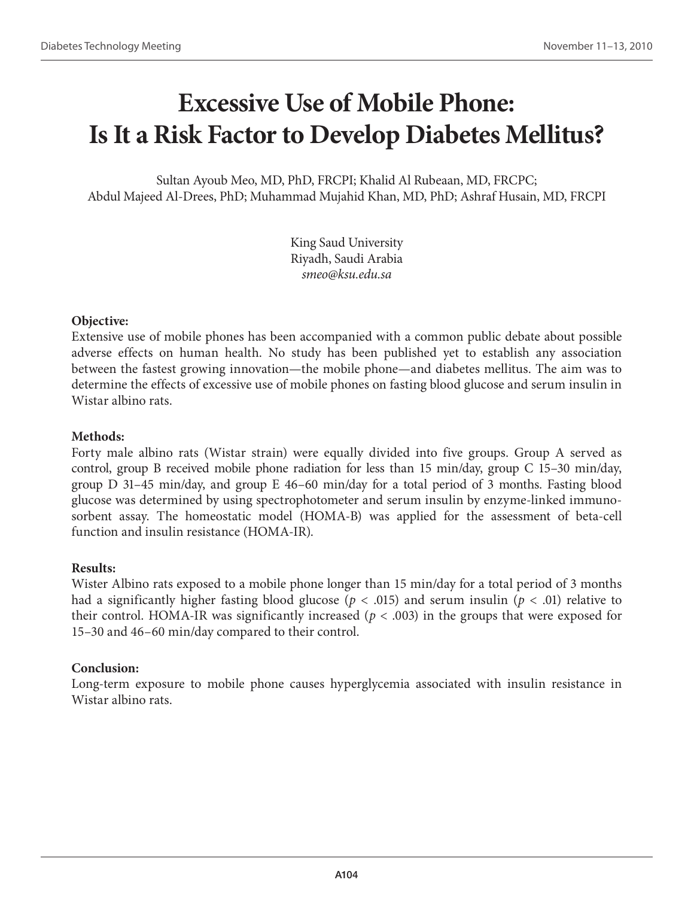# Excessive Use of Mobile Phone: Is It a Risk Factor to Develop Diabetes Mellitus?

Sultan Ayoub Meo, MD, PhD, FRCPI; Khalid Al Rubeaan, MD, FRCPC; Abdul Majeed Al-Drees, PhD; Muhammad Mujahid Khan, MD, PhD; Ashraf Husain, MD, FRCPI

King Saud University
Riyadh, Saudi Arabia
*smeo@ksu.edu.sa*

**Objective:**
Extensive use of mobile phones has been accompanied with a common public debate about possible adverse effects on human health. No study has been published yet to establish any association between the fastest growing innovation—the mobile phone—and diabetes mellitus. The aim was to determine the effects of excessive use of mobile phones on fasting blood glucose and serum insulin in Wistar albino rats.

**Methods:**
Forty male albino rats (Wistar strain) were equally divided into five groups. Group A served as control, group B received mobile phone radiation for less than 15 min/day, group C 15–30 min/day, group D 31–45 min/day, and group E 46–60 min/day for a total period of 3 months. Fasting blood glucose was determined by using spectrophotometer and serum insulin by enzyme-linked immunosorbent assay. The homeostatic model (HOMA-B) was applied for the assessment of beta-cell function and insulin resistance (HOMA-IR).

**Results:**
Wister Albino rats exposed to a mobile phone longer than 15 min/day for a total period of 3 months had a significantly higher fasting blood glucose ($p < .015$) and serum insulin ($p < .01$) relative to their control. HOMA-IR was significantly increased ($p < .003$) in the groups that were exposed for 15–30 and 46–60 min/day compared to their control.

**Conclusion:**
Long-term exposure to mobile phone causes hyperglycemia associated with insulin resistance in Wistar albino rats.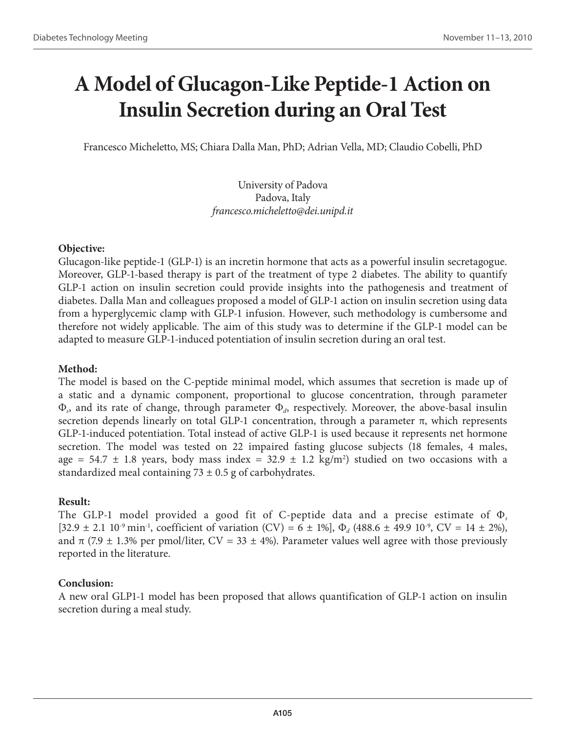# A Model of Glucagon-Like Peptide-1 Action on Insulin Secretion during an Oral Test

Francesco Micheletto, MS; Chiara Dalla Man, PhD; Adrian Vella, MD; Claudio Cobelli, PhD

University of Padova
Padova, Italy
*francesco.micheletto@dei.unipd.it*

**Objective:**
Glucagon-like peptide-1 (GLP-1) is an incretin hormone that acts as a powerful insulin secretagogue. Moreover, GLP-1-based therapy is part of the treatment of type 2 diabetes. The ability to quantify GLP-1 action on insulin secretion could provide insights into the pathogenesis and treatment of diabetes. Dalla Man and colleagues proposed a model of GLP-1 action on insulin secretion using data from a hyperglycemic clamp with GLP-1 infusion. However, such methodology is cumbersome and therefore not widely applicable. The aim of this study was to determine if the GLP-1 model can be adapted to measure GLP-1-induced potentiation of insulin secretion during an oral test.

**Method:**
The model is based on the C-peptide minimal model, which assumes that secretion is made up of a static and a dynamic component, proportional to glucose concentration, through parameter $\Phi_s$, and its rate of change, through parameter $\Phi_d$, respectively. Moreover, the above-basal insulin secretion depends linearly on total GLP-1 concentration, through a parameter $\pi$, which represents GLP-1-induced potentiation. Total instead of active GLP-1 is used because it represents net hormone secretion. The model was tested on 22 impaired fasting glucose subjects (18 females, 4 males, age = 54.7 ± 1.8 years, body mass index = 32.9 ± 1.2 kg/m$^2$) studied on two occasions with a standardized meal containing 73 ± 0.5 g of carbohydrates.

**Result:**
The GLP-1 model provided a good fit of C-peptide data and a precise estimate of $\Phi_s$ [32.9 ± 2.1 $10^{-9}$ min$^{-1}$, coefficient of variation (CV) = 6 ± 1%], $\Phi_d$ (488.6 ± 49.9 $10^{-9}$, CV = 14 ± 2%), and $\pi$ (7.9 ± 1.3% per pmol/liter, CV = 33 ± 4%). Parameter values well agree with those previously reported in the literature.

**Conclusion:**
A new oral GLP1-1 model has been proposed that allows quantification of GLP-1 action on insulin secretion during a meal study.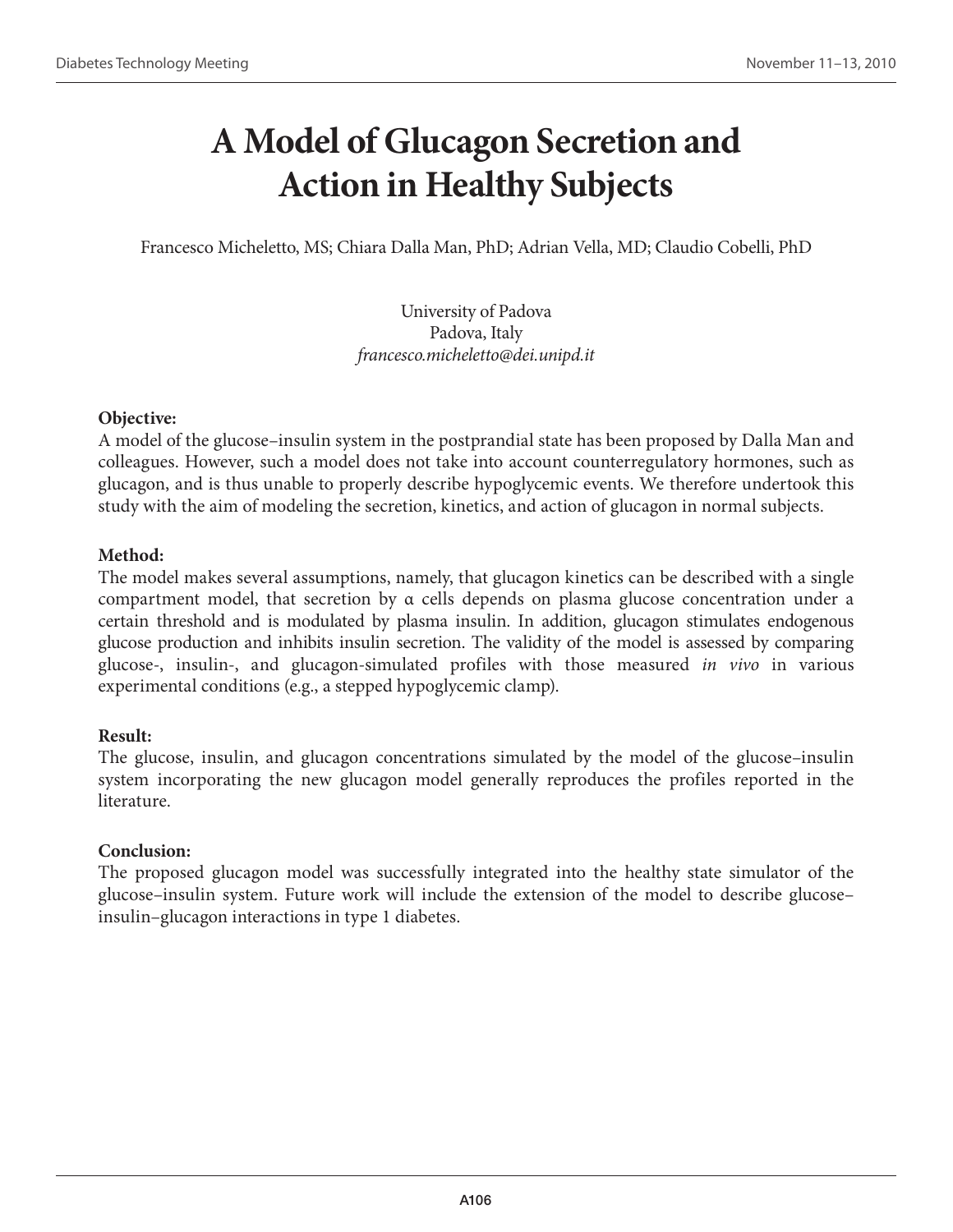# A Model of Glucagon Secretion and Action in Healthy Subjects

Francesco Micheletto, MS; Chiara Dalla Man, PhD; Adrian Vella, MD; Claudio Cobelli, PhD

University of Padova
Padova, Italy
*francesco.micheletto@dei.unipd.it*

**Objective:**
A model of the glucose–insulin system in the postprandial state has been proposed by Dalla Man and colleagues. However, such a model does not take into account counterregulatory hormones, such as glucagon, and is thus unable to properly describe hypoglycemic events. We therefore undertook this study with the aim of modeling the secretion, kinetics, and action of glucagon in normal subjects.

**Method:**
The model makes several assumptions, namely, that glucagon kinetics can be described with a single compartment model, that secretion by α cells depends on plasma glucose concentration under a certain threshold and is modulated by plasma insulin. In addition, glucagon stimulates endogenous glucose production and inhibits insulin secretion. The validity of the model is assessed by comparing glucose-, insulin-, and glucagon-simulated profiles with those measured *in vivo* in various experimental conditions (e.g., a stepped hypoglycemic clamp).

**Result:**
The glucose, insulin, and glucagon concentrations simulated by the model of the glucose–insulin system incorporating the new glucagon model generally reproduces the profiles reported in the literature.

**Conclusion:**
The proposed glucagon model was successfully integrated into the healthy state simulator of the glucose–insulin system. Future work will include the extension of the model to describe glucose–insulin–glucagon interactions in type 1 diabetes.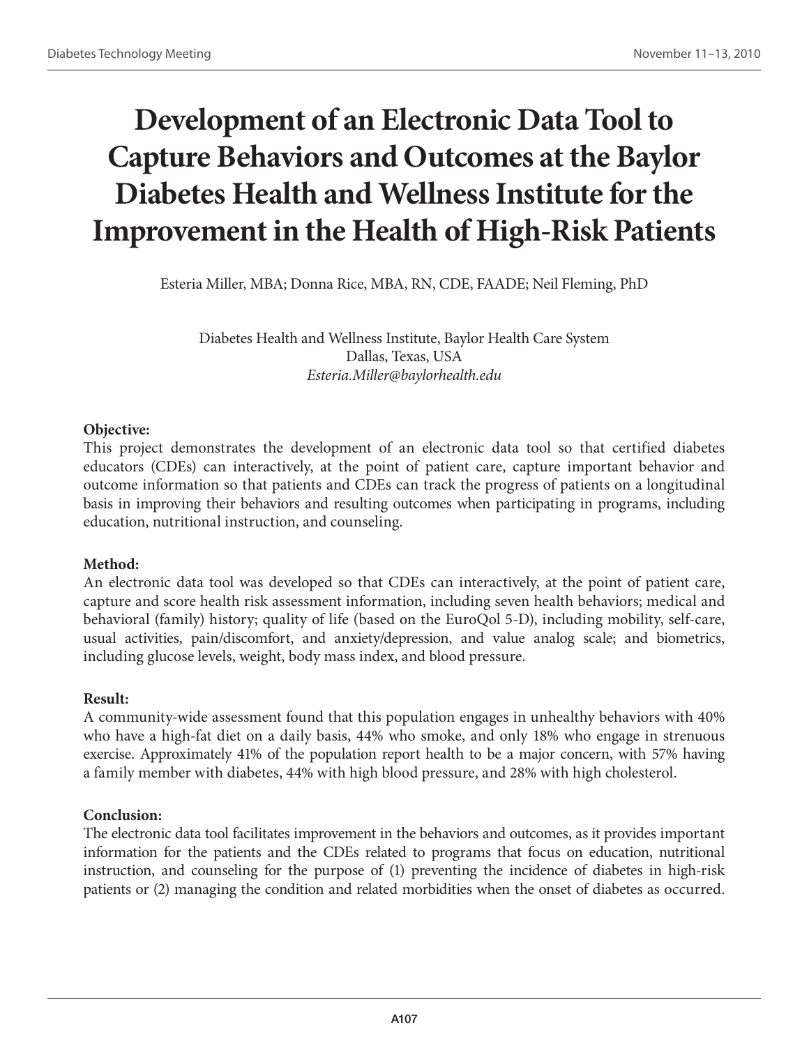# Development of an Electronic Data Tool to Capture Behaviors and Outcomes at the Baylor Diabetes Health and Wellness Institute for the Improvement in the Health of High-Risk Patients

Esteria Miller, MBA; Donna Rice, MBA, RN, CDE, FAADE; Neil Fleming, PhD

Diabetes Health and Wellness Institute, Baylor Health Care System
Dallas, Texas, USA
*Esteria.Miller@baylorhealth.edu*

**Objective:**
This project demonstrates the development of an electronic data tool so that certified diabetes educators (CDEs) can interactively, at the point of patient care, capture important behavior and outcome information so that patients and CDEs can track the progress of patients on a longitudinal basis in improving their behaviors and resulting outcomes when participating in programs, including education, nutritional instruction, and counseling.

**Method:**
An electronic data tool was developed so that CDEs can interactively, at the point of patient care, capture and score health risk assessment information, including seven health behaviors; medical and behavioral (family) history; quality of life (based on the EuroQol 5-D), including mobility, self-care, usual activities, pain/discomfort, and anxiety/depression, and value analog scale; and biometrics, including glucose levels, weight, body mass index, and blood pressure.

**Result:**
A community-wide assessment found that this population engages in unhealthy behaviors with 40% who have a high-fat diet on a daily basis, 44% who smoke, and only 18% who engage in strenuous exercise. Approximately 41% of the population report health to be a major concern, with 57% having a family member with diabetes, 44% with high blood pressure, and 28% with high cholesterol.

**Conclusion:**
The electronic data tool facilitates improvement in the behaviors and outcomes, as it provides important information for the patients and the CDEs related to programs that focus on education, nutritional instruction, and counseling for the purpose of (1) preventing the incidence of diabetes in high-risk patients or (2) managing the condition and related morbidities when the onset of diabetes as occurred.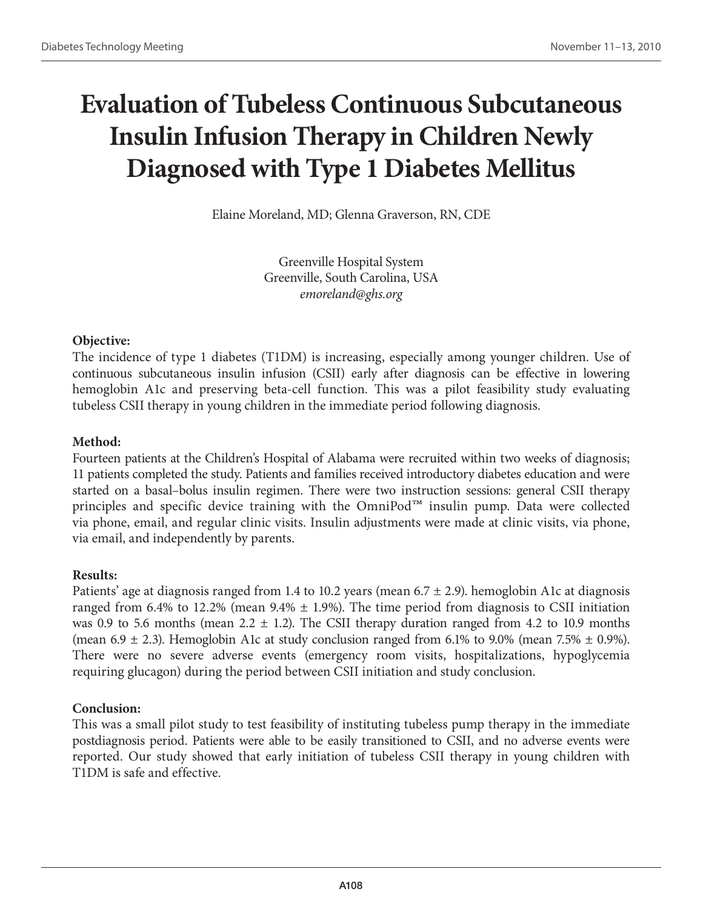# Evaluation of Tubeless Continuous Subcutaneous Insulin Infusion Therapy in Children Newly Diagnosed with Type 1 Diabetes Mellitus

Elaine Moreland, MD; Glenna Graverson, RN, CDE

Greenville Hospital System
Greenville, South Carolina, USA
*emoreland@ghs.org*

**Objective:**

The incidence of type 1 diabetes (T1DM) is increasing, especially among younger children. Use of continuous subcutaneous insulin infusion (CSII) early after diagnosis can be effective in lowering hemoglobin A1c and preserving beta-cell function. This was a pilot feasibility study evaluating tubeless CSII therapy in young children in the immediate period following diagnosis.

**Method:**

Fourteen patients at the Children's Hospital of Alabama were recruited within two weeks of diagnosis; 11 patients completed the study. Patients and families received introductory diabetes education and were started on a basal–bolus insulin regimen. There were two instruction sessions: general CSII therapy principles and specific device training with the OmniPod™ insulin pump. Data were collected via phone, email, and regular clinic visits. Insulin adjustments were made at clinic visits, via phone, via email, and independently by parents.

**Results:**

Patients' age at diagnosis ranged from 1.4 to 10.2 years (mean $6.7 \pm 2.9$). hemoglobin A1c at diagnosis ranged from 6.4% to 12.2% (mean 9.4% $\pm$ 1.9%). The time period from diagnosis to CSII initiation was 0.9 to 5.6 months (mean $2.2 \pm 1.2$). The CSII therapy duration ranged from 4.2 to 10.9 months (mean $6.9 \pm 2.3$). Hemoglobin A1c at study conclusion ranged from 6.1% to 9.0% (mean 7.5% $\pm$ 0.9%). There were no severe adverse events (emergency room visits, hospitalizations, hypoglycemia requiring glucagon) during the period between CSII initiation and study conclusion.

**Conclusion:**

This was a small pilot study to test feasibility of instituting tubeless pump therapy in the immediate postdiagnosis period. Patients were able to be easily transitioned to CSII, and no adverse events were reported. Our study showed that early initiation of tubeless CSII therapy in young children with T1DM is safe and effective.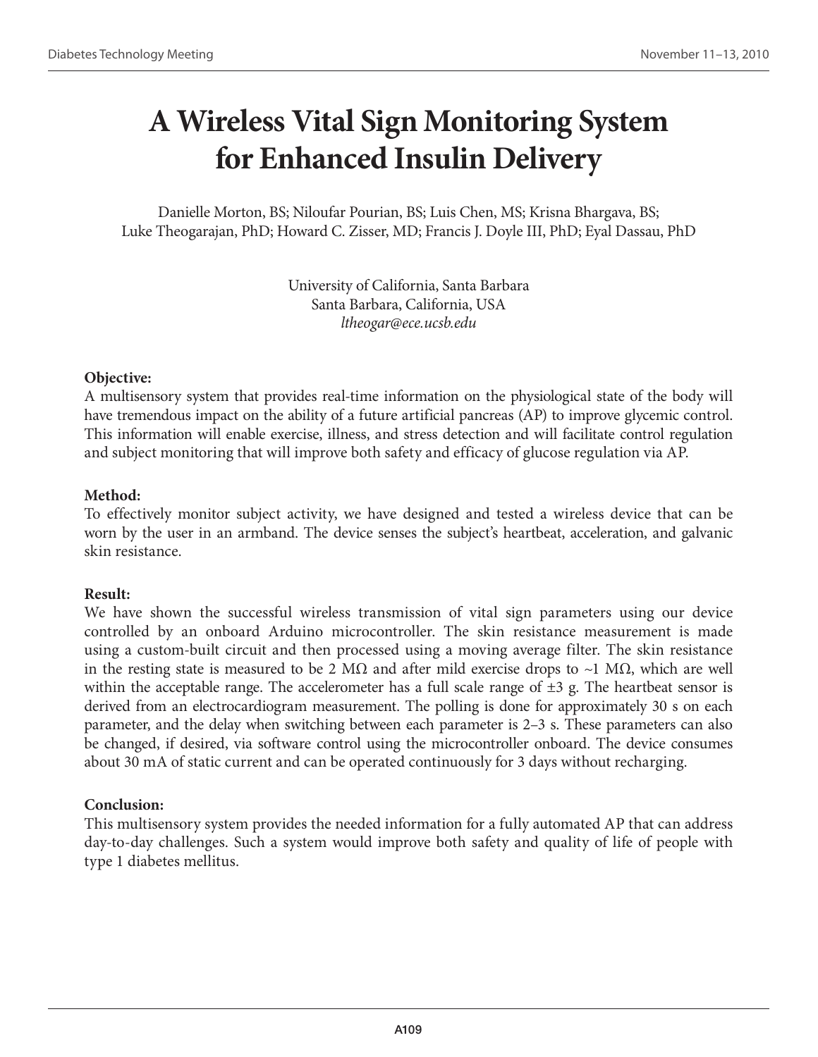# A Wireless Vital Sign Monitoring System for Enhanced Insulin Delivery

Danielle Morton, BS; Niloufar Pourian, BS; Luis Chen, MS; Krisna Bhargava, BS;
Luke Theogarajan, PhD; Howard C. Zisser, MD; Francis J. Doyle III, PhD; Eyal Dassau, PhD

University of California, Santa Barbara
Santa Barbara, California, USA
*ltheogar@ece.ucsb.edu*

**Objective:**
A multisensory system that provides real-time information on the physiological state of the body will have tremendous impact on the ability of a future artificial pancreas (AP) to improve glycemic control. This information will enable exercise, illness, and stress detection and will facilitate control regulation and subject monitoring that will improve both safety and efficacy of glucose regulation via AP.

**Method:**
To effectively monitor subject activity, we have designed and tested a wireless device that can be worn by the user in an armband. The device senses the subject's heartbeat, acceleration, and galvanic skin resistance.

**Result:**
We have shown the successful wireless transmission of vital sign parameters using our device controlled by an onboard Arduino microcontroller. The skin resistance measurement is made using a custom-built circuit and then processed using a moving average filter. The skin resistance in the resting state is measured to be 2 MΩ and after mild exercise drops to ~1 MΩ, which are well within the acceptable range. The accelerometer has a full scale range of ±3 g. The heartbeat sensor is derived from an electrocardiogram measurement. The polling is done for approximately 30 s on each parameter, and the delay when switching between each parameter is 2–3 s. These parameters can also be changed, if desired, via software control using the microcontroller onboard. The device consumes about 30 mA of static current and can be operated continuously for 3 days without recharging.

**Conclusion:**
This multisensory system provides the needed information for a fully automated AP that can address day-to-day challenges. Such a system would improve both safety and quality of life of people with type 1 diabetes mellitus.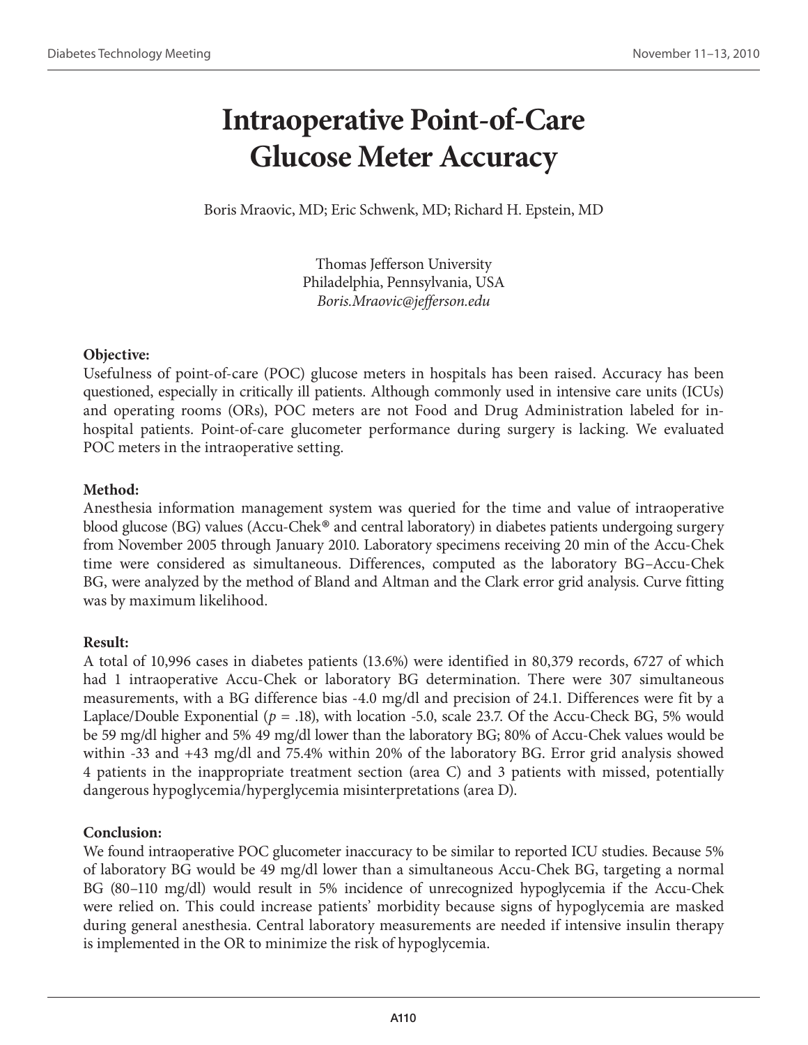# Intraoperative Point-of-Care Glucose Meter Accuracy

Boris Mraovic, MD; Eric Schwenk, MD; Richard H. Epstein, MD

Thomas Jefferson University
Philadelphia, Pennsylvania, USA
*Boris.Mraovic@jefferson.edu*

**Objective:**

Usefulness of point-of-care (POC) glucose meters in hospitals has been raised. Accuracy has been questioned, especially in critically ill patients. Although commonly used in intensive care units (ICUs) and operating rooms (ORs), POC meters are not Food and Drug Administration labeled for in-hospital patients. Point-of-care glucometer performance during surgery is lacking. We evaluated POC meters in the intraoperative setting.

**Method:**

Anesthesia information management system was queried for the time and value of intraoperative blood glucose (BG) values (Accu-Chek® and central laboratory) in diabetes patients undergoing surgery from November 2005 through January 2010. Laboratory specimens receiving 20 min of the Accu-Chek time were considered as simultaneous. Differences, computed as the laboratory BG–Accu-Chek BG, were analyzed by the method of Bland and Altman and the Clark error grid analysis. Curve fitting was by maximum likelihood.

**Result:**

A total of 10,996 cases in diabetes patients (13.6%) were identified in 80,379 records, 6727 of which had 1 intraoperative Accu-Chek or laboratory BG determination. There were 307 simultaneous measurements, with a BG difference bias -4.0 mg/dl and precision of 24.1. Differences were fit by a Laplace/Double Exponential ($p$ = .18), with location -5.0, scale 23.7. Of the Accu-Check BG, 5% would be 59 mg/dl higher and 5% 49 mg/dl lower than the laboratory BG; 80% of Accu-Chek values would be within -33 and +43 mg/dl and 75.4% within 20% of the laboratory BG. Error grid analysis showed 4 patients in the inappropriate treatment section (area C) and 3 patients with missed, potentially dangerous hypoglycemia/hyperglycemia misinterpretations (area D).

**Conclusion:**

We found intraoperative POC glucometer inaccuracy to be similar to reported ICU studies. Because 5% of laboratory BG would be 49 mg/dl lower than a simultaneous Accu-Chek BG, targeting a normal BG (80–110 mg/dl) would result in 5% incidence of unrecognized hypoglycemia if the Accu-Chek were relied on. This could increase patients' morbidity because signs of hypoglycemia are masked during general anesthesia. Central laboratory measurements are needed if intensive insulin therapy is implemented in the OR to minimize the risk of hypoglycemia.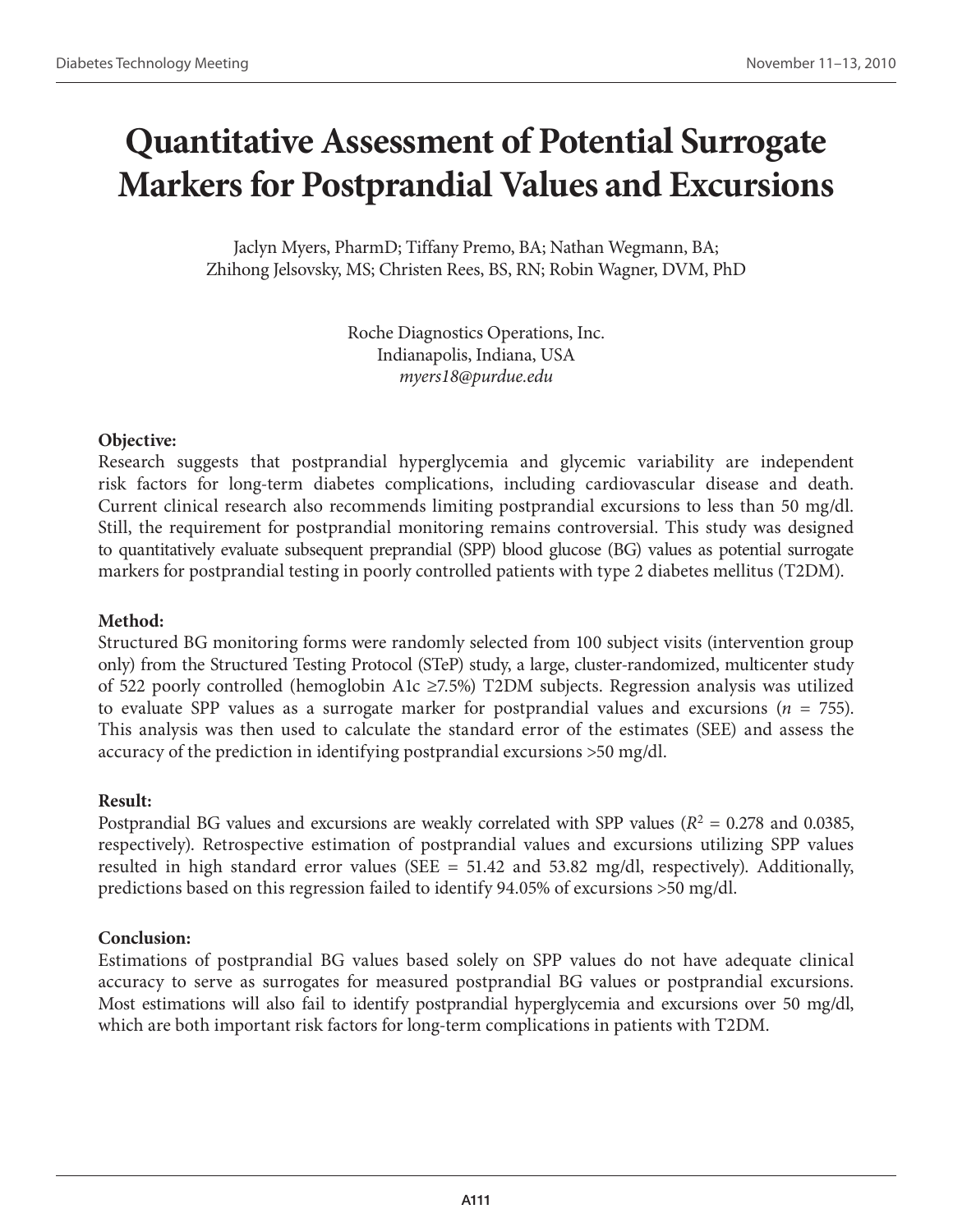# Quantitative Assessment of Potential Surrogate Markers for Postprandial Values and Excursions

Jaclyn Myers, PharmD; Tiffany Premo, BA; Nathan Wegmann, BA; Zhihong Jelsovsky, MS; Christen Rees, BS, RN; Robin Wagner, DVM, PhD

Roche Diagnostics Operations, Inc.
Indianapolis, Indiana, USA
*myers18@purdue.edu*

**Objective:**
Research suggests that postprandial hyperglycemia and glycemic variability are independent risk factors for long-term diabetes complications, including cardiovascular disease and death. Current clinical research also recommends limiting postprandial excursions to less than 50 mg/dl. Still, the requirement for postprandial monitoring remains controversial. This study was designed to quantitatively evaluate subsequent preprandial (SPP) blood glucose (BG) values as potential surrogate markers for postprandial testing in poorly controlled patients with type 2 diabetes mellitus (T2DM).

**Method:**
Structured BG monitoring forms were randomly selected from 100 subject visits (intervention group only) from the Structured Testing Protocol (STeP) study, a large, cluster-randomized, multicenter study of 522 poorly controlled (hemoglobin A1c ≥7.5%) T2DM subjects. Regression analysis was utilized to evaluate SPP values as a surrogate marker for postprandial values and excursions ($n$ = 755). This analysis was then used to calculate the standard error of the estimates (SEE) and assess the accuracy of the prediction in identifying postprandial excursions >50 mg/dl.

**Result:**
Postprandial BG values and excursions are weakly correlated with SPP values ($R^2$ = 0.278 and 0.0385, respectively). Retrospective estimation of postprandial values and excursions utilizing SPP values resulted in high standard error values (SEE = 51.42 and 53.82 mg/dl, respectively). Additionally, predictions based on this regression failed to identify 94.05% of excursions >50 mg/dl.

**Conclusion:**
Estimations of postprandial BG values based solely on SPP values do not have adequate clinical accuracy to serve as surrogates for measured postprandial BG values or postprandial excursions. Most estimations will also fail to identify postprandial hyperglycemia and excursions over 50 mg/dl, which are both important risk factors for long-term complications in patients with T2DM.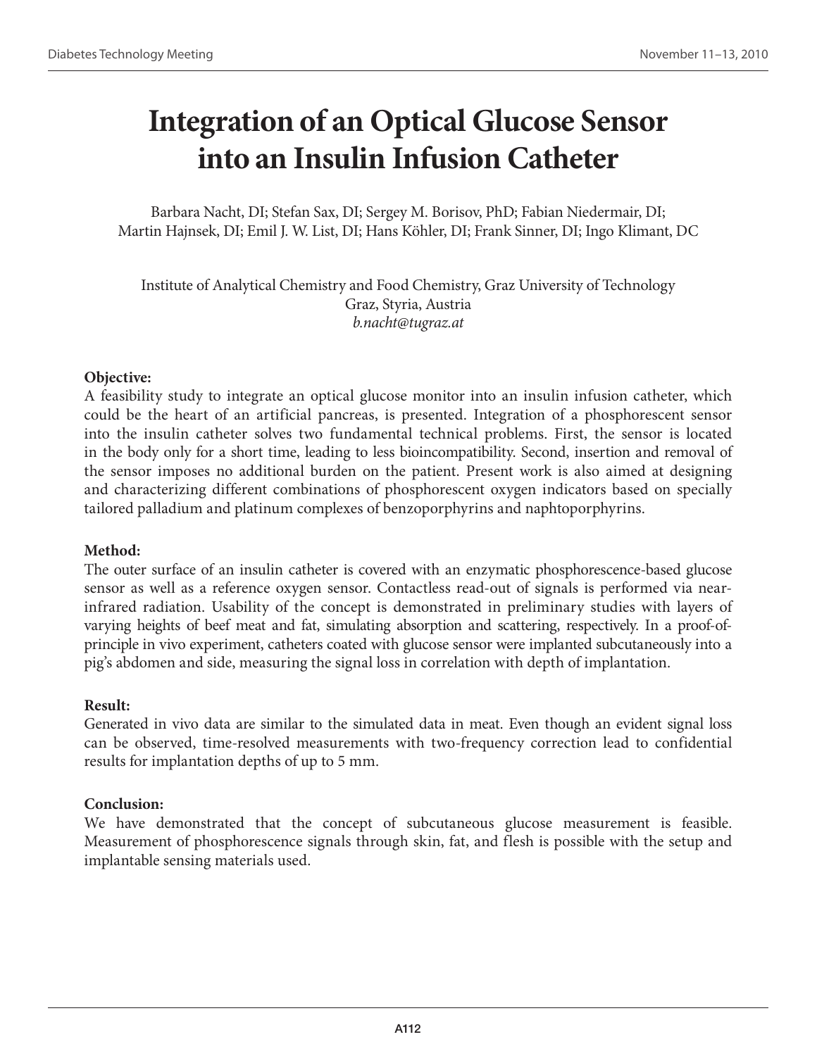# Integration of an Optical Glucose Sensor into an Insulin Infusion Catheter

Barbara Nacht, DI; Stefan Sax, DI; Sergey M. Borisov, PhD; Fabian Niedermair, DI; Martin Hajnsek, DI; Emil J. W. List, DI; Hans Köhler, DI; Frank Sinner, DI; Ingo Klimant, DC

Institute of Analytical Chemistry and Food Chemistry, Graz University of Technology
Graz, Styria, Austria
*b.nacht@tugraz.at*

**Objective:**
A feasibility study to integrate an optical glucose monitor into an insulin infusion catheter, which could be the heart of an artificial pancreas, is presented. Integration of a phosphorescent sensor into the insulin catheter solves two fundamental technical problems. First, the sensor is located in the body only for a short time, leading to less bioincompatibility. Second, insertion and removal of the sensor imposes no additional burden on the patient. Present work is also aimed at designing and characterizing different combinations of phosphorescent oxygen indicators based on specially tailored palladium and platinum complexes of benzoporphyrins and naphtoporphyrins.

**Method:**
The outer surface of an insulin catheter is covered with an enzymatic phosphorescence-based glucose sensor as well as a reference oxygen sensor. Contactless read-out of signals is performed via near-infrared radiation. Usability of the concept is demonstrated in preliminary studies with layers of varying heights of beef meat and fat, simulating absorption and scattering, respectively. In a proof-of-principle in vivo experiment, catheters coated with glucose sensor were implanted subcutaneously into a pig's abdomen and side, measuring the signal loss in correlation with depth of implantation.

**Result:**
Generated in vivo data are similar to the simulated data in meat. Even though an evident signal loss can be observed, time-resolved measurements with two-frequency correction lead to confidential results for implantation depths of up to 5 mm.

**Conclusion:**
We have demonstrated that the concept of subcutaneous glucose measurement is feasible. Measurement of phosphorescence signals through skin, fat, and flesh is possible with the setup and implantable sensing materials used.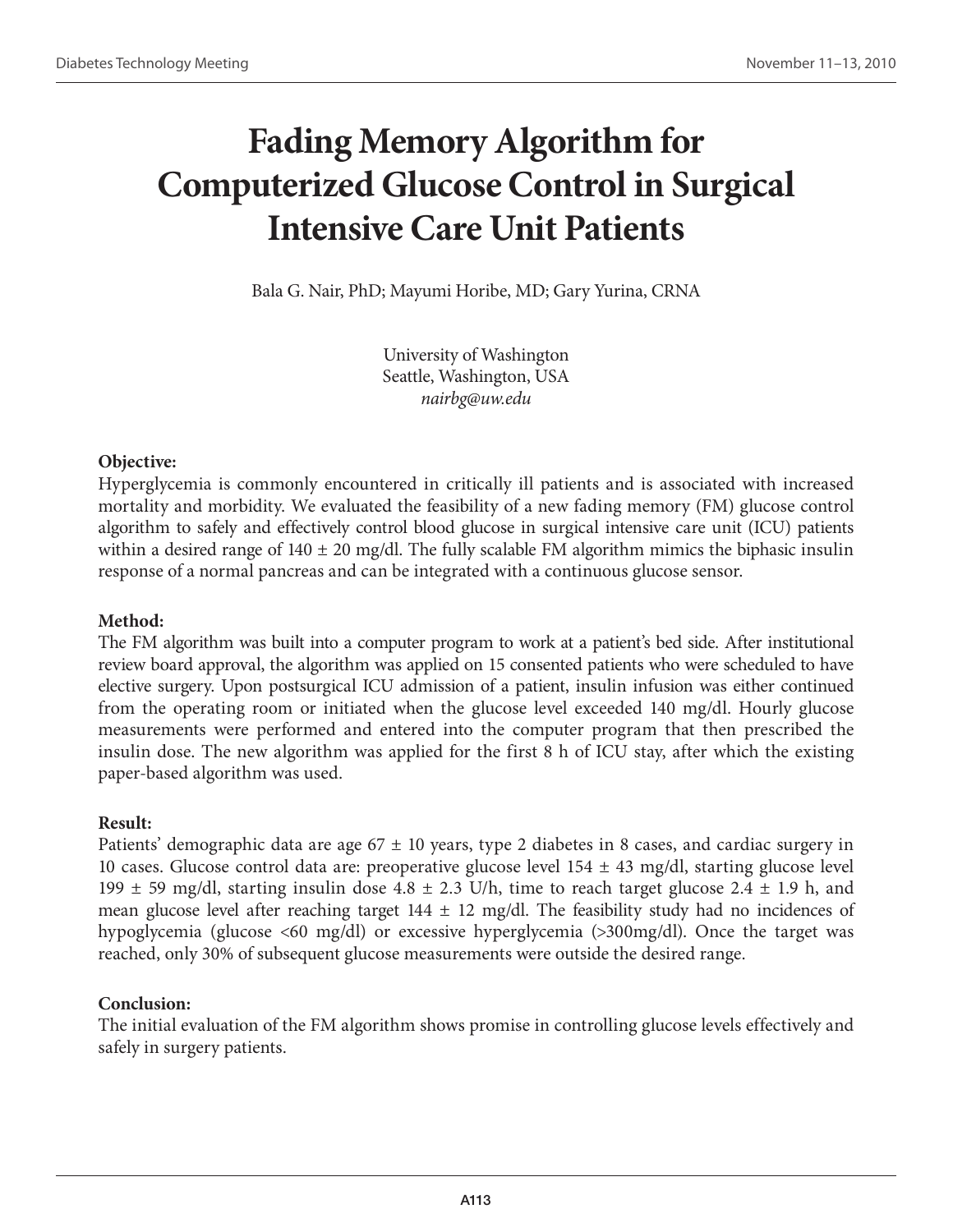# Fading Memory Algorithm for Computerized Glucose Control in Surgical Intensive Care Unit Patients

Bala G. Nair, PhD; Mayumi Horibe, MD; Gary Yurina, CRNA

University of Washington
Seattle, Washington, USA
*nairbg@uw.edu*

**Objective:**
Hyperglycemia is commonly encountered in critically ill patients and is associated with increased mortality and morbidity. We evaluated the feasibility of a new fading memory (FM) glucose control algorithm to safely and effectively control blood glucose in surgical intensive care unit (ICU) patients within a desired range of 140 ± 20 mg/dl. The fully scalable FM algorithm mimics the biphasic insulin response of a normal pancreas and can be integrated with a continuous glucose sensor.

**Method:**
The FM algorithm was built into a computer program to work at a patient's bed side. After institutional review board approval, the algorithm was applied on 15 consented patients who were scheduled to have elective surgery. Upon postsurgical ICU admission of a patient, insulin infusion was either continued from the operating room or initiated when the glucose level exceeded 140 mg/dl. Hourly glucose measurements were performed and entered into the computer program that then prescribed the insulin dose. The new algorithm was applied for the first 8 h of ICU stay, after which the existing paper-based algorithm was used.

**Result:**
Patients' demographic data are age 67 ± 10 years, type 2 diabetes in 8 cases, and cardiac surgery in 10 cases. Glucose control data are: preoperative glucose level 154 ± 43 mg/dl, starting glucose level 199 ± 59 mg/dl, starting insulin dose 4.8 ± 2.3 U/h, time to reach target glucose 2.4 ± 1.9 h, and mean glucose level after reaching target 144 ± 12 mg/dl. The feasibility study had no incidences of hypoglycemia (glucose <60 mg/dl) or excessive hyperglycemia (>300mg/dl). Once the target was reached, only 30% of subsequent glucose measurements were outside the desired range.

**Conclusion:**
The initial evaluation of the FM algorithm shows promise in controlling glucose levels effectively and safely in surgery patients.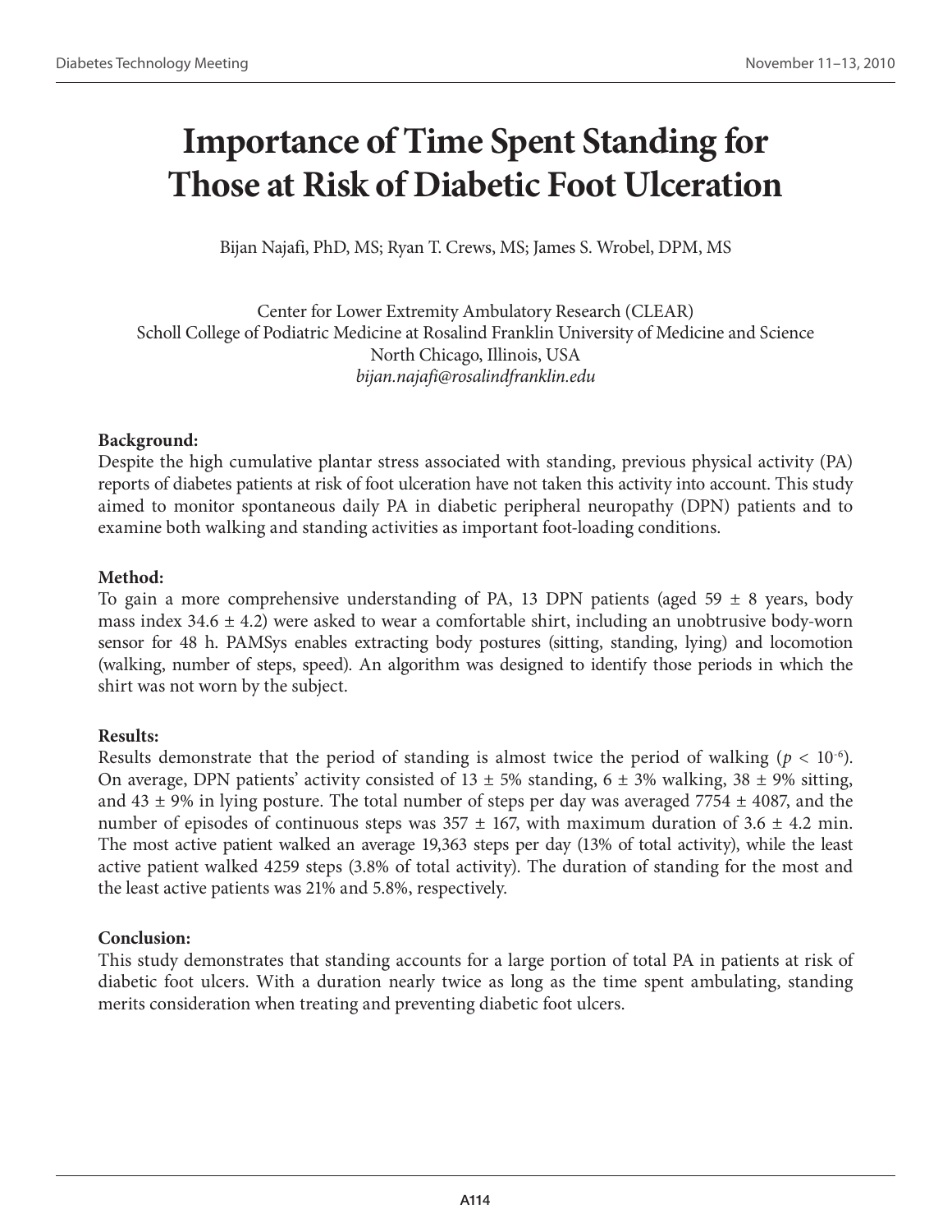# Importance of Time Spent Standing for Those at Risk of Diabetic Foot Ulceration

Bijan Najafi, PhD, MS; Ryan T. Crews, MS; James S. Wrobel, DPM, MS

Center for Lower Extremity Ambulatory Research (CLEAR)
Scholl College of Podiatric Medicine at Rosalind Franklin University of Medicine and Science
North Chicago, Illinois, USA
*bijan.najafi@rosalindfranklin.edu*

**Background:**
Despite the high cumulative plantar stress associated with standing, previous physical activity (PA) reports of diabetes patients at risk of foot ulceration have not taken this activity into account. This study aimed to monitor spontaneous daily PA in diabetic peripheral neuropathy (DPN) patients and to examine both walking and standing activities as important foot-loading conditions.

**Method:**
To gain a more comprehensive understanding of PA, 13 DPN patients (aged 59 ± 8 years, body mass index 34.6 ± 4.2) were asked to wear a comfortable shirt, including an unobtrusive body-worn sensor for 48 h. PAMSys enables extracting body postures (sitting, standing, lying) and locomotion (walking, number of steps, speed). An algorithm was designed to identify those periods in which the shirt was not worn by the subject.

**Results:**
Results demonstrate that the period of standing is almost twice the period of walking ($p < 10^{-6}$). On average, DPN patients' activity consisted of 13 ± 5% standing, 6 ± 3% walking, 38 ± 9% sitting, and 43 ± 9% in lying posture. The total number of steps per day was averaged 7754 ± 4087, and the number of episodes of continuous steps was 357 ± 167, with maximum duration of 3.6 ± 4.2 min. The most active patient walked an average 19,363 steps per day (13% of total activity), while the least active patient walked 4259 steps (3.8% of total activity). The duration of standing for the most and the least active patients was 21% and 5.8%, respectively.

**Conclusion:**
This study demonstrates that standing accounts for a large portion of total PA in patients at risk of diabetic foot ulcers. With a duration nearly twice as long as the time spent ambulating, standing merits consideration when treating and preventing diabetic foot ulcers.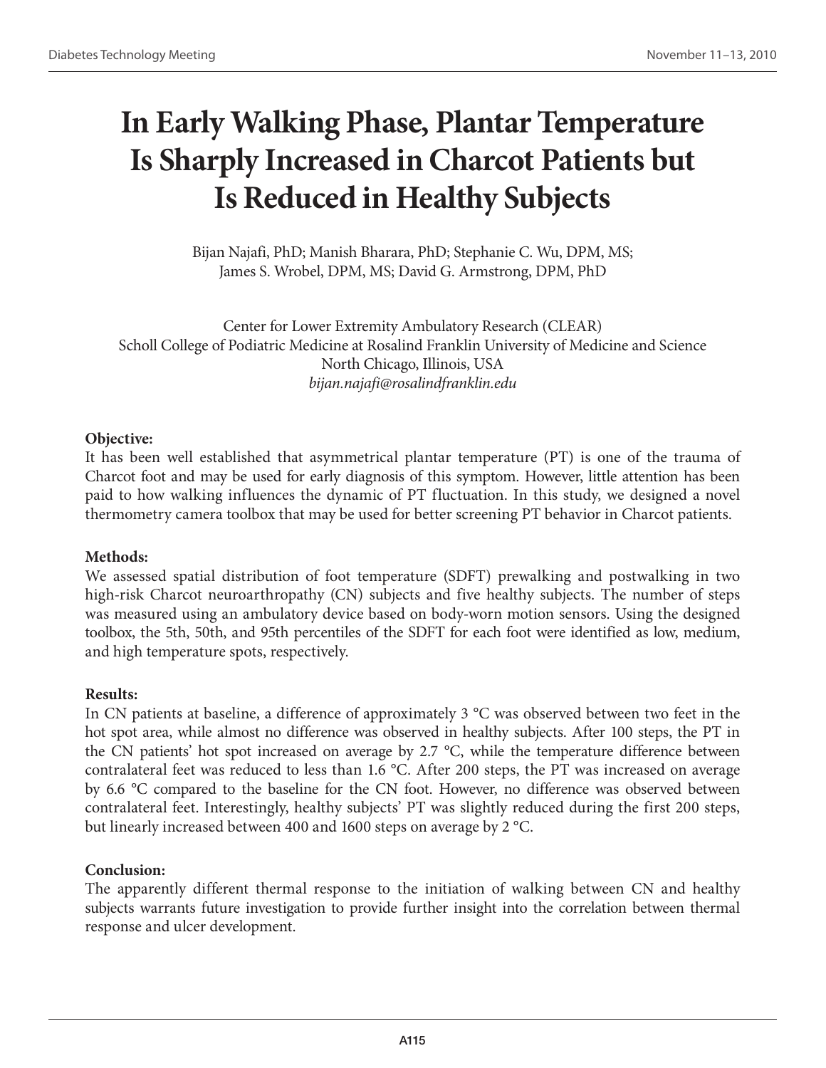# In Early Walking Phase, Plantar Temperature Is Sharply Increased in Charcot Patients but Is Reduced in Healthy Subjects

Bijan Najafi, PhD; Manish Bharara, PhD; Stephanie C. Wu, DPM, MS; James S. Wrobel, DPM, MS; David G. Armstrong, DPM, PhD

Center for Lower Extremity Ambulatory Research (CLEAR)
Scholl College of Podiatric Medicine at Rosalind Franklin University of Medicine and Science
North Chicago, Illinois, USA
*bijan.najafi@rosalindfranklin.edu*

**Objective:**

It has been well established that asymmetrical plantar temperature (PT) is one of the trauma of Charcot foot and may be used for early diagnosis of this symptom. However, little attention has been paid to how walking influences the dynamic of PT fluctuation. In this study, we designed a novel thermometry camera toolbox that may be used for better screening PT behavior in Charcot patients.

**Methods:**

We assessed spatial distribution of foot temperature (SDFT) prewalking and postwalking in two high-risk Charcot neuroarthropathy (CN) subjects and five healthy subjects. The number of steps was measured using an ambulatory device based on body-worn motion sensors. Using the designed toolbox, the 5th, 50th, and 95th percentiles of the SDFT for each foot were identified as low, medium, and high temperature spots, respectively.

**Results:**

In CN patients at baseline, a difference of approximately 3 °C was observed between two feet in the hot spot area, while almost no difference was observed in healthy subjects. After 100 steps, the PT in the CN patients' hot spot increased on average by 2.7 °C, while the temperature difference between contralateral feet was reduced to less than 1.6 °C. After 200 steps, the PT was increased on average by 6.6 °C compared to the baseline for the CN foot. However, no difference was observed between contralateral feet. Interestingly, healthy subjects' PT was slightly reduced during the first 200 steps, but linearly increased between 400 and 1600 steps on average by 2 °C.

**Conclusion:**

The apparently different thermal response to the initiation of walking between CN and healthy subjects warrants future investigation to provide further insight into the correlation between thermal response and ulcer development.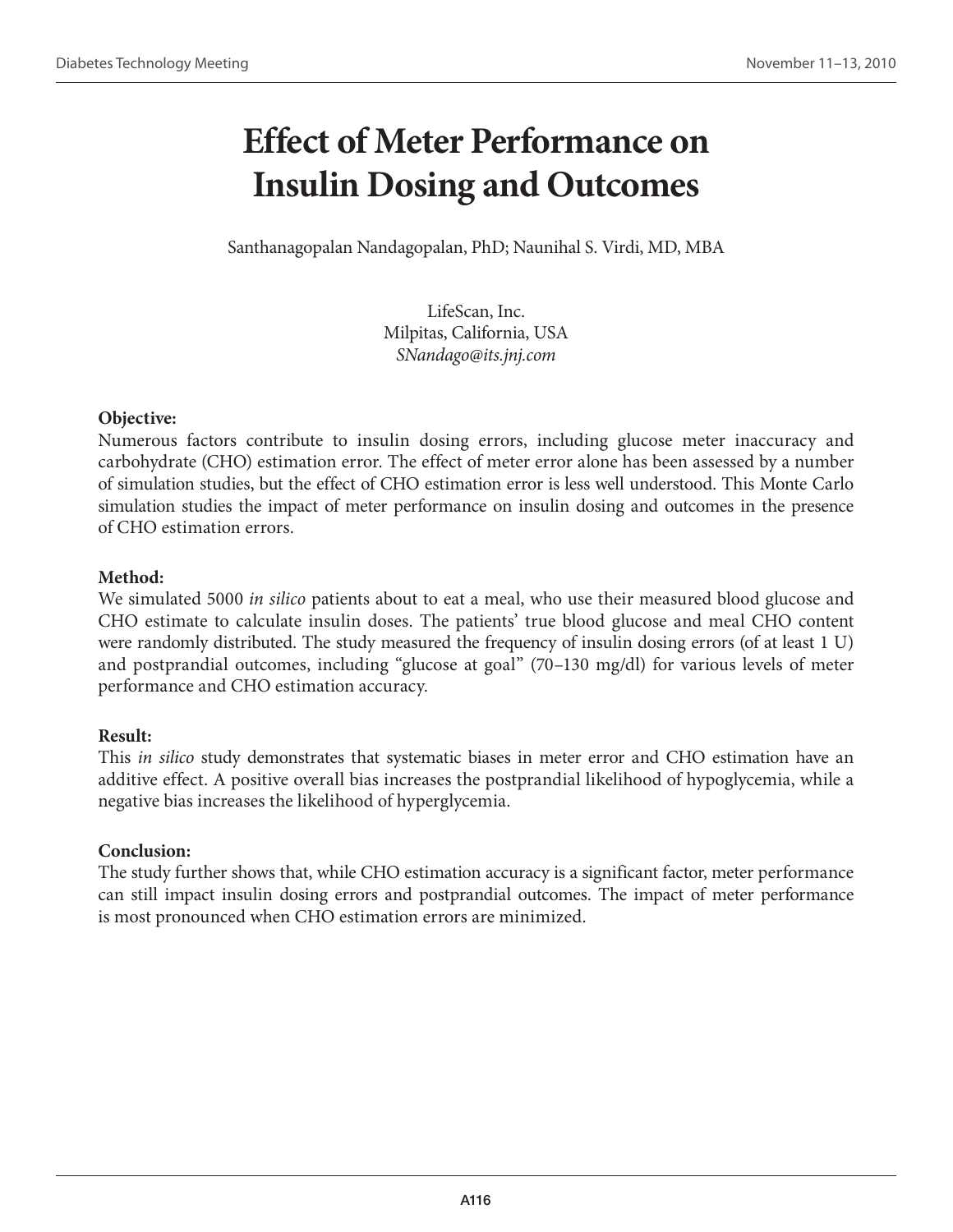# Effect of Meter Performance on Insulin Dosing and Outcomes

Santhanagopalan Nandagopalan, PhD; Naunihal S. Virdi, MD, MBA

LifeScan, Inc.
Milpitas, California, USA
*SNandago@its.jnj.com*

**Objective:**

Numerous factors contribute to insulin dosing errors, including glucose meter inaccuracy and carbohydrate (CHO) estimation error. The effect of meter error alone has been assessed by a number of simulation studies, but the effect of CHO estimation error is less well understood. This Monte Carlo simulation studies the impact of meter performance on insulin dosing and outcomes in the presence of CHO estimation errors.

**Method:**

We simulated 5000 *in silico* patients about to eat a meal, who use their measured blood glucose and CHO estimate to calculate insulin doses. The patients' true blood glucose and meal CHO content were randomly distributed. The study measured the frequency of insulin dosing errors (of at least 1 U) and postprandial outcomes, including "glucose at goal" (70–130 mg/dl) for various levels of meter performance and CHO estimation accuracy.

**Result:**

This *in silico* study demonstrates that systematic biases in meter error and CHO estimation have an additive effect. A positive overall bias increases the postprandial likelihood of hypoglycemia, while a negative bias increases the likelihood of hyperglycemia.

**Conclusion:**

The study further shows that, while CHO estimation accuracy is a significant factor, meter performance can still impact insulin dosing errors and postprandial outcomes. The impact of meter performance is most pronounced when CHO estimation errors are minimized.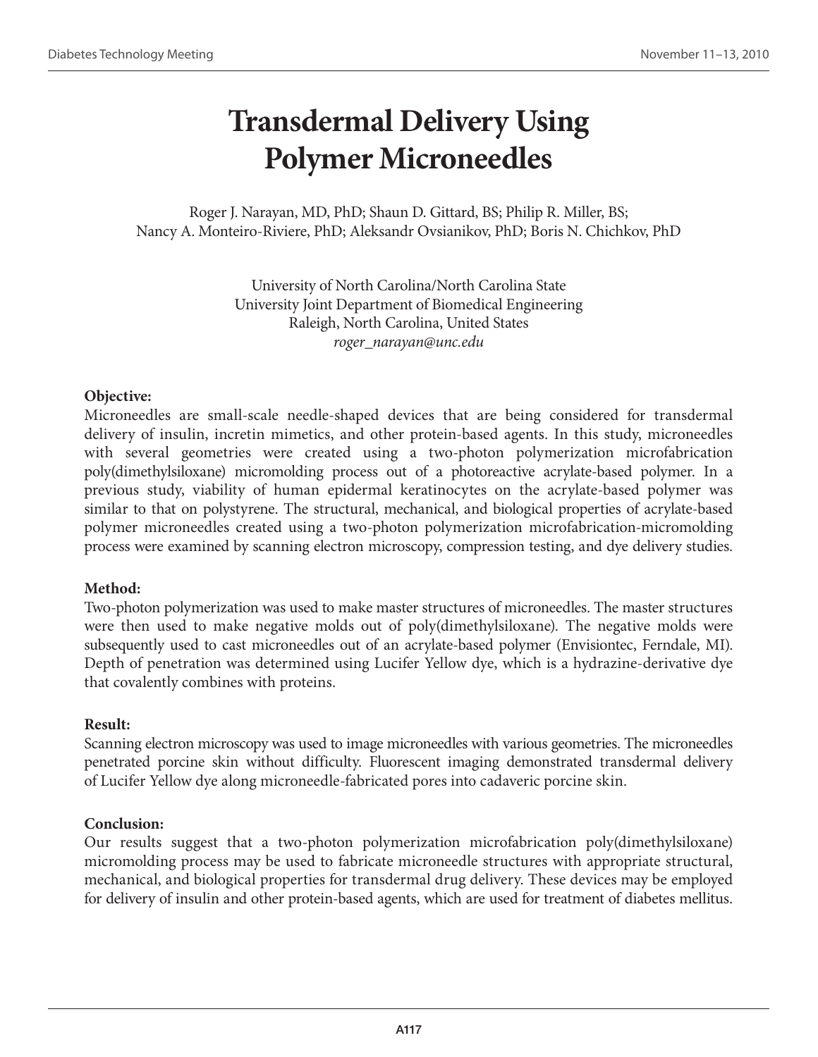# Transdermal Delivery Using Polymer Microneedles

Roger J. Narayan, MD, PhD; Shaun D. Gittard, BS; Philip R. Miller, BS; Nancy A. Monteiro-Riviere, PhD; Aleksandr Ovsianikov, PhD; Boris N. Chichkov, PhD

University of North Carolina/North Carolina State University Joint Department of Biomedical Engineering
Raleigh, North Carolina, United States
*roger_narayan@unc.edu*

**Objective:**
Microneedles are small-scale needle-shaped devices that are being considered for transdermal delivery of insulin, incretin mimetics, and other protein-based agents. In this study, microneedles with several geometries were created using a two-photon polymerization microfabrication poly(dimethylsiloxane) micromolding process out of a photoreactive acrylate-based polymer. In a previous study, viability of human epidermal keratinocytes on the acrylate-based polymer was similar to that on polystyrene. The structural, mechanical, and biological properties of acrylate-based polymer microneedles created using a two-photon polymerization microfabrication-micromolding process were examined by scanning electron microscopy, compression testing, and dye delivery studies.

**Method:**
Two-photon polymerization was used to make master structures of microneedles. The master structures were then used to make negative molds out of poly(dimethylsiloxane). The negative molds were subsequently used to cast microneedles out of an acrylate-based polymer (Envisiontec, Ferndale, MI). Depth of penetration was determined using Lucifer Yellow dye, which is a hydrazine-derivative dye that covalently combines with proteins.

**Result:**
Scanning electron microscopy was used to image microneedles with various geometries. The microneedles penetrated porcine skin without difficulty. Fluorescent imaging demonstrated transdermal delivery of Lucifer Yellow dye along microneedle-fabricated pores into cadaveric porcine skin.

**Conclusion:**
Our results suggest that a two-photon polymerization microfabrication poly(dimethylsiloxane) micromolding process may be used to fabricate microneedle structures with appropriate structural, mechanical, and biological properties for transdermal drug delivery. These devices may be employed for delivery of insulin and other protein-based agents, which are used for treatment of diabetes mellitus.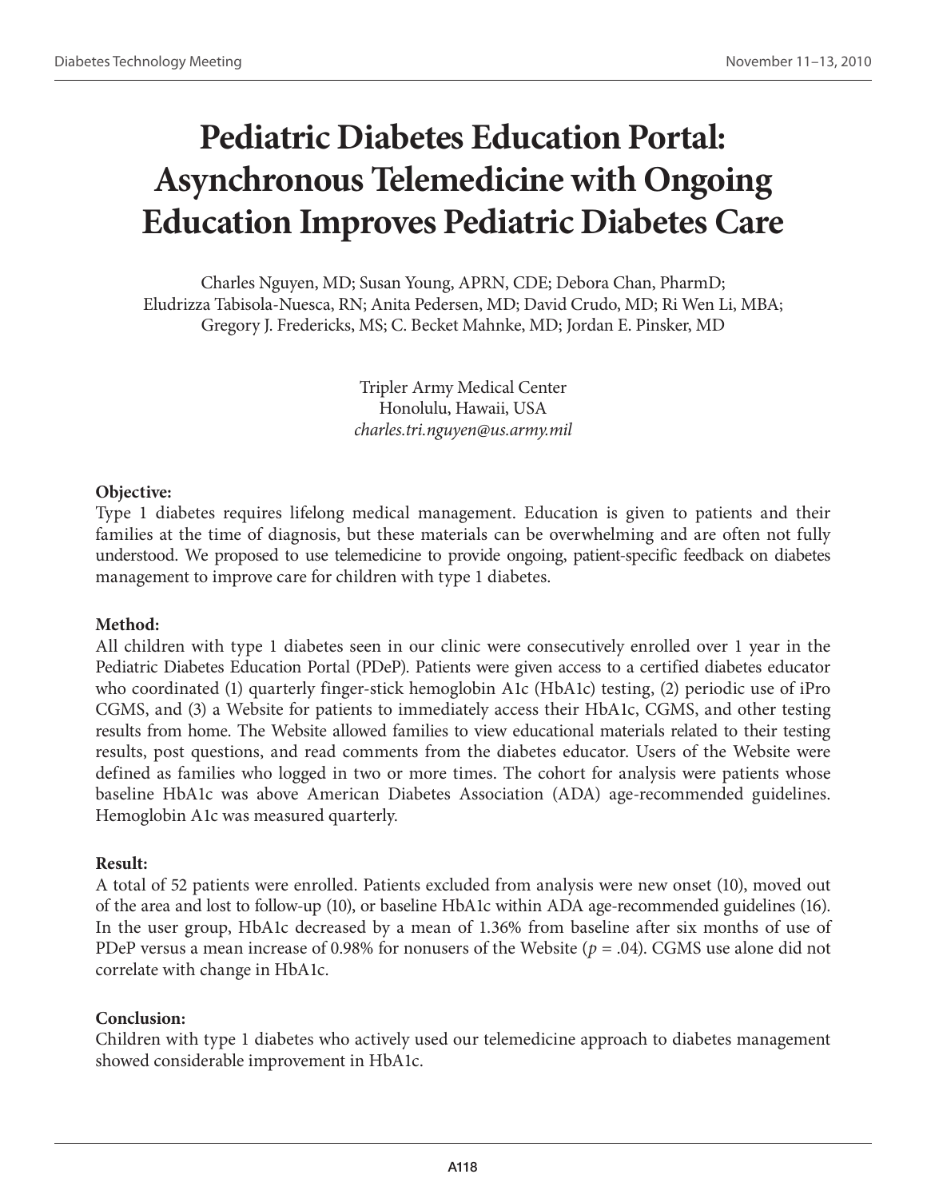# Pediatric Diabetes Education Portal: Asynchronous Telemedicine with Ongoing Education Improves Pediatric Diabetes Care

Charles Nguyen, MD; Susan Young, APRN, CDE; Debora Chan, PharmD; Eludrizza Tabisola-Nuesca, RN; Anita Pedersen, MD; David Crudo, MD; Ri Wen Li, MBA; Gregory J. Fredericks, MS; C. Becket Mahnke, MD; Jordan E. Pinsker, MD

Tripler Army Medical Center
Honolulu, Hawaii, USA
*charles.tri.nguyen@us.army.mil*

**Objective:**

Type 1 diabetes requires lifelong medical management. Education is given to patients and their families at the time of diagnosis, but these materials can be overwhelming and are often not fully understood. We proposed to use telemedicine to provide ongoing, patient-specific feedback on diabetes management to improve care for children with type 1 diabetes.

**Method:**

All children with type 1 diabetes seen in our clinic were consecutively enrolled over 1 year in the Pediatric Diabetes Education Portal (PDeP). Patients were given access to a certified diabetes educator who coordinated (1) quarterly finger-stick hemoglobin A1c (HbA1c) testing, (2) periodic use of iPro CGMS, and (3) a Website for patients to immediately access their HbA1c, CGMS, and other testing results from home. The Website allowed families to view educational materials related to their testing results, post questions, and read comments from the diabetes educator. Users of the Website were defined as families who logged in two or more times. The cohort for analysis were patients whose baseline HbA1c was above American Diabetes Association (ADA) age-recommended guidelines. Hemoglobin A1c was measured quarterly.

**Result:**

A total of 52 patients were enrolled. Patients excluded from analysis were new onset (10), moved out of the area and lost to follow-up (10), or baseline HbA1c within ADA age-recommended guidelines (16). In the user group, HbA1c decreased by a mean of 1.36% from baseline after six months of use of PDeP versus a mean increase of 0.98% for nonusers of the Website ($p = .04$). CGMS use alone did not correlate with change in HbA1c.

**Conclusion:**

Children with type 1 diabetes who actively used our telemedicine approach to diabetes management showed considerable improvement in HbA1c.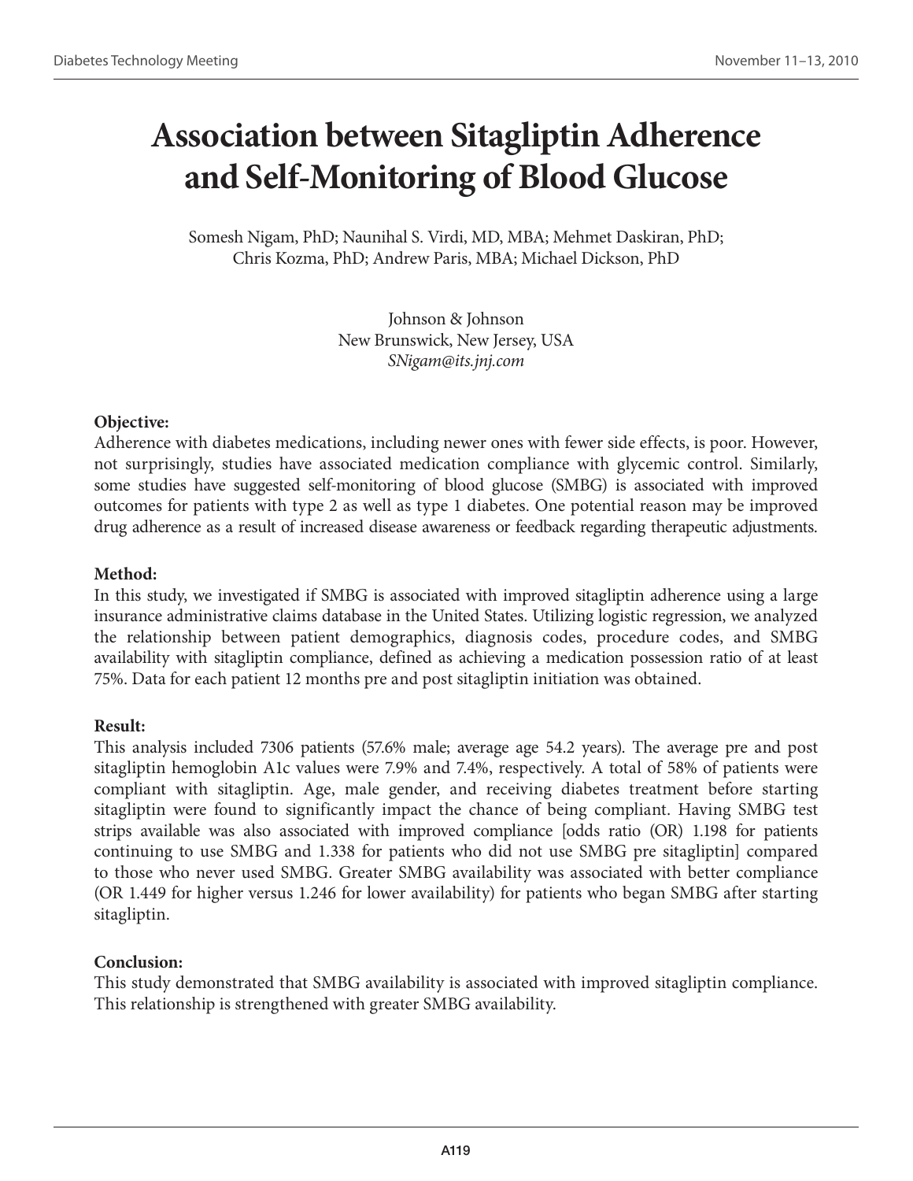# Association between Sitagliptin Adherence and Self-Monitoring of Blood Glucose

Somesh Nigam, PhD; Naunihal S. Virdi, MD, MBA; Mehmet Daskiran, PhD; Chris Kozma, PhD; Andrew Paris, MBA; Michael Dickson, PhD

Johnson & Johnson
New Brunswick, New Jersey, USA
*SNigam@its.jnj.com*

**Objective:**
Adherence with diabetes medications, including newer ones with fewer side effects, is poor. However, not surprisingly, studies have associated medication compliance with glycemic control. Similarly, some studies have suggested self-monitoring of blood glucose (SMBG) is associated with improved outcomes for patients with type 2 as well as type 1 diabetes. One potential reason may be improved drug adherence as a result of increased disease awareness or feedback regarding therapeutic adjustments.

**Method:**
In this study, we investigated if SMBG is associated with improved sitagliptin adherence using a large insurance administrative claims database in the United States. Utilizing logistic regression, we analyzed the relationship between patient demographics, diagnosis codes, procedure codes, and SMBG availability with sitagliptin compliance, defined as achieving a medication possession ratio of at least 75%. Data for each patient 12 months pre and post sitagliptin initiation was obtained.

**Result:**
This analysis included 7306 patients (57.6% male; average age 54.2 years). The average pre and post sitagliptin hemoglobin A1c values were 7.9% and 7.4%, respectively. A total of 58% of patients were compliant with sitagliptin. Age, male gender, and receiving diabetes treatment before starting sitagliptin were found to significantly impact the chance of being compliant. Having SMBG test strips available was also associated with improved compliance [odds ratio (OR) 1.198 for patients continuing to use SMBG and 1.338 for patients who did not use SMBG pre sitagliptin] compared to those who never used SMBG. Greater SMBG availability was associated with better compliance (OR 1.449 for higher versus 1.246 for lower availability) for patients who began SMBG after starting sitagliptin.

**Conclusion:**
This study demonstrated that SMBG availability is associated with improved sitagliptin compliance. This relationship is strengthened with greater SMBG availability.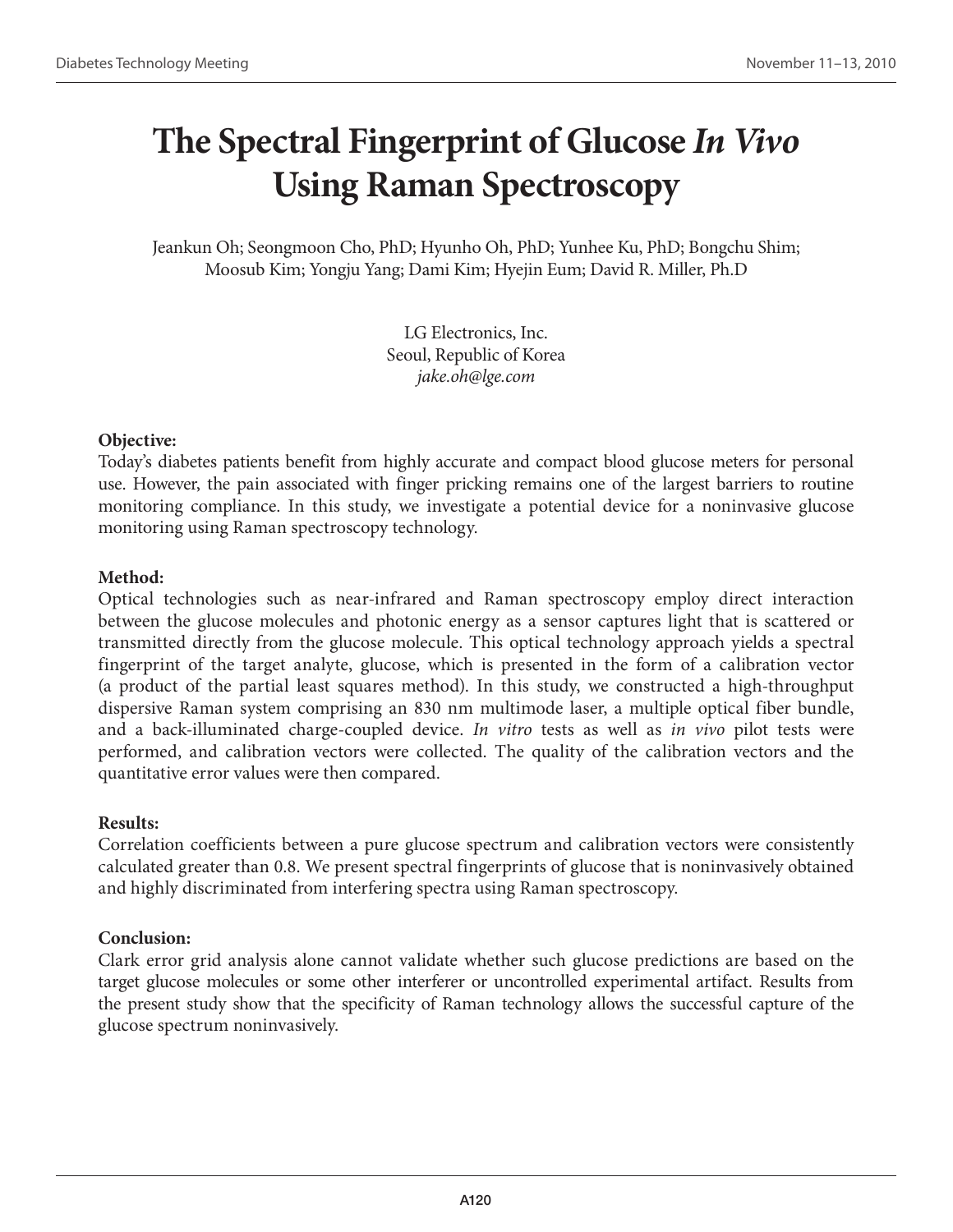# The Spectral Fingerprint of Glucose *In Vivo* Using Raman Spectroscopy

Jeankun Oh; Seongmoon Cho, PhD; Hyunho Oh, PhD; Yunhee Ku, PhD; Bongchu Shim; Moosub Kim; Yongju Yang; Dami Kim; Hyejin Eum; David R. Miller, Ph.D

LG Electronics, Inc.
Seoul, Republic of Korea
*jake.oh@lge.com*

**Objective:**
Today's diabetes patients benefit from highly accurate and compact blood glucose meters for personal use. However, the pain associated with finger pricking remains one of the largest barriers to routine monitoring compliance. In this study, we investigate a potential device for a noninvasive glucose monitoring using Raman spectroscopy technology.

**Method:**
Optical technologies such as near-infrared and Raman spectroscopy employ direct interaction between the glucose molecules and photonic energy as a sensor captures light that is scattered or transmitted directly from the glucose molecule. This optical technology approach yields a spectral fingerprint of the target analyte, glucose, which is presented in the form of a calibration vector (a product of the partial least squares method). In this study, we constructed a high-throughput dispersive Raman system comprising an 830 nm multimode laser, a multiple optical fiber bundle, and a back-illuminated charge-coupled device. *In vitro* tests as well as *in vivo* pilot tests were performed, and calibration vectors were collected. The quality of the calibration vectors and the quantitative error values were then compared.

**Results:**
Correlation coefficients between a pure glucose spectrum and calibration vectors were consistently calculated greater than 0.8. We present spectral fingerprints of glucose that is noninvasively obtained and highly discriminated from interfering spectra using Raman spectroscopy.

**Conclusion:**
Clark error grid analysis alone cannot validate whether such glucose predictions are based on the target glucose molecules or some other interferer or uncontrolled experimental artifact. Results from the present study show that the specificity of Raman technology allows the successful capture of the glucose spectrum noninvasively.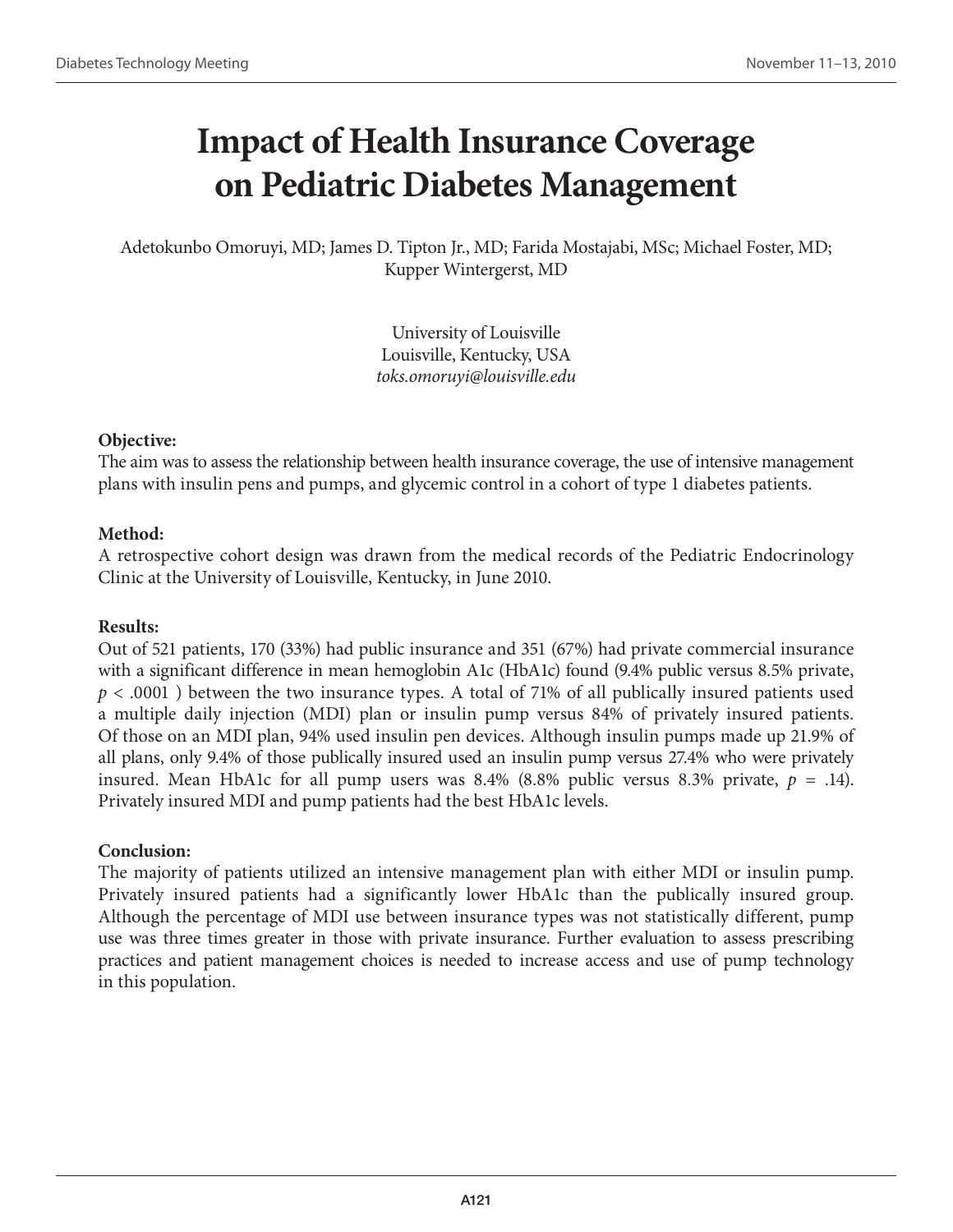# Impact of Health Insurance Coverage on Pediatric Diabetes Management

Adetokunbo Omoruyi, MD; James D. Tipton Jr., MD; Farida Mostajabi, MSc; Michael Foster, MD; Kupper Wintergerst, MD

University of Louisville
Louisville, Kentucky, USA
*toks.omoruyi@louisville.edu*

**Objective:**
The aim was to assess the relationship between health insurance coverage, the use of intensive management plans with insulin pens and pumps, and glycemic control in a cohort of type 1 diabetes patients.

**Method:**
A retrospective cohort design was drawn from the medical records of the Pediatric Endocrinology Clinic at the University of Louisville, Kentucky, in June 2010.

**Results:**
Out of 521 patients, 170 (33%) had public insurance and 351 (67%) had private commercial insurance with a significant difference in mean hemoglobin A1c (HbA1c) found (9.4% public versus 8.5% private, $p < .0001$ ) between the two insurance types. A total of 71% of all publically insured patients used a multiple daily injection (MDI) plan or insulin pump versus 84% of privately insured patients. Of those on an MDI plan, 94% used insulin pen devices. Although insulin pumps made up 21.9% of all plans, only 9.4% of those publically insured used an insulin pump versus 27.4% who were privately insured. Mean HbA1c for all pump users was 8.4% (8.8% public versus 8.3% private, $p = .14$). Privately insured MDI and pump patients had the best HbA1c levels.

**Conclusion:**
The majority of patients utilized an intensive management plan with either MDI or insulin pump. Privately insured patients had a significantly lower HbA1c than the publically insured group. Although the percentage of MDI use between insurance types was not statistically different, pump use was three times greater in those with private insurance. Further evaluation to assess prescribing practices and patient management choices is needed to increase access and use of pump technology in this population.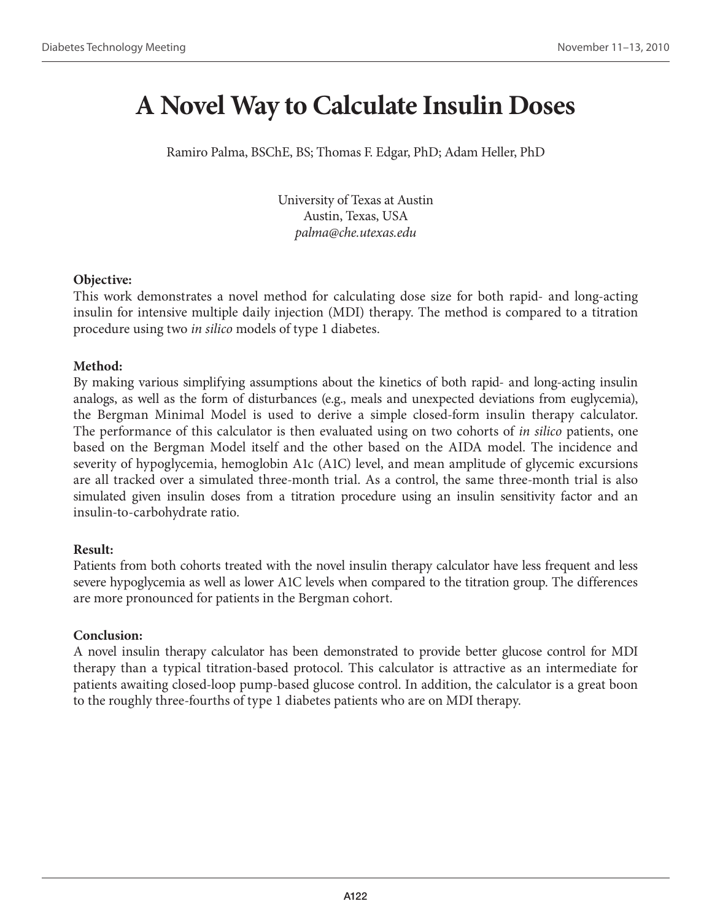# A Novel Way to Calculate Insulin Doses

Ramiro Palma, BSChE, BS; Thomas F. Edgar, PhD; Adam Heller, PhD

University of Texas at Austin
Austin, Texas, USA
*palma@che.utexas.edu*

**Objective:**
This work demonstrates a novel method for calculating dose size for both rapid- and long-acting insulin for intensive multiple daily injection (MDI) therapy. The method is compared to a titration procedure using two *in silico* models of type 1 diabetes.

**Method:**
By making various simplifying assumptions about the kinetics of both rapid- and long-acting insulin analogs, as well as the form of disturbances (e.g., meals and unexpected deviations from euglycemia), the Bergman Minimal Model is used to derive a simple closed-form insulin therapy calculator. The performance of this calculator is then evaluated using on two cohorts of *in silico* patients, one based on the Bergman Model itself and the other based on the AIDA model. The incidence and severity of hypoglycemia, hemoglobin A1c (A1C) level, and mean amplitude of glycemic excursions are all tracked over a simulated three-month trial. As a control, the same three-month trial is also simulated given insulin doses from a titration procedure using an insulin sensitivity factor and an insulin-to-carbohydrate ratio.

**Result:**
Patients from both cohorts treated with the novel insulin therapy calculator have less frequent and less severe hypoglycemia as well as lower A1C levels when compared to the titration group. The differences are more pronounced for patients in the Bergman cohort.

**Conclusion:**
A novel insulin therapy calculator has been demonstrated to provide better glucose control for MDI therapy than a typical titration-based protocol. This calculator is attractive as an intermediate for patients awaiting closed-loop pump-based glucose control. In addition, the calculator is a great boon to the roughly three-fourths of type 1 diabetes patients who are on MDI therapy.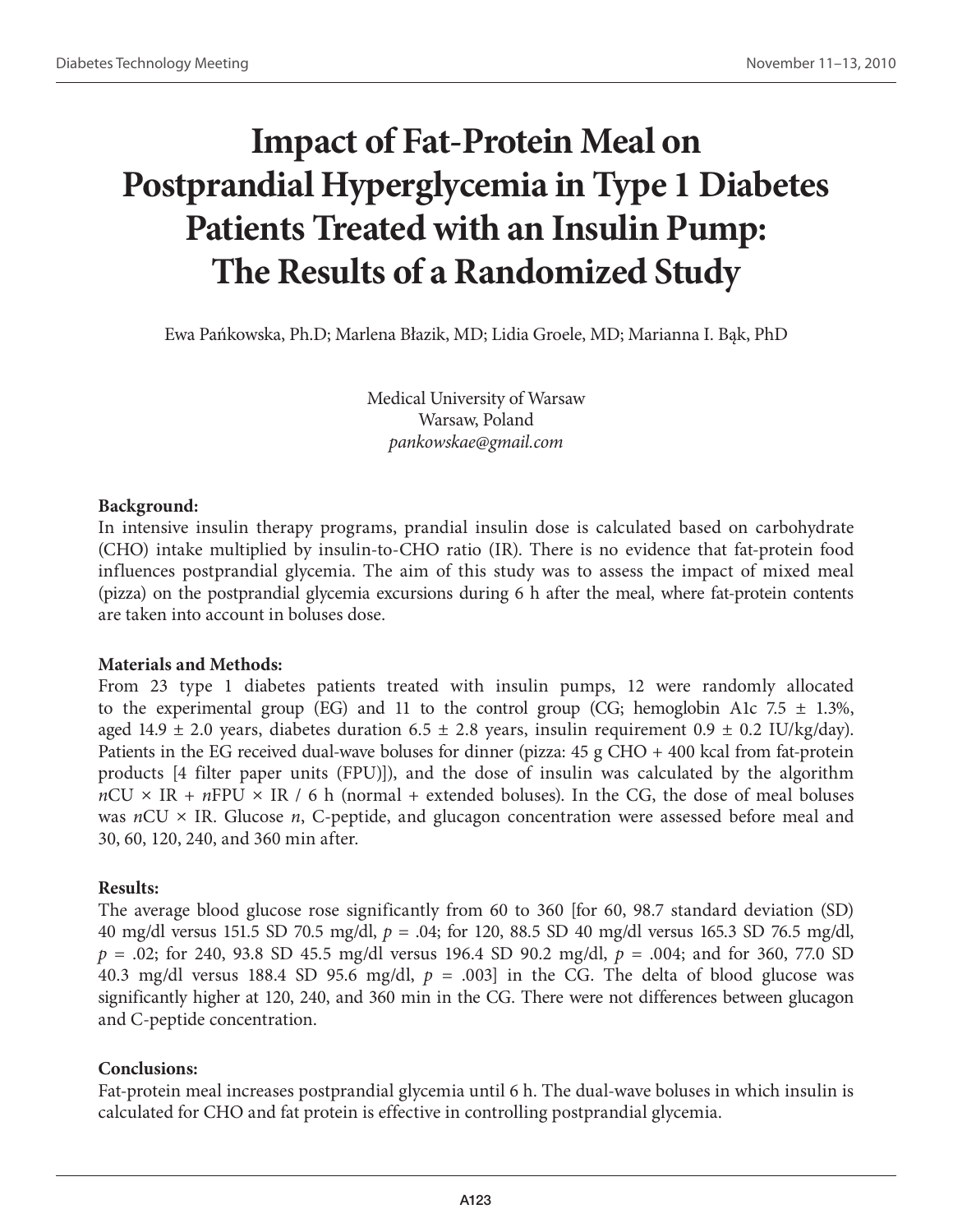# Impact of Fat-Protein Meal on Postprandial Hyperglycemia in Type 1 Diabetes Patients Treated with an Insulin Pump: The Results of a Randomized Study

Ewa Pańkowska, Ph.D; Marlena Błazik, MD; Lidia Groele, MD; Marianna I. Bąk, PhD

Medical University of Warsaw
Warsaw, Poland
*pankowskae@gmail.com*

**Background:**
In intensive insulin therapy programs, prandial insulin dose is calculated based on carbohydrate (CHO) intake multiplied by insulin-to-CHO ratio (IR). There is no evidence that fat-protein food influences postprandial glycemia. The aim of this study was to assess the impact of mixed meal (pizza) on the postprandial glycemia excursions during 6 h after the meal, where fat-protein contents are taken into account in boluses dose.

**Materials and Methods:**
From 23 type 1 diabetes patients treated with insulin pumps, 12 were randomly allocated to the experimental group (EG) and 11 to the control group (CG; hemoglobin A1c 7.5 ± 1.3%, aged 14.9 ± 2.0 years, diabetes duration 6.5 ± 2.8 years, insulin requirement 0.9 ± 0.2 IU/kg/day). Patients in the EG received dual-wave boluses for dinner (pizza: 45 g CHO + 400 kcal from fat-protein products [4 filter paper units (FPU)]), and the dose of insulin was calculated by the algorithm $n$CU × IR + $n$FPU × IR / 6 h (normal + extended boluses). In the CG, the dose of meal boluses was $n$CU × IR. Glucose $n$, C-peptide, and glucagon concentration were assessed before meal and 30, 60, 120, 240, and 360 min after.

**Results:**
The average blood glucose rose significantly from 60 to 360 [for 60, 98.7 standard deviation (SD) 40 mg/dl versus 151.5 SD 70.5 mg/dl, $p = .04$; for 120, 88.5 SD 40 mg/dl versus 165.3 SD 76.5 mg/dl, $p = .02$; for 240, 93.8 SD 45.5 mg/dl versus 196.4 SD 90.2 mg/dl, $p = .004$; and for 360, 77.0 SD 40.3 mg/dl versus 188.4 SD 95.6 mg/dl, $p = .003$] in the CG. The delta of blood glucose was significantly higher at 120, 240, and 360 min in the CG. There were not differences between glucagon and C-peptide concentration.

**Conclusions:**
Fat-protein meal increases postprandial glycemia until 6 h. The dual-wave boluses in which insulin is calculated for CHO and fat protein is effective in controlling postprandial glycemia.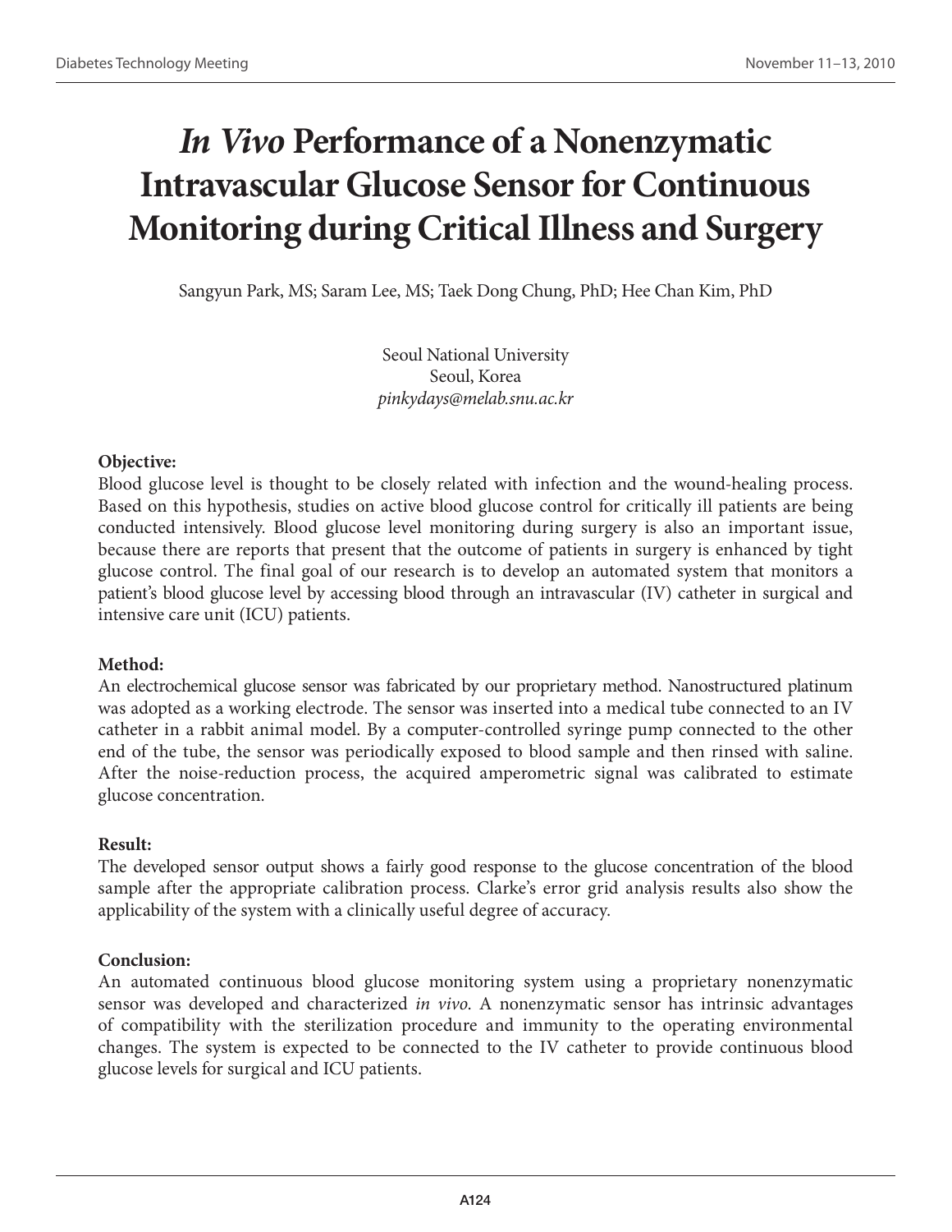# *In Vivo* Performance of a Nonenzymatic Intravascular Glucose Sensor for Continuous Monitoring during Critical Illness and Surgery

Sangyun Park, MS; Saram Lee, MS; Taek Dong Chung, PhD; Hee Chan Kim, PhD

Seoul National University
Seoul, Korea
*pinkydays@melab.snu.ac.kr*

**Objective:**
Blood glucose level is thought to be closely related with infection and the wound-healing process. Based on this hypothesis, studies on active blood glucose control for critically ill patients are being conducted intensively. Blood glucose level monitoring during surgery is also an important issue, because there are reports that present that the outcome of patients in surgery is enhanced by tight glucose control. The final goal of our research is to develop an automated system that monitors a patient's blood glucose level by accessing blood through an intravascular (IV) catheter in surgical and intensive care unit (ICU) patients.

**Method:**
An electrochemical glucose sensor was fabricated by our proprietary method. Nanostructured platinum was adopted as a working electrode. The sensor was inserted into a medical tube connected to an IV catheter in a rabbit animal model. By a computer-controlled syringe pump connected to the other end of the tube, the sensor was periodically exposed to blood sample and then rinsed with saline. After the noise-reduction process, the acquired amperometric signal was calibrated to estimate glucose concentration.

**Result:**
The developed sensor output shows a fairly good response to the glucose concentration of the blood sample after the appropriate calibration process. Clarke's error grid analysis results also show the applicability of the system with a clinically useful degree of accuracy.

**Conclusion:**
An automated continuous blood glucose monitoring system using a proprietary nonenzymatic sensor was developed and characterized *in vivo*. A nonenzymatic sensor has intrinsic advantages of compatibility with the sterilization procedure and immunity to the operating environmental changes. The system is expected to be connected to the IV catheter to provide continuous blood glucose levels for surgical and ICU patients.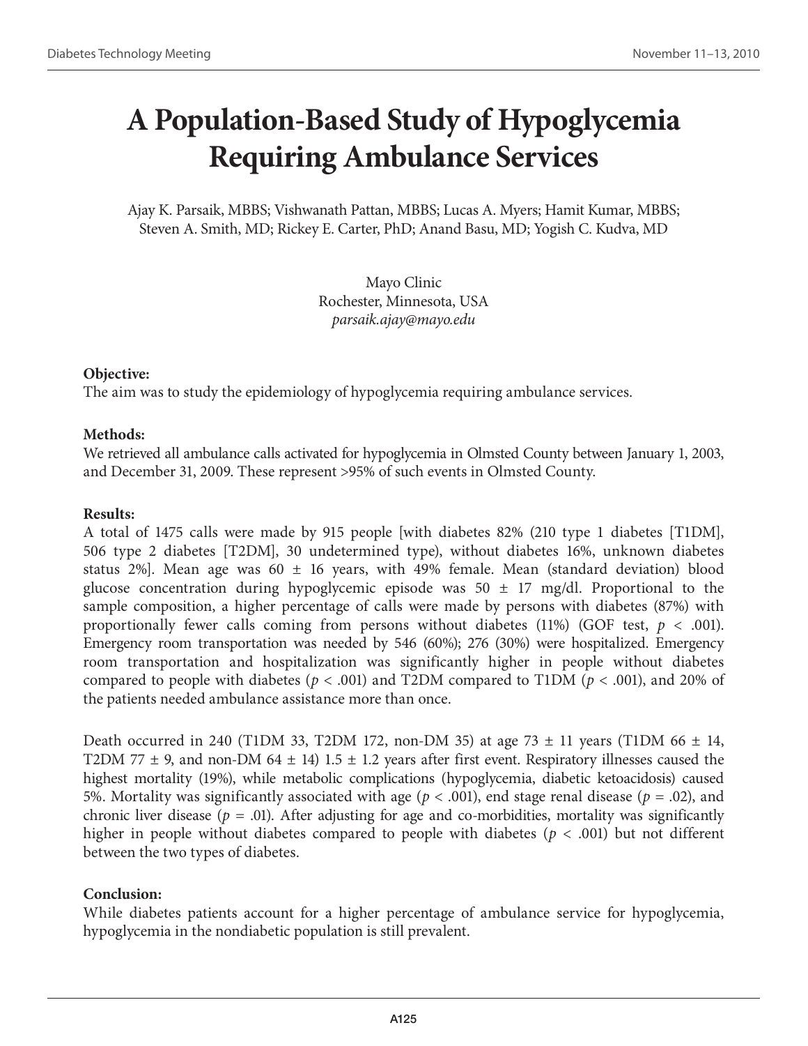# A Population-Based Study of Hypoglycemia Requiring Ambulance Services

Ajay K. Parsaik, MBBS; Vishwanath Pattan, MBBS; Lucas A. Myers; Hamit Kumar, MBBS; Steven A. Smith, MD; Rickey E. Carter, PhD; Anand Basu, MD; Yogish C. Kudva, MD

Mayo Clinic
Rochester, Minnesota, USA
*parsaik.ajay@mayo.edu*

**Objective:**
The aim was to study the epidemiology of hypoglycemia requiring ambulance services.

**Methods:**
We retrieved all ambulance calls activated for hypoglycemia in Olmsted County between January 1, 2003, and December 31, 2009. These represent >95% of such events in Olmsted County.

**Results:**
A total of 1475 calls were made by 915 people [with diabetes 82% (210 type 1 diabetes [T1DM], 506 type 2 diabetes [T2DM], 30 undetermined type), without diabetes 16%, unknown diabetes status 2%]. Mean age was 60 ± 16 years, with 49% female. Mean (standard deviation) blood glucose concentration during hypoglycemic episode was 50 ± 17 mg/dl. Proportional to the sample composition, a higher percentage of calls were made by persons with diabetes (87%) with proportionally fewer calls coming from persons without diabetes (11%) (GOF test, $p < .001$). Emergency room transportation was needed by 546 (60%); 276 (30%) were hospitalized. Emergency room transportation and hospitalization was significantly higher in people without diabetes compared to people with diabetes ($p < .001$) and T2DM compared to T1DM ($p < .001$), and 20% of the patients needed ambulance assistance more than once.

Death occurred in 240 (T1DM 33, T2DM 172, non-DM 35) at age 73 ± 11 years (T1DM 66 ± 14, T2DM 77 ± 9, and non-DM 64 ± 14) 1.5 ± 1.2 years after first event. Respiratory illnesses caused the highest mortality (19%), while metabolic complications (hypoglycemia, diabetic ketoacidosis) caused 5%. Mortality was significantly associated with age ($p < .001$), end stage renal disease ($p = .02$), and chronic liver disease ($p = .01$). After adjusting for age and co-morbidities, mortality was significantly higher in people without diabetes compared to people with diabetes ($p < .001$) but not different between the two types of diabetes.

**Conclusion:**
While diabetes patients account for a higher percentage of ambulance service for hypoglycemia, hypoglycemia in the nondiabetic population is still prevalent.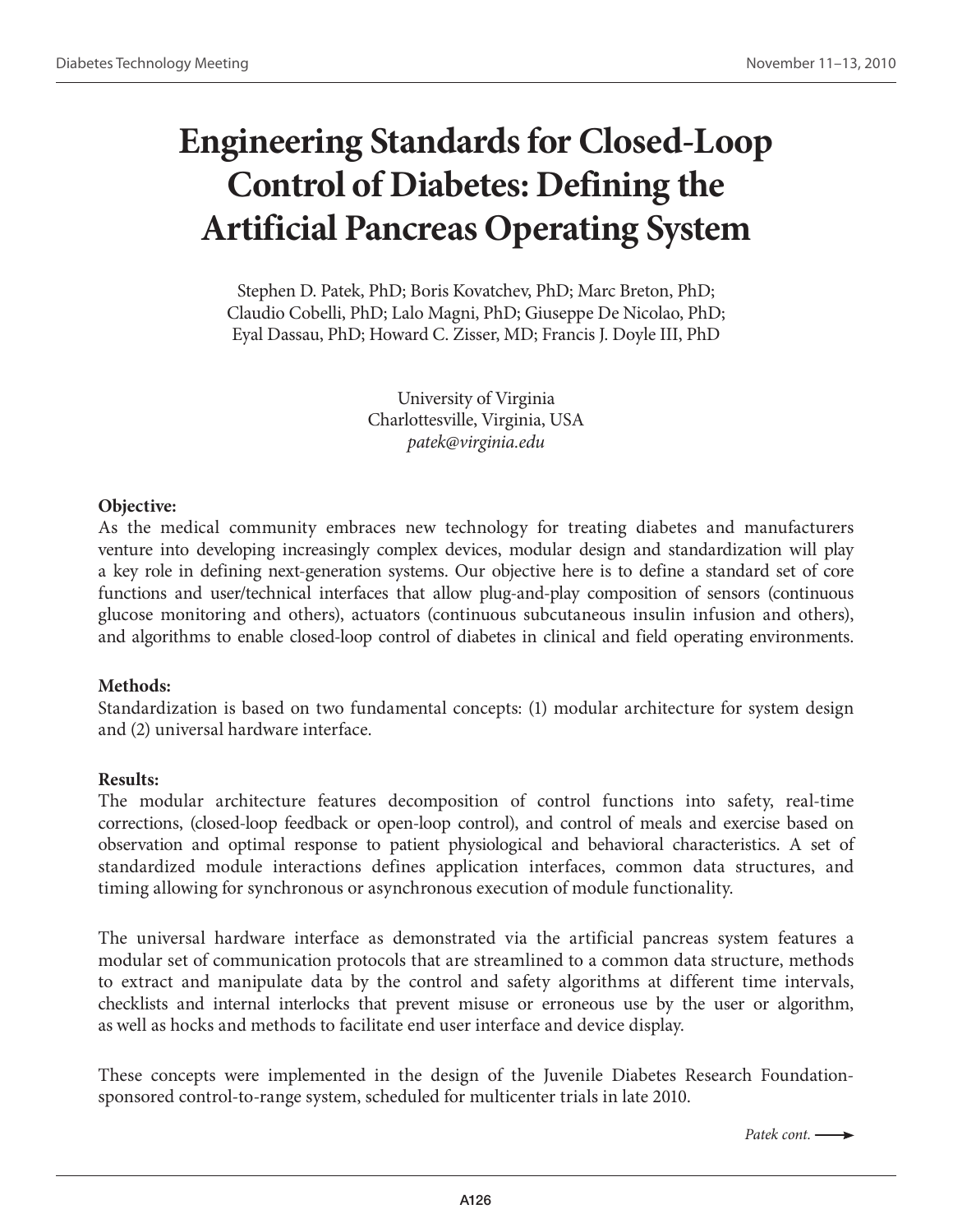# Engineering Standards for Closed-Loop Control of Diabetes: Defining the Artificial Pancreas Operating System

Stephen D. Patek, PhD; Boris Kovatchev, PhD; Marc Breton, PhD; Claudio Cobelli, PhD; Lalo Magni, PhD; Giuseppe De Nicolao, PhD; Eyal Dassau, PhD; Howard C. Zisser, MD; Francis J. Doyle III, PhD

University of Virginia
Charlottesville, Virginia, USA
*patek@virginia.edu*

**Objective:**
As the medical community embraces new technology for treating diabetes and manufacturers venture into developing increasingly complex devices, modular design and standardization will play a key role in defining next-generation systems. Our objective here is to define a standard set of core functions and user/technical interfaces that allow plug-and-play composition of sensors (continuous glucose monitoring and others), actuators (continuous subcutaneous insulin infusion and others), and algorithms to enable closed-loop control of diabetes in clinical and field operating environments.

**Methods:**
Standardization is based on two fundamental concepts: (1) modular architecture for system design and (2) universal hardware interface.

**Results:**
The modular architecture features decomposition of control functions into safety, real-time corrections, (closed-loop feedback or open-loop control), and control of meals and exercise based on observation and optimal response to patient physiological and behavioral characteristics. A set of standardized module interactions defines application interfaces, common data structures, and timing allowing for synchronous or asynchronous execution of module functionality.

The universal hardware interface as demonstrated via the artificial pancreas system features a modular set of communication protocols that are streamlined to a common data structure, methods to extract and manipulate data by the control and safety algorithms at different time intervals, checklists and internal interlocks that prevent misuse or erroneous use by the user or algorithm, as well as hocks and methods to facilitate end user interface and device display.

These concepts were implemented in the design of the Juvenile Diabetes Research Foundation-sponsored control-to-range system, scheduled for multicenter trials in late 2010.

*Patek cont.* ⟶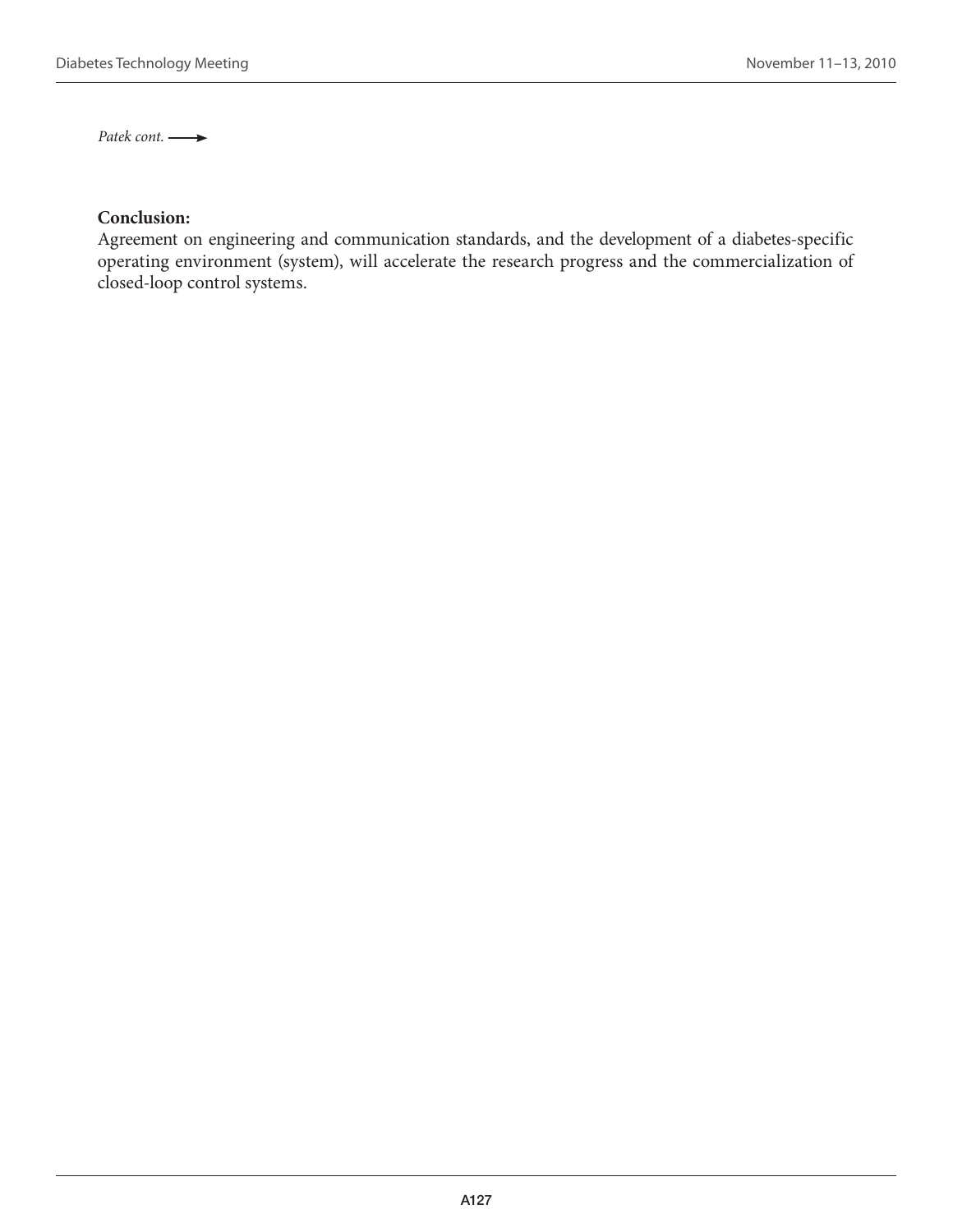*Patek cont.* ⟶

**Conclusion:**

Agreement on engineering and communication standards, and the development of a diabetes-specific operating environment (system), will accelerate the research progress and the commercialization of closed-loop control systems.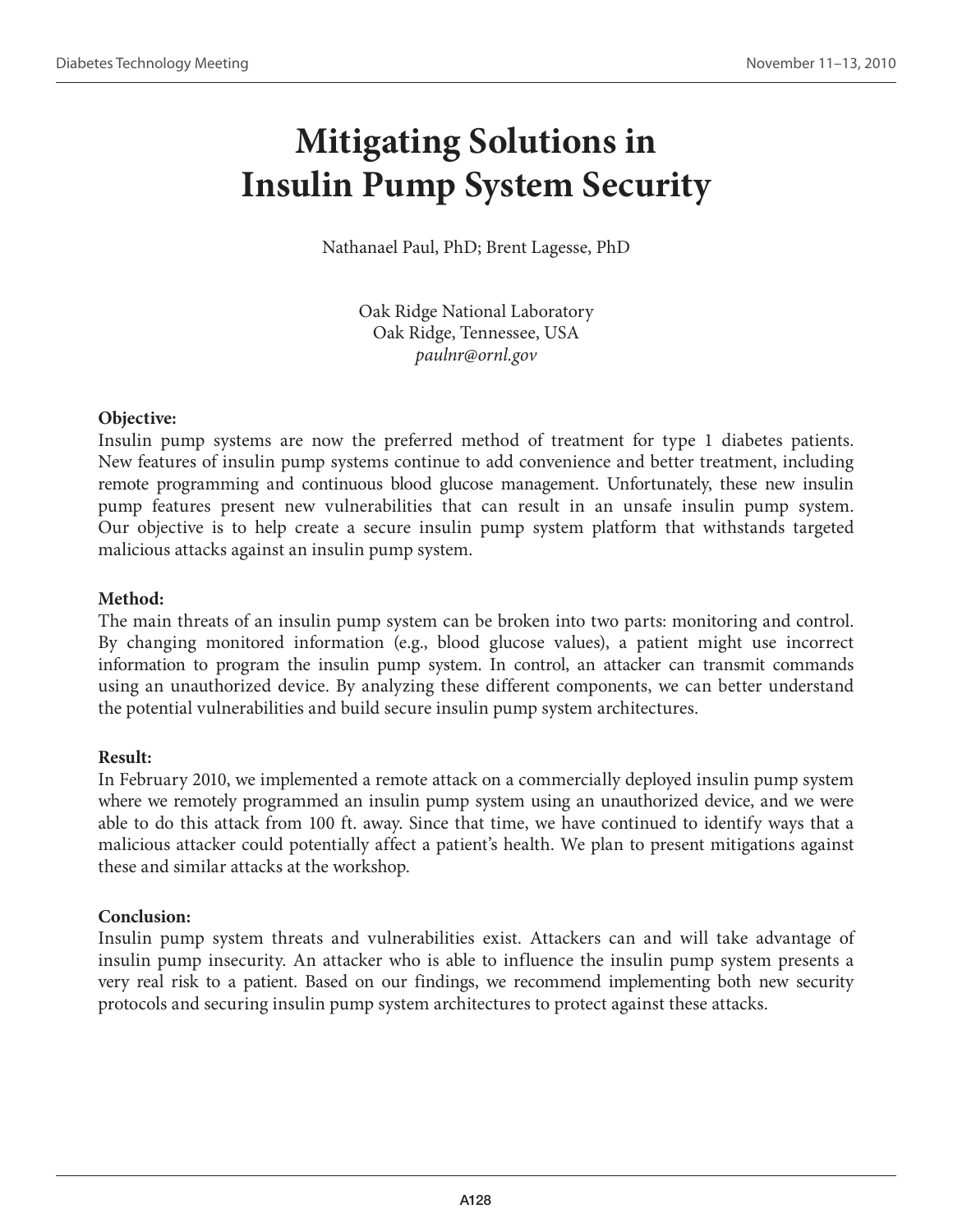# Mitigating Solutions in Insulin Pump System Security

Nathanael Paul, PhD; Brent Lagesse, PhD

Oak Ridge National Laboratory
Oak Ridge, Tennessee, USA
*paulnr@ornl.gov*

**Objective:**
Insulin pump systems are now the preferred method of treatment for type 1 diabetes patients. New features of insulin pump systems continue to add convenience and better treatment, including remote programming and continuous blood glucose management. Unfortunately, these new insulin pump features present new vulnerabilities that can result in an unsafe insulin pump system. Our objective is to help create a secure insulin pump system platform that withstands targeted malicious attacks against an insulin pump system.

**Method:**
The main threats of an insulin pump system can be broken into two parts: monitoring and control. By changing monitored information (e.g., blood glucose values), a patient might use incorrect information to program the insulin pump system. In control, an attacker can transmit commands using an unauthorized device. By analyzing these different components, we can better understand the potential vulnerabilities and build secure insulin pump system architectures.

**Result:**
In February 2010, we implemented a remote attack on a commercially deployed insulin pump system where we remotely programmed an insulin pump system using an unauthorized device, and we were able to do this attack from 100 ft. away. Since that time, we have continued to identify ways that a malicious attacker could potentially affect a patient's health. We plan to present mitigations against these and similar attacks at the workshop.

**Conclusion:**
Insulin pump system threats and vulnerabilities exist. Attackers can and will take advantage of insulin pump insecurity. An attacker who is able to influence the insulin pump system presents a very real risk to a patient. Based on our findings, we recommend implementing both new security protocols and securing insulin pump system architectures to protect against these attacks.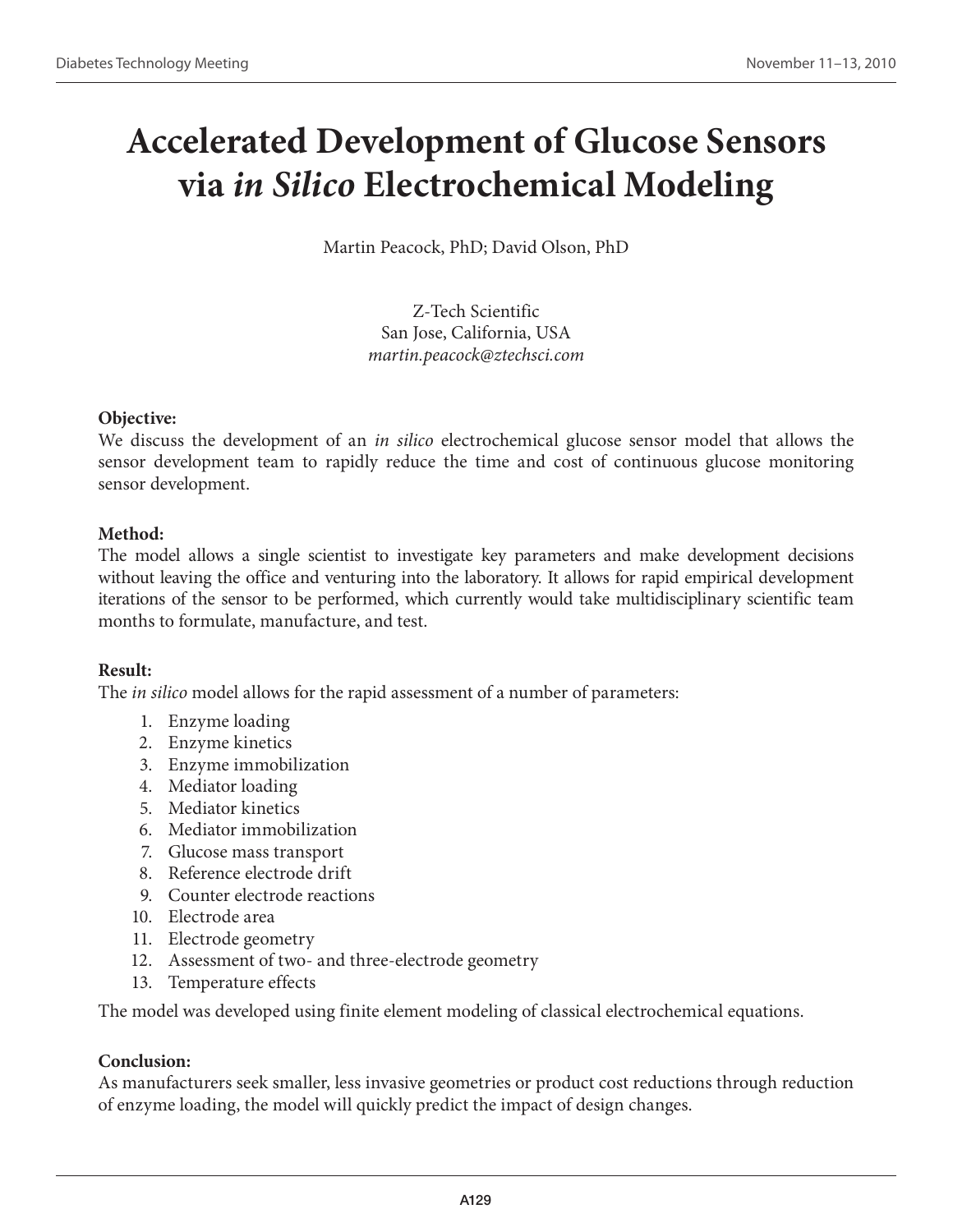# Accelerated Development of Glucose Sensors via *in Silico* Electrochemical Modeling

Martin Peacock, PhD; David Olson, PhD

Z-Tech Scientific
San Jose, California, USA
*martin.peacock@ztechsci.com*

**Objective:**
We discuss the development of an *in silico* electrochemical glucose sensor model that allows the sensor development team to rapidly reduce the time and cost of continuous glucose monitoring sensor development.

**Method:**
The model allows a single scientist to investigate key parameters and make development decisions without leaving the office and venturing into the laboratory. It allows for rapid empirical development iterations of the sensor to be performed, which currently would take multidisciplinary scientific team months to formulate, manufacture, and test.

**Result:**
The *in silico* model allows for the rapid assessment of a number of parameters:

1. Enzyme loading
2. Enzyme kinetics
3. Enzyme immobilization
4. Mediator loading
5. Mediator kinetics
6. Mediator immobilization
7. Glucose mass transport
8. Reference electrode drift
9. Counter electrode reactions
10. Electrode area
11. Electrode geometry
12. Assessment of two- and three-electrode geometry
13. Temperature effects

The model was developed using finite element modeling of classical electrochemical equations.

**Conclusion:**
As manufacturers seek smaller, less invasive geometries or product cost reductions through reduction of enzyme loading, the model will quickly predict the impact of design changes.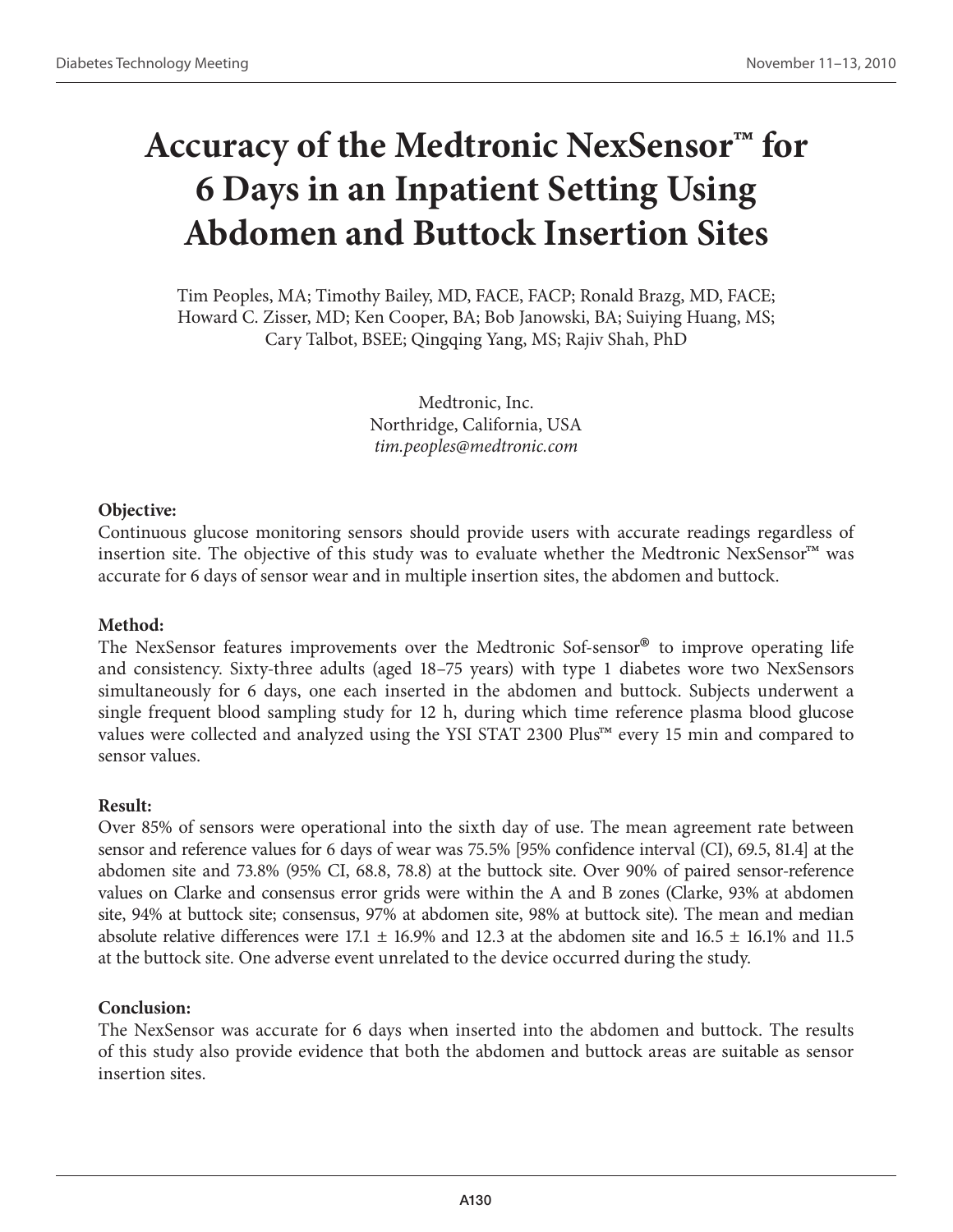# Accuracy of the Medtronic NexSensor™ for 6 Days in an Inpatient Setting Using Abdomen and Buttock Insertion Sites

Tim Peoples, MA; Timothy Bailey, MD, FACE, FACP; Ronald Brazg, MD, FACE; Howard C. Zisser, MD; Ken Cooper, BA; Bob Janowski, BA; Suiying Huang, MS; Cary Talbot, BSEE; Qingqing Yang, MS; Rajiv Shah, PhD

Medtronic, Inc.
Northridge, California, USA
*tim.peoples@medtronic.com*

**Objective:**
Continuous glucose monitoring sensors should provide users with accurate readings regardless of insertion site. The objective of this study was to evaluate whether the Medtronic NexSensor™ was accurate for 6 days of sensor wear and in multiple insertion sites, the abdomen and buttock.

**Method:**
The NexSensor features improvements over the Medtronic Sof-sensor® to improve operating life and consistency. Sixty-three adults (aged 18–75 years) with type 1 diabetes wore two NexSensors simultaneously for 6 days, one each inserted in the abdomen and buttock. Subjects underwent a single frequent blood sampling study for 12 h, during which time reference plasma blood glucose values were collected and analyzed using the YSI STAT 2300 Plus™ every 15 min and compared to sensor values.

**Result:**
Over 85% of sensors were operational into the sixth day of use. The mean agreement rate between sensor and reference values for 6 days of wear was 75.5% [95% confidence interval (CI), 69.5, 81.4] at the abdomen site and 73.8% (95% CI, 68.8, 78.8) at the buttock site. Over 90% of paired sensor-reference values on Clarke and consensus error grids were within the A and B zones (Clarke, 93% at abdomen site, 94% at buttock site; consensus, 97% at abdomen site, 98% at buttock site). The mean and median absolute relative differences were 17.1 ± 16.9% and 12.3 at the abdomen site and 16.5 ± 16.1% and 11.5 at the buttock site. One adverse event unrelated to the device occurred during the study.

**Conclusion:**
The NexSensor was accurate for 6 days when inserted into the abdomen and buttock. The results of this study also provide evidence that both the abdomen and buttock areas are suitable as sensor insertion sites.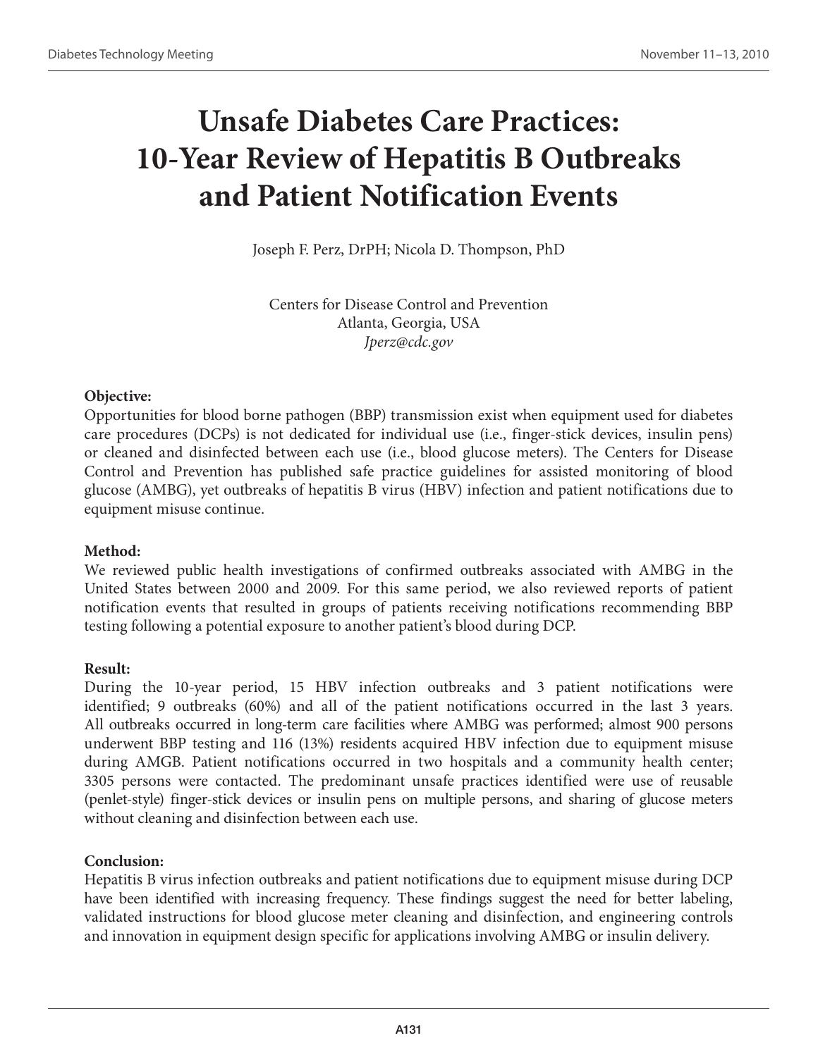# Unsafe Diabetes Care Practices: 10-Year Review of Hepatitis B Outbreaks and Patient Notification Events

Joseph F. Perz, DrPH; Nicola D. Thompson, PhD

Centers for Disease Control and Prevention
Atlanta, Georgia, USA
*Jperz@cdc.gov*

**Objective:**
Opportunities for blood borne pathogen (BBP) transmission exist when equipment used for diabetes care procedures (DCPs) is not dedicated for individual use (i.e., finger-stick devices, insulin pens) or cleaned and disinfected between each use (i.e., blood glucose meters). The Centers for Disease Control and Prevention has published safe practice guidelines for assisted monitoring of blood glucose (AMBG), yet outbreaks of hepatitis B virus (HBV) infection and patient notifications due to equipment misuse continue.

**Method:**
We reviewed public health investigations of confirmed outbreaks associated with AMBG in the United States between 2000 and 2009. For this same period, we also reviewed reports of patient notification events that resulted in groups of patients receiving notifications recommending BBP testing following a potential exposure to another patient's blood during DCP.

**Result:**
During the 10-year period, 15 HBV infection outbreaks and 3 patient notifications were identified; 9 outbreaks (60%) and all of the patient notifications occurred in the last 3 years. All outbreaks occurred in long-term care facilities where AMBG was performed; almost 900 persons underwent BBP testing and 116 (13%) residents acquired HBV infection due to equipment misuse during AMGB. Patient notifications occurred in two hospitals and a community health center; 3305 persons were contacted. The predominant unsafe practices identified were use of reusable (penlet-style) finger-stick devices or insulin pens on multiple persons, and sharing of glucose meters without cleaning and disinfection between each use.

**Conclusion:**
Hepatitis B virus infection outbreaks and patient notifications due to equipment misuse during DCP have been identified with increasing frequency. These findings suggest the need for better labeling, validated instructions for blood glucose meter cleaning and disinfection, and engineering controls and innovation in equipment design specific for applications involving AMBG or insulin delivery.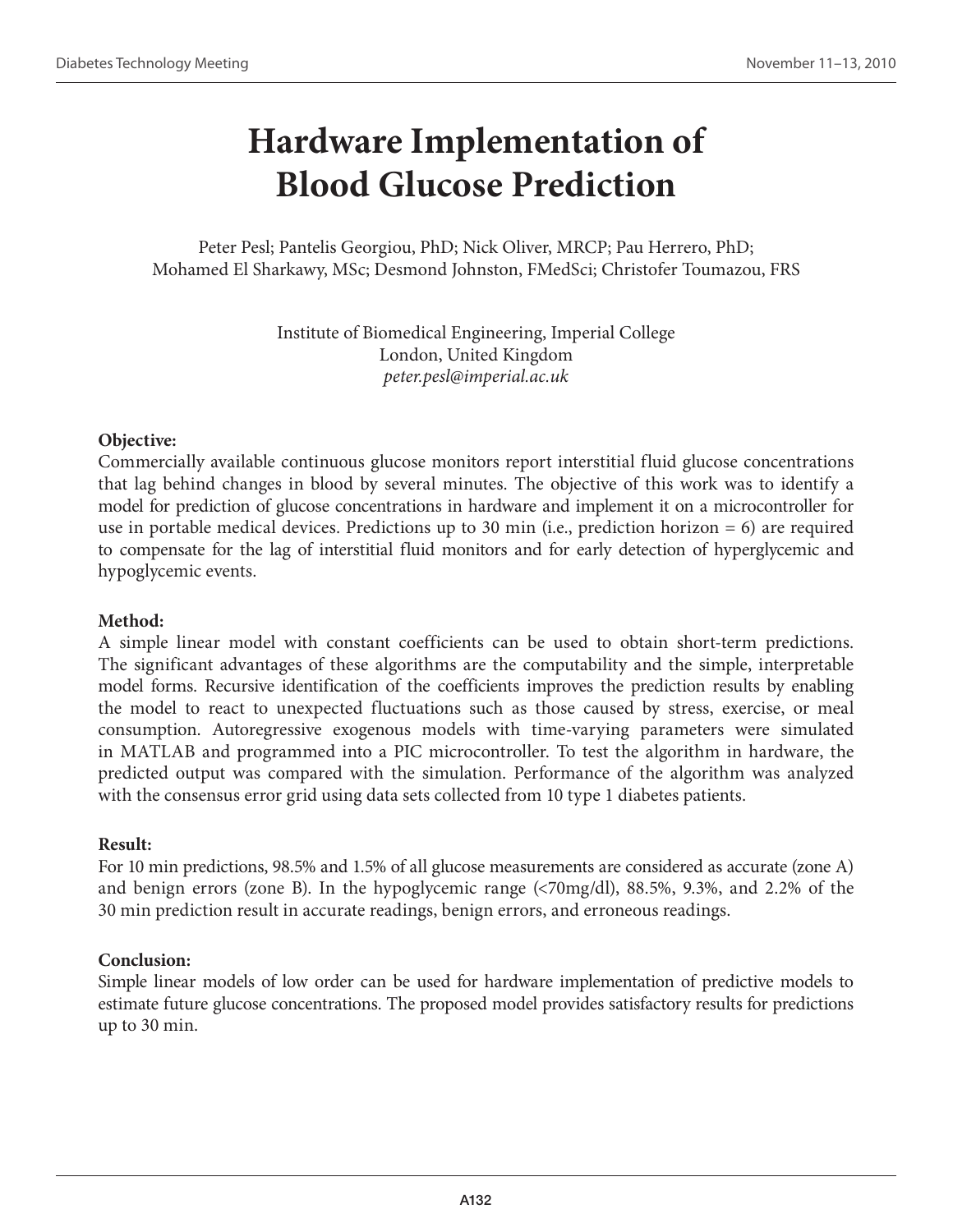# Hardware Implementation of Blood Glucose Prediction

Peter Pesl; Pantelis Georgiou, PhD; Nick Oliver, MRCP; Pau Herrero, PhD; Mohamed El Sharkawy, MSc; Desmond Johnston, FMedSci; Christofer Toumazou, FRS

Institute of Biomedical Engineering, Imperial College
London, United Kingdom
*peter.pesl@imperial.ac.uk*

**Objective:**
Commercially available continuous glucose monitors report interstitial fluid glucose concentrations that lag behind changes in blood by several minutes. The objective of this work was to identify a model for prediction of glucose concentrations in hardware and implement it on a microcontroller for use in portable medical devices. Predictions up to 30 min (i.e., prediction horizon = 6) are required to compensate for the lag of interstitial fluid monitors and for early detection of hyperglycemic and hypoglycemic events.

**Method:**
A simple linear model with constant coefficients can be used to obtain short-term predictions. The significant advantages of these algorithms are the computability and the simple, interpretable model forms. Recursive identification of the coefficients improves the prediction results by enabling the model to react to unexpected fluctuations such as those caused by stress, exercise, or meal consumption. Autoregressive exogenous models with time-varying parameters were simulated in MATLAB and programmed into a PIC microcontroller. To test the algorithm in hardware, the predicted output was compared with the simulation. Performance of the algorithm was analyzed with the consensus error grid using data sets collected from 10 type 1 diabetes patients.

**Result:**
For 10 min predictions, 98.5% and 1.5% of all glucose measurements are considered as accurate (zone A) and benign errors (zone B). In the hypoglycemic range (<70mg/dl), 88.5%, 9.3%, and 2.2% of the 30 min prediction result in accurate readings, benign errors, and erroneous readings.

**Conclusion:**
Simple linear models of low order can be used for hardware implementation of predictive models to estimate future glucose concentrations. The proposed model provides satisfactory results for predictions up to 30 min.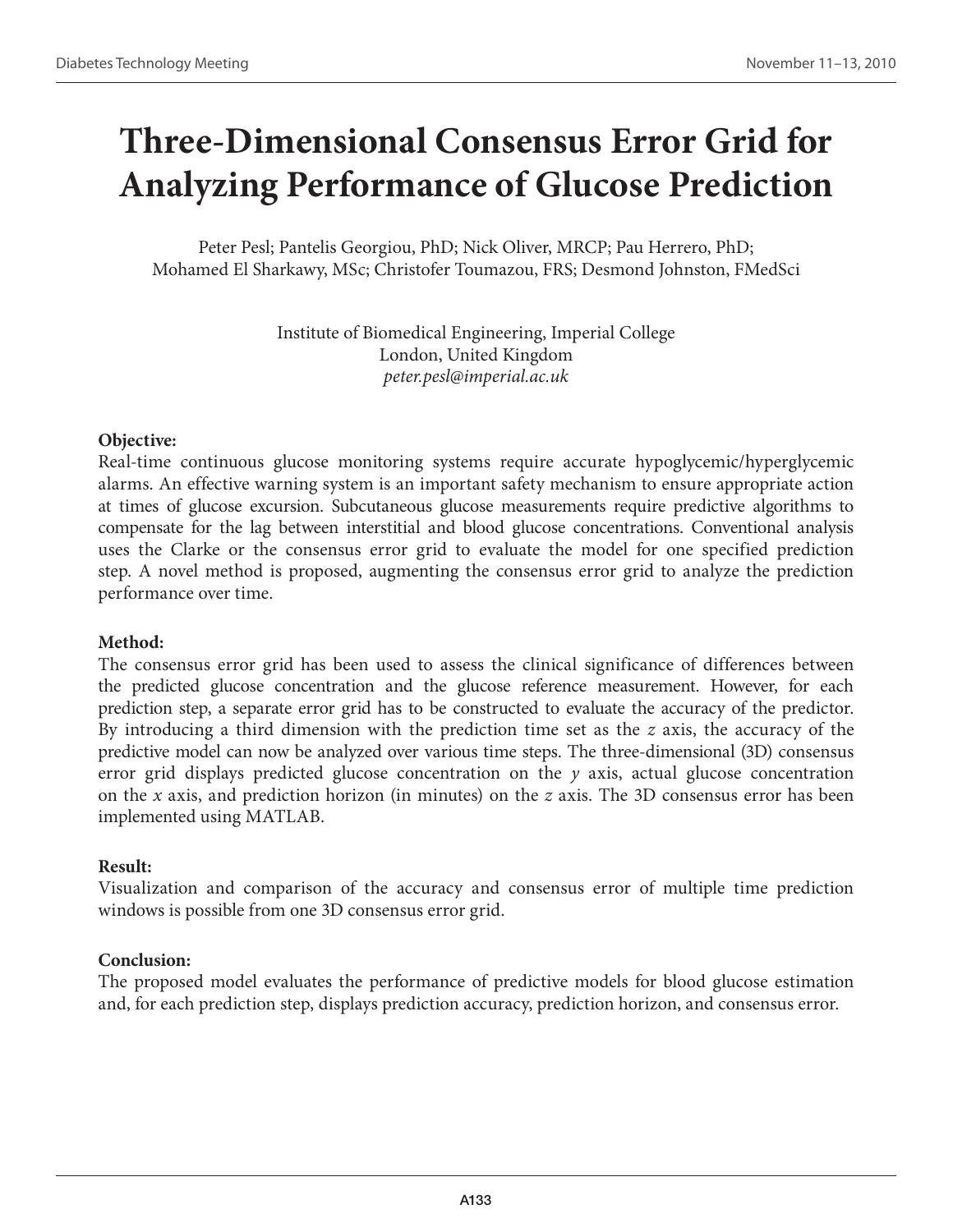# Three-Dimensional Consensus Error Grid for Analyzing Performance of Glucose Prediction

Peter Pesl; Pantelis Georgiou, PhD; Nick Oliver, MRCP; Pau Herrero, PhD; Mohamed El Sharkawy, MSc; Christofer Toumazou, FRS; Desmond Johnston, FMedSci

Institute of Biomedical Engineering, Imperial College
London, United Kingdom
*peter.pesl@imperial.ac.uk*

**Objective:**
Real-time continuous glucose monitoring systems require accurate hypoglycemic/hyperglycemic alarms. An effective warning system is an important safety mechanism to ensure appropriate action at times of glucose excursion. Subcutaneous glucose measurements require predictive algorithms to compensate for the lag between interstitial and blood glucose concentrations. Conventional analysis uses the Clarke or the consensus error grid to evaluate the model for one specified prediction step. A novel method is proposed, augmenting the consensus error grid to analyze the prediction performance over time.

**Method:**
The consensus error grid has been used to assess the clinical significance of differences between the predicted glucose concentration and the glucose reference measurement. However, for each prediction step, a separate error grid has to be constructed to evaluate the accuracy of the predictor. By introducing a third dimension with the prediction time set as the *z* axis, the accuracy of the predictive model can now be analyzed over various time steps. The three-dimensional (3D) consensus error grid displays predicted glucose concentration on the *y* axis, actual glucose concentration on the *x* axis, and prediction horizon (in minutes) on the *z* axis. The 3D consensus error has been implemented using MATLAB.

**Result:**
Visualization and comparison of the accuracy and consensus error of multiple time prediction windows is possible from one 3D consensus error grid.

**Conclusion:**
The proposed model evaluates the performance of predictive models for blood glucose estimation and, for each prediction step, displays prediction accuracy, prediction horizon, and consensus error.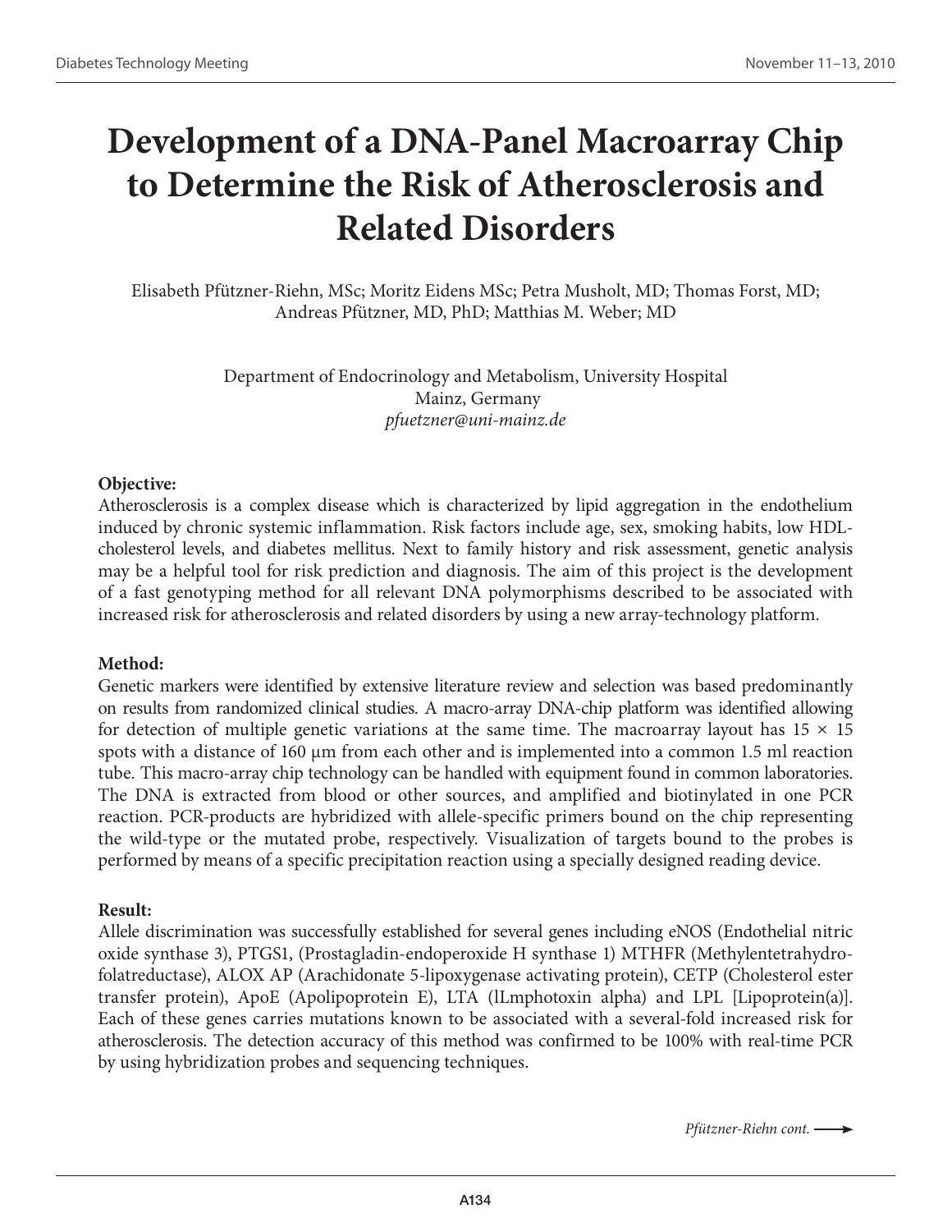# Development of a DNA-Panel Macroarray Chip to Determine the Risk of Atherosclerosis and Related Disorders

Elisabeth Pfützner-Riehn, MSc; Moritz Eidens MSc; Petra Musholt, MD; Thomas Forst, MD; Andreas Pfützner, MD, PhD; Matthias M. Weber; MD

Department of Endocrinology and Metabolism, University Hospital
Mainz, Germany
*pfuetzner@uni-mainz.de*

**Objective:**

Atherosclerosis is a complex disease which is characterized by lipid aggregation in the endothelium induced by chronic systemic inflammation. Risk factors include age, sex, smoking habits, low HDL-cholesterol levels, and diabetes mellitus. Next to family history and risk assessment, genetic analysis may be a helpful tool for risk prediction and diagnosis. The aim of this project is the development of a fast genotyping method for all relevant DNA polymorphisms described to be associated with increased risk for atherosclerosis and related disorders by using a new array-technology platform.

**Method:**

Genetic markers were identified by extensive literature review and selection was based predominantly on results from randomized clinical studies. A macro-array DNA-chip platform was identified allowing for detection of multiple genetic variations at the same time. The macroarray layout has 15 × 15 spots with a distance of 160 µm from each other and is implemented into a common 1.5 ml reaction tube. This macro-array chip technology can be handled with equipment found in common laboratories. The DNA is extracted from blood or other sources, and amplified and biotinylated in one PCR reaction. PCR-products are hybridized with allele-specific primers bound on the chip representing the wild-type or the mutated probe, respectively. Visualization of targets bound to the probes is performed by means of a specific precipitation reaction using a specially designed reading device.

**Result:**

Allele discrimination was successfully established for several genes including eNOS (Endothelial nitric oxide synthase 3), PTGS1, (Prostagladin-endoperoxide H synthase 1) MTHFR (Methylentetrahydro-folatreductase), ALOX AP (Arachidonate 5-lipoxygenase activating protein), CETP (Cholesterol ester transfer protein), ApoE (Apolipoprotein E), LTA (lLmphotoxin alpha) and LPL [Lipoprotein(a)]. Each of these genes carries mutations known to be associated with a several-fold increased risk for atherosclerosis. The detection accuracy of this method was confirmed to be 100% with real-time PCR by using hybridization probes and sequencing techniques.

*Pfützner-Riehn cont.* ⟶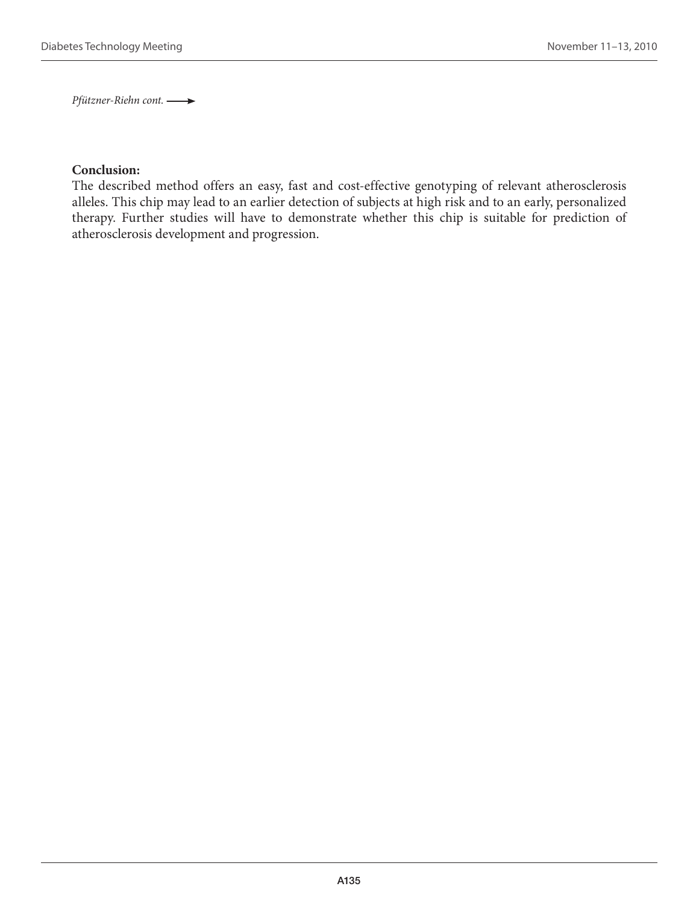*Pfützner-Riehn cont.* ⟶

**Conclusion:**

The described method offers an easy, fast and cost-effective genotyping of relevant atherosclerosis alleles. This chip may lead to an earlier detection of subjects at high risk and to an early, personalized therapy. Further studies will have to demonstrate whether this chip is suitable for prediction of atherosclerosis development and progression.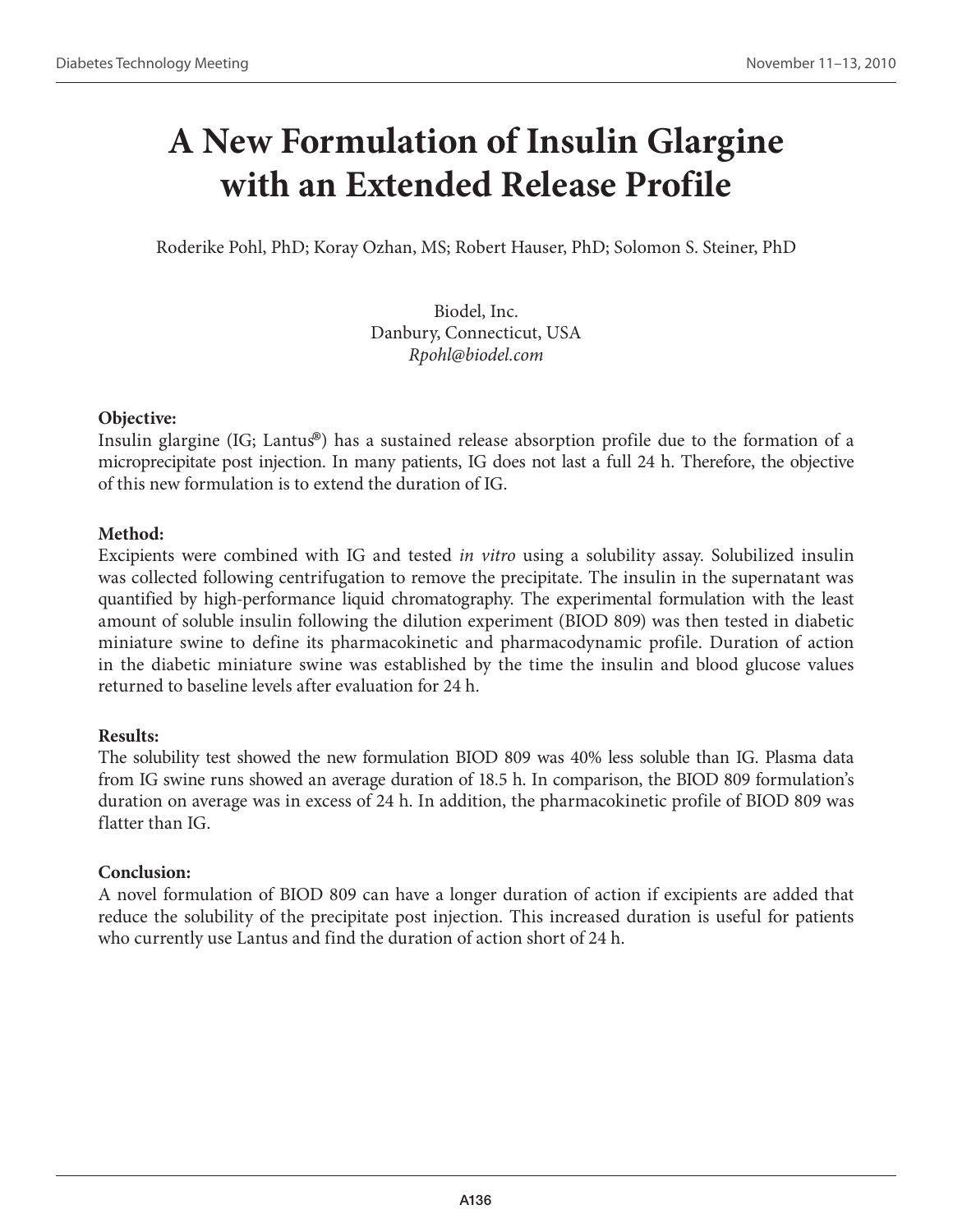# A New Formulation of Insulin Glargine with an Extended Release Profile

Roderike Pohl, PhD; Koray Ozhan, MS; Robert Hauser, PhD; Solomon S. Steiner, PhD

Biodel, Inc.
Danbury, Connecticut, USA
*Rpohl@biodel.com*

**Objective:**
Insulin glargine (IG; Lantus®) has a sustained release absorption profile due to the formation of a microprecipitate post injection. In many patients, IG does not last a full 24 h. Therefore, the objective of this new formulation is to extend the duration of IG.

**Method:**
Excipients were combined with IG and tested *in vitro* using a solubility assay. Solubilized insulin was collected following centrifugation to remove the precipitate. The insulin in the supernatant was quantified by high-performance liquid chromatography. The experimental formulation with the least amount of soluble insulin following the dilution experiment (BIOD 809) was then tested in diabetic miniature swine to define its pharmacokinetic and pharmacodynamic profile. Duration of action in the diabetic miniature swine was established by the time the insulin and blood glucose values returned to baseline levels after evaluation for 24 h.

**Results:**
The solubility test showed the new formulation BIOD 809 was 40% less soluble than IG. Plasma data from IG swine runs showed an average duration of 18.5 h. In comparison, the BIOD 809 formulation's duration on average was in excess of 24 h. In addition, the pharmacokinetic profile of BIOD 809 was flatter than IG.

**Conclusion:**
A novel formulation of BIOD 809 can have a longer duration of action if excipients are added that reduce the solubility of the precipitate post injection. This increased duration is useful for patients who currently use Lantus and find the duration of action short of 24 h.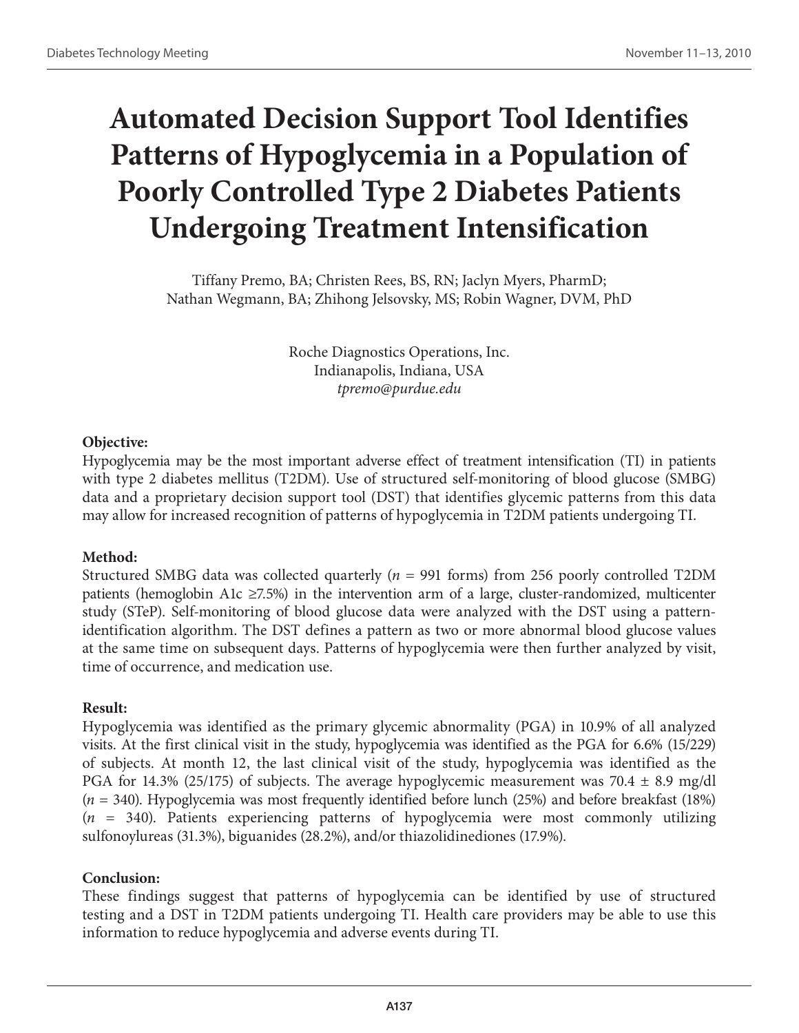# Automated Decision Support Tool Identifies Patterns of Hypoglycemia in a Population of Poorly Controlled Type 2 Diabetes Patients Undergoing Treatment Intensification

Tiffany Premo, BA; Christen Rees, BS, RN; Jaclyn Myers, PharmD; Nathan Wegmann, BA; Zhihong Jelsovsky, MS; Robin Wagner, DVM, PhD

Roche Diagnostics Operations, Inc.
Indianapolis, Indiana, USA
*tpremo@purdue.edu*

**Objective:**
Hypoglycemia may be the most important adverse effect of treatment intensification (TI) in patients with type 2 diabetes mellitus (T2DM). Use of structured self-monitoring of blood glucose (SMBG) data and a proprietary decision support tool (DST) that identifies glycemic patterns from this data may allow for increased recognition of patterns of hypoglycemia in T2DM patients undergoing TI.

**Method:**
Structured SMBG data was collected quarterly ($n$ = 991 forms) from 256 poorly controlled T2DM patients (hemoglobin A1c ≥7.5%) in the intervention arm of a large, cluster-randomized, multicenter study (STeP). Self-monitoring of blood glucose data were analyzed with the DST using a pattern-identification algorithm. The DST defines a pattern as two or more abnormal blood glucose values at the same time on subsequent days. Patterns of hypoglycemia were then further analyzed by visit, time of occurrence, and medication use.

**Result:**
Hypoglycemia was identified as the primary glycemic abnormality (PGA) in 10.9% of all analyzed visits. At the first clinical visit in the study, hypoglycemia was identified as the PGA for 6.6% (15/229) of subjects. At month 12, the last clinical visit of the study, hypoglycemia was identified as the PGA for 14.3% (25/175) of subjects. The average hypoglycemic measurement was 70.4 ± 8.9 mg/dl ($n$ = 340). Hypoglycemia was most frequently identified before lunch (25%) and before breakfast (18%) ($n$ = 340). Patients experiencing patterns of hypoglycemia were most commonly utilizing sulfonoylureas (31.3%), biguanides (28.2%), and/or thiazolidinediones (17.9%).

**Conclusion:**
These findings suggest that patterns of hypoglycemia can be identified by use of structured testing and a DST in T2DM patients undergoing TI. Health care providers may be able to use this information to reduce hypoglycemia and adverse events during TI.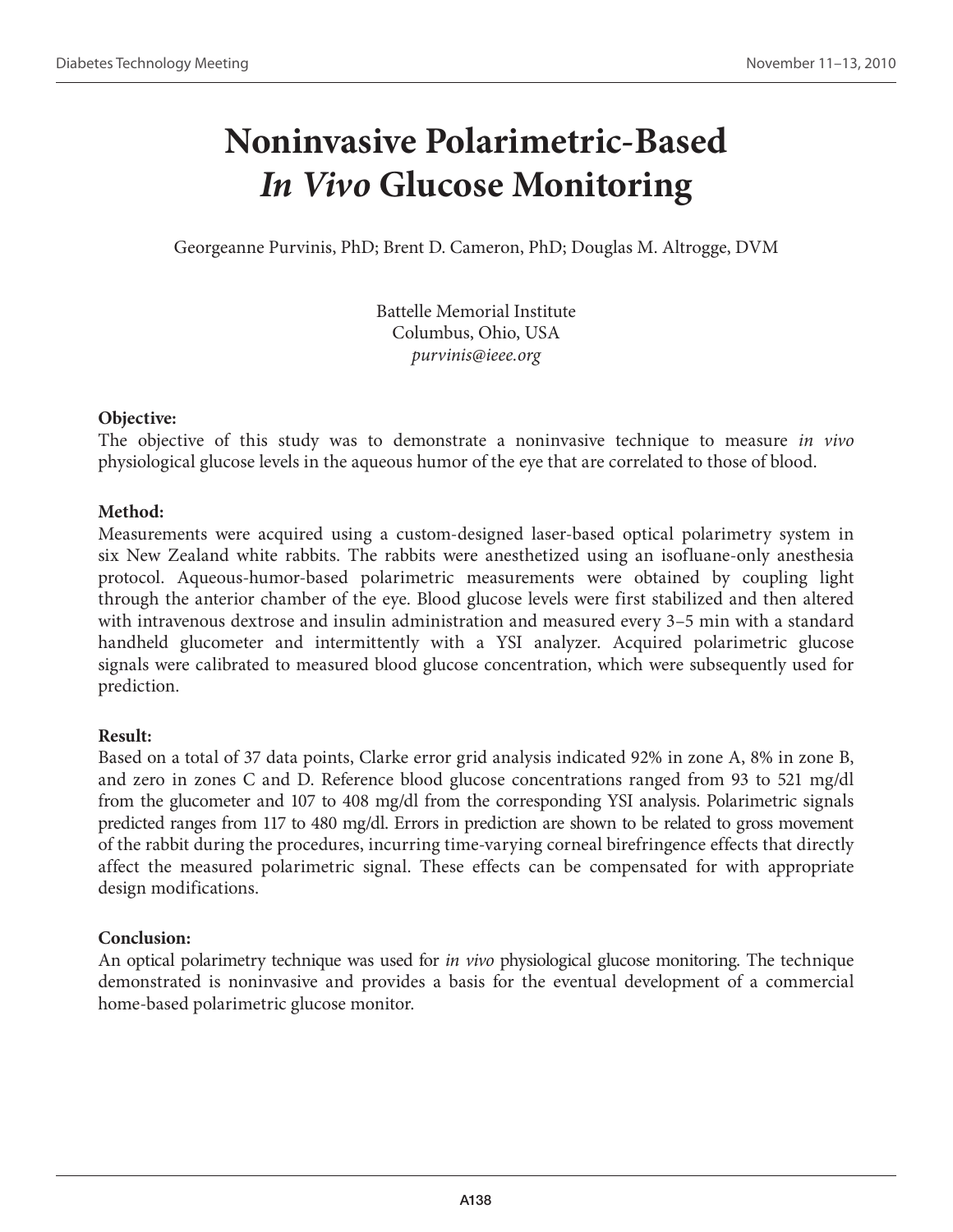# Noninvasive Polarimetric-Based *In Vivo* Glucose Monitoring

Georgeanne Purvinis, PhD; Brent D. Cameron, PhD; Douglas M. Altrogge, DVM

Battelle Memorial Institute
Columbus, Ohio, USA
*purvinis@ieee.org*

**Objective:**
The objective of this study was to demonstrate a noninvasive technique to measure *in vivo* physiological glucose levels in the aqueous humor of the eye that are correlated to those of blood.

**Method:**
Measurements were acquired using a custom-designed laser-based optical polarimetry system in six New Zealand white rabbits. The rabbits were anesthetized using an isofluane-only anesthesia protocol. Aqueous-humor-based polarimetric measurements were obtained by coupling light through the anterior chamber of the eye. Blood glucose levels were first stabilized and then altered with intravenous dextrose and insulin administration and measured every 3–5 min with a standard handheld glucometer and intermittently with a YSI analyzer. Acquired polarimetric glucose signals were calibrated to measured blood glucose concentration, which were subsequently used for prediction.

**Result:**
Based on a total of 37 data points, Clarke error grid analysis indicated 92% in zone A, 8% in zone B, and zero in zones C and D. Reference blood glucose concentrations ranged from 93 to 521 mg/dl from the glucometer and 107 to 408 mg/dl from the corresponding YSI analysis. Polarimetric signals predicted ranges from 117 to 480 mg/dl. Errors in prediction are shown to be related to gross movement of the rabbit during the procedures, incurring time-varying corneal birefringence effects that directly affect the measured polarimetric signal. These effects can be compensated for with appropriate design modifications.

**Conclusion:**
An optical polarimetry technique was used for *in vivo* physiological glucose monitoring. The technique demonstrated is noninvasive and provides a basis for the eventual development of a commercial home-based polarimetric glucose monitor.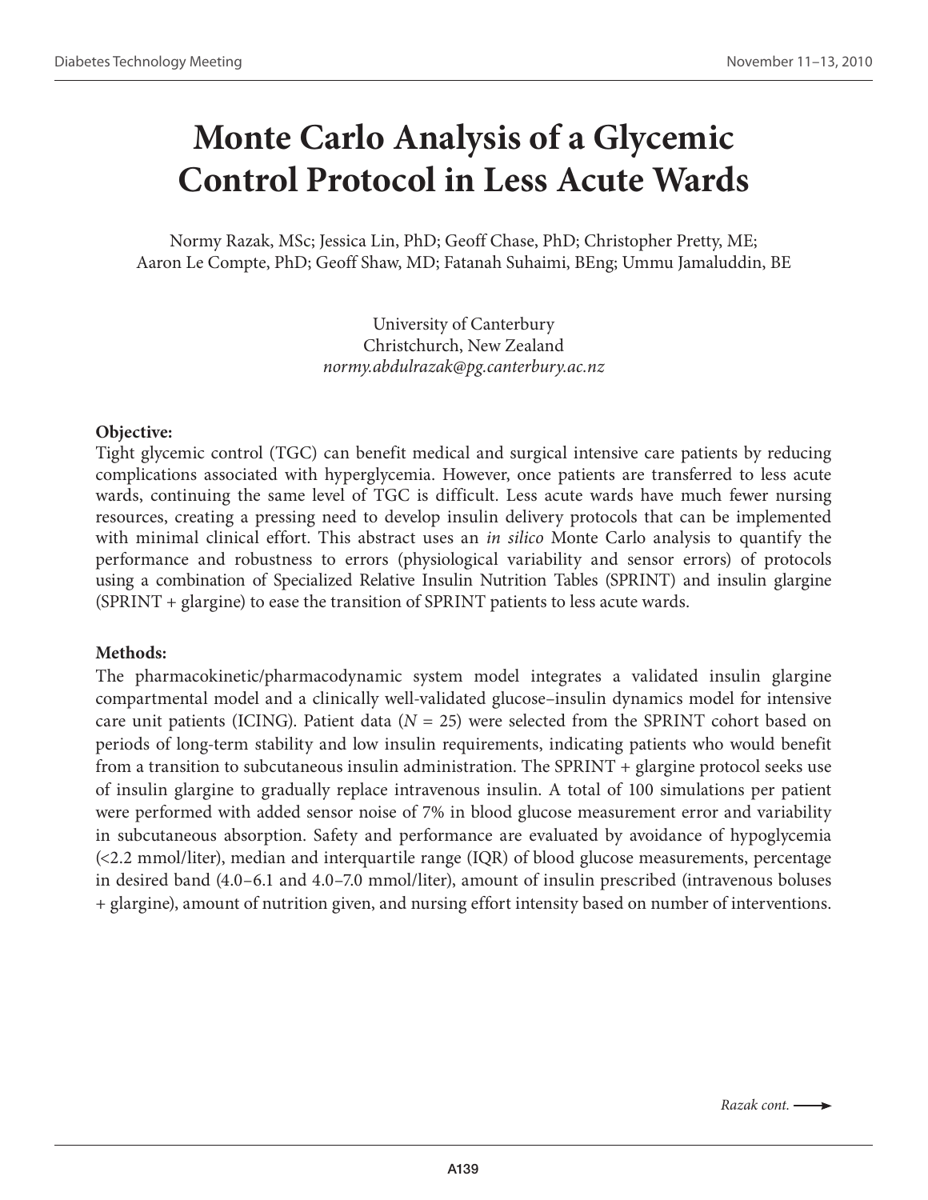# Monte Carlo Analysis of a Glycemic Control Protocol in Less Acute Wards

Normy Razak, MSc; Jessica Lin, PhD; Geoff Chase, PhD; Christopher Pretty, ME; Aaron Le Compte, PhD; Geoff Shaw, MD; Fatanah Suhaimi, BEng; Ummu Jamaluddin, BE

University of Canterbury
Christchurch, New Zealand
*normy.abdulrazak@pg.canterbury.ac.nz*

**Objective:**

Tight glycemic control (TGC) can benefit medical and surgical intensive care patients by reducing complications associated with hyperglycemia. However, once patients are transferred to less acute wards, continuing the same level of TGC is difficult. Less acute wards have much fewer nursing resources, creating a pressing need to develop insulin delivery protocols that can be implemented with minimal clinical effort. This abstract uses an *in silico* Monte Carlo analysis to quantify the performance and robustness to errors (physiological variability and sensor errors) of protocols using a combination of Specialized Relative Insulin Nutrition Tables (SPRINT) and insulin glargine (SPRINT + glargine) to ease the transition of SPRINT patients to less acute wards.

**Methods:**

The pharmacokinetic/pharmacodynamic system model integrates a validated insulin glargine compartmental model and a clinically well-validated glucose–insulin dynamics model for intensive care unit patients (ICING). Patient data ($N$ = 25) were selected from the SPRINT cohort based on periods of long-term stability and low insulin requirements, indicating patients who would benefit from a transition to subcutaneous insulin administration. The SPRINT + glargine protocol seeks use of insulin glargine to gradually replace intravenous insulin. A total of 100 simulations per patient were performed with added sensor noise of 7% in blood glucose measurement error and variability in subcutaneous absorption. Safety and performance are evaluated by avoidance of hypoglycemia (<2.2 mmol/liter), median and interquartile range (IQR) of blood glucose measurements, percentage in desired band (4.0–6.1 and 4.0–7.0 mmol/liter), amount of insulin prescribed (intravenous boluses + glargine), amount of nutrition given, and nursing effort intensity based on number of interventions.

*Razak cont.* →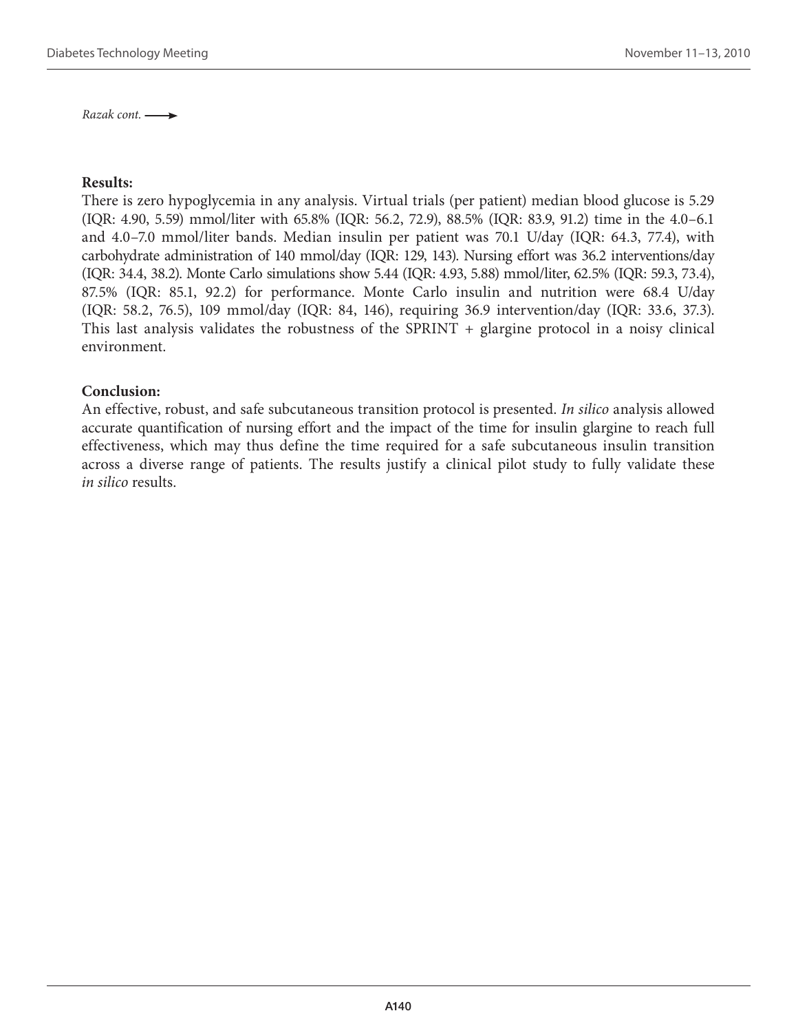*Razak cont.* ⟶

**Results:**

There is zero hypoglycemia in any analysis. Virtual trials (per patient) median blood glucose is 5.29 (IQR: 4.90, 5.59) mmol/liter with 65.8% (IQR: 56.2, 72.9), 88.5% (IQR: 83.9, 91.2) time in the 4.0–6.1 and 4.0–7.0 mmol/liter bands. Median insulin per patient was 70.1 U/day (IQR: 64.3, 77.4), with carbohydrate administration of 140 mmol/day (IQR: 129, 143). Nursing effort was 36.2 interventions/day (IQR: 34.4, 38.2). Monte Carlo simulations show 5.44 (IQR: 4.93, 5.88) mmol/liter, 62.5% (IQR: 59.3, 73.4), 87.5% (IQR: 85.1, 92.2) for performance. Monte Carlo insulin and nutrition were 68.4 U/day (IQR: 58.2, 76.5), 109 mmol/day (IQR: 84, 146), requiring 36.9 intervention/day (IQR: 33.6, 37.3). This last analysis validates the robustness of the SPRINT + glargine protocol in a noisy clinical environment.

**Conclusion:**

An effective, robust, and safe subcutaneous transition protocol is presented. *In silico* analysis allowed accurate quantification of nursing effort and the impact of the time for insulin glargine to reach full effectiveness, which may thus define the time required for a safe subcutaneous insulin transition across a diverse range of patients. The results justify a clinical pilot study to fully validate these *in silico* results.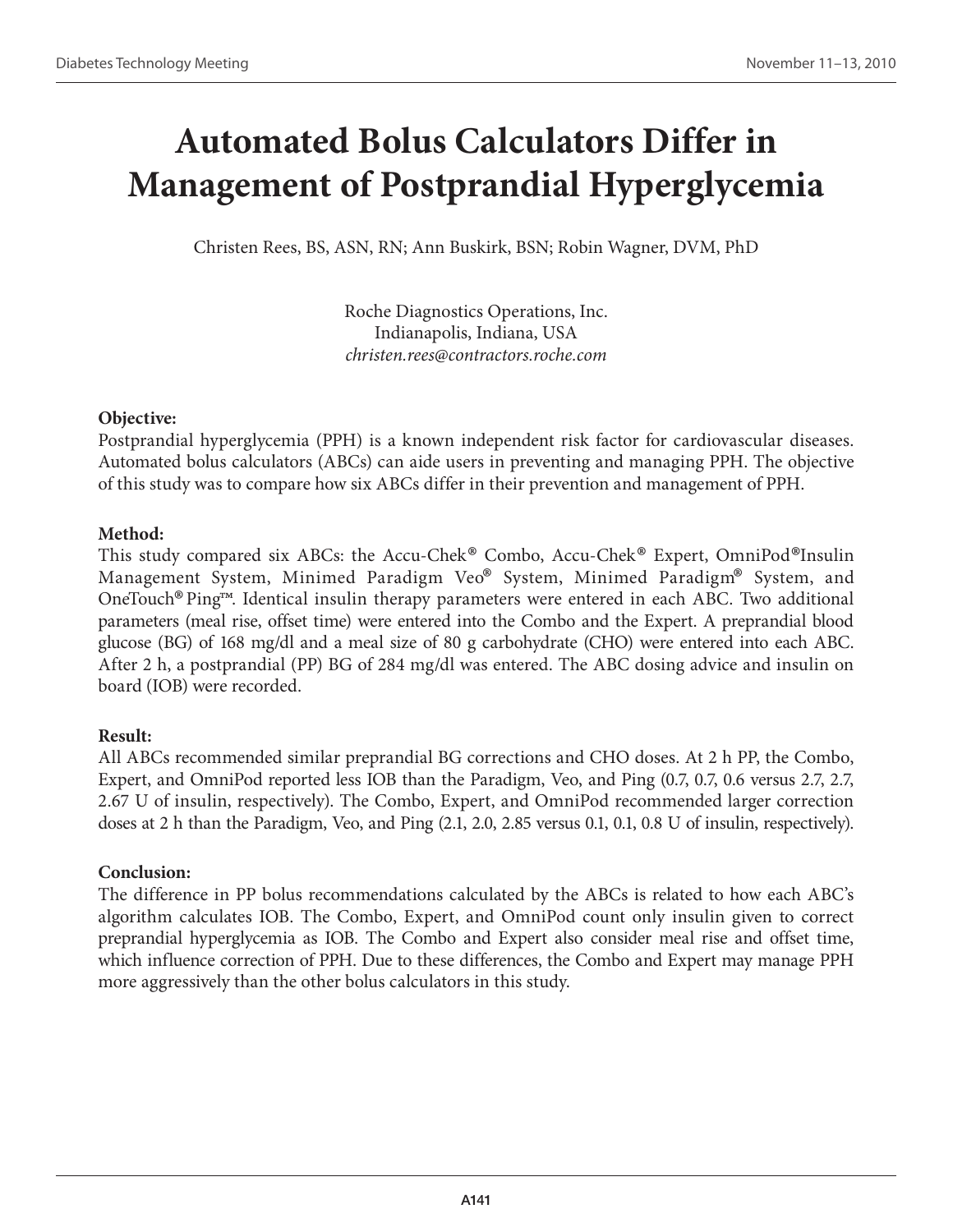# Automated Bolus Calculators Differ in Management of Postprandial Hyperglycemia

Christen Rees, BS, ASN, RN; Ann Buskirk, BSN; Robin Wagner, DVM, PhD

Roche Diagnostics Operations, Inc.
Indianapolis, Indiana, USA
*christen.rees@contractors.roche.com*

**Objective:**
Postprandial hyperglycemia (PPH) is a known independent risk factor for cardiovascular diseases. Automated bolus calculators (ABCs) can aide users in preventing and managing PPH. The objective of this study was to compare how six ABCs differ in their prevention and management of PPH.

**Method:**
This study compared six ABCs: the Accu-Chek® Combo, Accu-Chek® Expert, OmniPod® Insulin Management System, Minimed Paradigm Veo® System, Minimed Paradigm® System, and OneTouch® Ping™. Identical insulin therapy parameters were entered in each ABC. Two additional parameters (meal rise, offset time) were entered into the Combo and the Expert. A preprandial blood glucose (BG) of 168 mg/dl and a meal size of 80 g carbohydrate (CHO) were entered into each ABC. After 2 h, a postprandial (PP) BG of 284 mg/dl was entered. The ABC dosing advice and insulin on board (IOB) were recorded.

**Result:**
All ABCs recommended similar preprandial BG corrections and CHO doses. At 2 h PP, the Combo, Expert, and OmniPod reported less IOB than the Paradigm, Veo, and Ping (0.7, 0.7, 0.6 versus 2.7, 2.7, 2.67 U of insulin, respectively). The Combo, Expert, and OmniPod recommended larger correction doses at 2 h than the Paradigm, Veo, and Ping (2.1, 2.0, 2.85 versus 0.1, 0.1, 0.8 U of insulin, respectively).

**Conclusion:**
The difference in PP bolus recommendations calculated by the ABCs is related to how each ABC's algorithm calculates IOB. The Combo, Expert, and OmniPod count only insulin given to correct preprandial hyperglycemia as IOB. The Combo and Expert also consider meal rise and offset time, which influence correction of PPH. Due to these differences, the Combo and Expert may manage PPH more aggressively than the other bolus calculators in this study.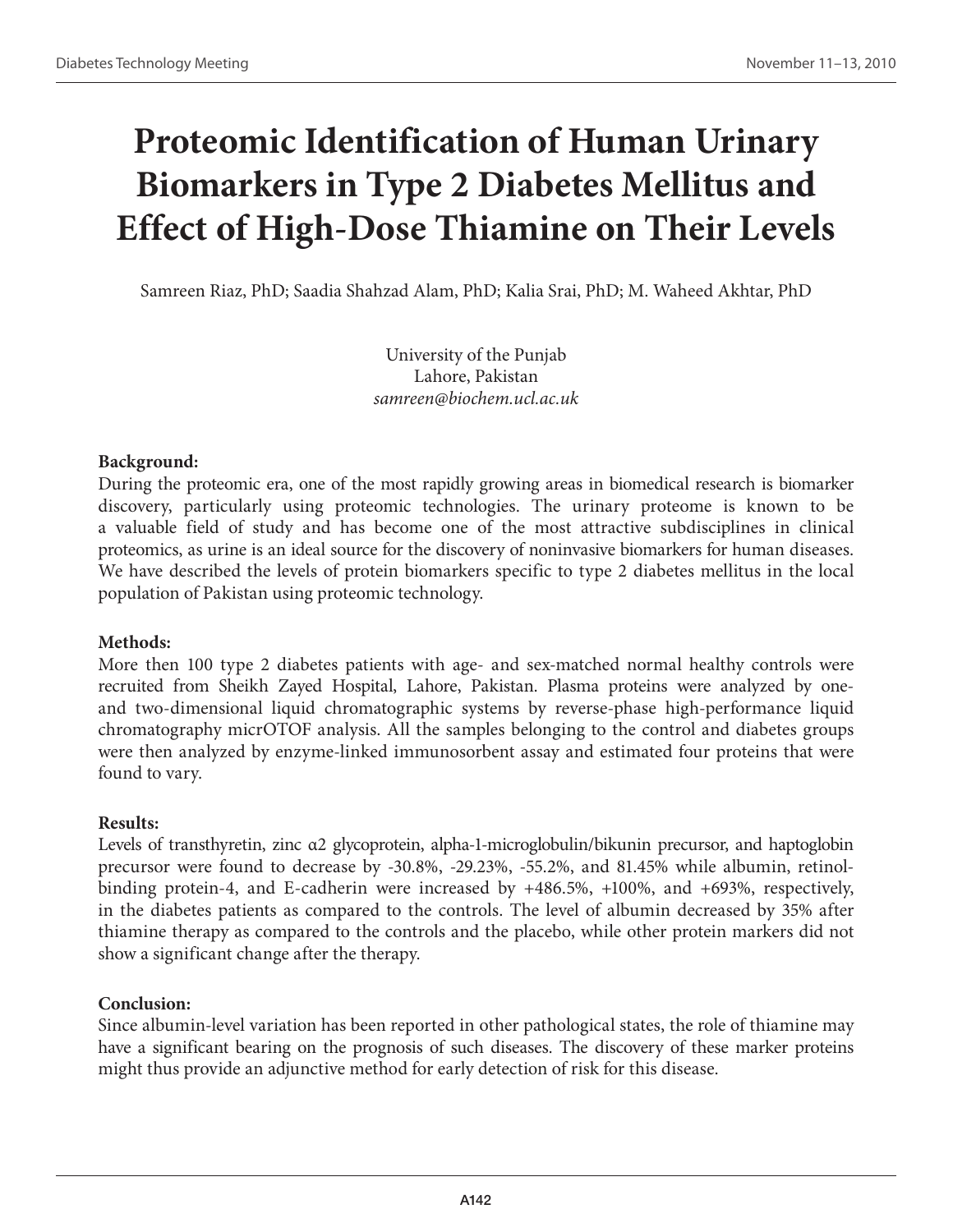# Proteomic Identification of Human Urinary Biomarkers in Type 2 Diabetes Mellitus and Effect of High-Dose Thiamine on Their Levels

Samreen Riaz, PhD; Saadia Shahzad Alam, PhD; Kalia Srai, PhD; M. Waheed Akhtar, PhD

University of the Punjab
Lahore, Pakistan
*samreen@biochem.ucl.ac.uk*

**Background:**
During the proteomic era, one of the most rapidly growing areas in biomedical research is biomarker discovery, particularly using proteomic technologies. The urinary proteome is known to be a valuable field of study and has become one of the most attractive subdisciplines in clinical proteomics, as urine is an ideal source for the discovery of noninvasive biomarkers for human diseases. We have described the levels of protein biomarkers specific to type 2 diabetes mellitus in the local population of Pakistan using proteomic technology.

**Methods:**
More then 100 type 2 diabetes patients with age- and sex-matched normal healthy controls were recruited from Sheikh Zayed Hospital, Lahore, Pakistan. Plasma proteins were analyzed by one- and two-dimensional liquid chromatographic systems by reverse-phase high-performance liquid chromatography micrOTOF analysis. All the samples belonging to the control and diabetes groups were then analyzed by enzyme-linked immunosorbent assay and estimated four proteins that were found to vary.

**Results:**
Levels of transthyretin, zinc α2 glycoprotein, alpha-1-microglobulin/bikunin precursor, and haptoglobin precursor were found to decrease by -30.8%, -29.23%, -55.2%, and 81.45% while albumin, retinol-binding protein-4, and E-cadherin were increased by +486.5%, +100%, and +693%, respectively, in the diabetes patients as compared to the controls. The level of albumin decreased by 35% after thiamine therapy as compared to the controls and the placebo, while other protein markers did not show a significant change after the therapy.

**Conclusion:**
Since albumin-level variation has been reported in other pathological states, the role of thiamine may have a significant bearing on the prognosis of such diseases. The discovery of these marker proteins might thus provide an adjunctive method for early detection of risk for this disease.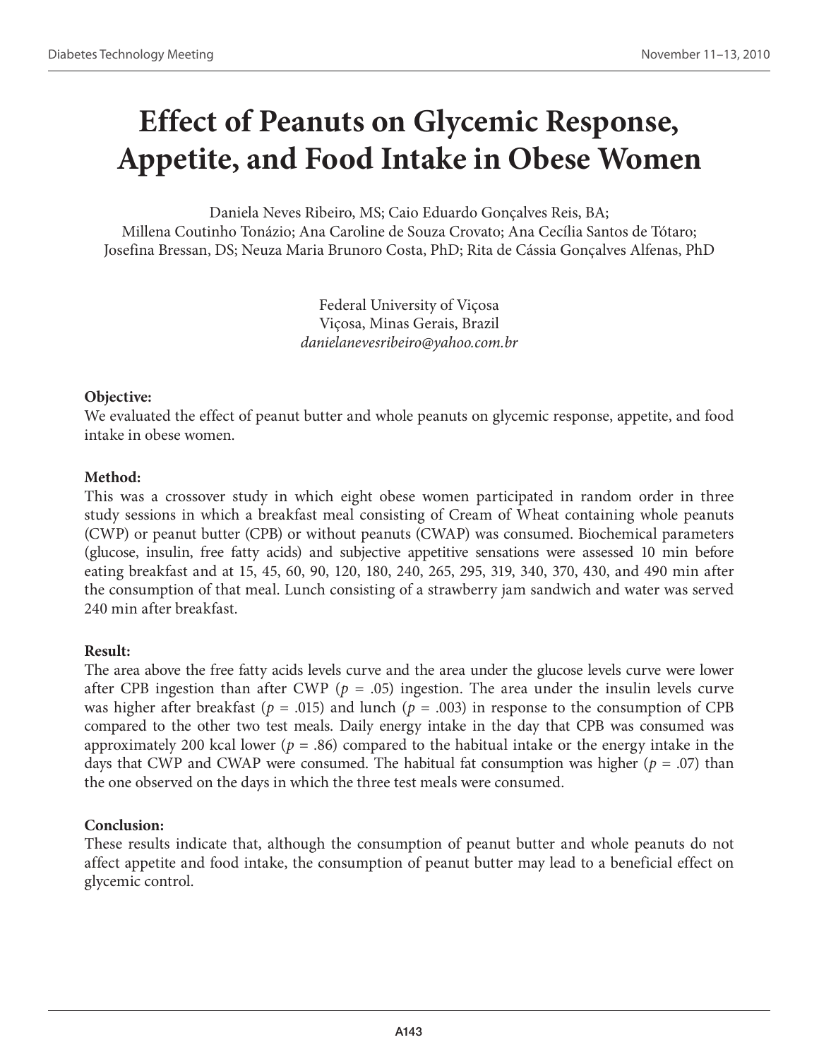# Effect of Peanuts on Glycemic Response, Appetite, and Food Intake in Obese Women

Daniela Neves Ribeiro, MS; Caio Eduardo Gonçalves Reis, BA; Millena Coutinho Tonázio; Ana Caroline de Souza Crovato; Ana Cecília Santos de Tótaro; Josefina Bressan, DS; Neuza Maria Brunoro Costa, PhD; Rita de Cássia Gonçalves Alfenas, PhD

Federal University of Viçosa
Viçosa, Minas Gerais, Brazil
*danielanevesribeiro@yahoo.com.br*

**Objective:**
We evaluated the effect of peanut butter and whole peanuts on glycemic response, appetite, and food intake in obese women.

**Method:**
This was a crossover study in which eight obese women participated in random order in three study sessions in which a breakfast meal consisting of Cream of Wheat containing whole peanuts (CWP) or peanut butter (CPB) or without peanuts (CWAP) was consumed. Biochemical parameters (glucose, insulin, free fatty acids) and subjective appetitive sensations were assessed 10 min before eating breakfast and at 15, 45, 60, 90, 120, 180, 240, 265, 295, 319, 340, 370, 430, and 490 min after the consumption of that meal. Lunch consisting of a strawberry jam sandwich and water was served 240 min after breakfast.

**Result:**
The area above the free fatty acids levels curve and the area under the glucose levels curve were lower after CPB ingestion than after CWP ($p$ = .05) ingestion. The area under the insulin levels curve was higher after breakfast ($p$ = .015) and lunch ($p$ = .003) in response to the consumption of CPB compared to the other two test meals. Daily energy intake in the day that CPB was consumed was approximately 200 kcal lower ($p$ = .86) compared to the habitual intake or the energy intake in the days that CWP and CWAP were consumed. The habitual fat consumption was higher ($p$ = .07) than the one observed on the days in which the three test meals were consumed.

**Conclusion:**
These results indicate that, although the consumption of peanut butter and whole peanuts do not affect appetite and food intake, the consumption of peanut butter may lead to a beneficial effect on glycemic control.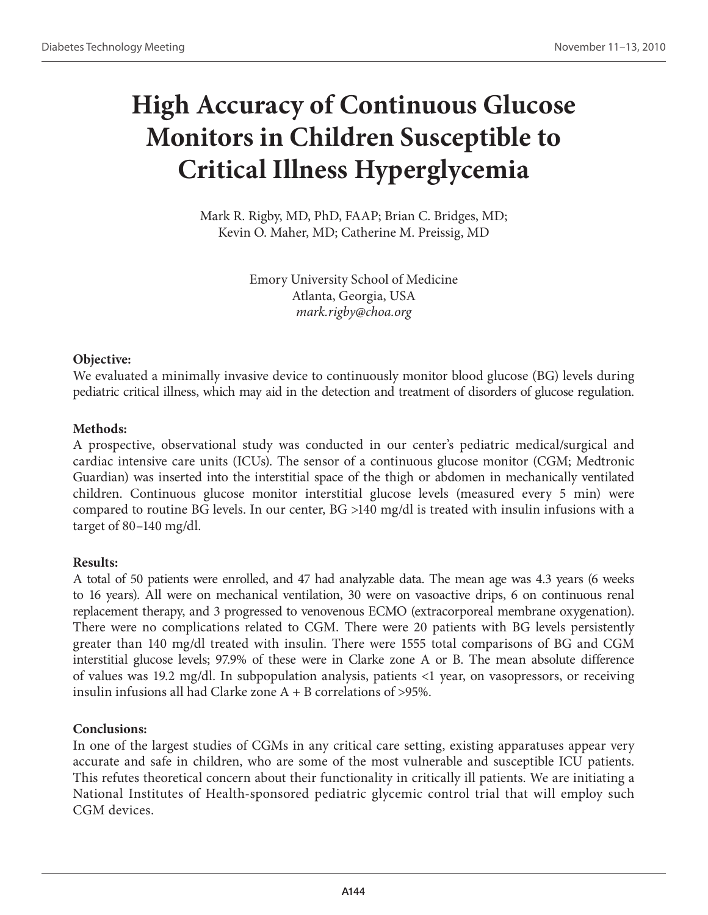# High Accuracy of Continuous Glucose Monitors in Children Susceptible to Critical Illness Hyperglycemia

Mark R. Rigby, MD, PhD, FAAP; Brian C. Bridges, MD; Kevin O. Maher, MD; Catherine M. Preissig, MD

Emory University School of Medicine
Atlanta, Georgia, USA
*mark.rigby@choa.org*

**Objective:**
We evaluated a minimally invasive device to continuously monitor blood glucose (BG) levels during pediatric critical illness, which may aid in the detection and treatment of disorders of glucose regulation.

**Methods:**
A prospective, observational study was conducted in our center's pediatric medical/surgical and cardiac intensive care units (ICUs). The sensor of a continuous glucose monitor (CGM; Medtronic Guardian) was inserted into the interstitial space of the thigh or abdomen in mechanically ventilated children. Continuous glucose monitor interstitial glucose levels (measured every 5 min) were compared to routine BG levels. In our center, BG >140 mg/dl is treated with insulin infusions with a target of 80–140 mg/dl.

**Results:**
A total of 50 patients were enrolled, and 47 had analyzable data. The mean age was 4.3 years (6 weeks to 16 years). All were on mechanical ventilation, 30 were on vasoactive drips, 6 on continuous renal replacement therapy, and 3 progressed to venovenous ECMO (extracorporeal membrane oxygenation). There were no complications related to CGM. There were 20 patients with BG levels persistently greater than 140 mg/dl treated with insulin. There were 1555 total comparisons of BG and CGM interstitial glucose levels; 97.9% of these were in Clarke zone A or B. The mean absolute difference of values was 19.2 mg/dl. In subpopulation analysis, patients <1 year, on vasopressors, or receiving insulin infusions all had Clarke zone A + B correlations of >95%.

**Conclusions:**
In one of the largest studies of CGMs in any critical care setting, existing apparatuses appear very accurate and safe in children, who are some of the most vulnerable and susceptible ICU patients. This refutes theoretical concern about their functionality in critically ill patients. We are initiating a National Institutes of Health-sponsored pediatric glycemic control trial that will employ such CGM devices.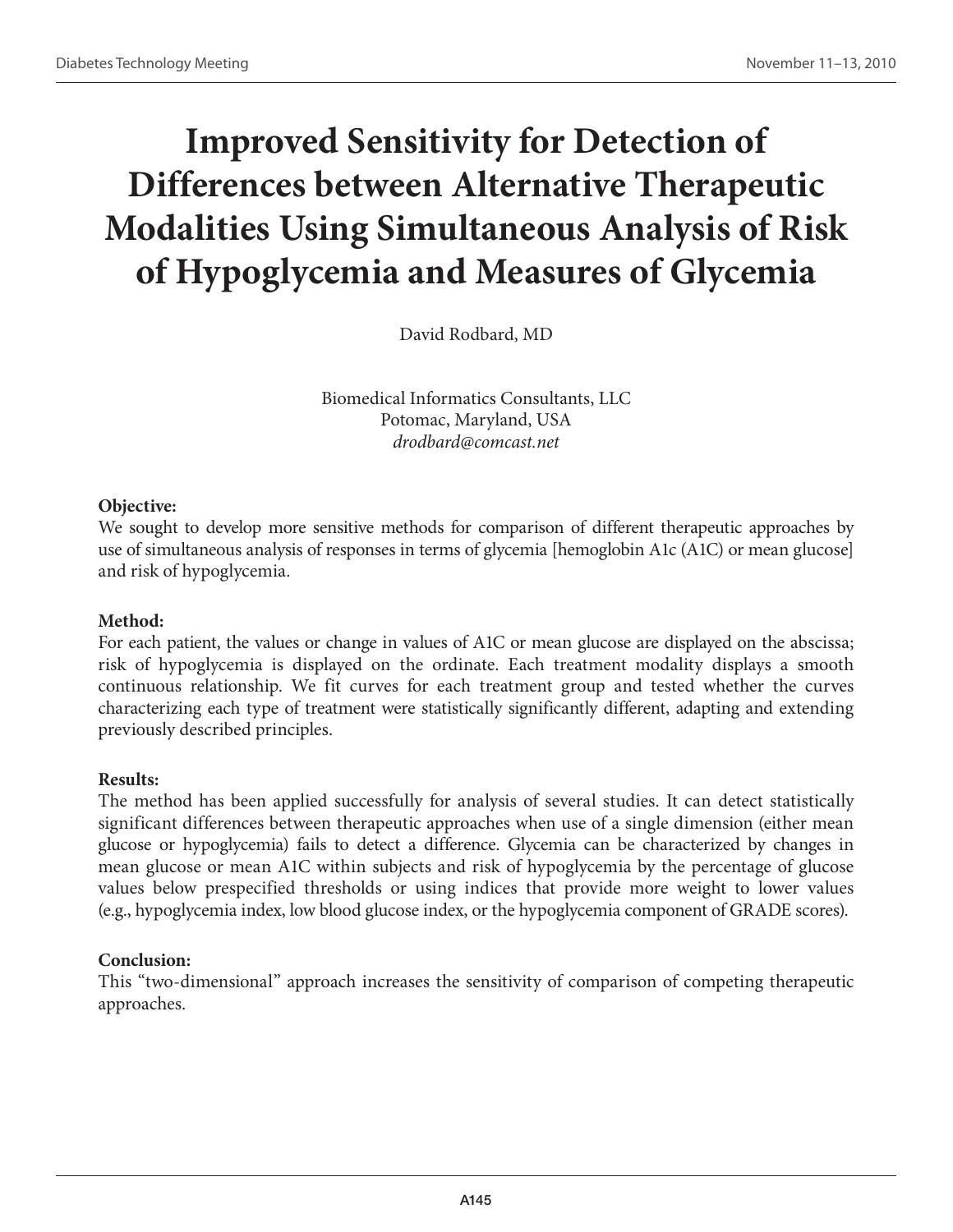# Improved Sensitivity for Detection of Differences between Alternative Therapeutic Modalities Using Simultaneous Analysis of Risk of Hypoglycemia and Measures of Glycemia

David Rodbard, MD

Biomedical Informatics Consultants, LLC
Potomac, Maryland, USA
*drodbard@comcast.net*

**Objective:**
We sought to develop more sensitive methods for comparison of different therapeutic approaches by use of simultaneous analysis of responses in terms of glycemia [hemoglobin A1c (A1C) or mean glucose] and risk of hypoglycemia.

**Method:**
For each patient, the values or change in values of A1C or mean glucose are displayed on the abscissa; risk of hypoglycemia is displayed on the ordinate. Each treatment modality displays a smooth continuous relationship. We fit curves for each treatment group and tested whether the curves characterizing each type of treatment were statistically significantly different, adapting and extending previously described principles.

**Results:**
The method has been applied successfully for analysis of several studies. It can detect statistically significant differences between therapeutic approaches when use of a single dimension (either mean glucose or hypoglycemia) fails to detect a difference. Glycemia can be characterized by changes in mean glucose or mean A1C within subjects and risk of hypoglycemia by the percentage of glucose values below prespecified thresholds or using indices that provide more weight to lower values (e.g., hypoglycemia index, low blood glucose index, or the hypoglycemia component of GRADE scores).

**Conclusion:**
This "two-dimensional" approach increases the sensitivity of comparison of competing therapeutic approaches.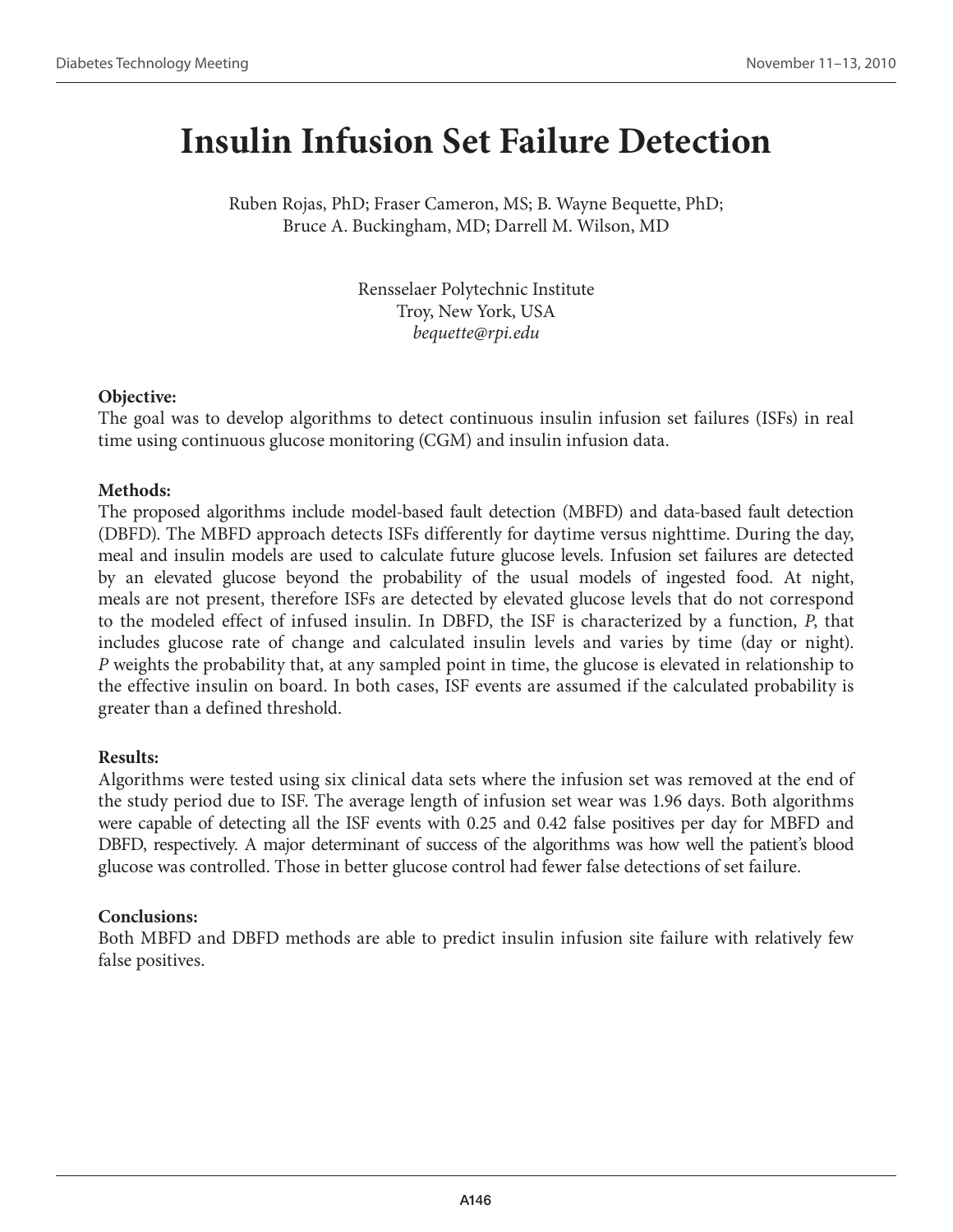# Insulin Infusion Set Failure Detection

Ruben Rojas, PhD; Fraser Cameron, MS; B. Wayne Bequette, PhD;
Bruce A. Buckingham, MD; Darrell M. Wilson, MD

Rensselaer Polytechnic Institute
Troy, New York, USA
*bequette@rpi.edu*

**Objective:**
The goal was to develop algorithms to detect continuous insulin infusion set failures (ISFs) in real time using continuous glucose monitoring (CGM) and insulin infusion data.

**Methods:**
The proposed algorithms include model-based fault detection (MBFD) and data-based fault detection (DBFD). The MBFD approach detects ISFs differently for daytime versus nighttime. During the day, meal and insulin models are used to calculate future glucose levels. Infusion set failures are detected by an elevated glucose beyond the probability of the usual models of ingested food. At night, meals are not present, therefore ISFs are detected by elevated glucose levels that do not correspond to the modeled effect of infused insulin. In DBFD, the ISF is characterized by a function, *P*, that includes glucose rate of change and calculated insulin levels and varies by time (day or night). *P* weights the probability that, at any sampled point in time, the glucose is elevated in relationship to the effective insulin on board. In both cases, ISF events are assumed if the calculated probability is greater than a defined threshold.

**Results:**
Algorithms were tested using six clinical data sets where the infusion set was removed at the end of the study period due to ISF. The average length of infusion set wear was 1.96 days. Both algorithms were capable of detecting all the ISF events with 0.25 and 0.42 false positives per day for MBFD and DBFD, respectively. A major determinant of success of the algorithms was how well the patient's blood glucose was controlled. Those in better glucose control had fewer false detections of set failure.

**Conclusions:**
Both MBFD and DBFD methods are able to predict insulin infusion site failure with relatively few false positives.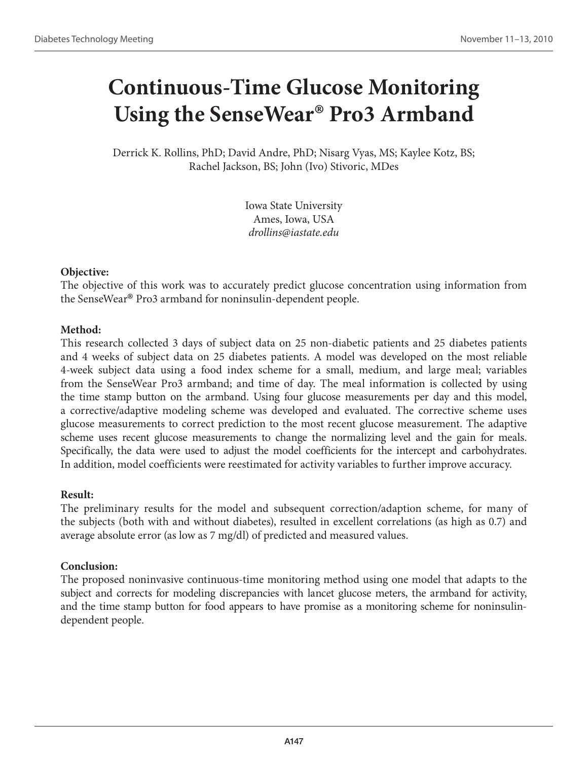# Continuous-Time Glucose Monitoring Using the SenseWear® Pro3 Armband

Derrick K. Rollins, PhD; David Andre, PhD; Nisarg Vyas, MS; Kaylee Kotz, BS; Rachel Jackson, BS; John (Ivo) Stivoric, MDes

Iowa State University
Ames, Iowa, USA
*drollins@iastate.edu*

**Objective:**
The objective of this work was to accurately predict glucose concentration using information from the SenseWear® Pro3 armband for noninsulin-dependent people.

**Method:**
This research collected 3 days of subject data on 25 non-diabetic patients and 25 diabetes patients and 4 weeks of subject data on 25 diabetes patients. A model was developed on the most reliable 4-week subject data using a food index scheme for a small, medium, and large meal; variables from the SenseWear Pro3 armband; and time of day. The meal information is collected by using the time stamp button on the armband. Using four glucose measurements per day and this model, a corrective/adaptive modeling scheme was developed and evaluated. The corrective scheme uses glucose measurements to correct prediction to the most recent glucose measurement. The adaptive scheme uses recent glucose measurements to change the normalizing level and the gain for meals. Specifically, the data were used to adjust the model coefficients for the intercept and carbohydrates. In addition, model coefficients were reestimated for activity variables to further improve accuracy.

**Result:**
The preliminary results for the model and subsequent correction/adaption scheme, for many of the subjects (both with and without diabetes), resulted in excellent correlations (as high as 0.7) and average absolute error (as low as 7 mg/dl) of predicted and measured values.

**Conclusion:**
The proposed noninvasive continuous-time monitoring method using one model that adapts to the subject and corrects for modeling discrepancies with lancet glucose meters, the armband for activity, and the time stamp button for food appears to have promise as a monitoring scheme for noninsulin-dependent people.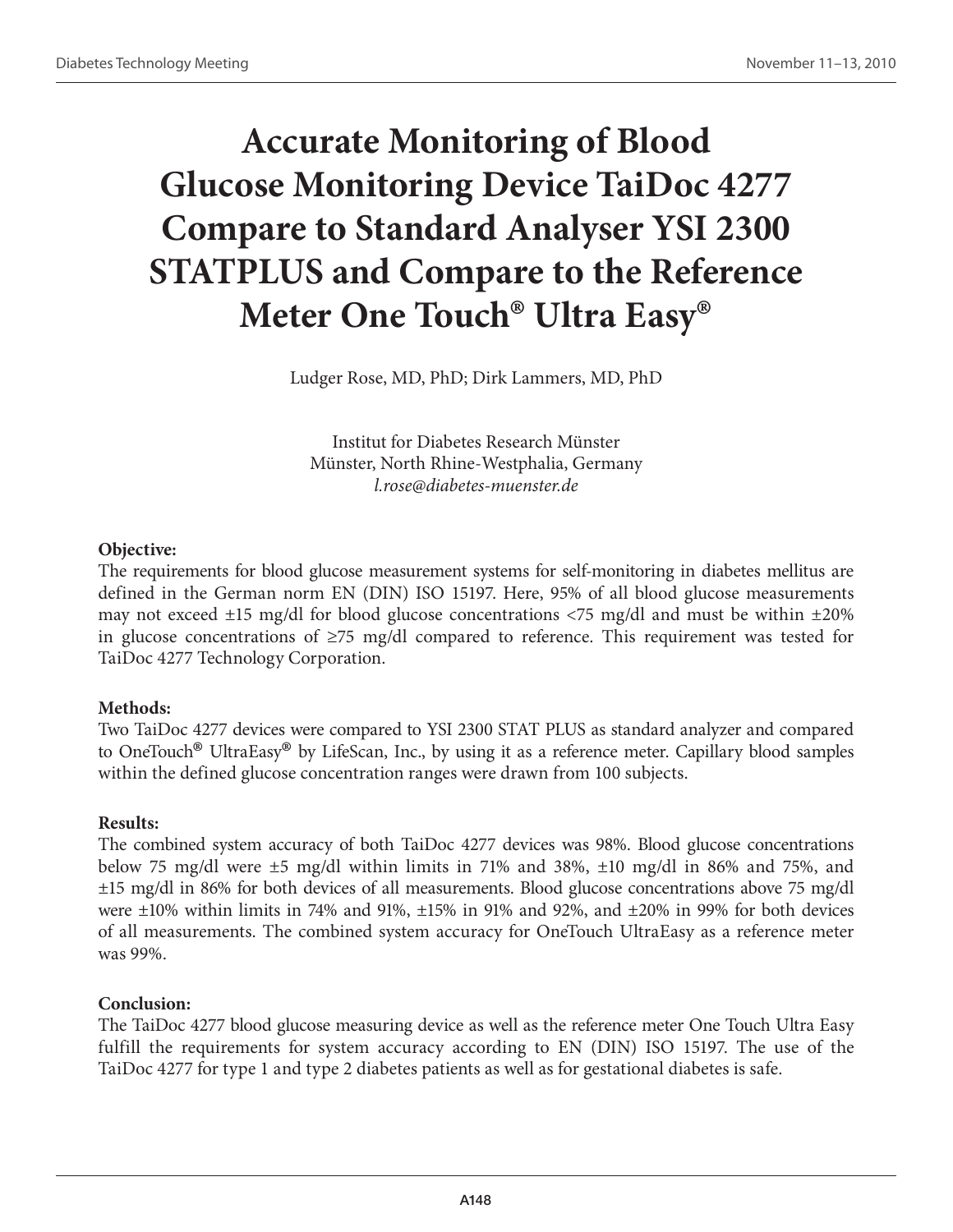# Accurate Monitoring of Blood Glucose Monitoring Device TaiDoc 4277 Compare to Standard Analyser YSI 2300 STATPLUS and Compare to the Reference Meter One Touch® Ultra Easy®

Ludger Rose, MD, PhD; Dirk Lammers, MD, PhD

Institut for Diabetes Research Münster
Münster, North Rhine-Westphalia, Germany
*l.rose@diabetes-muenster.de*

**Objective:**

The requirements for blood glucose measurement systems for self-monitoring in diabetes mellitus are defined in the German norm EN (DIN) ISO 15197. Here, 95% of all blood glucose measurements may not exceed ±15 mg/dl for blood glucose concentrations <75 mg/dl and must be within ±20% in glucose concentrations of ≥75 mg/dl compared to reference. This requirement was tested for TaiDoc 4277 Technology Corporation.

**Methods:**

Two TaiDoc 4277 devices were compared to YSI 2300 STAT PLUS as standard analyzer and compared to OneTouch® UltraEasy® by LifeScan, Inc., by using it as a reference meter. Capillary blood samples within the defined glucose concentration ranges were drawn from 100 subjects.

**Results:**

The combined system accuracy of both TaiDoc 4277 devices was 98%. Blood glucose concentrations below 75 mg/dl were ±5 mg/dl within limits in 71% and 38%, ±10 mg/dl in 86% and 75%, and ±15 mg/dl in 86% for both devices of all measurements. Blood glucose concentrations above 75 mg/dl were ±10% within limits in 74% and 91%, ±15% in 91% and 92%, and ±20% in 99% for both devices of all measurements. The combined system accuracy for OneTouch UltraEasy as a reference meter was 99%.

**Conclusion:**

The TaiDoc 4277 blood glucose measuring device as well as the reference meter One Touch Ultra Easy fulfill the requirements for system accuracy according to EN (DIN) ISO 15197. The use of the TaiDoc 4277 for type 1 and type 2 diabetes patients as well as for gestational diabetes is safe.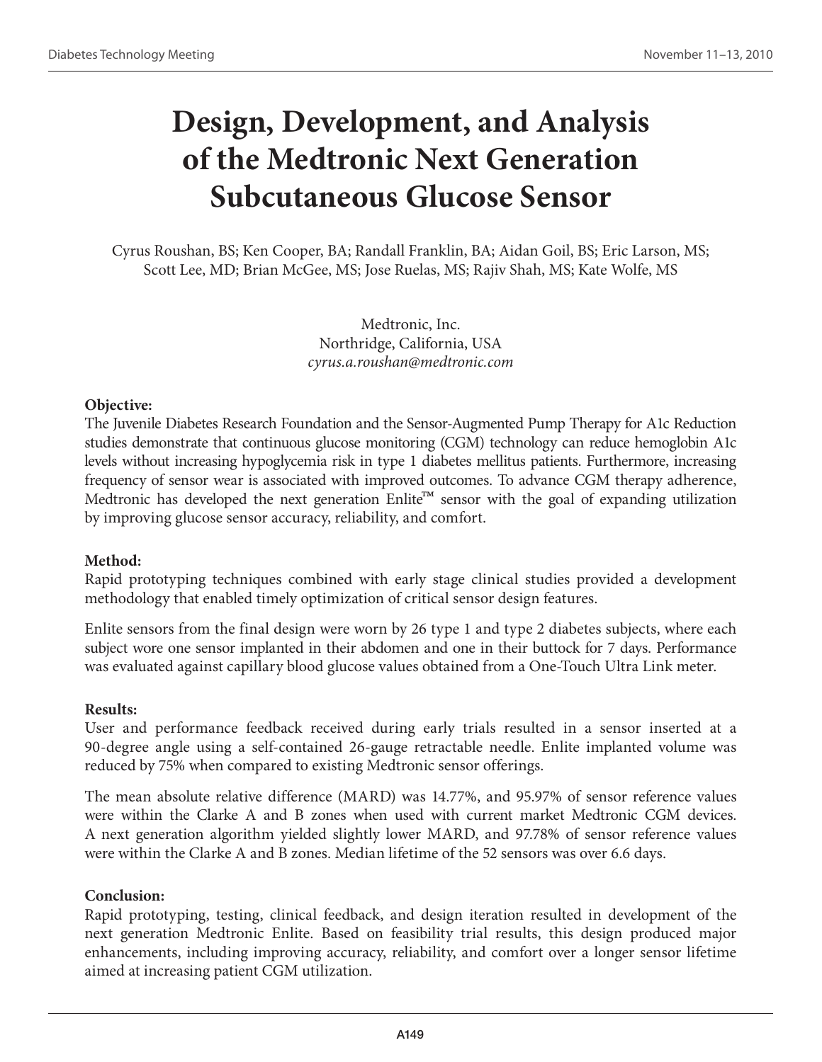# Design, Development, and Analysis of the Medtronic Next Generation Subcutaneous Glucose Sensor

Cyrus Roushan, BS; Ken Cooper, BA; Randall Franklin, BA; Aidan Goil, BS; Eric Larson, MS; Scott Lee, MD; Brian McGee, MS; Jose Ruelas, MS; Rajiv Shah, MS; Kate Wolfe, MS

Medtronic, Inc.
Northridge, California, USA
*cyrus.a.roushan@medtronic.com*

**Objective:**

The Juvenile Diabetes Research Foundation and the Sensor-Augmented Pump Therapy for A1c Reduction studies demonstrate that continuous glucose monitoring (CGM) technology can reduce hemoglobin A1c levels without increasing hypoglycemia risk in type 1 diabetes mellitus patients. Furthermore, increasing frequency of sensor wear is associated with improved outcomes. To advance CGM therapy adherence, Medtronic has developed the next generation Enlite™ sensor with the goal of expanding utilization by improving glucose sensor accuracy, reliability, and comfort.

**Method:**

Rapid prototyping techniques combined with early stage clinical studies provided a development methodology that enabled timely optimization of critical sensor design features.

Enlite sensors from the final design were worn by 26 type 1 and type 2 diabetes subjects, where each subject wore one sensor implanted in their abdomen and one in their buttock for 7 days. Performance was evaluated against capillary blood glucose values obtained from a One-Touch Ultra Link meter.

**Results:**

User and performance feedback received during early trials resulted in a sensor inserted at a 90-degree angle using a self-contained 26-gauge retractable needle. Enlite implanted volume was reduced by 75% when compared to existing Medtronic sensor offerings.

The mean absolute relative difference (MARD) was 14.77%, and 95.97% of sensor reference values were within the Clarke A and B zones when used with current market Medtronic CGM devices. A next generation algorithm yielded slightly lower MARD, and 97.78% of sensor reference values were within the Clarke A and B zones. Median lifetime of the 52 sensors was over 6.6 days.

**Conclusion:**

Rapid prototyping, testing, clinical feedback, and design iteration resulted in development of the next generation Medtronic Enlite. Based on feasibility trial results, this design produced major enhancements, including improving accuracy, reliability, and comfort over a longer sensor lifetime aimed at increasing patient CGM utilization.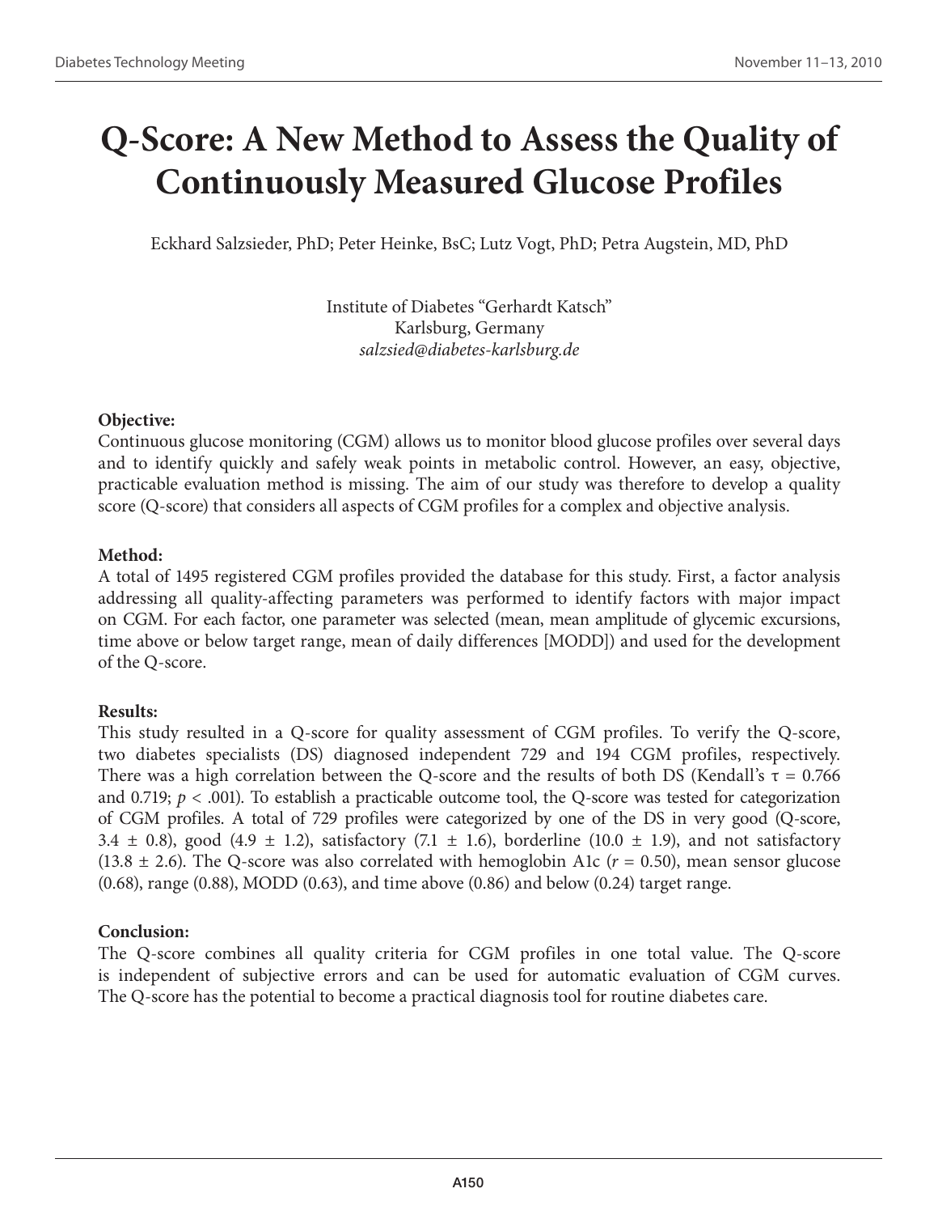# Q-Score: A New Method to Assess the Quality of Continuously Measured Glucose Profiles

Eckhard Salzsieder, PhD; Peter Heinke, BsC; Lutz Vogt, PhD; Petra Augstein, MD, PhD

Institute of Diabetes "Gerhardt Katsch"
Karlsburg, Germany
*salzsied@diabetes-karlsburg.de*

**Objective:**
Continuous glucose monitoring (CGM) allows us to monitor blood glucose profiles over several days and to identify quickly and safely weak points in metabolic control. However, an easy, objective, practicable evaluation method is missing. The aim of our study was therefore to develop a quality score (Q-score) that considers all aspects of CGM profiles for a complex and objective analysis.

**Method:**
A total of 1495 registered CGM profiles provided the database for this study. First, a factor analysis addressing all quality-affecting parameters was performed to identify factors with major impact on CGM. For each factor, one parameter was selected (mean, mean amplitude of glycemic excursions, time above or below target range, mean of daily differences [MODD]) and used for the development of the Q-score.

**Results:**
This study resulted in a Q-score for quality assessment of CGM profiles. To verify the Q-score, two diabetes specialists (DS) diagnosed independent 729 and 194 CGM profiles, respectively. There was a high correlation between the Q-score and the results of both DS (Kendall's $\tau = 0.766$ and 0.719; $p < .001$). To establish a practicable outcome tool, the Q-score was tested for categorization of CGM profiles. A total of 729 profiles were categorized by one of the DS in very good (Q-score, $3.4 \pm 0.8$), good ($4.9 \pm 1.2$), satisfactory ($7.1 \pm 1.6$), borderline ($10.0 \pm 1.9$), and not satisfactory ($13.8 \pm 2.6$). The Q-score was also correlated with hemoglobin A1c ($r = 0.50$), mean sensor glucose (0.68), range (0.88), MODD (0.63), and time above (0.86) and below (0.24) target range.

**Conclusion:**
The Q-score combines all quality criteria for CGM profiles in one total value. The Q-score is independent of subjective errors and can be used for automatic evaluation of CGM curves. The Q-score has the potential to become a practical diagnosis tool for routine diabetes care.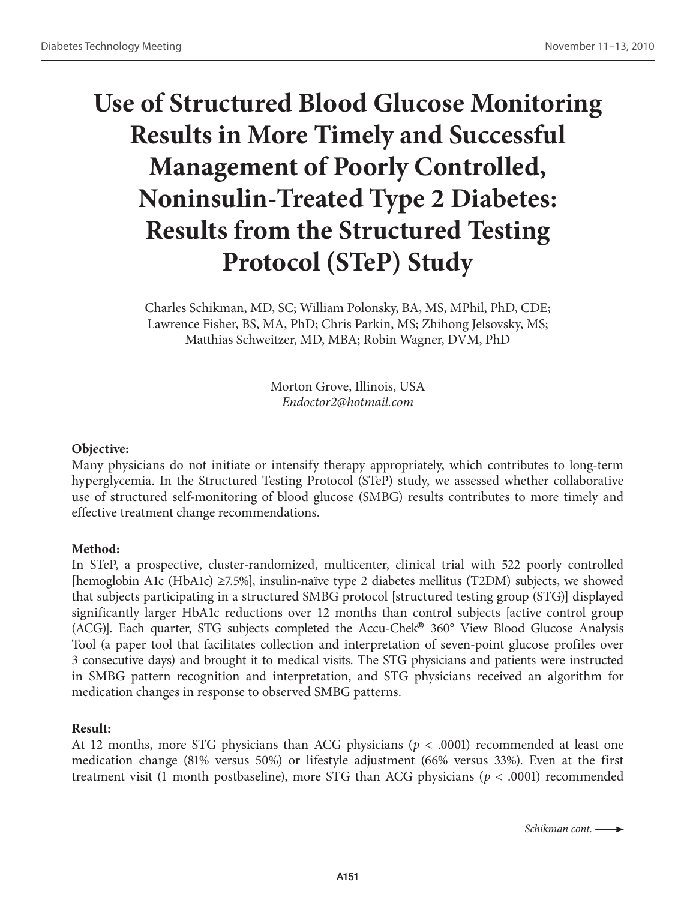# Use of Structured Blood Glucose Monitoring Results in More Timely and Successful Management of Poorly Controlled, Noninsulin-Treated Type 2 Diabetes: Results from the Structured Testing Protocol (STeP) Study

Charles Schikman, MD, SC; William Polonsky, BA, MS, MPhil, PhD, CDE; Lawrence Fisher, BS, MA, PhD; Chris Parkin, MS; Zhihong Jelsovsky, MS; Matthias Schweitzer, MD, MBA; Robin Wagner, DVM, PhD

Morton Grove, Illinois, USA
*Endoctor2@hotmail.com*

**Objective:**

Many physicians do not initiate or intensify therapy appropriately, which contributes to long-term hyperglycemia. In the Structured Testing Protocol (STeP) study, we assessed whether collaborative use of structured self-monitoring of blood glucose (SMBG) results contributes to more timely and effective treatment change recommendations.

**Method:**

In STeP, a prospective, cluster-randomized, multicenter, clinical trial with 522 poorly controlled [hemoglobin A1c (HbA1c) ≥7.5%], insulin-naïve type 2 diabetes mellitus (T2DM) subjects, we showed that subjects participating in a structured SMBG protocol [structured testing group (STG)] displayed significantly larger HbA1c reductions over 12 months than control subjects [active control group (ACG)]. Each quarter, STG subjects completed the Accu-Chek® 360° View Blood Glucose Analysis Tool (a paper tool that facilitates collection and interpretation of seven-point glucose profiles over 3 consecutive days) and brought it to medical visits. The STG physicians and patients were instructed in SMBG pattern recognition and interpretation, and STG physicians received an algorithm for medication changes in response to observed SMBG patterns.

**Result:**

At 12 months, more STG physicians than ACG physicians ($p < .0001$) recommended at least one medication change (81% versus 50%) or lifestyle adjustment (66% versus 33%). Even at the first treatment visit (1 month postbaseline), more STG than ACG physicians ($p < .0001$) recommended

*Schikman cont.* ⟶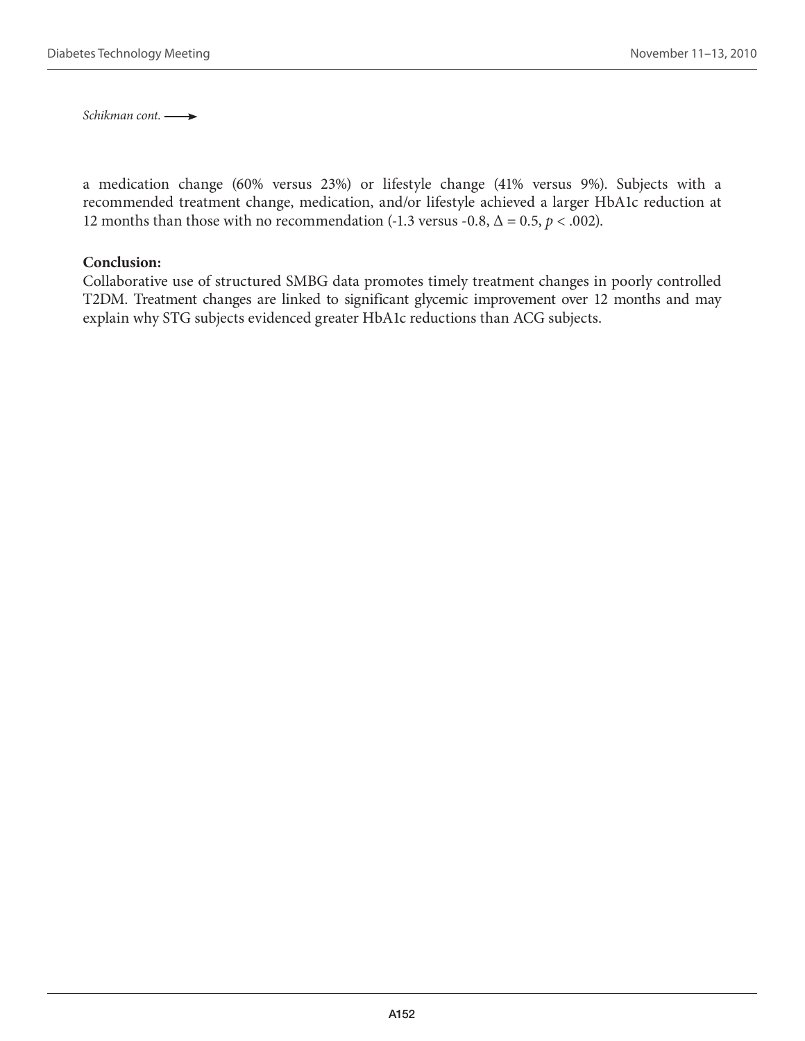*Schikman cont.* ⟶

a medication change (60% versus 23%) or lifestyle change (41% versus 9%). Subjects with a recommended treatment change, medication, and/or lifestyle achieved a larger HbA1c reduction at 12 months than those with no recommendation (-1.3 versus -0.8, $\Delta = 0.5$, $p < .002$).

**Conclusion:**

Collaborative use of structured SMBG data promotes timely treatment changes in poorly controlled T2DM. Treatment changes are linked to significant glycemic improvement over 12 months and may explain why STG subjects evidenced greater HbA1c reductions than ACG subjects.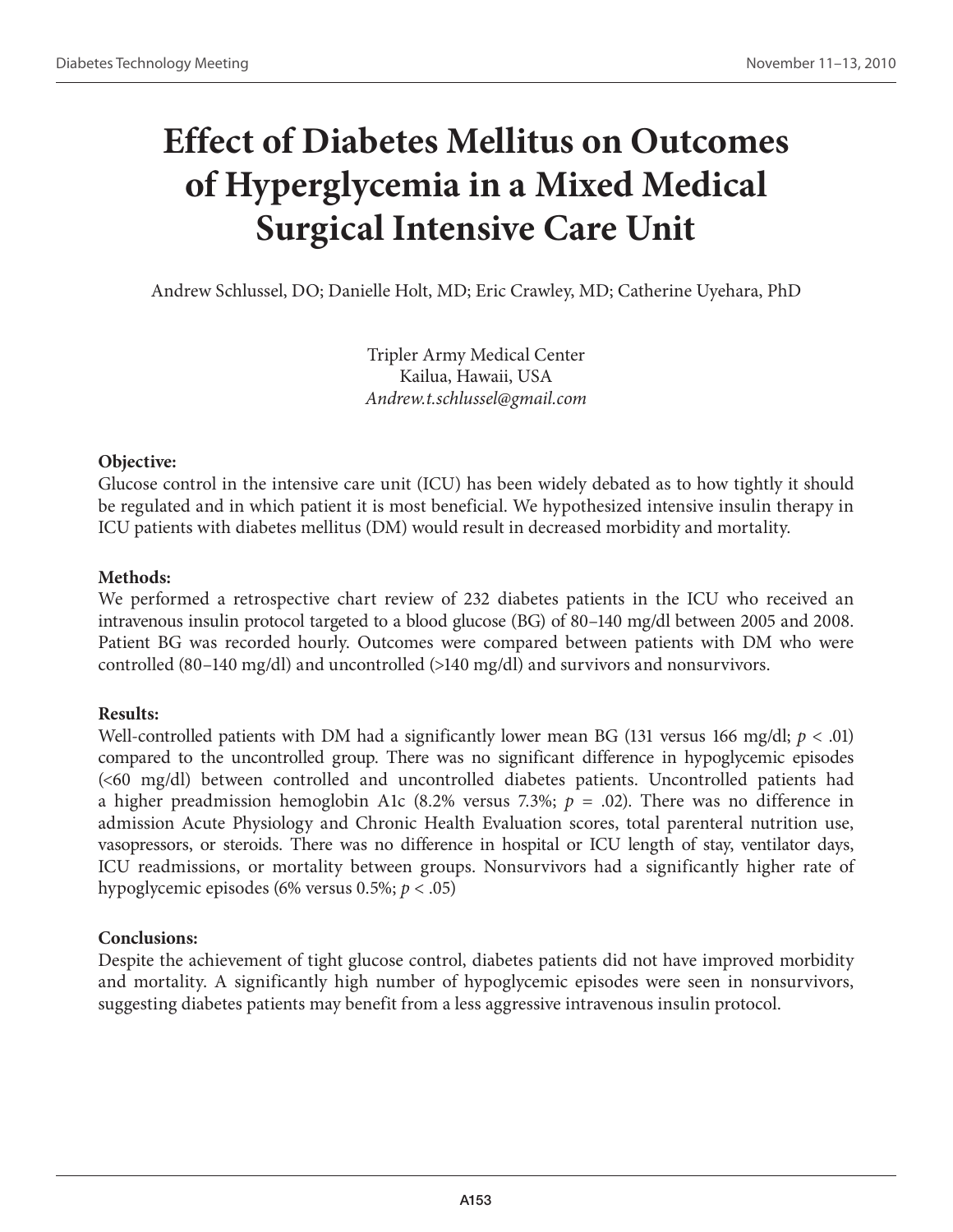# Effect of Diabetes Mellitus on Outcomes of Hyperglycemia in a Mixed Medical Surgical Intensive Care Unit

Andrew Schlussel, DO; Danielle Holt, MD; Eric Crawley, MD; Catherine Uyehara, PhD

Tripler Army Medical Center
Kailua, Hawaii, USA
*Andrew.t.schlussel@gmail.com*

**Objective:**

Glucose control in the intensive care unit (ICU) has been widely debated as to how tightly it should be regulated and in which patient it is most beneficial. We hypothesized intensive insulin therapy in ICU patients with diabetes mellitus (DM) would result in decreased morbidity and mortality.

**Methods:**

We performed a retrospective chart review of 232 diabetes patients in the ICU who received an intravenous insulin protocol targeted to a blood glucose (BG) of 80–140 mg/dl between 2005 and 2008. Patient BG was recorded hourly. Outcomes were compared between patients with DM who were controlled (80–140 mg/dl) and uncontrolled (>140 mg/dl) and survivors and nonsurvivors.

**Results:**

Well-controlled patients with DM had a significantly lower mean BG (131 versus 166 mg/dl; $p < .01$) compared to the uncontrolled group. There was no significant difference in hypoglycemic episodes (<60 mg/dl) between controlled and uncontrolled diabetes patients. Uncontrolled patients had a higher preadmission hemoglobin A1c (8.2% versus 7.3%; $p = .02$). There was no difference in admission Acute Physiology and Chronic Health Evaluation scores, total parenteral nutrition use, vasopressors, or steroids. There was no difference in hospital or ICU length of stay, ventilator days, ICU readmissions, or mortality between groups. Nonsurvivors had a significantly higher rate of hypoglycemic episodes (6% versus 0.5%; $p < .05$)

**Conclusions:**

Despite the achievement of tight glucose control, diabetes patients did not have improved morbidity and mortality. A significantly high number of hypoglycemic episodes were seen in nonsurvivors, suggesting diabetes patients may benefit from a less aggressive intravenous insulin protocol.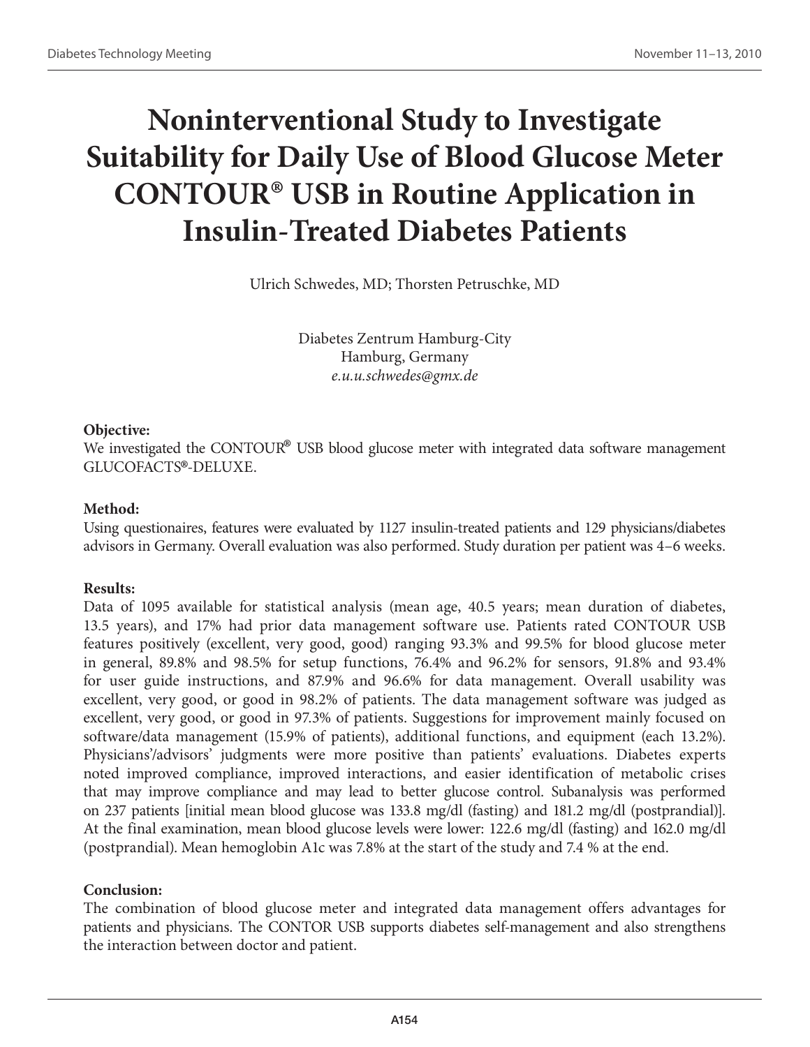# Noninterventional Study to Investigate Suitability for Daily Use of Blood Glucose Meter CONTOUR® USB in Routine Application in Insulin-Treated Diabetes Patients

Ulrich Schwedes, MD; Thorsten Petruschke, MD

Diabetes Zentrum Hamburg-City
Hamburg, Germany
*e.u.u.schwedes@gmx.de*

**Objective:**
We investigated the CONTOUR® USB blood glucose meter with integrated data software management GLUCOFACTS®-DELUXE.

**Method:**
Using questionaires, features were evaluated by 1127 insulin-treated patients and 129 physicians/diabetes advisors in Germany. Overall evaluation was also performed. Study duration per patient was 4–6 weeks.

**Results:**
Data of 1095 available for statistical analysis (mean age, 40.5 years; mean duration of diabetes, 13.5 years), and 17% had prior data management software use. Patients rated CONTOUR USB features positively (excellent, very good, good) ranging 93.3% and 99.5% for blood glucose meter in general, 89.8% and 98.5% for setup functions, 76.4% and 96.2% for sensors, 91.8% and 93.4% for user guide instructions, and 87.9% and 96.6% for data management. Overall usability was excellent, very good, or good in 98.2% of patients. The data management software was judged as excellent, very good, or good in 97.3% of patients. Suggestions for improvement mainly focused on software/data management (15.9% of patients), additional functions, and equipment (each 13.2%). Physicians'/advisors' judgments were more positive than patients' evaluations. Diabetes experts noted improved compliance, improved interactions, and easier identification of metabolic crises that may improve compliance and may lead to better glucose control. Subanalysis was performed on 237 patients [initial mean blood glucose was 133.8 mg/dl (fasting) and 181.2 mg/dl (postprandial)]. At the final examination, mean blood glucose levels were lower: 122.6 mg/dl (fasting) and 162.0 mg/dl (postprandial). Mean hemoglobin A1c was 7.8% at the start of the study and 7.4 % at the end.

**Conclusion:**
The combination of blood glucose meter and integrated data management offers advantages for patients and physicians. The CONTOR USB supports diabetes self-management and also strengthens the interaction between doctor and patient.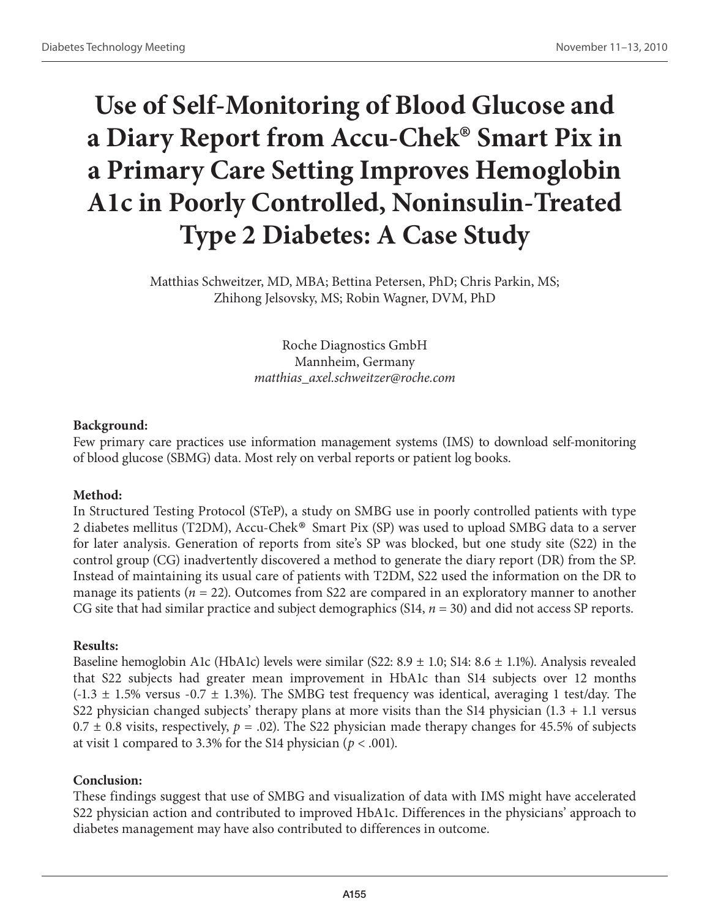# Use of Self-Monitoring of Blood Glucose and a Diary Report from Accu-Chek® Smart Pix in a Primary Care Setting Improves Hemoglobin A1c in Poorly Controlled, Noninsulin-Treated Type 2 Diabetes: A Case Study

Matthias Schweitzer, MD, MBA; Bettina Petersen, PhD; Chris Parkin, MS; Zhihong Jelsovsky, MS; Robin Wagner, DVM, PhD

Roche Diagnostics GmbH
Mannheim, Germany
*matthias_axel.schweitzer@roche.com*

**Background:**
Few primary care practices use information management systems (IMS) to download self-monitoring of blood glucose (SBMG) data. Most rely on verbal reports or patient log books.

**Method:**
In Structured Testing Protocol (STeP), a study on SMBG use in poorly controlled patients with type 2 diabetes mellitus (T2DM), Accu-Chek® Smart Pix (SP) was used to upload SMBG data to a server for later analysis. Generation of reports from site's SP was blocked, but one study site (S22) in the control group (CG) inadvertently discovered a method to generate the diary report (DR) from the SP. Instead of maintaining its usual care of patients with T2DM, S22 used the information on the DR to manage its patients ($n = 22$). Outcomes from S22 are compared in an exploratory manner to another CG site that had similar practice and subject demographics (S14, $n = 30$) and did not access SP reports.

**Results:**
Baseline hemoglobin A1c (HbA1c) levels were similar (S22: 8.9 ± 1.0; S14: 8.6 ± 1.1%). Analysis revealed that S22 subjects had greater mean improvement in HbA1c than S14 subjects over 12 months (-1.3 ± 1.5% versus -0.7 ± 1.3%). The SMBG test frequency was identical, averaging 1 test/day. The S22 physician changed subjects' therapy plans at more visits than the S14 physician (1.3 + 1.1 versus 0.7 ± 0.8 visits, respectively, $p = .02$). The S22 physician made therapy changes for 45.5% of subjects at visit 1 compared to 3.3% for the S14 physician ($p < .001$).

**Conclusion:**
These findings suggest that use of SMBG and visualization of data with IMS might have accelerated S22 physician action and contributed to improved HbA1c. Differences in the physicians' approach to diabetes management may have also contributed to differences in outcome.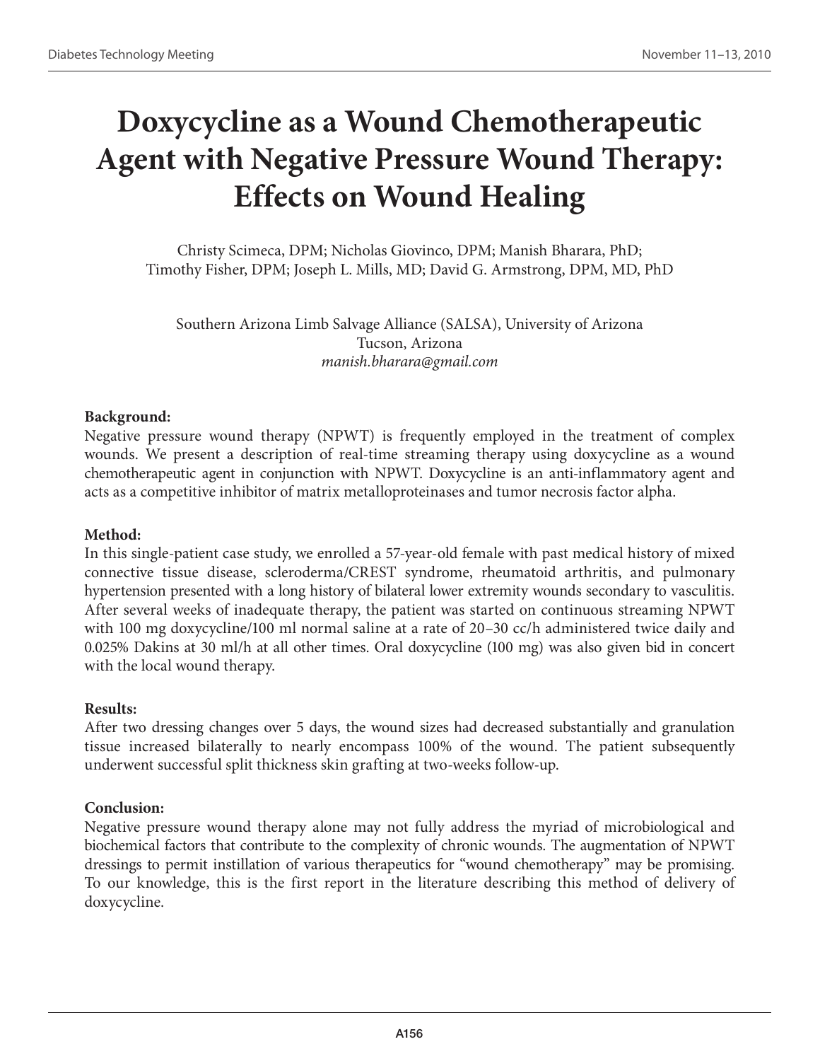# Doxycycline as a Wound Chemotherapeutic Agent with Negative Pressure Wound Therapy: Effects on Wound Healing

Christy Scimeca, DPM; Nicholas Giovinco, DPM; Manish Bharara, PhD;
Timothy Fisher, DPM; Joseph L. Mills, MD; David G. Armstrong, DPM, MD, PhD

Southern Arizona Limb Salvage Alliance (SALSA), University of Arizona
Tucson, Arizona
*manish.bharara@gmail.com*

**Background:**
Negative pressure wound therapy (NPWT) is frequently employed in the treatment of complex wounds. We present a description of real-time streaming therapy using doxycycline as a wound chemotherapeutic agent in conjunction with NPWT. Doxycycline is an anti-inflammatory agent and acts as a competitive inhibitor of matrix metalloproteinases and tumor necrosis factor alpha.

**Method:**
In this single-patient case study, we enrolled a 57-year-old female with past medical history of mixed connective tissue disease, scleroderma/CREST syndrome, rheumatoid arthritis, and pulmonary hypertension presented with a long history of bilateral lower extremity wounds secondary to vasculitis. After several weeks of inadequate therapy, the patient was started on continuous streaming NPWT with 100 mg doxycycline/100 ml normal saline at a rate of 20–30 cc/h administered twice daily and 0.025% Dakins at 30 ml/h at all other times. Oral doxycycline (100 mg) was also given bid in concert with the local wound therapy.

**Results:**
After two dressing changes over 5 days, the wound sizes had decreased substantially and granulation tissue increased bilaterally to nearly encompass 100% of the wound. The patient subsequently underwent successful split thickness skin grafting at two-weeks follow-up.

**Conclusion:**
Negative pressure wound therapy alone may not fully address the myriad of microbiological and biochemical factors that contribute to the complexity of chronic wounds. The augmentation of NPWT dressings to permit instillation of various therapeutics for "wound chemotherapy" may be promising. To our knowledge, this is the first report in the literature describing this method of delivery of doxycycline.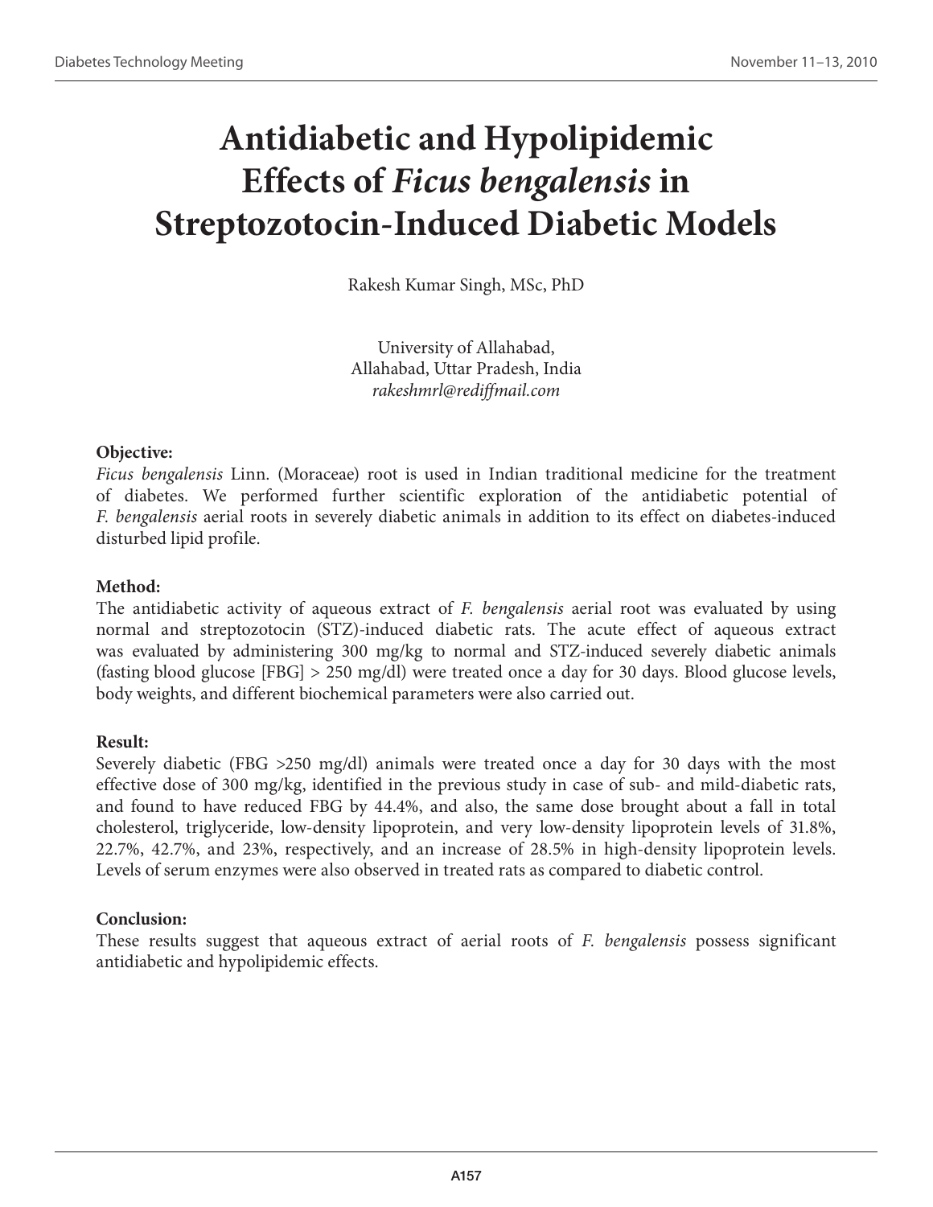# Antidiabetic and Hypolipidemic Effects of *Ficus bengalensis* in Streptozotocin-Induced Diabetic Models

Rakesh Kumar Singh, MSc, PhD

University of Allahabad,
Allahabad, Uttar Pradesh, India
*rakeshmrl@rediffmail.com*

**Objective:**

*Ficus bengalensis* Linn. (Moraceae) root is used in Indian traditional medicine for the treatment of diabetes. We performed further scientific exploration of the antidiabetic potential of *F. bengalensis* aerial roots in severely diabetic animals in addition to its effect on diabetes-induced disturbed lipid profile.

**Method:**

The antidiabetic activity of aqueous extract of *F. bengalensis* aerial root was evaluated by using normal and streptozotocin (STZ)-induced diabetic rats. The acute effect of aqueous extract was evaluated by administering 300 mg/kg to normal and STZ-induced severely diabetic animals (fasting blood glucose [FBG] > 250 mg/dl) were treated once a day for 30 days. Blood glucose levels, body weights, and different biochemical parameters were also carried out.

**Result:**

Severely diabetic (FBG >250 mg/dl) animals were treated once a day for 30 days with the most effective dose of 300 mg/kg, identified in the previous study in case of sub- and mild-diabetic rats, and found to have reduced FBG by 44.4%, and also, the same dose brought about a fall in total cholesterol, triglyceride, low-density lipoprotein, and very low-density lipoprotein levels of 31.8%, 22.7%, 42.7%, and 23%, respectively, and an increase of 28.5% in high-density lipoprotein levels. Levels of serum enzymes were also observed in treated rats as compared to diabetic control.

**Conclusion:**

These results suggest that aqueous extract of aerial roots of *F. bengalensis* possess significant antidiabetic and hypolipidemic effects.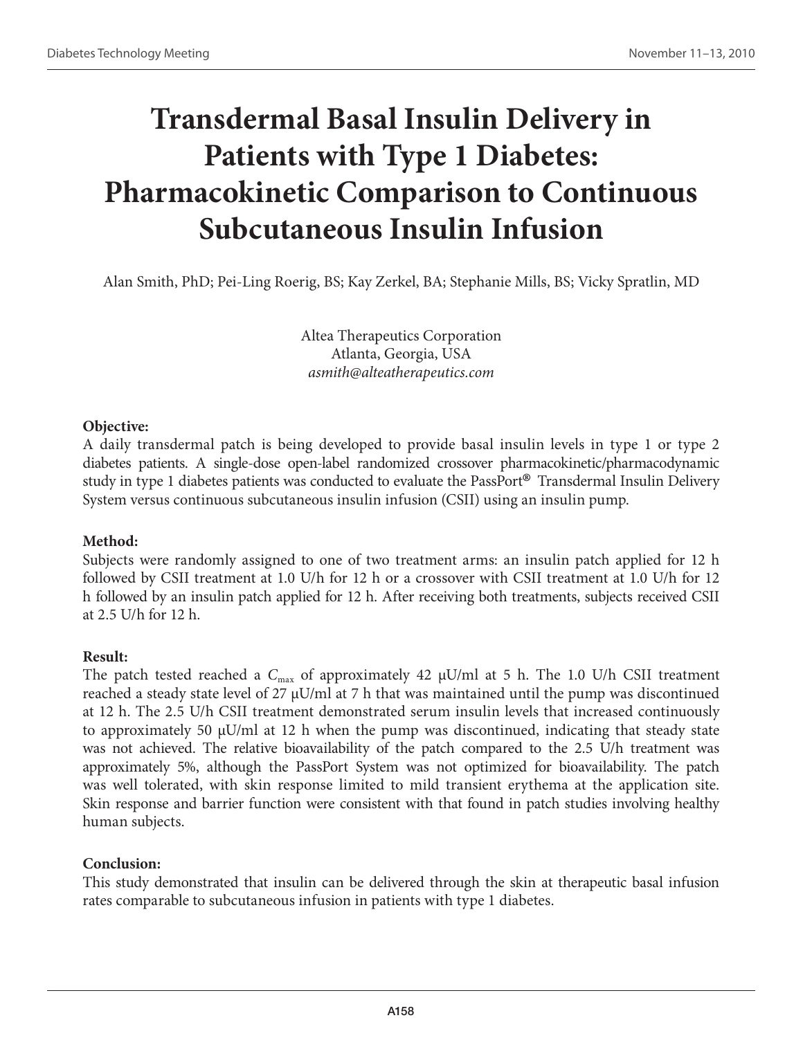# Transdermal Basal Insulin Delivery in Patients with Type 1 Diabetes: Pharmacokinetic Comparison to Continuous Subcutaneous Insulin Infusion

Alan Smith, PhD; Pei-Ling Roerig, BS; Kay Zerkel, BA; Stephanie Mills, BS; Vicky Spratlin, MD

Altea Therapeutics Corporation
Atlanta, Georgia, USA
*asmith@alteatherapeutics.com*

### Objective:

A daily transdermal patch is being developed to provide basal insulin levels in type 1 or type 2 diabetes patients. A single-dose open-label randomized crossover pharmacokinetic/pharmacodynamic study in type 1 diabetes patients was conducted to evaluate the PassPort® Transdermal Insulin Delivery System versus continuous subcutaneous insulin infusion (CSII) using an insulin pump.

### Method:

Subjects were randomly assigned to one of two treatment arms: an insulin patch applied for 12 h followed by CSII treatment at 1.0 U/h for 12 h or a crossover with CSII treatment at 1.0 U/h for 12 h followed by an insulin patch applied for 12 h. After receiving both treatments, subjects received CSII at 2.5 U/h for 12 h.

### Result:

The patch tested reached a $C_{max}$ of approximately 42 μU/ml at 5 h. The 1.0 U/h CSII treatment reached a steady state level of 27 μU/ml at 7 h that was maintained until the pump was discontinued at 12 h. The 2.5 U/h CSII treatment demonstrated serum insulin levels that increased continuously to approximately 50 μU/ml at 12 h when the pump was discontinued, indicating that steady state was not achieved. The relative bioavailability of the patch compared to the 2.5 U/h treatment was approximately 5%, although the PassPort System was not optimized for bioavailability. The patch was well tolerated, with skin response limited to mild transient erythema at the application site. Skin response and barrier function were consistent with that found in patch studies involving healthy human subjects.

### Conclusion:

This study demonstrated that insulin can be delivered through the skin at therapeutic basal infusion rates comparable to subcutaneous infusion in patients with type 1 diabetes.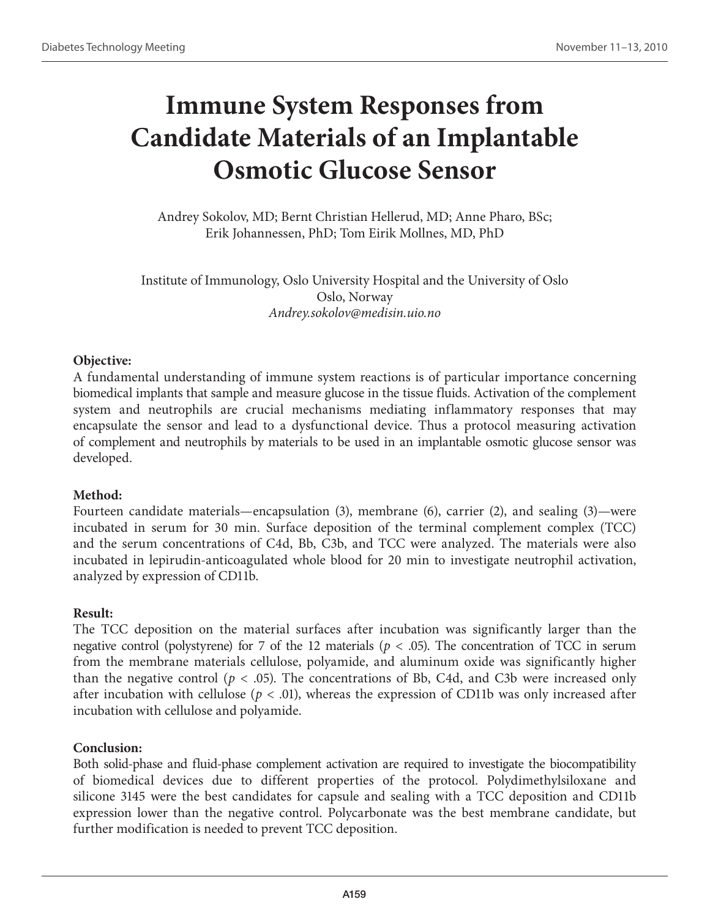# Immune System Responses from Candidate Materials of an Implantable Osmotic Glucose Sensor

Andrey Sokolov, MD; Bernt Christian Hellerud, MD; Anne Pharo, BSc; Erik Johannessen, PhD; Tom Eirik Mollnes, MD, PhD

Institute of Immunology, Oslo University Hospital and the University of Oslo
Oslo, Norway
*Andrey.sokolov@medisin.uio.no*

**Objective:**
A fundamental understanding of immune system reactions is of particular importance concerning biomedical implants that sample and measure glucose in the tissue fluids. Activation of the complement system and neutrophils are crucial mechanisms mediating inflammatory responses that may encapsulate the sensor and lead to a dysfunctional device. Thus a protocol measuring activation of complement and neutrophils by materials to be used in an implantable osmotic glucose sensor was developed.

**Method:**
Fourteen candidate materials—encapsulation (3), membrane (6), carrier (2), and sealing (3)—were incubated in serum for 30 min. Surface deposition of the terminal complement complex (TCC) and the serum concentrations of C4d, Bb, C3b, and TCC were analyzed. The materials were also incubated in lepirudin-anticoagulated whole blood for 20 min to investigate neutrophil activation, analyzed by expression of CD11b.

**Result:**
The TCC deposition on the material surfaces after incubation was significantly larger than the negative control (polystyrene) for 7 of the 12 materials ($p < .05$). The concentration of TCC in serum from the membrane materials cellulose, polyamide, and aluminum oxide was significantly higher than the negative control ($p < .05$). The concentrations of Bb, C4d, and C3b were increased only after incubation with cellulose ($p < .01$), whereas the expression of CD11b was only increased after incubation with cellulose and polyamide.

**Conclusion:**
Both solid-phase and fluid-phase complement activation are required to investigate the biocompatibility of biomedical devices due to different properties of the protocol. Polydimethylsiloxane and silicone 3145 were the best candidates for capsule and sealing with a TCC deposition and CD11b expression lower than the negative control. Polycarbonate was the best membrane candidate, but further modification is needed to prevent TCC deposition.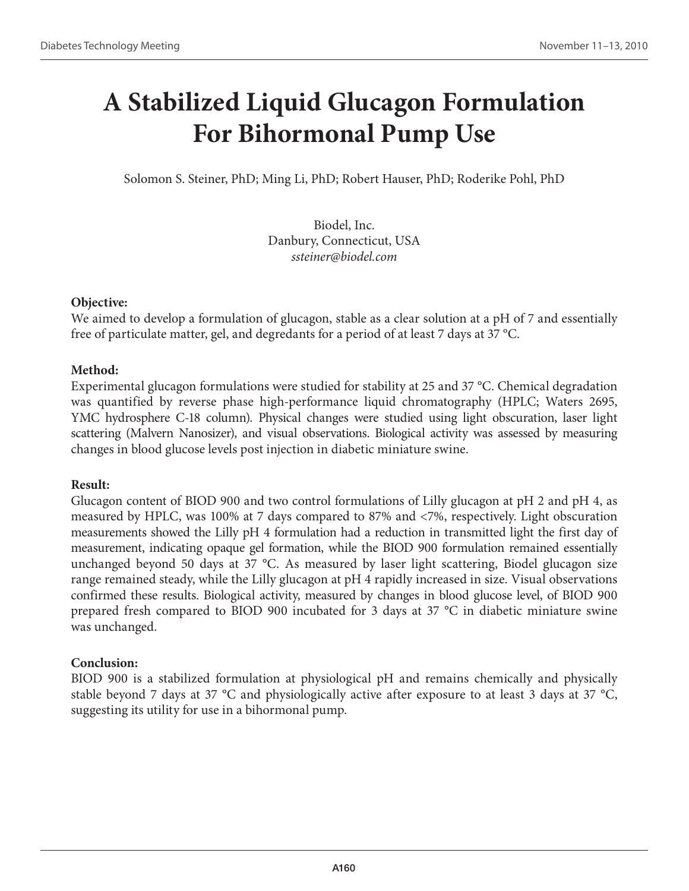# A Stabilized Liquid Glucagon Formulation For Bihormonal Pump Use

Solomon S. Steiner, PhD; Ming Li, PhD; Robert Hauser, PhD; Roderike Pohl, PhD

Biodel, Inc.
Danbury, Connecticut, USA
*ssteiner@biodel.com*

**Objective:**
We aimed to develop a formulation of glucagon, stable as a clear solution at a pH of 7 and essentially free of particulate matter, gel, and degredants for a period of at least 7 days at 37 °C.

**Method:**
Experimental glucagon formulations were studied for stability at 25 and 37 °C. Chemical degradation was quantified by reverse phase high-performance liquid chromatography (HPLC; Waters 2695, YMC hydrosphere C-18 column). Physical changes were studied using light obscuration, laser light scattering (Malvern Nanosizer), and visual observations. Biological activity was assessed by measuring changes in blood glucose levels post injection in diabetic miniature swine.

**Result:**
Glucagon content of BIOD 900 and two control formulations of Lilly glucagon at pH 2 and pH 4, as measured by HPLC, was 100% at 7 days compared to 87% and <7%, respectively. Light obscuration measurements showed the Lilly pH 4 formulation had a reduction in transmitted light the first day of measurement, indicating opaque gel formation, while the BIOD 900 formulation remained essentially unchanged beyond 50 days at 37 °C. As measured by laser light scattering, Biodel glucagon size range remained steady, while the Lilly glucagon at pH 4 rapidly increased in size. Visual observations confirmed these results. Biological activity, measured by changes in blood glucose level, of BIOD 900 prepared fresh compared to BIOD 900 incubated for 3 days at 37 °C in diabetic miniature swine was unchanged.

**Conclusion:**
BIOD 900 is a stabilized formulation at physiological pH and remains chemically and physically stable beyond 7 days at 37 °C and physiologically active after exposure to at least 3 days at 37 °C, suggesting its utility for use in a bihormonal pump.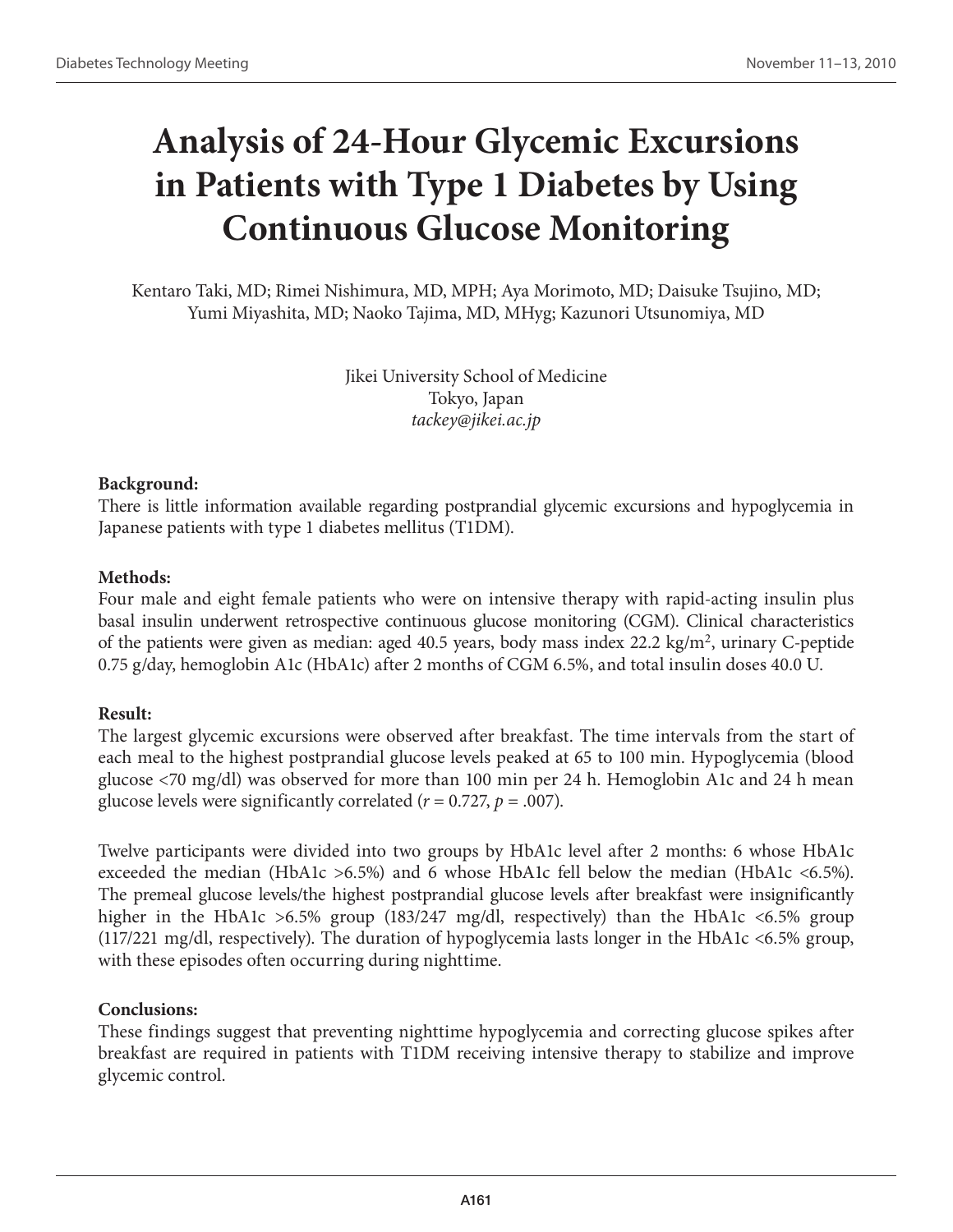# Analysis of 24-Hour Glycemic Excursions in Patients with Type 1 Diabetes by Using Continuous Glucose Monitoring

Kentaro Taki, MD; Rimei Nishimura, MD, MPH; Aya Morimoto, MD; Daisuke Tsujino, MD; Yumi Miyashita, MD; Naoko Tajima, MD, MHyg; Kazunori Utsunomiya, MD

Jikei University School of Medicine
Tokyo, Japan
*tackey@jikei.ac.jp*

**Background:**
There is little information available regarding postprandial glycemic excursions and hypoglycemia in Japanese patients with type 1 diabetes mellitus (T1DM).

**Methods:**
Four male and eight female patients who were on intensive therapy with rapid-acting insulin plus basal insulin underwent retrospective continuous glucose monitoring (CGM). Clinical characteristics of the patients were given as median: aged 40.5 years, body mass index 22.2 kg/m$^2$, urinary C-peptide 0.75 g/day, hemoglobin A1c (HbA1c) after 2 months of CGM 6.5%, and total insulin doses 40.0 U.

**Result:**
The largest glycemic excursions were observed after breakfast. The time intervals from the start of each meal to the highest postprandial glucose levels peaked at 65 to 100 min. Hypoglycemia (blood glucose <70 mg/dl) was observed for more than 100 min per 24 h. Hemoglobin A1c and 24 h mean glucose levels were significantly correlated ($r = 0.727$, $p = .007$).

Twelve participants were divided into two groups by HbA1c level after 2 months: 6 whose HbA1c exceeded the median (HbA1c >6.5%) and 6 whose HbA1c fell below the median (HbA1c <6.5%). The premeal glucose levels/the highest postprandial glucose levels after breakfast were insignificantly higher in the HbA1c >6.5% group (183/247 mg/dl, respectively) than the HbA1c <6.5% group (117/221 mg/dl, respectively). The duration of hypoglycemia lasts longer in the HbA1c <6.5% group, with these episodes often occurring during nighttime.

**Conclusions:**
These findings suggest that preventing nighttime hypoglycemia and correcting glucose spikes after breakfast are required in patients with T1DM receiving intensive therapy to stabilize and improve glycemic control.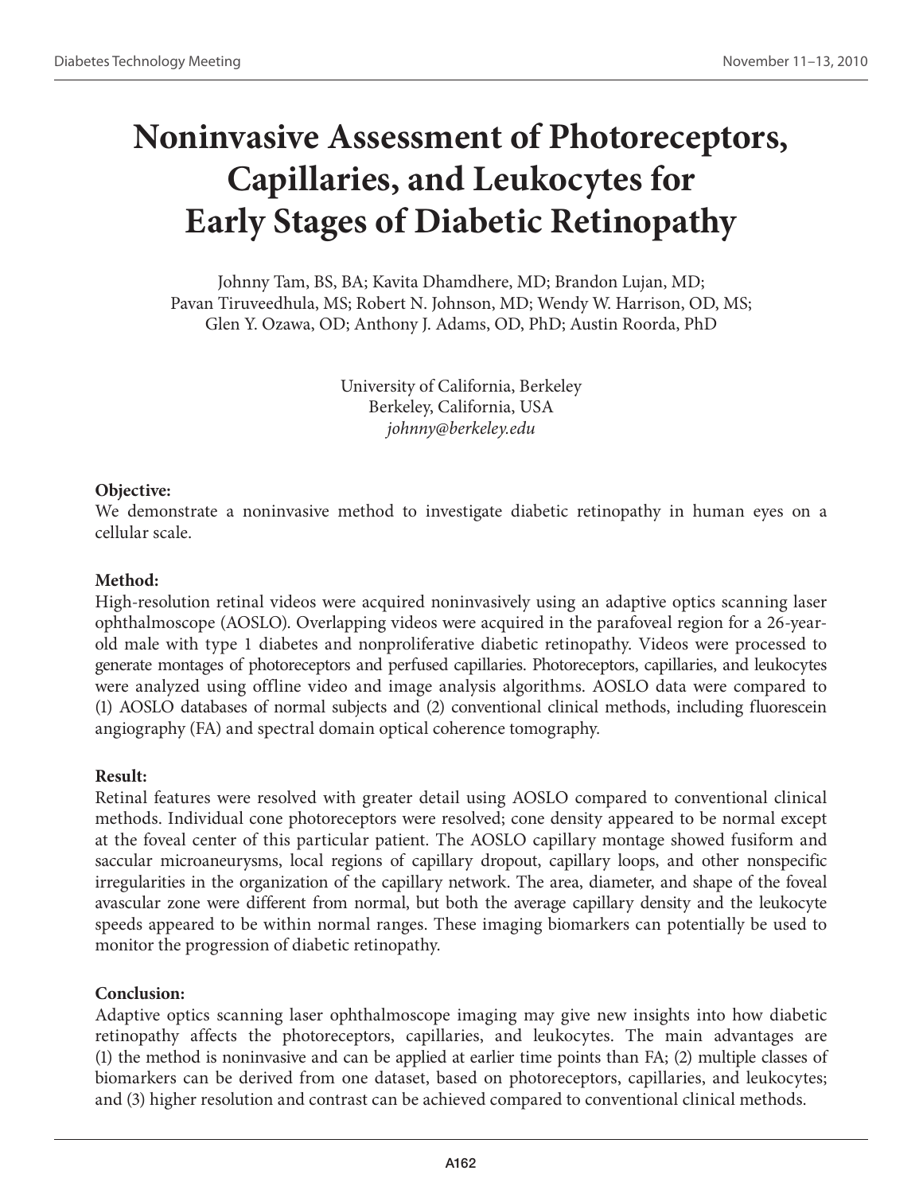# Noninvasive Assessment of Photoreceptors, Capillaries, and Leukocytes for Early Stages of Diabetic Retinopathy

Johnny Tam, BS, BA; Kavita Dhamdhere, MD; Brandon Lujan, MD; Pavan Tiruveedhula, MS; Robert N. Johnson, MD; Wendy W. Harrison, OD, MS; Glen Y. Ozawa, OD; Anthony J. Adams, OD, PhD; Austin Roorda, PhD

University of California, Berkeley
Berkeley, California, USA
*johnny@berkeley.edu*

**Objective:**

We demonstrate a noninvasive method to investigate diabetic retinopathy in human eyes on a cellular scale.

**Method:**

High-resolution retinal videos were acquired noninvasively using an adaptive optics scanning laser ophthalmoscope (AOSLO). Overlapping videos were acquired in the parafoveal region for a 26-year-old male with type 1 diabetes and nonproliferative diabetic retinopathy. Videos were processed to generate montages of photoreceptors and perfused capillaries. Photoreceptors, capillaries, and leukocytes were analyzed using offline video and image analysis algorithms. AOSLO data were compared to (1) AOSLO databases of normal subjects and (2) conventional clinical methods, including fluorescein angiography (FA) and spectral domain optical coherence tomography.

**Result:**

Retinal features were resolved with greater detail using AOSLO compared to conventional clinical methods. Individual cone photoreceptors were resolved; cone density appeared to be normal except at the foveal center of this particular patient. The AOSLO capillary montage showed fusiform and saccular microaneurysms, local regions of capillary dropout, capillary loops, and other nonspecific irregularities in the organization of the capillary network. The area, diameter, and shape of the foveal avascular zone were different from normal, but both the average capillary density and the leukocyte speeds appeared to be within normal ranges. These imaging biomarkers can potentially be used to monitor the progression of diabetic retinopathy.

**Conclusion:**

Adaptive optics scanning laser ophthalmoscope imaging may give new insights into how diabetic retinopathy affects the photoreceptors, capillaries, and leukocytes. The main advantages are (1) the method is noninvasive and can be applied at earlier time points than FA; (2) multiple classes of biomarkers can be derived from one dataset, based on photoreceptors, capillaries, and leukocytes; and (3) higher resolution and contrast can be achieved compared to conventional clinical methods.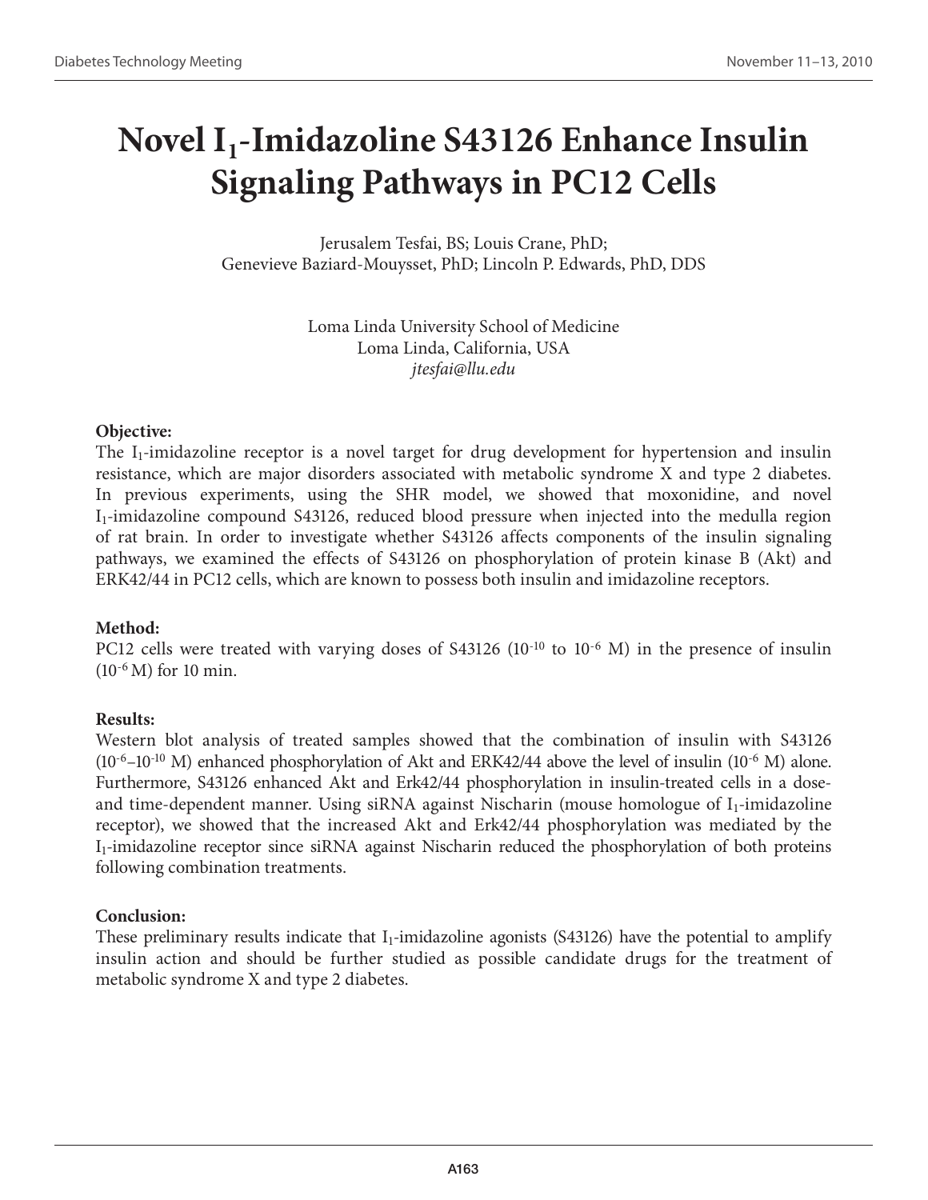# Novel $I_1$-Imidazoline S43126 Enhance Insulin Signaling Pathways in PC12 Cells

Jerusalem Tesfai, BS; Louis Crane, PhD;
Genevieve Baziard-Mouysset, PhD; Lincoln P. Edwards, PhD, DDS

Loma Linda University School of Medicine
Loma Linda, California, USA
*jtesfai@llu.edu*

**Objective:**
The $I_1$-imidazoline receptor is a novel target for drug development for hypertension and insulin resistance, which are major disorders associated with metabolic syndrome X and type 2 diabetes. In previous experiments, using the SHR model, we showed that moxonidine, and novel $I_1$-imidazoline compound S43126, reduced blood pressure when injected into the medulla region of rat brain. In order to investigate whether S43126 affects components of the insulin signaling pathways, we examined the effects of S43126 on phosphorylation of protein kinase B (Akt) and ERK42/44 in PC12 cells, which are known to possess both insulin and imidazoline receptors.

**Method:**
PC12 cells were treated with varying doses of S43126 ($10^{-10}$ to $10^{-6}$ M) in the presence of insulin ($10^{-6}$ M) for 10 min.

**Results:**
Western blot analysis of treated samples showed that the combination of insulin with S43126 ($10^{-6}$–$10^{-10}$ M) enhanced phosphorylation of Akt and ERK42/44 above the level of insulin ($10^{-6}$ M) alone. Furthermore, S43126 enhanced Akt and Erk42/44 phosphorylation in insulin-treated cells in a dose- and time-dependent manner. Using siRNA against Nischarin (mouse homologue of $I_1$-imidazoline receptor), we showed that the increased Akt and Erk42/44 phosphorylation was mediated by the $I_1$-imidazoline receptor since siRNA against Nischarin reduced the phosphorylation of both proteins following combination treatments.

**Conclusion:**
These preliminary results indicate that $I_1$-imidazoline agonists (S43126) have the potential to amplify insulin action and should be further studied as possible candidate drugs for the treatment of metabolic syndrome X and type 2 diabetes.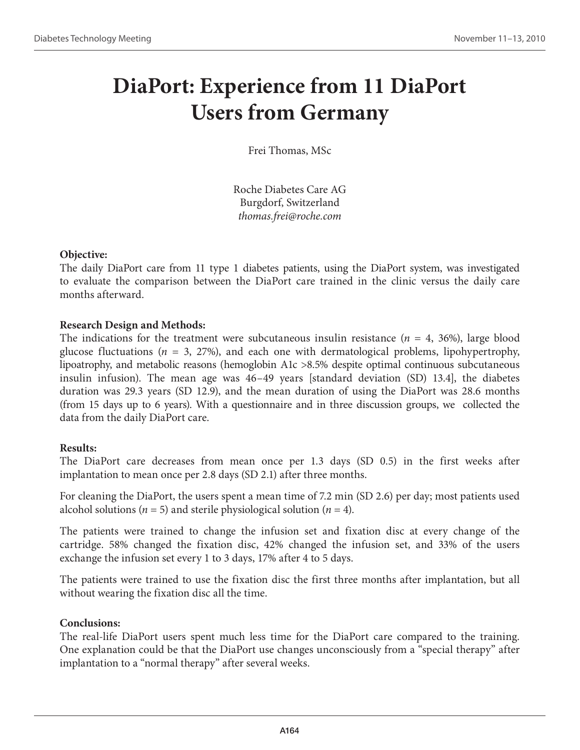# DiaPort: Experience from 11 DiaPort Users from Germany

Frei Thomas, MSc

Roche Diabetes Care AG  
Burgdorf, Switzerland  
*thomas.frei@roche.com*

**Objective:**  
The daily DiaPort care from 11 type 1 diabetes patients, using the DiaPort system, was investigated to evaluate the comparison between the DiaPort care trained in the clinic versus the daily care months afterward.

**Research Design and Methods:**  
The indications for the treatment were subcutaneous insulin resistance ($n$ = 4, 36%), large blood glucose fluctuations ($n$ = 3, 27%), and each one with dermatological problems, lipohypertrophy, lipoatrophy, and metabolic reasons (hemoglobin A1c >8.5% despite optimal continuous subcutaneous insulin infusion). The mean age was 46–49 years [standard deviation (SD) 13.4], the diabetes duration was 29.3 years (SD 12.9), and the mean duration of using the DiaPort was 28.6 months (from 15 days up to 6 years). With a questionnaire and in three discussion groups, we collected the data from the daily DiaPort care.

**Results:**  
The DiaPort care decreases from mean once per 1.3 days (SD 0.5) in the first weeks after implantation to mean once per 2.8 days (SD 2.1) after three months.

For cleaning the DiaPort, the users spent a mean time of 7.2 min (SD 2.6) per day; most patients used alcohol solutions ($n$ = 5) and sterile physiological solution ($n$ = 4).

The patients were trained to change the infusion set and fixation disc at every change of the cartridge. 58% changed the fixation disc, 42% changed the infusion set, and 33% of the users exchange the infusion set every 1 to 3 days, 17% after 4 to 5 days.

The patients were trained to use the fixation disc the first three months after implantation, but all without wearing the fixation disc all the time.

**Conclusions:**  
The real-life DiaPort users spent much less time for the DiaPort care compared to the training. One explanation could be that the DiaPort use changes unconsciously from a "special therapy" after implantation to a "normal therapy" after several weeks.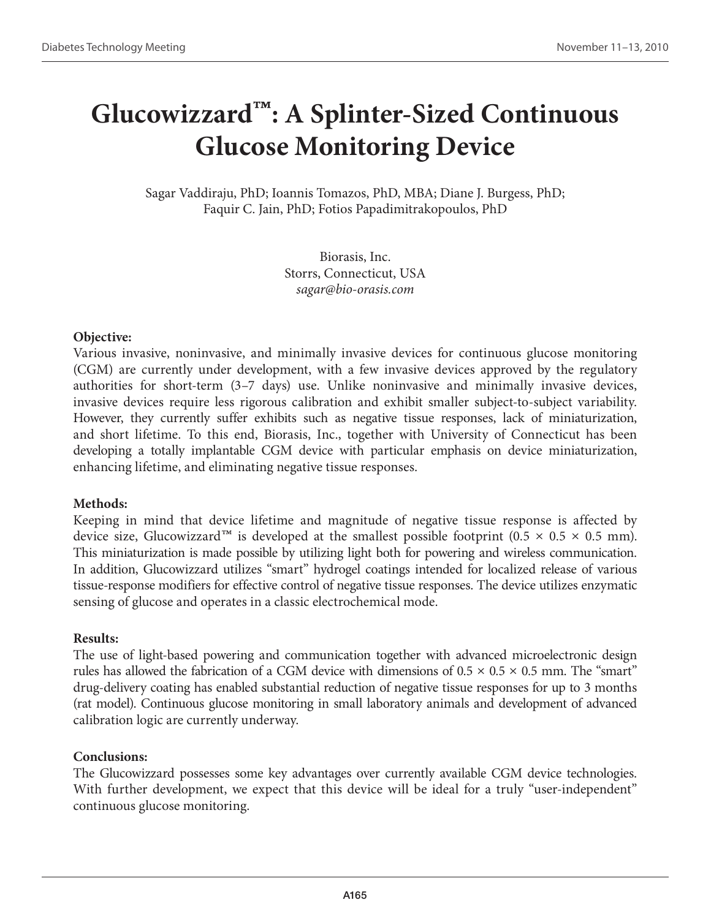# Glucowizzard™: A Splinter-Sized Continuous Glucose Monitoring Device

Sagar Vaddiraju, PhD; Ioannis Tomazos, PhD, MBA; Diane J. Burgess, PhD; Faquir C. Jain, PhD; Fotios Papadimitrakopoulos, PhD

Biorasis, Inc.
Storrs, Connecticut, USA
*sagar@bio-orasis.com*

**Objective:**
Various invasive, noninvasive, and minimally invasive devices for continuous glucose monitoring (CGM) are currently under development, with a few invasive devices approved by the regulatory authorities for short-term (3–7 days) use. Unlike noninvasive and minimally invasive devices, invasive devices require less rigorous calibration and exhibit smaller subject-to-subject variability. However, they currently suffer exhibits such as negative tissue responses, lack of miniaturization, and short lifetime. To this end, Biorasis, Inc., together with University of Connecticut has been developing a totally implantable CGM device with particular emphasis on device miniaturization, enhancing lifetime, and eliminating negative tissue responses.

**Methods:**
Keeping in mind that device lifetime and magnitude of negative tissue response is affected by device size, Glucowizzard™ is developed at the smallest possible footprint (0.5 × 0.5 × 0.5 mm). This miniaturization is made possible by utilizing light both for powering and wireless communication. In addition, Glucowizzard utilizes "smart" hydrogel coatings intended for localized release of various tissue-response modifiers for effective control of negative tissue responses. The device utilizes enzymatic sensing of glucose and operates in a classic electrochemical mode.

**Results:**
The use of light-based powering and communication together with advanced microelectronic design rules has allowed the fabrication of a CGM device with dimensions of 0.5 × 0.5 × 0.5 mm. The "smart" drug-delivery coating has enabled substantial reduction of negative tissue responses for up to 3 months (rat model). Continuous glucose monitoring in small laboratory animals and development of advanced calibration logic are currently underway.

**Conclusions:**
The Glucowizzard possesses some key advantages over currently available CGM device technologies. With further development, we expect that this device will be ideal for a truly "user-independent" continuous glucose monitoring.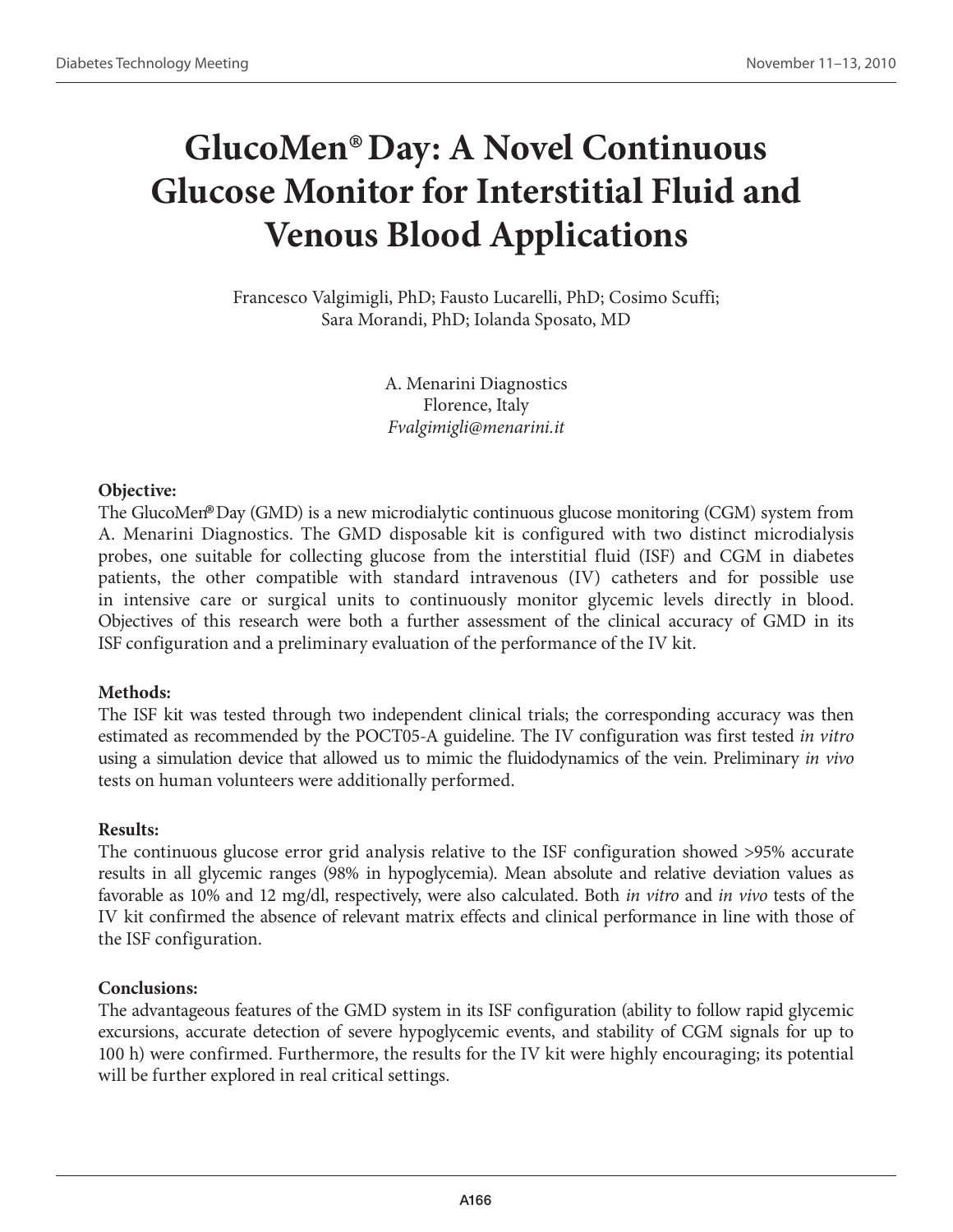# GlucoMen® Day: A Novel Continuous Glucose Monitor for Interstitial Fluid and Venous Blood Applications

Francesco Valgimigli, PhD; Fausto Lucarelli, PhD; Cosimo Scuffi; Sara Morandi, PhD; Iolanda Sposato, MD

A. Menarini Diagnostics
Florence, Italy
*Fvalgimigli@menarini.it*

**Objective:**

The GlucoMen® Day (GMD) is a new microdialytic continuous glucose monitoring (CGM) system from A. Menarini Diagnostics. The GMD disposable kit is configured with two distinct microdialysis probes, one suitable for collecting glucose from the interstitial fluid (ISF) and CGM in diabetes patients, the other compatible with standard intravenous (IV) catheters and for possible use in intensive care or surgical units to continuously monitor glycemic levels directly in blood. Objectives of this research were both a further assessment of the clinical accuracy of GMD in its ISF configuration and a preliminary evaluation of the performance of the IV kit.

**Methods:**

The ISF kit was tested through two independent clinical trials; the corresponding accuracy was then estimated as recommended by the POCT05-A guideline. The IV configuration was first tested *in vitro* using a simulation device that allowed us to mimic the fluidodynamics of the vein. Preliminary *in vivo* tests on human volunteers were additionally performed.

**Results:**

The continuous glucose error grid analysis relative to the ISF configuration showed >95% accurate results in all glycemic ranges (98% in hypoglycemia). Mean absolute and relative deviation values as favorable as 10% and 12 mg/dl, respectively, were also calculated. Both *in vitro* and *in vivo* tests of the IV kit confirmed the absence of relevant matrix effects and clinical performance in line with those of the ISF configuration.

**Conclusions:**

The advantageous features of the GMD system in its ISF configuration (ability to follow rapid glycemic excursions, accurate detection of severe hypoglycemic events, and stability of CGM signals for up to 100 h) were confirmed. Furthermore, the results for the IV kit were highly encouraging; its potential will be further explored in real critical settings.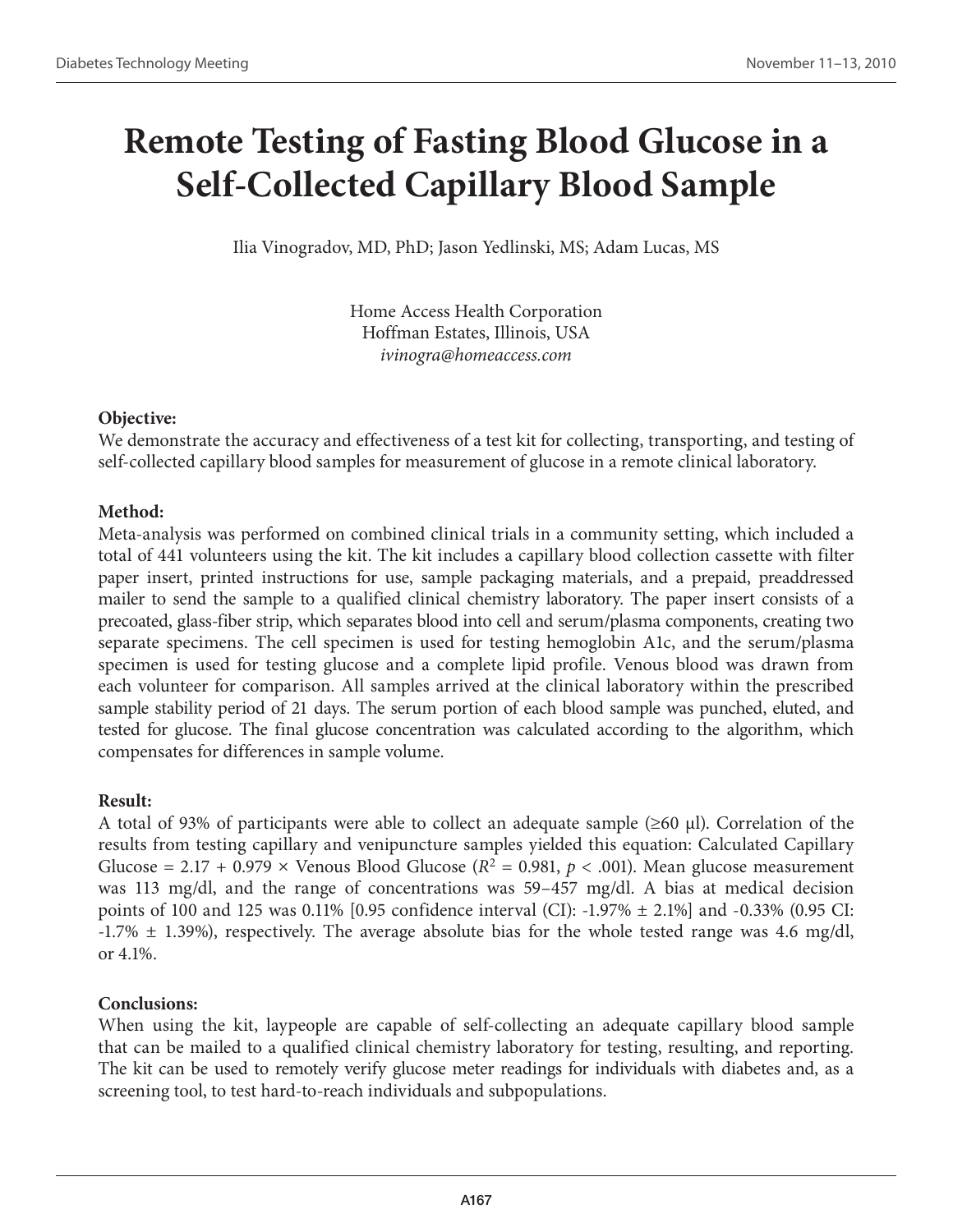# Remote Testing of Fasting Blood Glucose in a Self-Collected Capillary Blood Sample

Ilia Vinogradov, MD, PhD; Jason Yedlinski, MS; Adam Lucas, MS

Home Access Health Corporation
Hoffman Estates, Illinois, USA
*ivinogra@homeaccess.com*

**Objective:**
We demonstrate the accuracy and effectiveness of a test kit for collecting, transporting, and testing of self-collected capillary blood samples for measurement of glucose in a remote clinical laboratory.

**Method:**
Meta-analysis was performed on combined clinical trials in a community setting, which included a total of 441 volunteers using the kit. The kit includes a capillary blood collection cassette with filter paper insert, printed instructions for use, sample packaging materials, and a prepaid, preaddressed mailer to send the sample to a qualified clinical chemistry laboratory. The paper insert consists of a precoated, glass-fiber strip, which separates blood into cell and serum/plasma components, creating two separate specimens. The cell specimen is used for testing hemoglobin A1c, and the serum/plasma specimen is used for testing glucose and a complete lipid profile. Venous blood was drawn from each volunteer for comparison. All samples arrived at the clinical laboratory within the prescribed sample stability period of 21 days. The serum portion of each blood sample was punched, eluted, and tested for glucose. The final glucose concentration was calculated according to the algorithm, which compensates for differences in sample volume.

**Result:**
A total of 93% of participants were able to collect an adequate sample (≥60 μl). Correlation of the results from testing capillary and venipuncture samples yielded this equation: Calculated Capillary Glucose = 2.17 + 0.979 × Venous Blood Glucose ($R^2$ = 0.981, $p < .001$). Mean glucose measurement was 113 mg/dl, and the range of concentrations was 59–457 mg/dl. A bias at medical decision points of 100 and 125 was 0.11% [0.95 confidence interval (CI): -1.97% ± 2.1%] and -0.33% (0.95 CI: -1.7% ± 1.39%), respectively. The average absolute bias for the whole tested range was 4.6 mg/dl, or 4.1%.

**Conclusions:**
When using the kit, laypeople are capable of self-collecting an adequate capillary blood sample that can be mailed to a qualified clinical chemistry laboratory for testing, resulting, and reporting. The kit can be used to remotely verify glucose meter readings for individuals with diabetes and, as a screening tool, to test hard-to-reach individuals and subpopulations.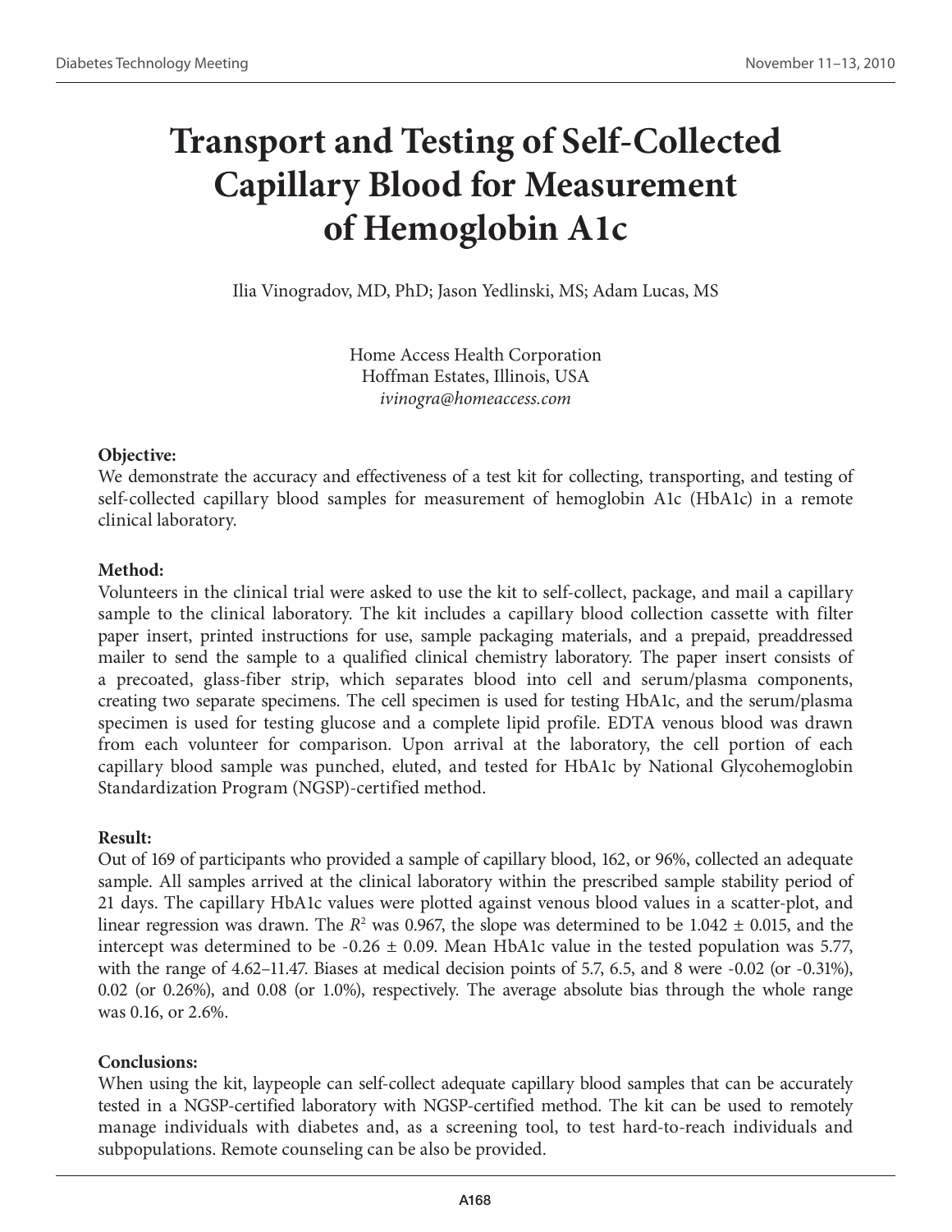# Transport and Testing of Self-Collected Capillary Blood for Measurement of Hemoglobin A1c

Ilia Vinogradov, MD, PhD; Jason Yedlinski, MS; Adam Lucas, MS

Home Access Health Corporation
Hoffman Estates, Illinois, USA
*ivinogra@homeaccess.com*

**Objective:**

We demonstrate the accuracy and effectiveness of a test kit for collecting, transporting, and testing of self-collected capillary blood samples for measurement of hemoglobin A1c (HbA1c) in a remote clinical laboratory.

**Method:**

Volunteers in the clinical trial were asked to use the kit to self-collect, package, and mail a capillary sample to the clinical laboratory. The kit includes a capillary blood collection cassette with filter paper insert, printed instructions for use, sample packaging materials, and a prepaid, preaddressed mailer to send the sample to a qualified clinical chemistry laboratory. The paper insert consists of a precoated, glass-fiber strip, which separates blood into cell and serum/plasma components, creating two separate specimens. The cell specimen is used for testing HbA1c, and the serum/plasma specimen is used for testing glucose and a complete lipid profile. EDTA venous blood was drawn from each volunteer for comparison. Upon arrival at the laboratory, the cell portion of each capillary blood sample was punched, eluted, and tested for HbA1c by National Glycohemoglobin Standardization Program (NGSP)-certified method.

**Result:**

Out of 169 of participants who provided a sample of capillary blood, 162, or 96%, collected an adequate sample. All samples arrived at the clinical laboratory within the prescribed sample stability period of 21 days. The capillary HbA1c values were plotted against venous blood values in a scatter-plot, and linear regression was drawn. The $R^2$ was 0.967, the slope was determined to be 1.042 ± 0.015, and the intercept was determined to be -0.26 ± 0.09. Mean HbA1c value in the tested population was 5.77, with the range of 4.62–11.47. Biases at medical decision points of 5.7, 6.5, and 8 were -0.02 (or -0.31%), 0.02 (or 0.26%), and 0.08 (or 1.0%), respectively. The average absolute bias through the whole range was 0.16, or 2.6%.

**Conclusions:**

When using the kit, laypeople can self-collect adequate capillary blood samples that can be accurately tested in a NGSP-certified laboratory with NGSP-certified method. The kit can be used to remotely manage individuals with diabetes and, as a screening tool, to test hard-to-reach individuals and subpopulations. Remote counseling can be also be provided.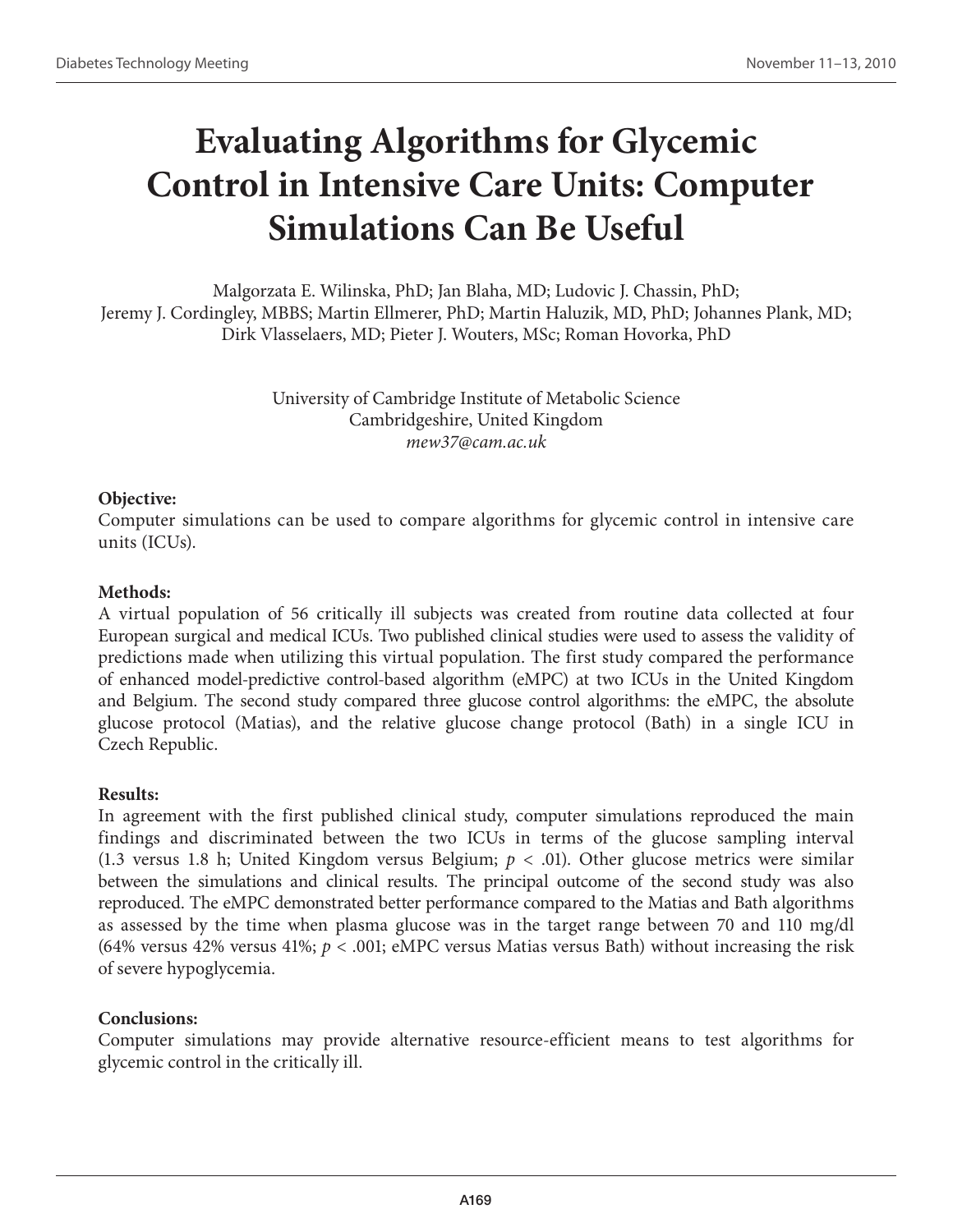# Evaluating Algorithms for Glycemic Control in Intensive Care Units: Computer Simulations Can Be Useful

Malgorzata E. Wilinska, PhD; Jan Blaha, MD; Ludovic J. Chassin, PhD; Jeremy J. Cordingley, MBBS; Martin Ellmerer, PhD; Martin Haluzik, MD, PhD; Johannes Plank, MD; Dirk Vlasselaers, MD; Pieter J. Wouters, MSc; Roman Hovorka, PhD

University of Cambridge Institute of Metabolic Science
Cambridgeshire, United Kingdom
*mew37@cam.ac.uk*

**Objective:**
Computer simulations can be used to compare algorithms for glycemic control in intensive care units (ICUs).

**Methods:**
A virtual population of 56 critically ill subjects was created from routine data collected at four European surgical and medical ICUs. Two published clinical studies were used to assess the validity of predictions made when utilizing this virtual population. The first study compared the performance of enhanced model-predictive control-based algorithm (eMPC) at two ICUs in the United Kingdom and Belgium. The second study compared three glucose control algorithms: the eMPC, the absolute glucose protocol (Matias), and the relative glucose change protocol (Bath) in a single ICU in Czech Republic.

**Results:**
In agreement with the first published clinical study, computer simulations reproduced the main findings and discriminated between the two ICUs in terms of the glucose sampling interval (1.3 versus 1.8 h; United Kingdom versus Belgium; $p < .01$). Other glucose metrics were similar between the simulations and clinical results. The principal outcome of the second study was also reproduced. The eMPC demonstrated better performance compared to the Matias and Bath algorithms as assessed by the time when plasma glucose was in the target range between 70 and 110 mg/dl (64% versus 42% versus 41%; $p < .001$; eMPC versus Matias versus Bath) without increasing the risk of severe hypoglycemia.

**Conclusions:**
Computer simulations may provide alternative resource-efficient means to test algorithms for glycemic control in the critically ill.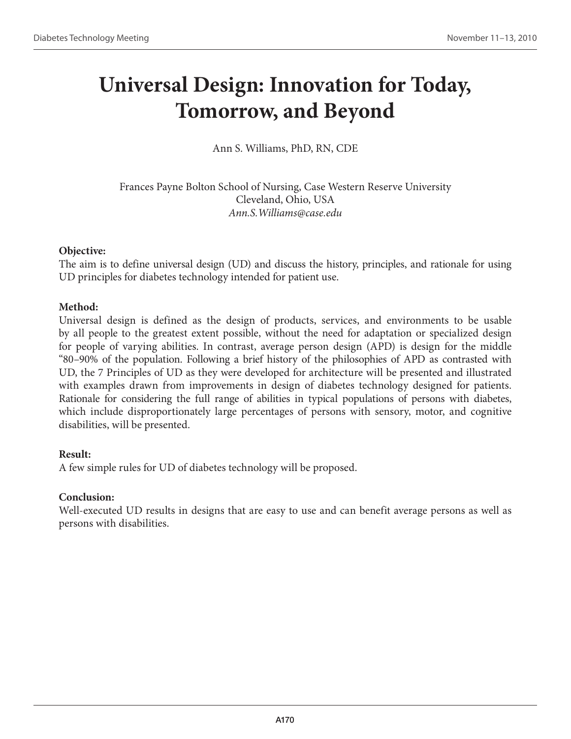# Universal Design: Innovation for Today, Tomorrow, and Beyond

Ann S. Williams, PhD, RN, CDE

Frances Payne Bolton School of Nursing, Case Western Reserve University
Cleveland, Ohio, USA
*Ann.S.Williams@case.edu*

**Objective:**
The aim is to define universal design (UD) and discuss the history, principles, and rationale for using UD principles for diabetes technology intended for patient use.

**Method:**
Universal design is defined as the design of products, services, and environments to be usable by all people to the greatest extent possible, without the need for adaptation or specialized design for people of varying abilities. In contrast, average person design (APD) is design for the middle "80–90% of the population. Following a brief history of the philosophies of APD as contrasted with UD, the 7 Principles of UD as they were developed for architecture will be presented and illustrated with examples drawn from improvements in design of diabetes technology designed for patients. Rationale for considering the full range of abilities in typical populations of persons with diabetes, which include disproportionately large percentages of persons with sensory, motor, and cognitive disabilities, will be presented.

**Result:**
A few simple rules for UD of diabetes technology will be proposed.

**Conclusion:**
Well-executed UD results in designs that are easy to use and can benefit average persons as well as persons with disabilities.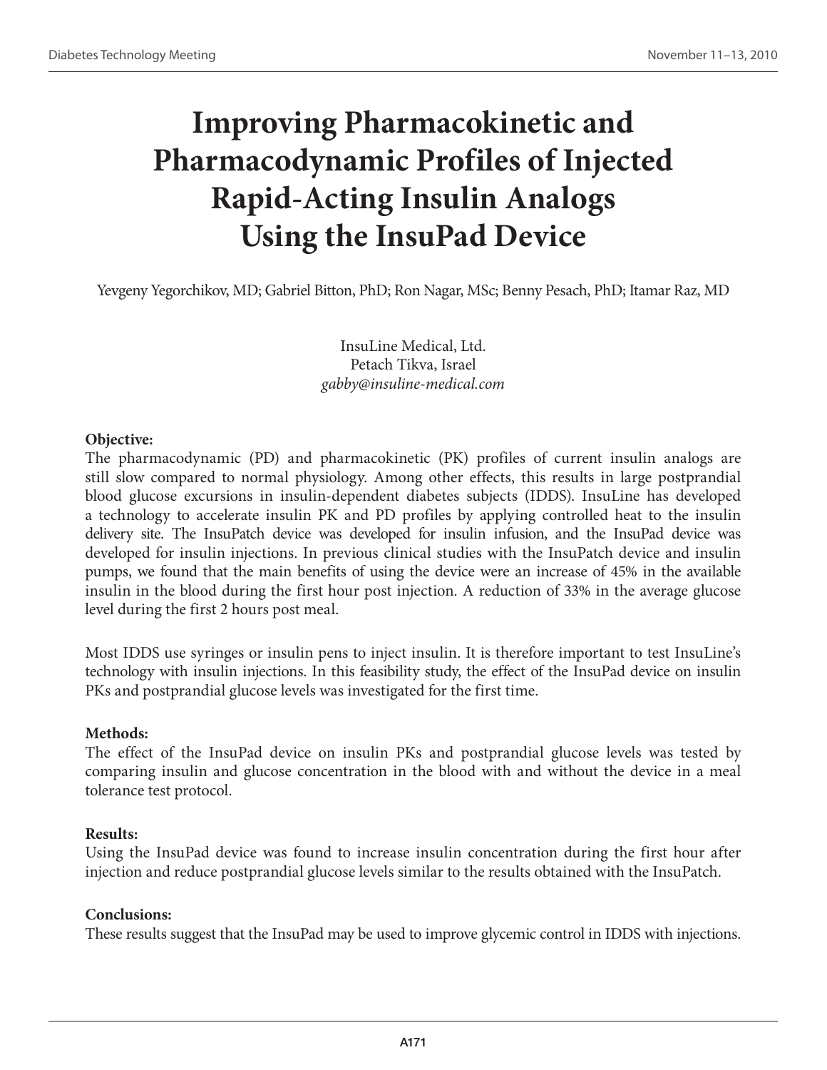# Improving Pharmacokinetic and Pharmacodynamic Profiles of Injected Rapid-Acting Insulin Analogs Using the InsuPad Device

Yevgeny Yegorchikov, MD; Gabriel Bitton, PhD; Ron Nagar, MSc; Benny Pesach, PhD; Itamar Raz, MD

InsuLine Medical, Ltd.
Petach Tikva, Israel
*gabby@insuline-medical.com*

**Objective:**
The pharmacodynamic (PD) and pharmacokinetic (PK) profiles of current insulin analogs are still slow compared to normal physiology. Among other effects, this results in large postprandial blood glucose excursions in insulin-dependent diabetes subjects (IDDS). InsuLine has developed a technology to accelerate insulin PK and PD profiles by applying controlled heat to the insulin delivery site. The InsuPatch device was developed for insulin infusion, and the InsuPad device was developed for insulin injections. In previous clinical studies with the InsuPatch device and insulin pumps, we found that the main benefits of using the device were an increase of 45% in the available insulin in the blood during the first hour post injection. A reduction of 33% in the average glucose level during the first 2 hours post meal.

Most IDDS use syringes or insulin pens to inject insulin. It is therefore important to test InsuLine's technology with insulin injections. In this feasibility study, the effect of the InsuPad device on insulin PKs and postprandial glucose levels was investigated for the first time.

**Methods:**
The effect of the InsuPad device on insulin PKs and postprandial glucose levels was tested by comparing insulin and glucose concentration in the blood with and without the device in a meal tolerance test protocol.

**Results:**
Using the InsuPad device was found to increase insulin concentration during the first hour after injection and reduce postprandial glucose levels similar to the results obtained with the InsuPatch.

**Conclusions:**
These results suggest that the InsuPad may be used to improve glycemic control in IDDS with injections.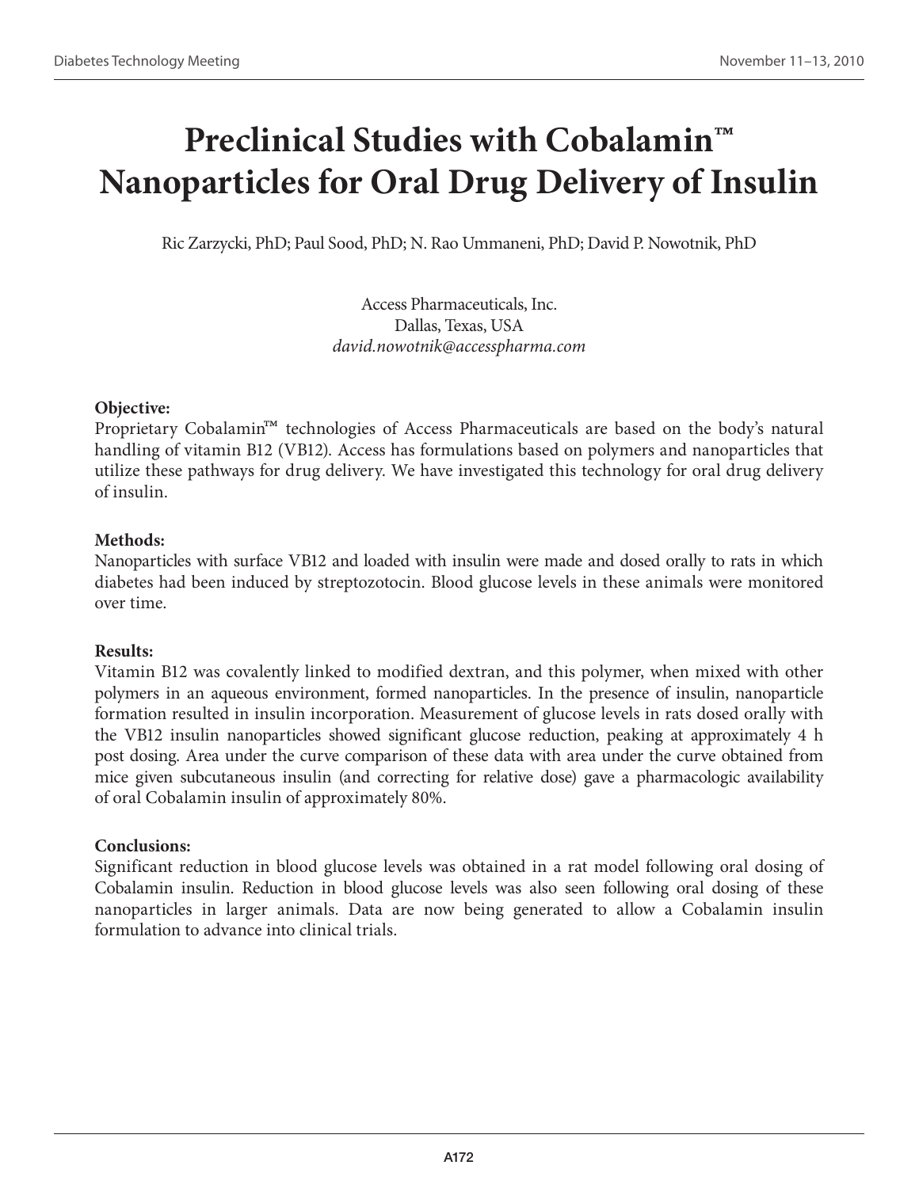# Preclinical Studies with Cobalamin™ Nanoparticles for Oral Drug Delivery of Insulin

Ric Zarzycki, PhD; Paul Sood, PhD; N. Rao Ummaneni, PhD; David P. Nowotnik, PhD

Access Pharmaceuticals, Inc.
Dallas, Texas, USA
*david.nowotnik@accesspharma.com*

**Objective:**
Proprietary Cobalamin™ technologies of Access Pharmaceuticals are based on the body's natural handling of vitamin B12 (VB12). Access has formulations based on polymers and nanoparticles that utilize these pathways for drug delivery. We have investigated this technology for oral drug delivery of insulin.

**Methods:**
Nanoparticles with surface VB12 and loaded with insulin were made and dosed orally to rats in which diabetes had been induced by streptozotocin. Blood glucose levels in these animals were monitored over time.

**Results:**
Vitamin B12 was covalently linked to modified dextran, and this polymer, when mixed with other polymers in an aqueous environment, formed nanoparticles. In the presence of insulin, nanoparticle formation resulted in insulin incorporation. Measurement of glucose levels in rats dosed orally with the VB12 insulin nanoparticles showed significant glucose reduction, peaking at approximately 4 h post dosing. Area under the curve comparison of these data with area under the curve obtained from mice given subcutaneous insulin (and correcting for relative dose) gave a pharmacologic availability of oral Cobalamin insulin of approximately 80%.

**Conclusions:**
Significant reduction in blood glucose levels was obtained in a rat model following oral dosing of Cobalamin insulin. Reduction in blood glucose levels was also seen following oral dosing of these nanoparticles in larger animals. Data are now being generated to allow a Cobalamin insulin formulation to advance into clinical trials.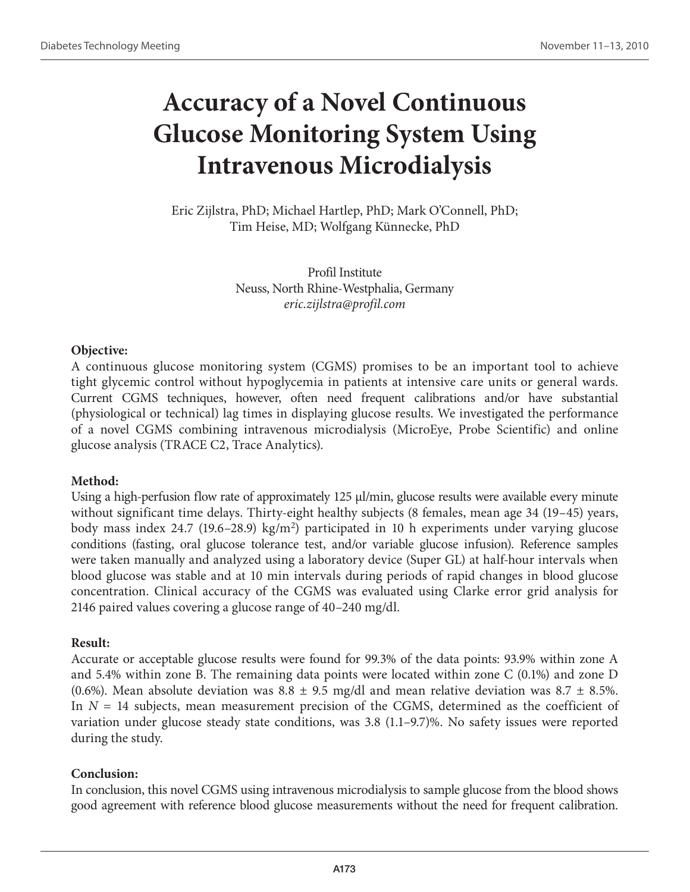# Accuracy of a Novel Continuous Glucose Monitoring System Using Intravenous Microdialysis

Eric Zijlstra, PhD; Michael Hartlep, PhD; Mark O'Connell, PhD; Tim Heise, MD; Wolfgang Künnecke, PhD

Profil Institute
Neuss, North Rhine-Westphalia, Germany
*eric.zijlstra@profil.com*

**Objective:**

A continuous glucose monitoring system (CGMS) promises to be an important tool to achieve tight glycemic control without hypoglycemia in patients at intensive care units or general wards. Current CGMS techniques, however, often need frequent calibrations and/or have substantial (physiological or technical) lag times in displaying glucose results. We investigated the performance of a novel CGMS combining intravenous microdialysis (MicroEye, Probe Scientific) and online glucose analysis (TRACE C2, Trace Analytics).

**Method:**

Using a high-perfusion flow rate of approximately 125 µl/min, glucose results were available every minute without significant time delays. Thirty-eight healthy subjects (8 females, mean age 34 (19–45) years, body mass index 24.7 (19.6–28.9) kg/m$^2$) participated in 10 h experiments under varying glucose conditions (fasting, oral glucose tolerance test, and/or variable glucose infusion). Reference samples were taken manually and analyzed using a laboratory device (Super GL) at half-hour intervals when blood glucose was stable and at 10 min intervals during periods of rapid changes in blood glucose concentration. Clinical accuracy of the CGMS was evaluated using Clarke error grid analysis for 2146 paired values covering a glucose range of 40–240 mg/dl.

**Result:**

Accurate or acceptable glucose results were found for 99.3% of the data points: 93.9% within zone A and 5.4% within zone B. The remaining data points were located within zone C (0.1%) and zone D (0.6%). Mean absolute deviation was 8.8 ± 9.5 mg/dl and mean relative deviation was 8.7 ± 8.5%. In $N$ = 14 subjects, mean measurement precision of the CGMS, determined as the coefficient of variation under glucose steady state conditions, was 3.8 (1.1–9.7)%. No safety issues were reported during the study.

**Conclusion:**

In conclusion, this novel CGMS using intravenous microdialysis to sample glucose from the blood shows good agreement with reference blood glucose measurements without the need for frequent calibration.